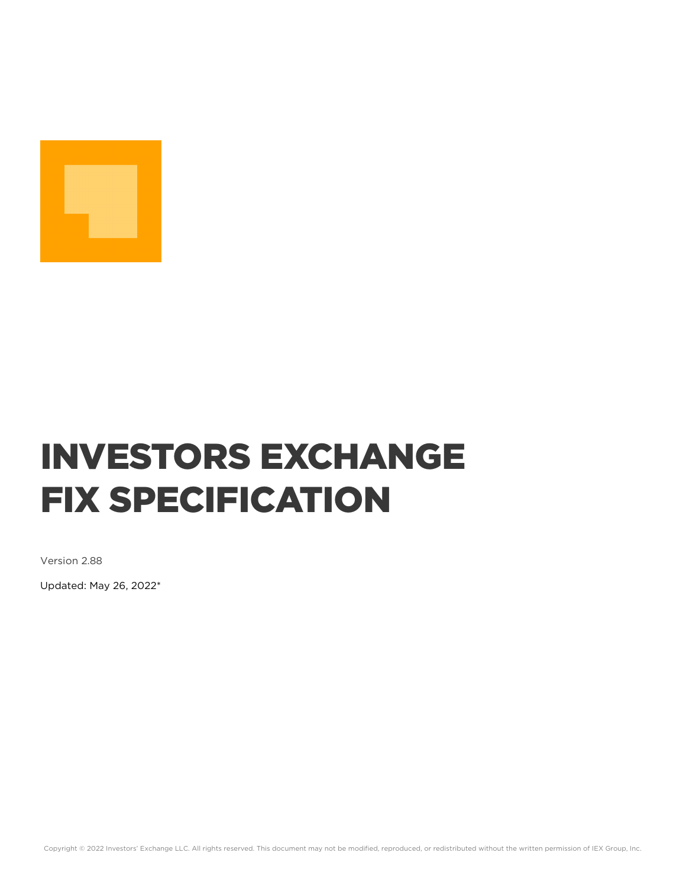# INVESTORS EXCHANGE FIX SPECIFICATION

Version 2.88

Updated: May 26, 2022*

Copyright © 2022 Investors' Exchange LLC. All rights reserved. This document may not be modified, reproduced, or redistributed without the written permission of IEX Group, Inc.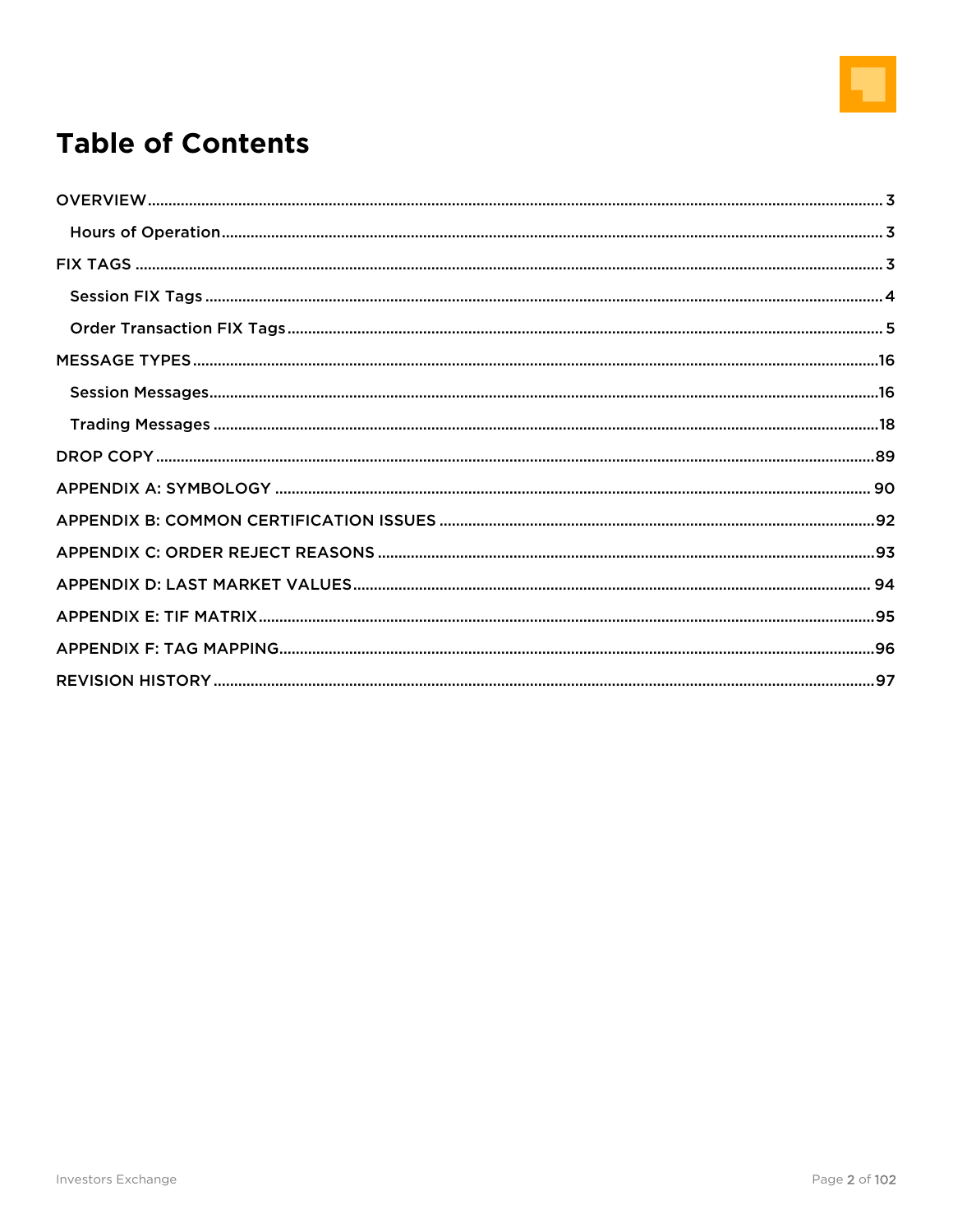# Table of Contents

- OVERVIEW ... 3
  - Hours of Operation ... 3
- FIX TAGS ... 3
  - Session FIX Tags ... 4
  - Order Transaction FIX Tags ... 5
- MESSAGE TYPES ... 16
  - Session Messages ... 16
  - Trading Messages ... 18
- DROP COPY ... 89
- APPENDIX A: SYMBOLOGY ... 90
- APPENDIX B: COMMON CERTIFICATION ISSUES ... 92
- APPENDIX C: ORDER REJECT REASONS ... 93
- APPENDIX D: LAST MARKET VALUES ... 94
- APPENDIX E: TIF MATRIX ... 95
- APPENDIX F: TAG MAPPING ... 96
- REVISION HISTORY ... 97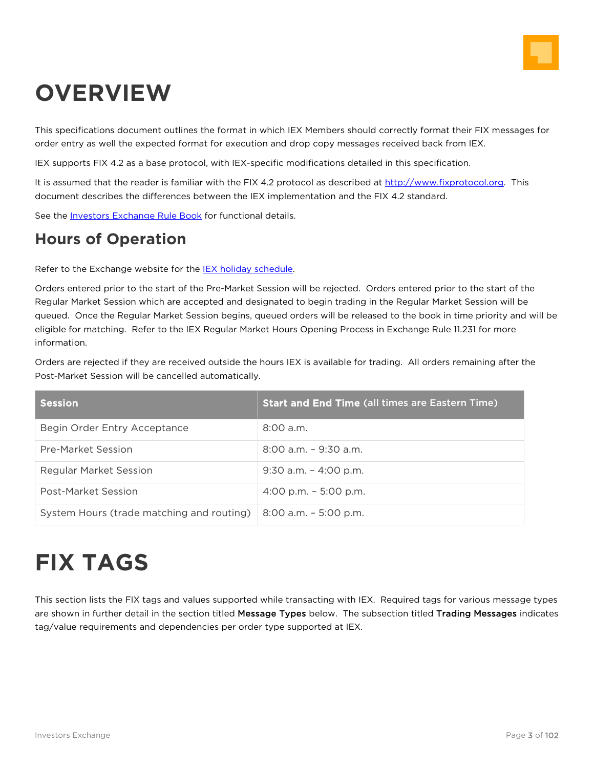# OVERVIEW

This specifications document outlines the format in which IEX Members should correctly format their FIX messages for order entry as well the expected format for execution and drop copy messages received back from IEX.

IEX supports FIX 4.2 as a base protocol, with IEX-specific modifications detailed in this specification.

It is assumed that the reader is familiar with the FIX 4.2 protocol as described at http://www.fixprotocol.org. This document describes the differences between the IEX implementation and the FIX 4.2 standard.

See the Investors Exchange Rule Book for functional details.

## Hours of Operation

Refer to the Exchange website for the IEX holiday schedule.

Orders entered prior to the start of the Pre-Market Session will be rejected. Orders entered prior to the start of the Regular Market Session which are accepted and designated to begin trading in the Regular Market Session will be queued. Once the Regular Market Session begins, queued orders will be released to the book in time priority and will be eligible for matching. Refer to the IEX Regular Market Hours Opening Process in Exchange Rule 11.231 for more information.

Orders are rejected if they are received outside the hours IEX is available for trading. All orders remaining after the Post-Market Session will be cancelled automatically.

| **Session** | **Start and End Time** (all times are Eastern Time) |
|---|---|
| Begin Order Entry Acceptance | 8:00 a.m. |
| Pre-Market Session | 8:00 a.m. – 9:30 a.m. |
| Regular Market Session | 9:30 a.m. – 4:00 p.m. |
| Post-Market Session | 4:00 p.m. – 5:00 p.m. |
| System Hours (trade matching and routing) | 8:00 a.m. – 5:00 p.m. |

# FIX TAGS

This section lists the FIX tags and values supported while transacting with IEX. Required tags for various message types are shown in further detail in the section titled **Message Types** below. The subsection titled **Trading Messages** indicates tag/value requirements and dependencies per order type supported at IEX.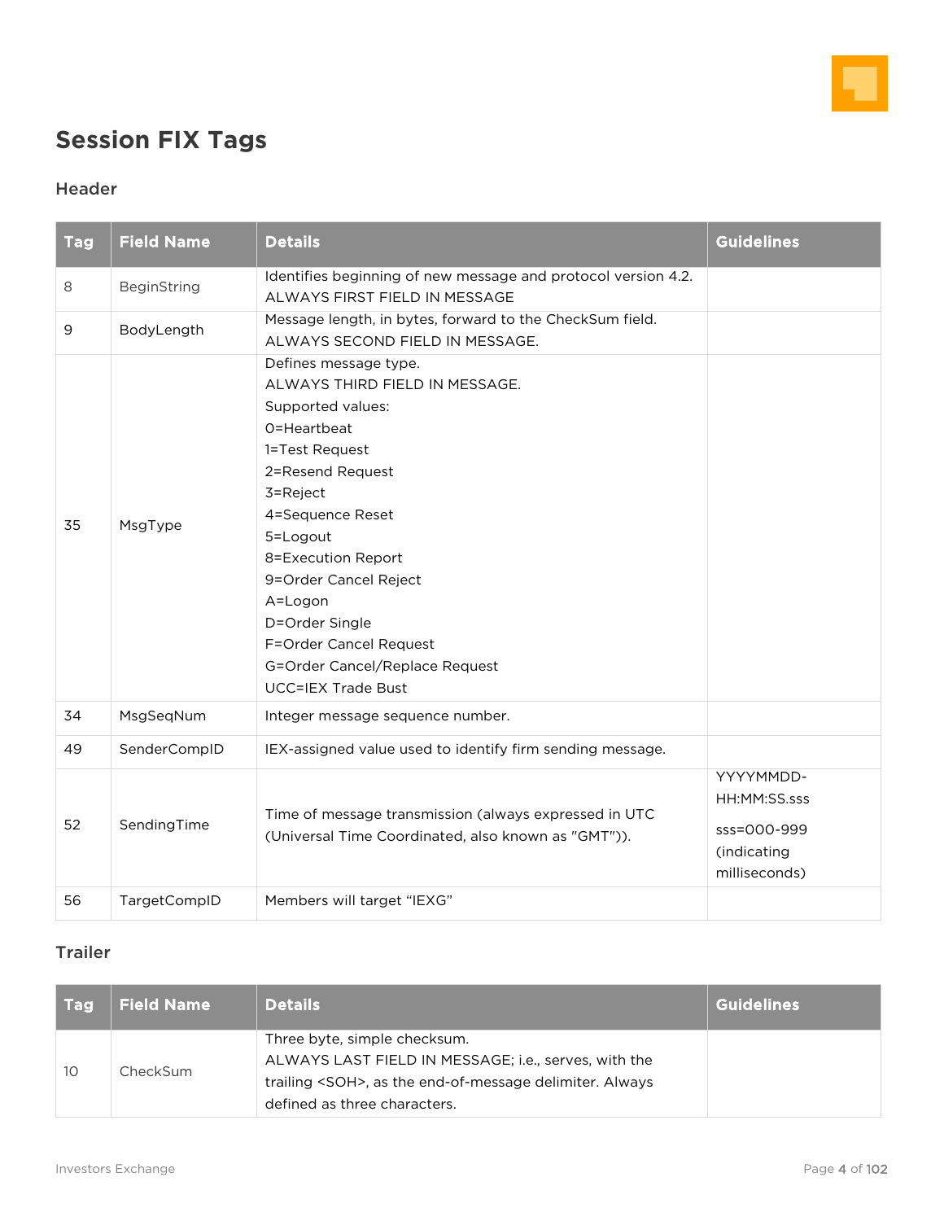# Session FIX Tags

## Header

| Tag | Field Name | Details | Guidelines |
|---|---|---|---|
| 8 | BeginString | Identifies beginning of new message and protocol version 4.2.<br>ALWAYS FIRST FIELD IN MESSAGE | |
| 9 | BodyLength | Message length, in bytes, forward to the CheckSum field.<br>ALWAYS SECOND FIELD IN MESSAGE. | |
| 35 | MsgType | Defines message type.<br>ALWAYS THIRD FIELD IN MESSAGE.<br>Supported values:<br>0=Heartbeat<br>1=Test Request<br>2=Resend Request<br>3=Reject<br>4=Sequence Reset<br>5=Logout<br>8=Execution Report<br>9=Order Cancel Reject<br>A=Logon<br>D=Order Single<br>F=Order Cancel Request<br>G=Order Cancel/Replace Request<br>UCC=IEX Trade Bust | |
| 34 | MsgSeqNum | Integer message sequence number. | |
| 49 | SenderCompID | IEX-assigned value used to identify firm sending message. | |
| 52 | SendingTime | Time of message transmission (always expressed in UTC (Universal Time Coordinated, also known as "GMT")). | YYYYMMDD-HH:MM:SS.sss<br>sss=000-999 (indicating milliseconds) |
| 56 | TargetCompID | Members will target "IEXG" | |

## Trailer

| Tag | Field Name | Details | Guidelines |
|---|---|---|---|
| 10 | CheckSum | Three byte, simple checksum.<br>ALWAYS LAST FIELD IN MESSAGE; i.e., serves, with the trailing <SOH>, as the end-of-message delimiter. Always defined as three characters. | |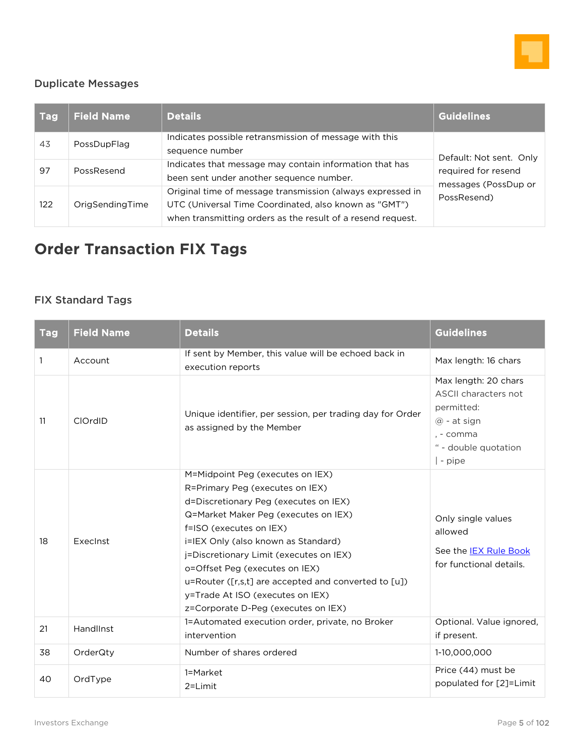### Duplicate Messages

| Tag | Field Name | Details | Guidelines |
|---|---|---|---|
| 43 | PossDupFlag | Indicates possible retransmission of message with this sequence number | Default: Not sent. Only required for resend messages (PossDup or PossResend) |
| 97 | PossResend | Indicates that message may contain information that has been sent under another sequence number. | |
| 122 | OrigSendingTime | Original time of message transmission (always expressed in UTC (Universal Time Coordinated, also known as "GMT") when transmitting orders as the result of a resend request. | |

# Order Transaction FIX Tags

### FIX Standard Tags

| Tag | Field Name | Details | Guidelines |
|---|---|---|---|
| 1 | Account | If sent by Member, this value will be echoed back in execution reports | Max length: 16 chars |
| 11 | ClOrdID | Unique identifier, per session, per trading day for Order as assigned by the Member | Max length: 20 chars<br>ASCII characters not permitted:<br>@ - at sign<br>, - comma<br>“ - double quotation<br>\| - pipe |
| 18 | ExecInst | M=Midpoint Peg (executes on IEX)<br>R=Primary Peg (executes on IEX)<br>d=Discretionary Peg (executes on IEX)<br>Q=Market Maker Peg (executes on IEX)<br>f=ISO (executes on IEX)<br>i=IEX Only (also known as Standard)<br>j=Discretionary Limit (executes on IEX)<br>o=Offset Peg (executes on IEX)<br>u=Router ([r,s,t] are accepted and converted to [u])<br>y=Trade At ISO (executes on IEX)<br>z=Corporate D-Peg (executes on IEX) | Only single values allowed<br><br>See the IEX Rule Book for functional details. |
| 21 | HandlInst | 1=Automated execution order, private, no Broker intervention | Optional. Value ignored, if present. |
| 38 | OrderQty | Number of shares ordered | 1-10,000,000 |
| 40 | OrdType | 1=Market<br>2=Limit | Price (44) must be populated for [2]=Limit |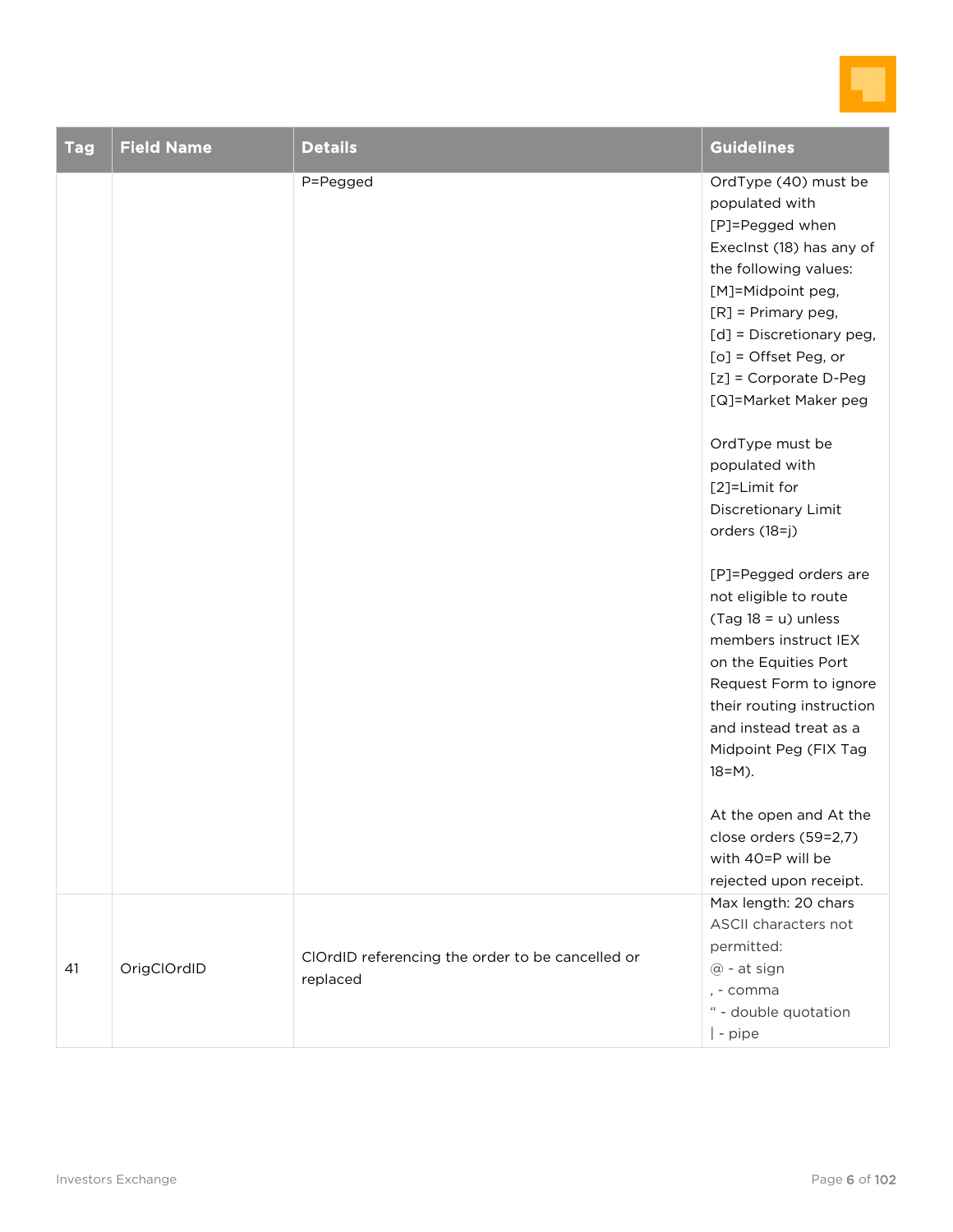| Tag | Field Name | Details | Guidelines |
| --- | --- | --- | --- |
| | | P=Pegged | OrdType (40) must be populated with [P]=Pegged when ExecInst (18) has any of the following values:<br>[M]=Midpoint peg,<br>[R] = Primary peg,<br>[d] = Discretionary peg,<br>[o] = Offset Peg, or<br>[z] = Corporate D-Peg<br>[Q]=Market Maker peg<br><br>OrdType must be populated with [2]=Limit for Discretionary Limit orders (18=j)<br><br>[P]=Pegged orders are not eligible to route (Tag 18 = u) unless members instruct IEX on the Equities Port Request Form to ignore their routing instruction and instead treat as a Midpoint Peg (FIX Tag 18=M).<br><br>At the open and At the close orders (59=2,7) with 40=P will be rejected upon receipt. |
| 41 | OrigClOrdID | ClOrdID referencing the order to be cancelled or replaced | Max length: 20 chars<br>ASCII characters not permitted:<br>@ - at sign<br>, - comma<br>" - double quotation<br>\| - pipe |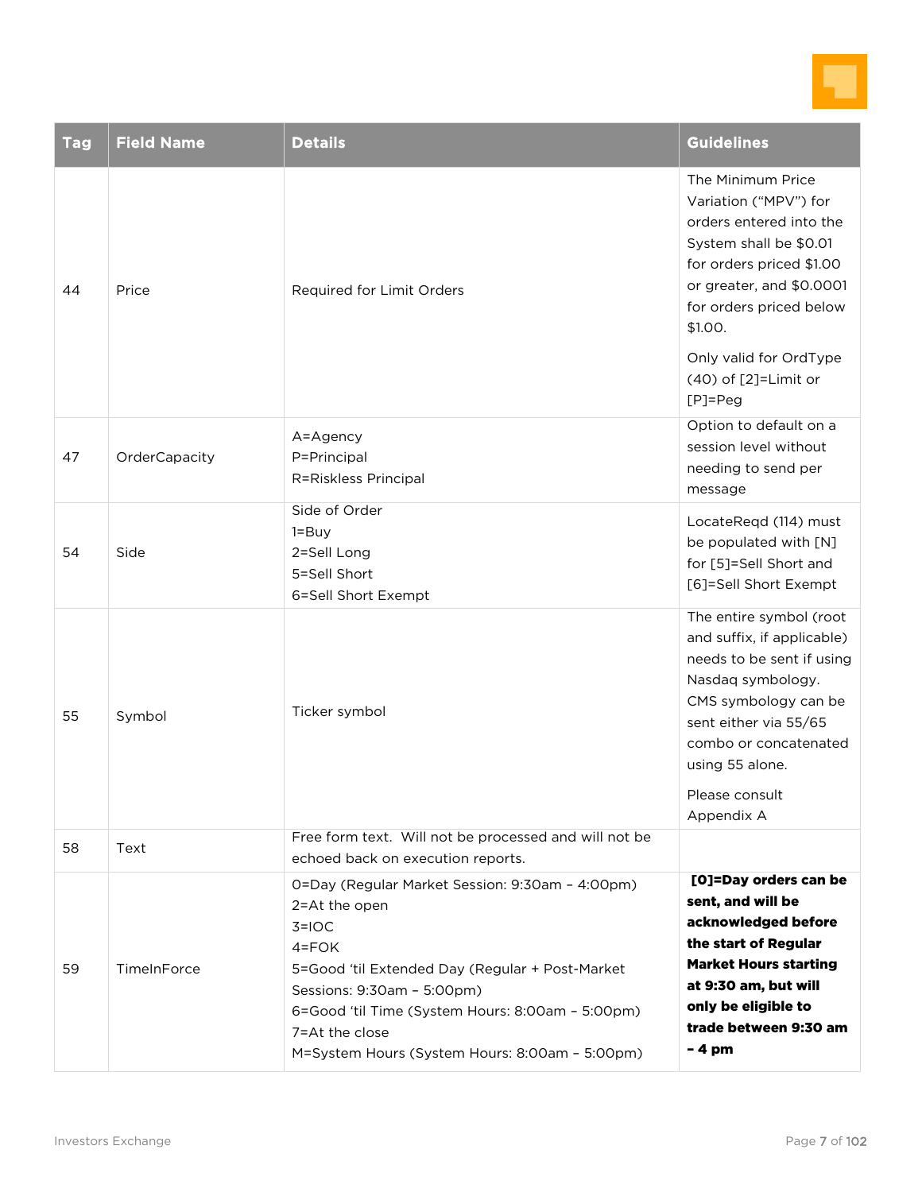| Tag | Field Name | Details | Guidelines |
|---|---|---|---|
| 44 | Price | Required for Limit Orders | The Minimum Price Variation ("MPV") for orders entered into the System shall be $0.01 for orders priced $1.00 or greater, and $0.0001 for orders priced below $1.00.<br><br>Only valid for OrdType (40) of [2]=Limit or [P]=Peg |
| 47 | OrderCapacity | A=Agency<br>P=Principal<br>R=Riskless Principal | Option to default on a session level without needing to send per message |
| 54 | Side | Side of Order<br>1=Buy<br>2=Sell Long<br>5=Sell Short<br>6=Sell Short Exempt | LocateReqd (114) must be populated with [N] for [5]=Sell Short and [6]=Sell Short Exempt |
| 55 | Symbol | Ticker symbol | The entire symbol (root and suffix, if applicable) needs to be sent if using Nasdaq symbology. CMS symbology can be sent either via 55/65 combo or concatenated using 55 alone.<br><br>Please consult Appendix A |
| 58 | Text | Free form text. Will not be processed and will not be echoed back on execution reports. | |
| 59 | TimeInForce | 0=Day (Regular Market Session: 9:30am – 4:00pm)<br>2=At the open<br>3=IOC<br>4=FOK<br>5=Good 'til Extended Day (Regular + Post-Market Sessions: 9:30am – 5:00pm)<br>6=Good 'til Time (System Hours: 8:00am – 5:00pm)<br>7=At the close<br>M=System Hours (System Hours: 8:00am – 5:00pm) | **[0]=Day orders can be sent, and will be acknowledged before the start of Regular Market Hours starting at 9:30 am, but will only be eligible to trade between 9:30 am – 4 pm** |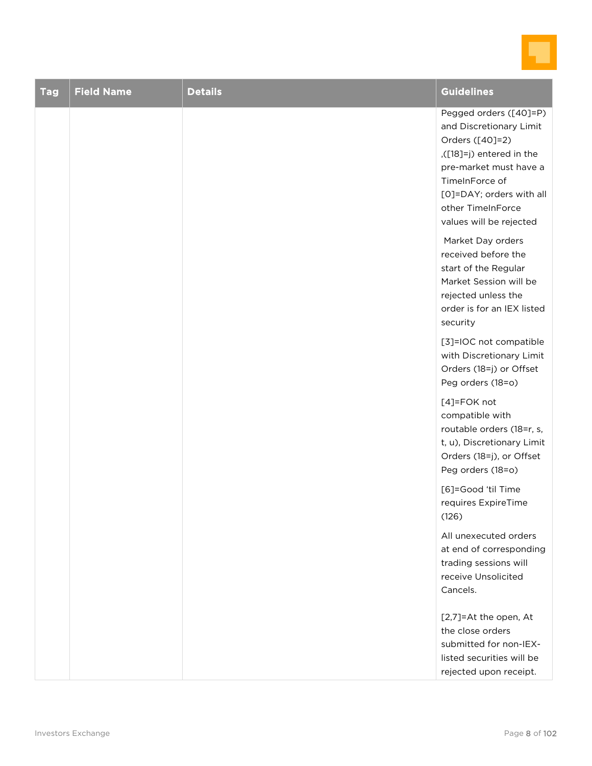| Tag | Field Name | Details | Guidelines |
|---|---|---|---|
| | | | Pegged orders ([40]=P) and Discretionary Limit Orders ([40]=2) ,([18]=j) entered in the pre-market must have a TimeInForce of [0]=DAY; orders with all other TimeInForce values will be rejected<br><br>Market Day orders received before the start of the Regular Market Session will be rejected unless the order is for an IEX listed security<br><br>[3]=IOC not compatible with Discretionary Limit Orders (18=j) or Offset Peg orders (18=o)<br><br>[4]=FOK not compatible with routable orders (18=r, s, t, u), Discretionary Limit Orders (18=j), or Offset Peg orders (18=o)<br><br>[6]=Good 'til Time requires ExpireTime (126)<br><br>All unexecuted orders at end of corresponding trading sessions will receive Unsolicited Cancels.<br><br>[2,7]=At the open, At the close orders submitted for non-IEX-listed securities will be rejected upon receipt. |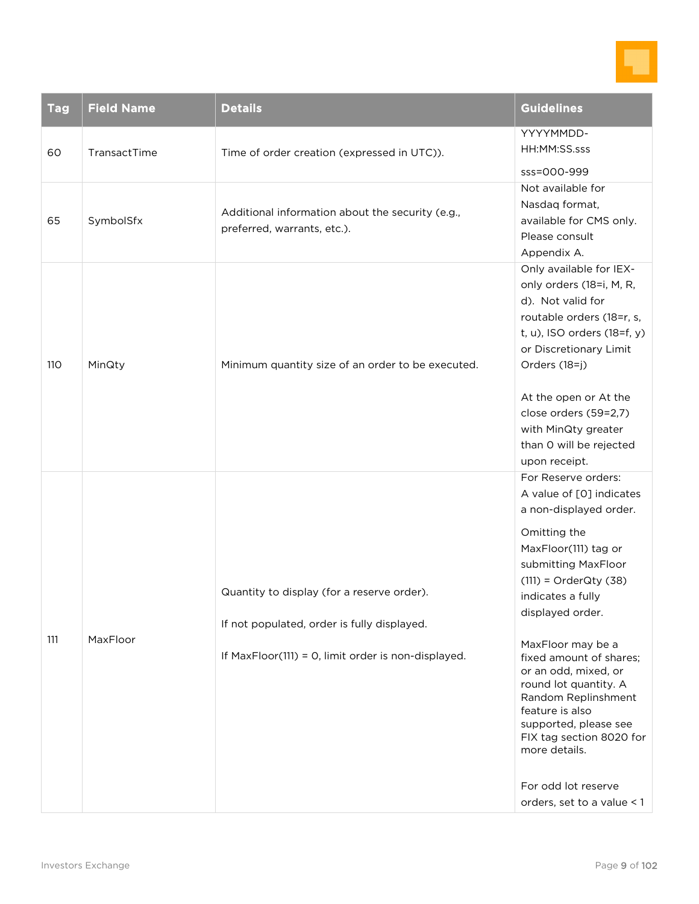| Tag | Field Name | Details | Guidelines |
| --- | --- | --- | --- |
| 60 | TransactTime | Time of order creation (expressed in UTC)). | YYYYMMDD-HH:MM:SS.sss<br><br>sss=000-999 |
| 65 | SymbolSfx | Additional information about the security (e.g., preferred, warrants, etc.). | Not available for Nasdaq format, available for CMS only. Please consult Appendix A. |
| 110 | MinQty | Minimum quantity size of an order to be executed. | Only available for IEX-only orders (18=i, M, R, d). Not valid for routable orders (18=r, s, t, u), ISO orders (18=f, y) or Discretionary Limit Orders (18=j)<br><br>At the open or At the close orders (59=2,7) with MinQty greater than 0 will be rejected upon receipt. |
| 111 | MaxFloor | Quantity to display (for a reserve order).<br><br>If not populated, order is fully displayed.<br><br>If MaxFloor(111) = 0, limit order is non-displayed. | For Reserve orders: A value of [0] indicates a non-displayed order.<br><br>Omitting the MaxFloor(111) tag or submitting MaxFloor (111) = OrderQty (38) indicates a fully displayed order.<br><br>MaxFloor may be a fixed amount of shares; or an odd, mixed, or round lot quantity. A Random Replinshment feature is also supported, please see FIX tag section 8020 for more details.<br><br>For odd lot reserve orders, set to a value < 1 |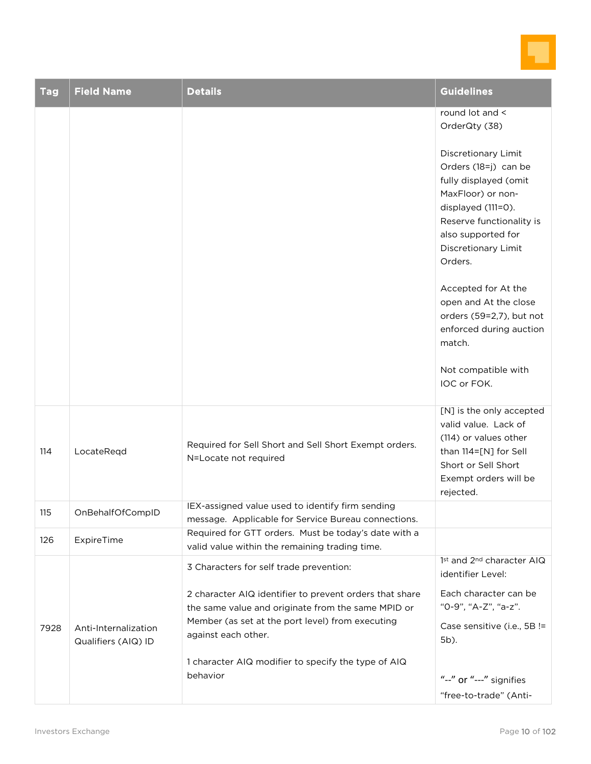| Tag | Field Name | Details | Guidelines |
|---|---|---|---|
| | | | round lot and < OrderQty (38)<br><br>Discretionary Limit Orders (18=j) can be fully displayed (omit MaxFloor) or non-displayed (111=0). Reserve functionality is also supported for Discretionary Limit Orders.<br><br>Accepted for At the open and At the close orders (59=2,7), but not enforced during auction match.<br><br>Not compatible with IOC or FOK. |
| 114 | LocateReqd | Required for Sell Short and Sell Short Exempt orders.<br>N=Locate not required | [N] is the only accepted valid value. Lack of (114) or values other than 114=[N] for Sell Short or Sell Short Exempt orders will be rejected. |
| 115 | OnBehalfOfCompID | IEX-assigned value used to identify firm sending message. Applicable for Service Bureau connections. | |
| 126 | ExpireTime | Required for GTT orders. Must be today's date with a valid value within the remaining trading time. | |
| 7928 | Anti-Internalization Qualifiers (AIQ) ID | 3 Characters for self trade prevention:<br><br>2 character AIQ identifier to prevent orders that share the same value and originate from the same MPID or Member (as set at the port level) from executing against each other.<br><br>1 character AIQ modifier to specify the type of AIQ behavior | 1st and 2nd character AIQ identifier Level:<br><br>Each character can be "0-9", "A-Z", "a-z".<br><br>Case sensitive (i.e., 5B != 5b).<br><br>"--" or "---" signifies "free-to-trade" (Anti- |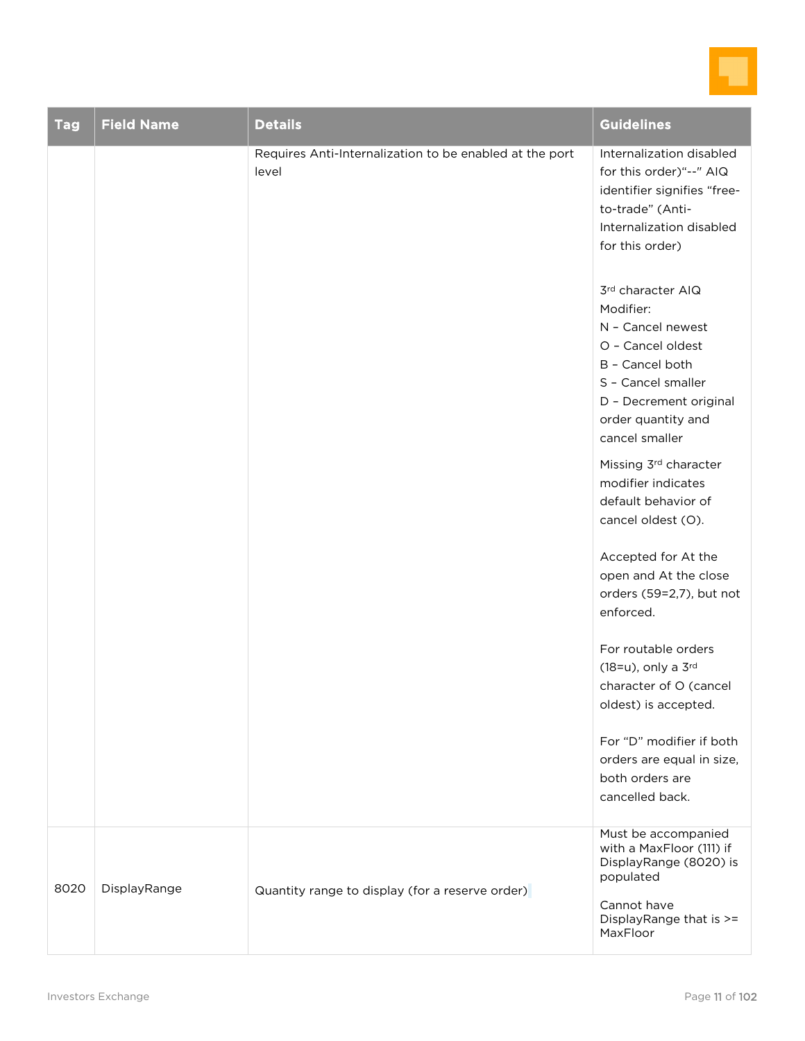| Tag | Field Name | Details | Guidelines |
|---|---|---|---|
| | | Requires Anti-Internalization to be enabled at the port level | Internalization disabled for this order)"--" AIQ identifier signifies "free-to-trade" (Anti-Internalization disabled for this order)<br><br>3rd character AIQ Modifier:<br>N – Cancel newest<br>O – Cancel oldest<br>B – Cancel both<br>S – Cancel smaller<br>D – Decrement original order quantity and cancel smaller<br><br>Missing 3rd character modifier indicates default behavior of cancel oldest (O).<br><br>Accepted for At the open and At the close orders (59=2,7), but not enforced.<br><br>For routable orders (18=u), only a 3rd character of O (cancel oldest) is accepted.<br><br>For "D" modifier if both orders are equal in size, both orders are cancelled back. |
| 8020 | DisplayRange | Quantity range to display (for a reserve order) | Must be accompanied with a MaxFloor (111) if DisplayRange (8020) is populated<br><br>Cannot have DisplayRange that is >= MaxFloor |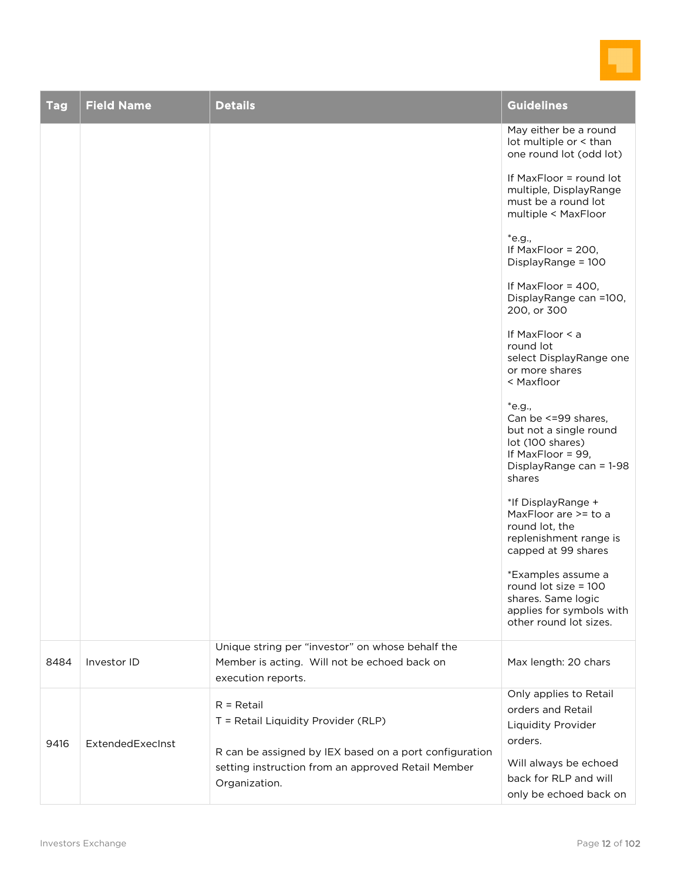| Tag | Field Name | Details | Guidelines |
|---|---|---|---|
| | | | May either be a round lot multiple or < than one round lot (odd lot)<br><br>If MaxFloor = round lot multiple, DisplayRange must be a round lot multiple < MaxFloor<br><br>*e.g.,<br>If MaxFloor = 200, DisplayRange = 100<br><br>If MaxFloor = 400, DisplayRange can =100, 200, or 300<br><br>If MaxFloor < a round lot select DisplayRange one or more shares < Maxfloor<br><br>*e.g.,<br>Can be <=99 shares, but not a single round lot (100 shares)<br>If MaxFloor = 99, DisplayRange can = 1-98 shares<br><br>*If DisplayRange + MaxFloor are >= to a round lot, the replenishment range is capped at 99 shares<br><br>*Examples assume a round lot size = 100 shares. Same logic applies for symbols with other round lot sizes. |
| 8484 | Investor ID | Unique string per "investor" on whose behalf the Member is acting. Will not be echoed back on execution reports. | Max length: 20 chars |
| 9416 | ExtendedExecInst | R = Retail<br>T = Retail Liquidity Provider (RLP)<br><br>R can be assigned by IEX based on a port configuration setting instruction from an approved Retail Member Organization. | Only applies to Retail orders and Retail Liquidity Provider orders.<br><br>Will always be echoed back for RLP and will only be echoed back on |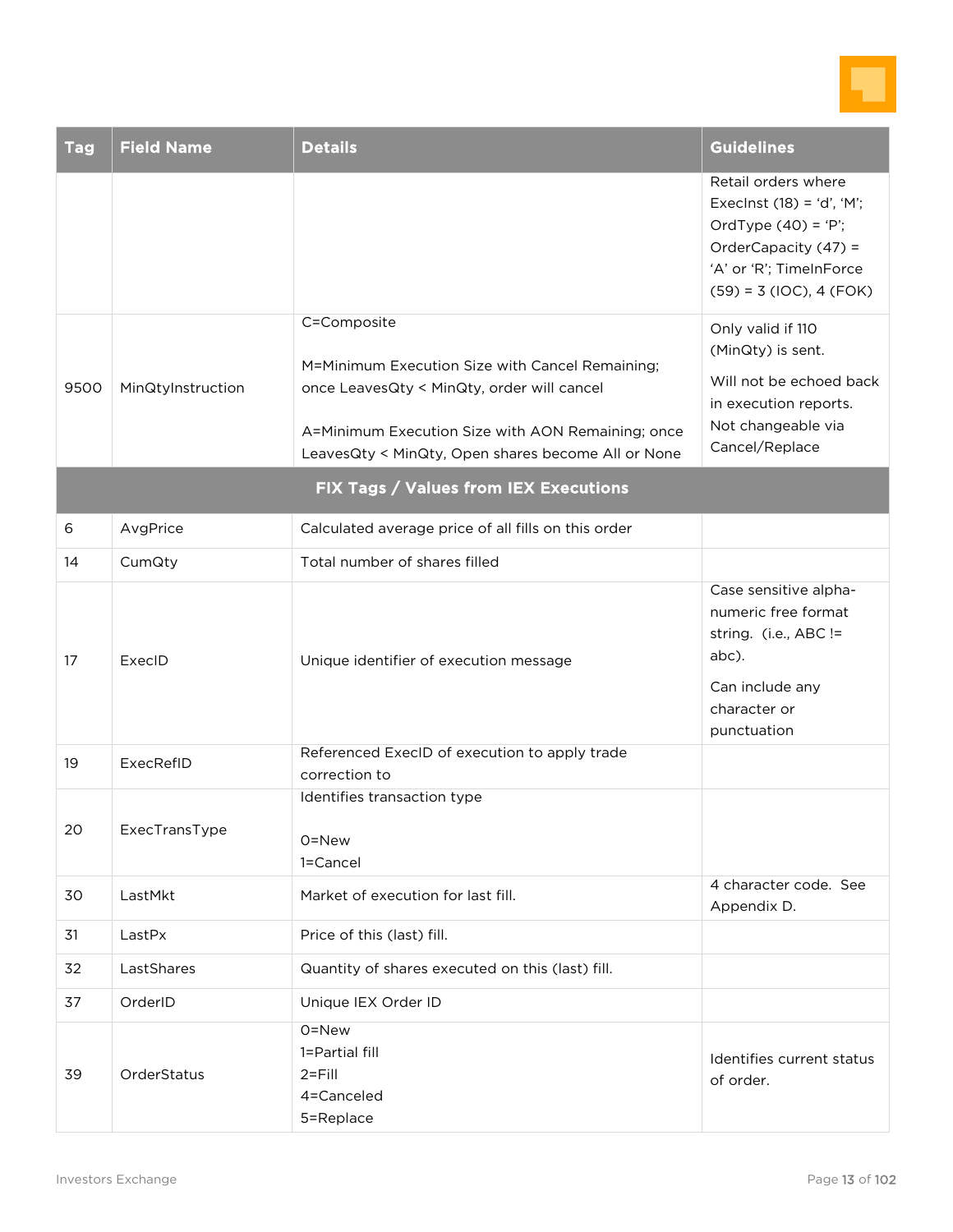| Tag | Field Name | Details | Guidelines |
|---|---|---|---|
| | | | Retail orders where ExecInst (18) = 'd', 'M'; OrdType (40) = 'P'; OrderCapacity (47) = 'A' or 'R'; TimeInForce (59) = 3 (IOC), 4 (FOK) |
| 9500 | MinQtyInstruction | C=Composite<br><br>M=Minimum Execution Size with Cancel Remaining; once LeavesQty < MinQty, order will cancel<br><br>A=Minimum Execution Size with AON Remaining; once LeavesQty < MinQty, Open shares become All or None | Only valid if 110 (MinQty) is sent.<br><br>Will not be echoed back in execution reports. Not changeable via Cancel/Replace |
| **FIX Tags / Values from IEX Executions** | | | |
| 6 | AvgPrice | Calculated average price of all fills on this order | |
| 14 | CumQty | Total number of shares filled | |
| 17 | ExecID | Unique identifier of execution message | Case sensitive alpha-numeric free format string. (i.e., ABC != abc).<br><br>Can include any character or punctuation |
| 19 | ExecRefID | Referenced ExecID of execution to apply trade correction to | |
| 20 | ExecTransType | Identifies transaction type<br><br>0=New<br>1=Cancel | |
| 30 | LastMkt | Market of execution for last fill. | 4 character code. See Appendix D. |
| 31 | LastPx | Price of this (last) fill. | |
| 32 | LastShares | Quantity of shares executed on this (last) fill. | |
| 37 | OrderID | Unique IEX Order ID | |
| 39 | OrderStatus | 0=New<br>1=Partial fill<br>2=Fill<br>4=Canceled<br>5=Replace | Identifies current status of order. |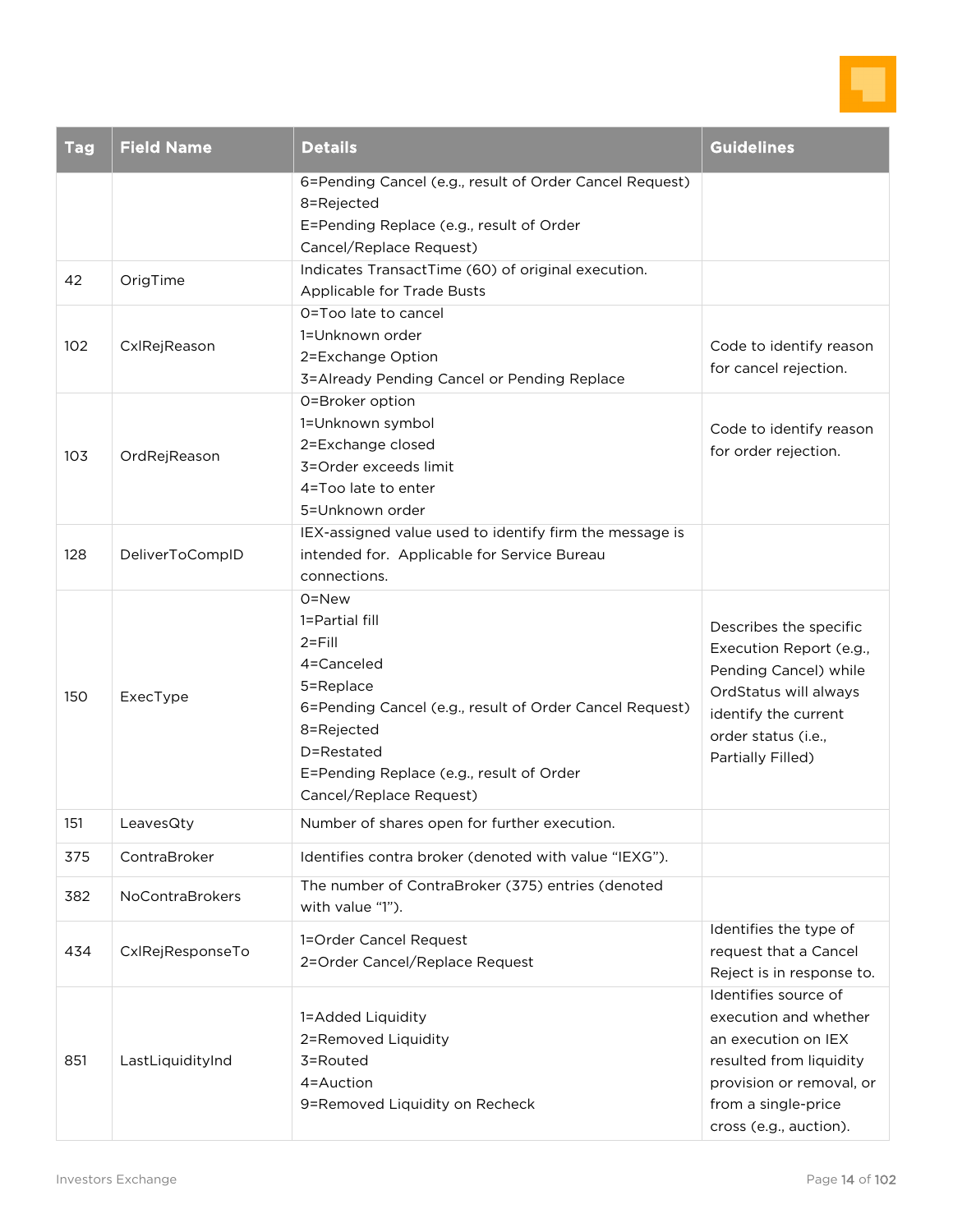| Tag | Field Name | Details | Guidelines |
|---|---|---|---|
| | | 6=Pending Cancel (e.g., result of Order Cancel Request)<br>8=Rejected<br>E=Pending Replace (e.g., result of Order Cancel/Replace Request) | |
| 42 | OrigTime | Indicates TransactTime (60) of original execution. Applicable for Trade Busts | |
| 102 | CxlRejReason | 0=Too late to cancel<br>1=Unknown order<br>2=Exchange Option<br>3=Already Pending Cancel or Pending Replace | Code to identify reason for cancel rejection. |
| 103 | OrdRejReason | 0=Broker option<br>1=Unknown symbol<br>2=Exchange closed<br>3=Order exceeds limit<br>4=Too late to enter<br>5=Unknown order | Code to identify reason for order rejection. |
| 128 | DeliverToCompID | IEX-assigned value used to identify firm the message is intended for. Applicable for Service Bureau connections. | |
| 150 | ExecType | 0=New<br>1=Partial fill<br>2=Fill<br>4=Canceled<br>5=Replace<br>6=Pending Cancel (e.g., result of Order Cancel Request)<br>8=Rejected<br>D=Restated<br>E=Pending Replace (e.g., result of Order Cancel/Replace Request) | Describes the specific Execution Report (e.g., Pending Cancel) while OrdStatus will always identify the current order status (i.e., Partially Filled) |
| 151 | LeavesQty | Number of shares open for further execution. | |
| 375 | ContraBroker | Identifies contra broker (denoted with value "IEXG"). | |
| 382 | NoContraBrokers | The number of ContraBroker (375) entries (denoted with value "1"). | |
| 434 | CxlRejResponseTo | 1=Order Cancel Request<br>2=Order Cancel/Replace Request | Identifies the type of request that a Cancel Reject is in response to. |
| 851 | LastLiquidityInd | 1=Added Liquidity<br>2=Removed Liquidity<br>3=Routed<br>4=Auction<br>9=Removed Liquidity on Recheck | Identifies source of execution and whether an execution on IEX resulted from liquidity provision or removal, or from a single-price cross (e.g., auction). |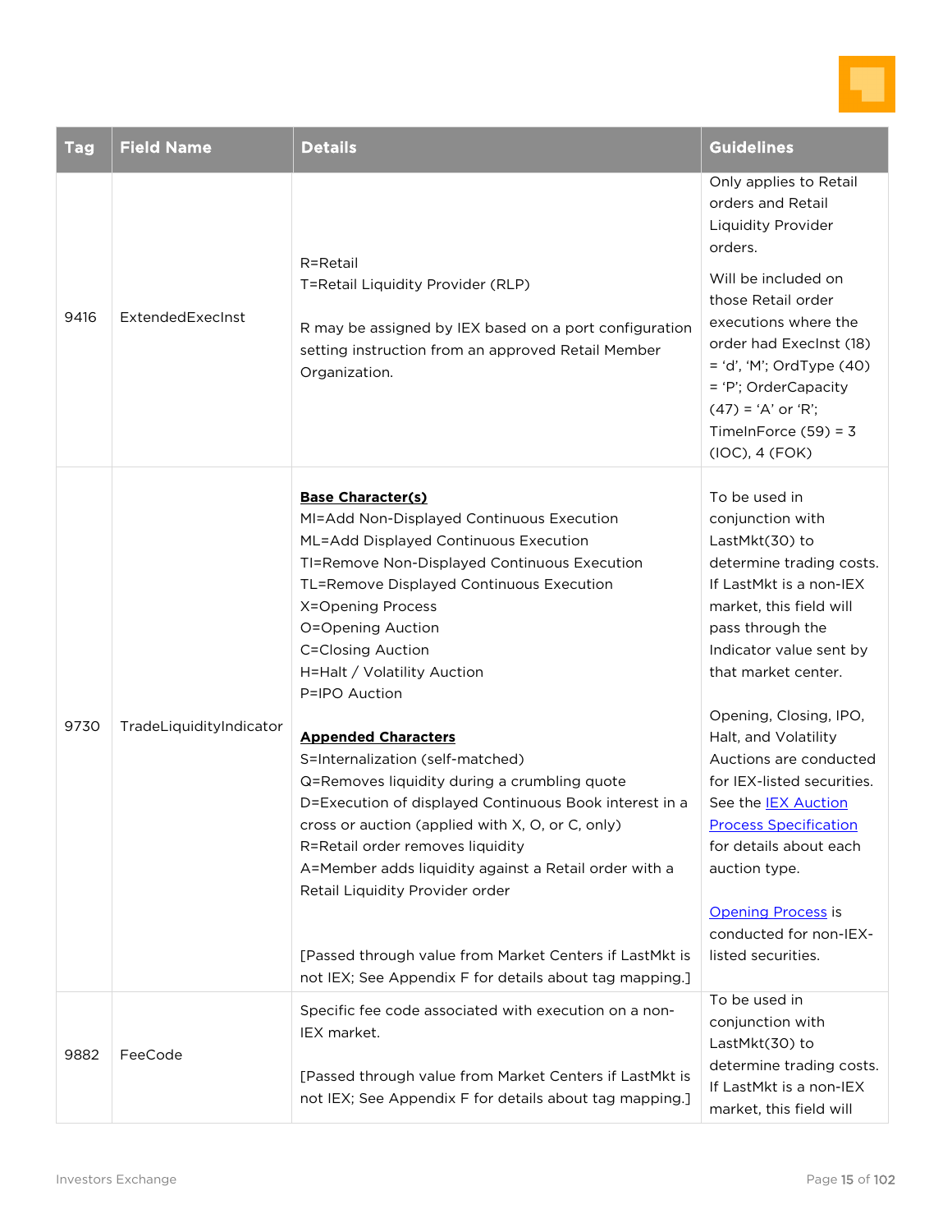| Tag | Field Name | Details | Guidelines |
|---|---|---|---|
| 9416 | ExtendedExecInst | R=Retail<br>T=Retail Liquidity Provider (RLP)<br><br>R may be assigned by IEX based on a port configuration setting instruction from an approved Retail Member Organization. | Only applies to Retail orders and Retail Liquidity Provider orders.<br><br>Will be included on those Retail order executions where the order had ExecInst (18) = 'd', 'M'; OrdType (40) = 'P'; OrderCapacity (47) = 'A' or 'R'; TimeInForce (59) = 3 (IOC), 4 (FOK) |
| 9730 | TradeLiquidityIndicator | **Base Character(s)**<br>MI=Add Non-Displayed Continuous Execution<br>ML=Add Displayed Continuous Execution<br>TI=Remove Non-Displayed Continuous Execution<br>TL=Remove Displayed Continuous Execution<br>X=Opening Process<br>O=Opening Auction<br>C=Closing Auction<br>H=Halt / Volatility Auction<br>P=IPO Auction<br><br>**Appended Characters**<br>S=Internalization (self-matched)<br>Q=Removes liquidity during a crumbling quote<br>D=Execution of displayed Continuous Book interest in a cross or auction (applied with X, O, or C, only)<br>R=Retail order removes liquidity<br>A=Member adds liquidity against a Retail order with a Retail Liquidity Provider order<br><br>[Passed through value from Market Centers if LastMkt is not IEX; See Appendix F for details about tag mapping.] | To be used in conjunction with LastMkt(30) to determine trading costs. If LastMkt is a non-IEX market, this field will pass through the Indicator value sent by that market center.<br><br>Opening, Closing, IPO, Halt, and Volatility Auctions are conducted for IEX-listed securities. See the IEX Auction Process Specification for details about each auction type.<br><br>Opening Process is conducted for non-IEX-listed securities. |
| 9882 | FeeCode | Specific fee code associated with execution on a non-IEX market.<br><br>[Passed through value from Market Centers if LastMkt is not IEX; See Appendix F for details about tag mapping.] | To be used in conjunction with LastMkt(30) to determine trading costs. If LastMkt is a non-IEX market, this field will |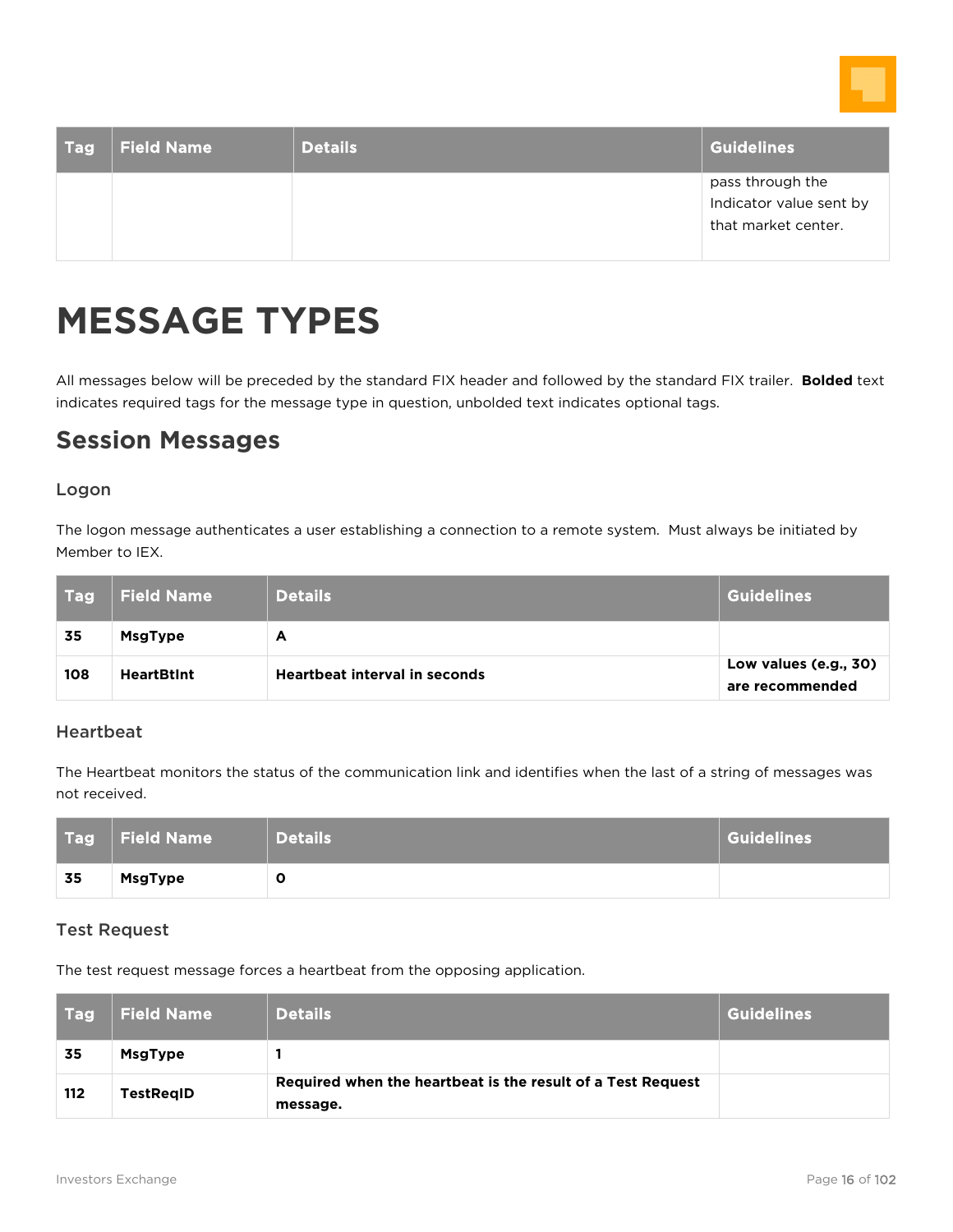| Tag | Field Name | Details | Guidelines |
|---|---|---|---|
| | | | pass through the Indicator value sent by that market center. |

# MESSAGE TYPES

All messages below will be preceded by the standard FIX header and followed by the standard FIX trailer. **Bolded** text indicates required tags for the message type in question, unbolded text indicates optional tags.

## Session Messages

### Logon

The logon message authenticates a user establishing a connection to a remote system. Must always be initiated by Member to IEX.

| Tag | Field Name | Details | Guidelines |
|---|---|---|---|
| **35** | **MsgType** | **A** | |
| **108** | **HeartBtInt** | **Heartbeat interval in seconds** | **Low values (e.g., 30) are recommended** |

### Heartbeat

The Heartbeat monitors the status of the communication link and identifies when the last of a string of messages was not received.

| Tag | Field Name | Details | Guidelines |
|---|---|---|---|
| **35** | **MsgType** | **0** | |

### Test Request

The test request message forces a heartbeat from the opposing application.

| Tag | Field Name | Details | Guidelines |
|---|---|---|---|
| **35** | **MsgType** | **1** | |
| **112** | **TestReqID** | **Required when the heartbeat is the result of a Test Request message.** | |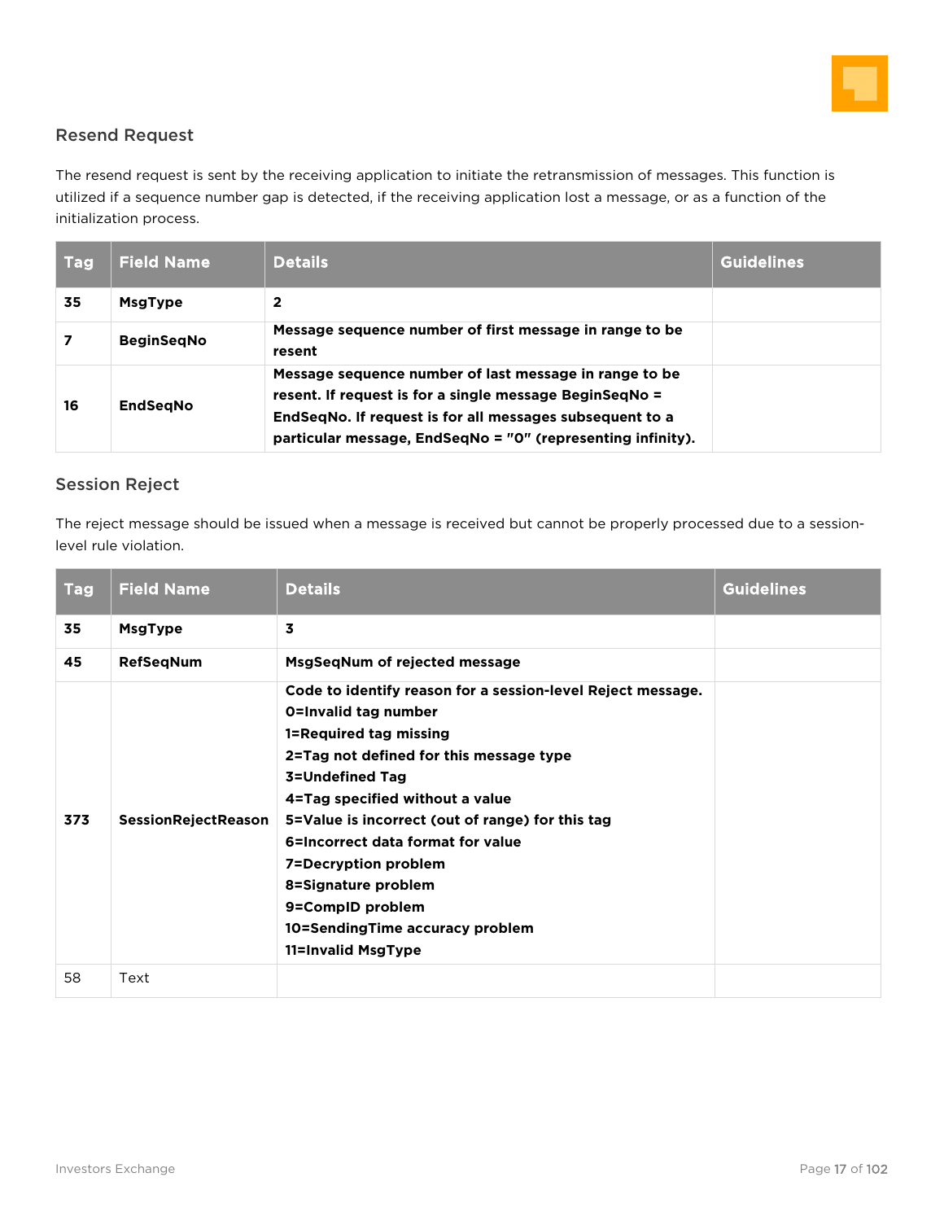### Resend Request

The resend request is sent by the receiving application to initiate the retransmission of messages. This function is utilized if a sequence number gap is detected, if the receiving application lost a message, or as a function of the initialization process.

| Tag | Field Name | Details | Guidelines |
|---|---|---|---|
| **35** | **MsgType** | **2** | |
| **7** | **BeginSeqNo** | **Message sequence number of first message in range to be resent** | |
| **16** | **EndSeqNo** | **Message sequence number of last message in range to be resent. If request is for a single message BeginSeqNo = EndSeqNo. If request is for all messages subsequent to a particular message, EndSeqNo = "0" (representing infinity).** | |

### Session Reject

The reject message should be issued when a message is received but cannot be properly processed due to a session-level rule violation.

| Tag | Field Name | Details | Guidelines |
|---|---|---|---|
| **35** | **MsgType** | **3** | |
| **45** | **RefSeqNum** | **MsgSeqNum of rejected message** | |
| **373** | **SessionRejectReason** | **Code to identify reason for a session-level Reject message.**<br>**0=Invalid tag number**<br>**1=Required tag missing**<br>**2=Tag not defined for this message type**<br>**3=Undefined Tag**<br>**4=Tag specified without a value**<br>**5=Value is incorrect (out of range) for this tag**<br>**6=Incorrect data format for value**<br>**7=Decryption problem**<br>**8=Signature problem**<br>**9=CompID problem**<br>**10=SendingTime accuracy problem**<br>**11=Invalid MsgType** | |
| 58 | Text | | |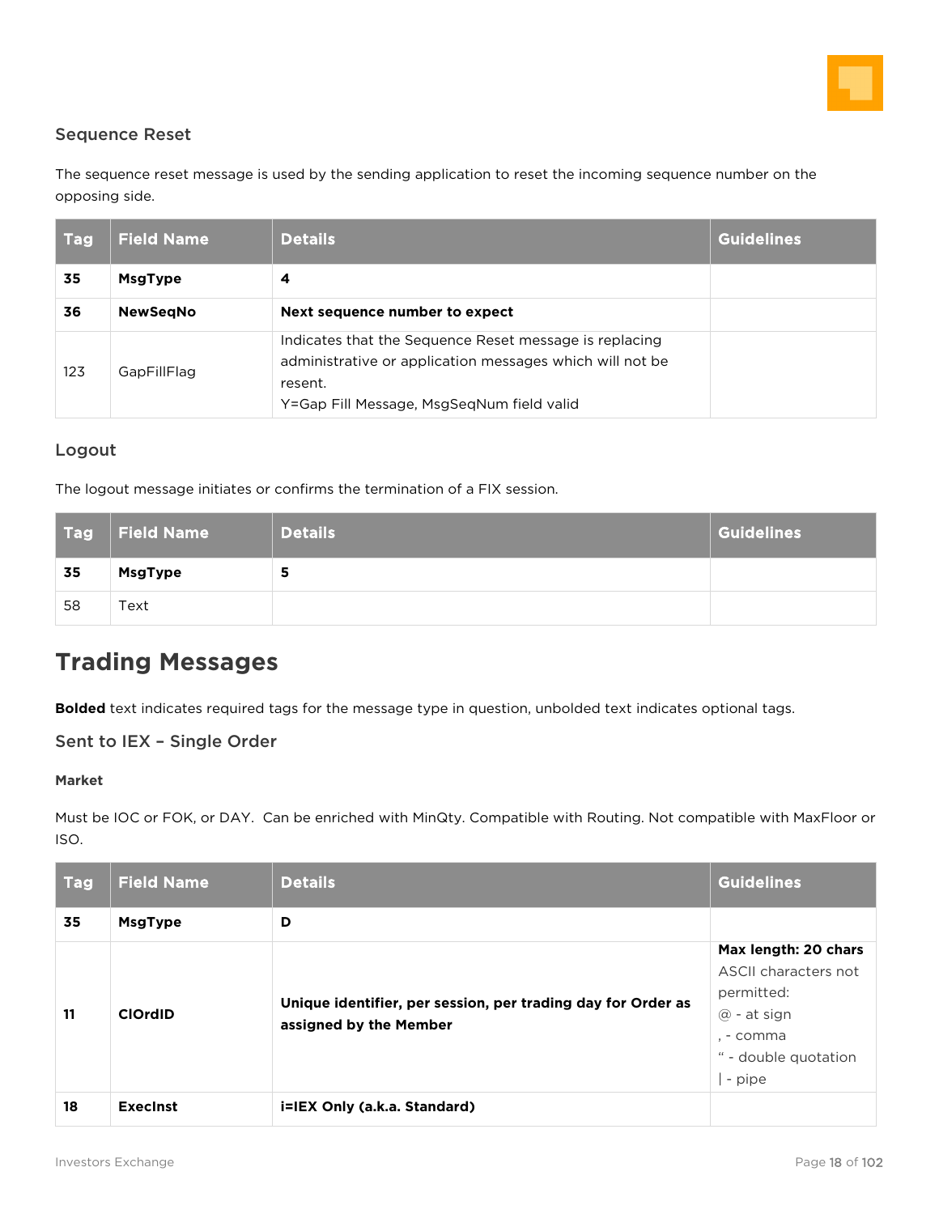### Sequence Reset

The sequence reset message is used by the sending application to reset the incoming sequence number on the opposing side.

| Tag | Field Name | Details | Guidelines |
|---|---|---|---|
| **35** | **MsgType** | **4** | |
| **36** | **NewSeqNo** | **Next sequence number to expect** | |
| 123 | GapFillFlag | Indicates that the Sequence Reset message is replacing administrative or application messages which will not be resent.<br>Y=Gap Fill Message, MsgSeqNum field valid | |

### Logout

The logout message initiates or confirms the termination of a FIX session.

| Tag | Field Name | Details | Guidelines |
|---|---|---|---|
| **35** | **MsgType** | **5** | |
| 58 | Text | | |

## Trading Messages

**Bolded** text indicates required tags for the message type in question, unbolded text indicates optional tags.

### Sent to IEX – Single Order

#### Market

Must be IOC or FOK, or DAY.  Can be enriched with MinQty. Compatible with Routing. Not compatible with MaxFloor or ISO.

| Tag | Field Name | Details | Guidelines |
|---|---|---|---|
| **35** | **MsgType** | **D** | |
| **11** | **ClOrdID** | **Unique identifier, per session, per trading day for Order as assigned by the Member** | **Max length: 20 chars**<br>ASCII characters not permitted:<br>@ - at sign<br>, - comma<br>" - double quotation<br>\| - pipe |
| **18** | **ExecInst** | **i=IEX Only (a.k.a. Standard)** | |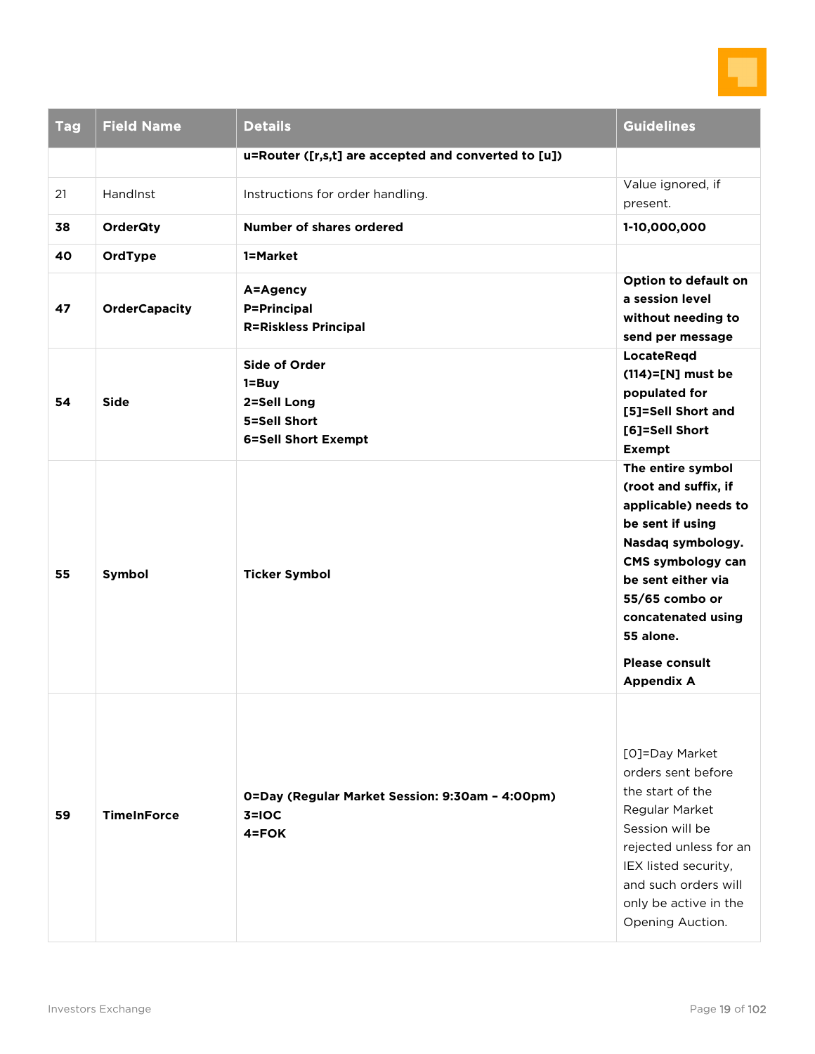| Tag | Field Name | Details | Guidelines |
|---|---|---|---|
| | | **u=Router ([r,s,t] are accepted and converted to [u])** | |
| 21 | HandInst | Instructions for order handling. | Value ignored, if present. |
| **38** | **OrderQty** | **Number of shares ordered** | **1-10,000,000** |
| **40** | **OrdType** | **1=Market** | |
| **47** | **OrderCapacity** | **A=Agency**<br>**P=Principal**<br>**R=Riskless Principal** | **Option to default on a session level without needing to send per message** |
| **54** | **Side** | **Side of Order**<br>**1=Buy**<br>**2=Sell Long**<br>**5=Sell Short**<br>**6=Sell Short Exempt** | **LocateReqd (114)=[N] must be populated for [5]=Sell Short and [6]=Sell Short Exempt** |
| **55** | **Symbol** | **Ticker Symbol** | **The entire symbol (root and suffix, if applicable) needs to be sent if using Nasdaq symbology. CMS symbology can be sent either via 55/65 combo or concatenated using 55 alone.**<br><br>**Please consult Appendix A** |
| **59** | **TimeInForce** | **0=Day (Regular Market Session: 9:30am – 4:00pm)**<br>**3=IOC**<br>**4=FOK** | [0]=Day Market orders sent before the start of the Regular Market Session will be rejected unless for an IEX listed security, and such orders will only be active in the Opening Auction. |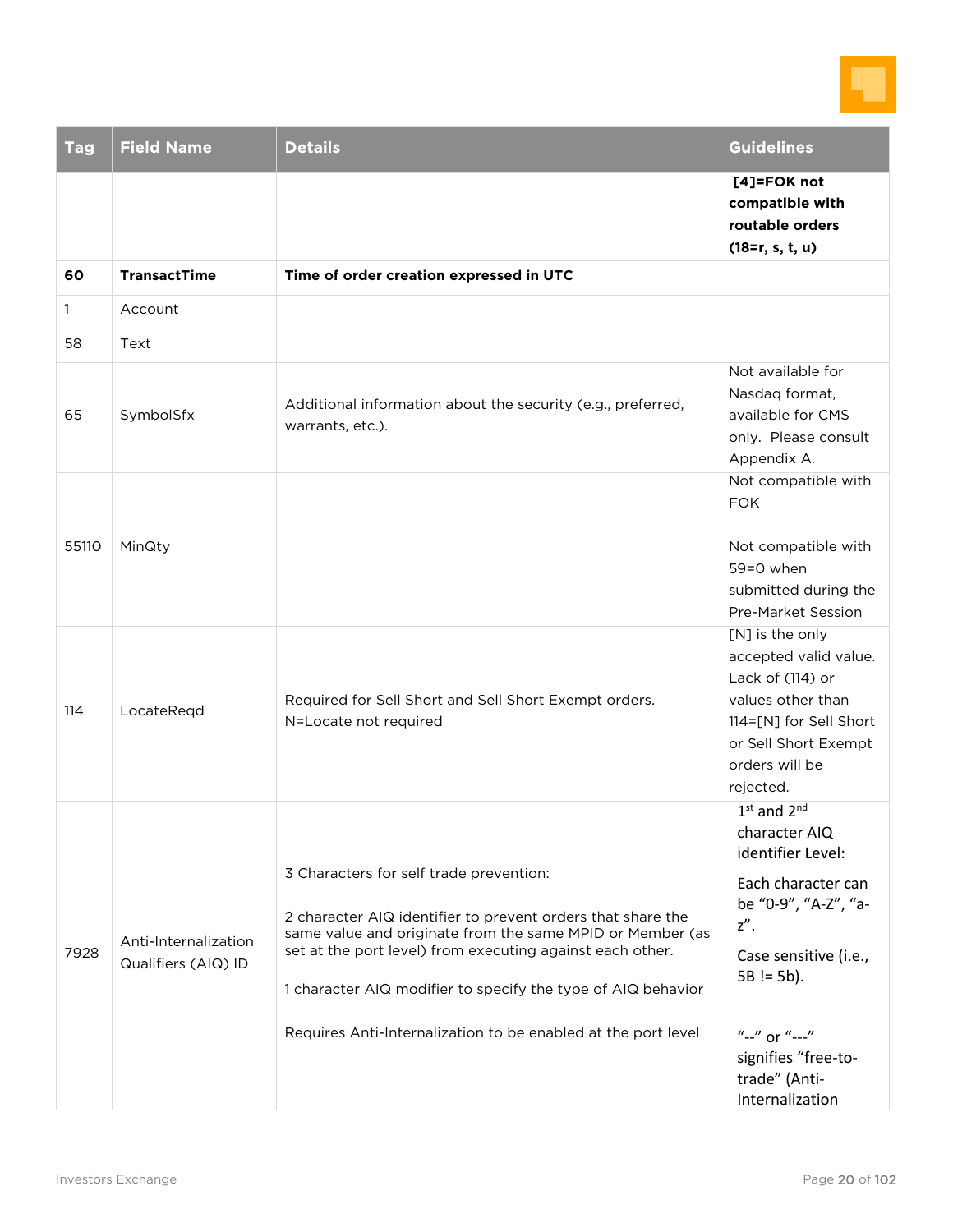| Tag | Field Name | Details | Guidelines |
|---|---|---|---|
| | | | **[4]=FOK not compatible with routable orders (18=r, s, t, u)** |
| **60** | **TransactTime** | **Time of order creation expressed in UTC** | |
| 1 | Account | | |
| 58 | Text | | |
| 65 | SymbolSfx | Additional information about the security (e.g., preferred, warrants, etc.). | Not available for Nasdaq format, available for CMS only. Please consult Appendix A. |
| 55110 | MinQty | | Not compatible with FOK<br><br>Not compatible with 59=0 when submitted during the Pre-Market Session |
| 114 | LocateReqd | Required for Sell Short and Sell Short Exempt orders.<br>N=Locate not required | [N] is the only accepted valid value. Lack of (114) or values other than 114=[N] for Sell Short or Sell Short Exempt orders will be rejected. |
| 7928 | Anti-Internalization Qualifiers (AIQ) ID | 3 Characters for self trade prevention:<br><br>2 character AIQ identifier to prevent orders that share the same value and originate from the same MPID or Member (as set at the port level) from executing against each other.<br><br>1 character AIQ modifier to specify the type of AIQ behavior<br><br>Requires Anti-Internalization to be enabled at the port level | 1st and 2nd character AIQ identifier Level:<br><br>Each character can be "0-9", "A-Z", "a-z".<br><br>Case sensitive (i.e., 5B != 5b).<br><br>"--" or "---" signifies "free-to-trade" (Anti-Internalization |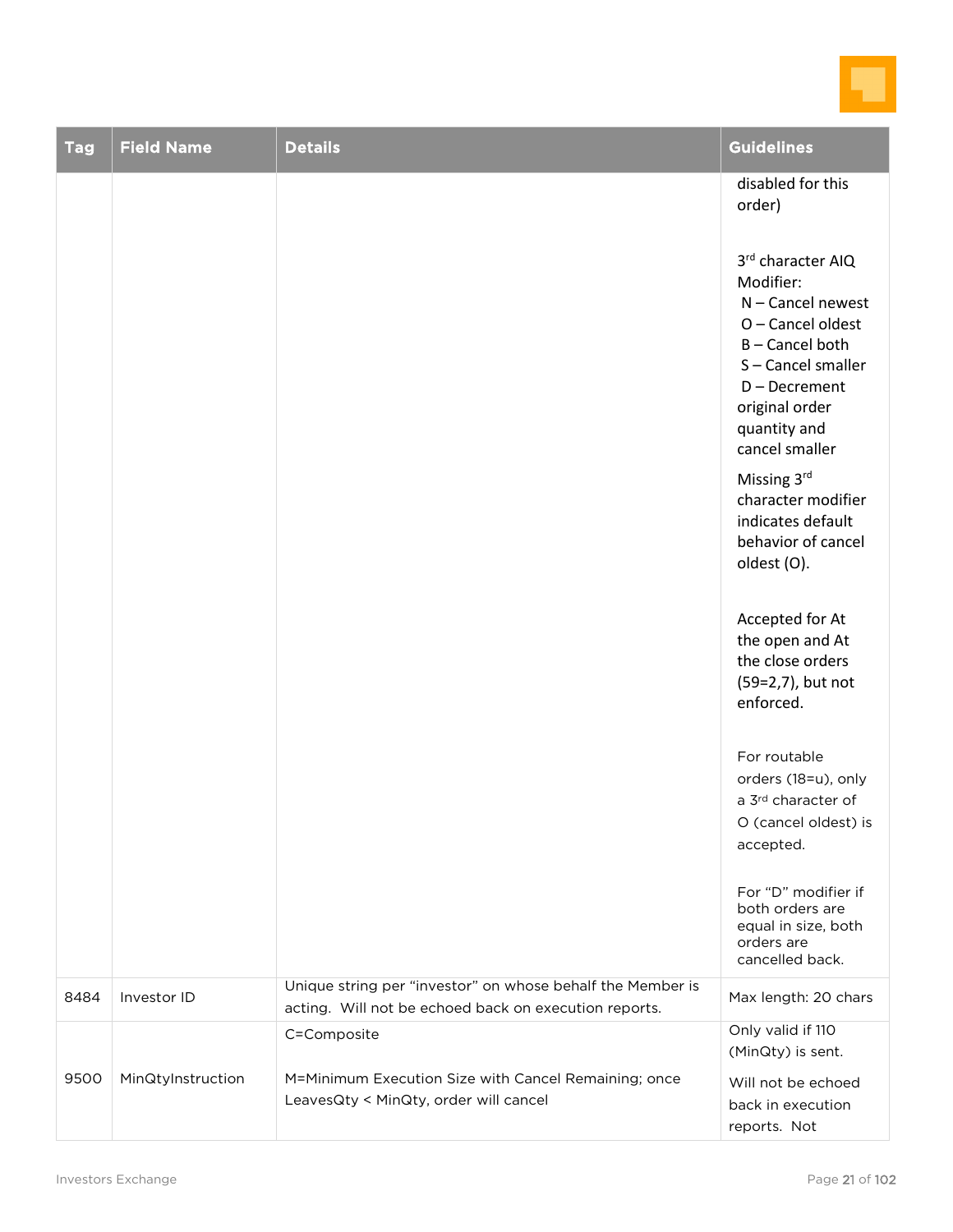| Tag | Field Name | Details | Guidelines |
|---|---|---|---|
| | | | disabled for this order)<br><br>3rd character AIQ Modifier:<br>N – Cancel newest<br>O – Cancel oldest<br>B – Cancel both<br>S – Cancel smaller<br>D – Decrement original order quantity and cancel smaller<br><br>Missing 3rd character modifier indicates default behavior of cancel oldest (O).<br><br>Accepted for At the open and At the close orders (59=2,7), but not enforced.<br><br>For routable orders (18=u), only a 3rd character of O (cancel oldest) is accepted.<br><br>For "D" modifier if both orders are equal in size, both orders are cancelled back. |
| 8484 | Investor ID | Unique string per "investor" on whose behalf the Member is acting. Will not be echoed back on execution reports. | Max length: 20 chars |
| 9500 | MinQtyInstruction | C=Composite<br><br>M=Minimum Execution Size with Cancel Remaining; once LeavesQty < MinQty, order will cancel | Only valid if 110 (MinQty) is sent.<br><br>Will not be echoed back in execution reports. Not |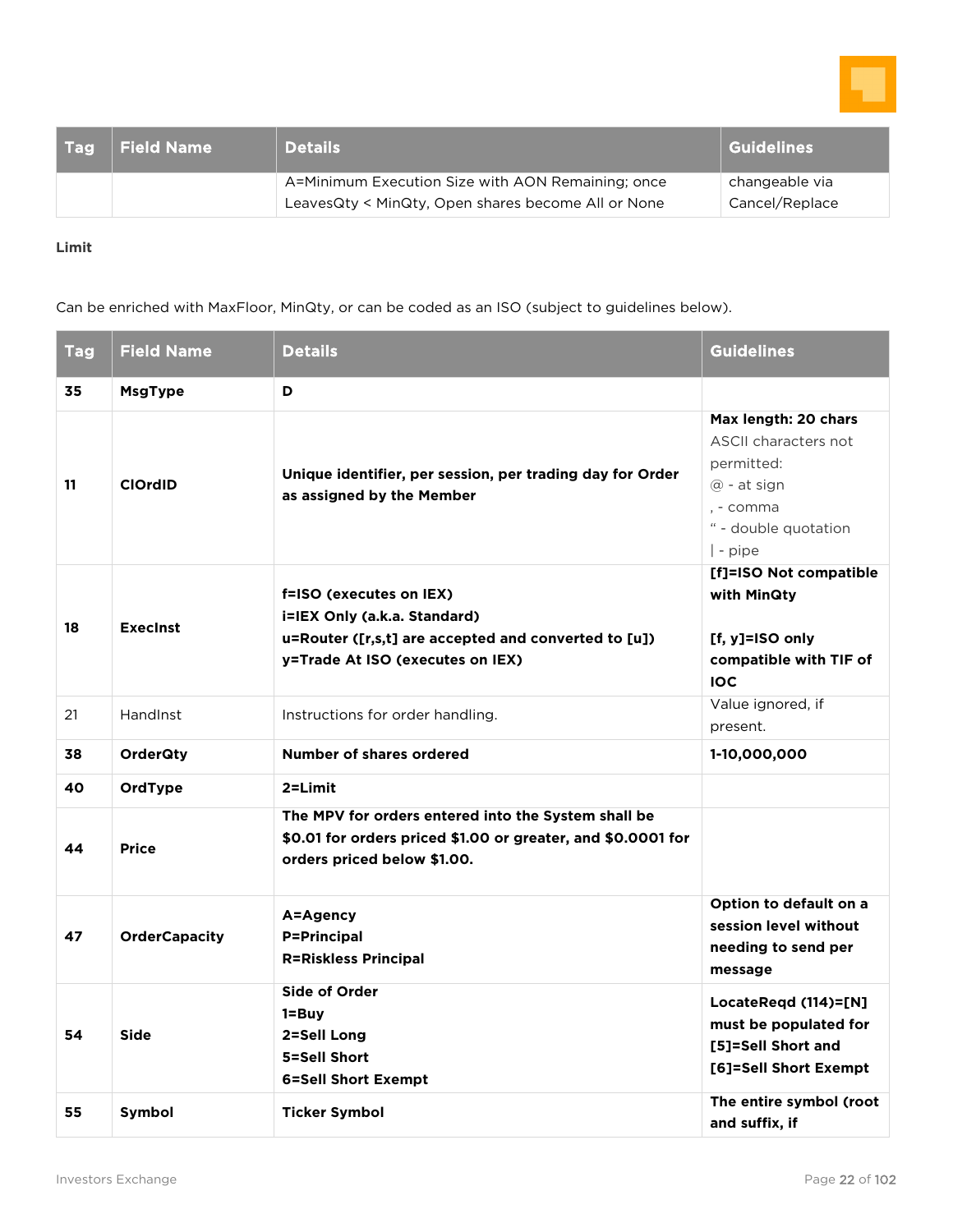| Tag | Field Name | Details | Guidelines |
|---|---|---|---|
| | | A=Minimum Execution Size with AON Remaining; once LeavesQty < MinQty, Open shares become All or None | changeable via Cancel/Replace |

**Limit**

Can be enriched with MaxFloor, MinQty, or can be coded as an ISO (subject to guidelines below).

| Tag | Field Name | Details | Guidelines |
|---|---|---|---|
| **35** | **MsgType** | **D** | |
| **11** | **ClOrdID** | **Unique identifier, per session, per trading day for Order as assigned by the Member** | **Max length: 20 chars**<br>ASCII characters not permitted:<br>@ - at sign<br>, - comma<br>" - double quotation<br>\| - pipe |
| **18** | **ExecInst** | **f=ISO (executes on IEX)**<br>**i=IEX Only (a.k.a. Standard)**<br>**u=Router ([r,s,t] are accepted and converted to [u])**<br>**y=Trade At ISO (executes on IEX)** | **[f]=ISO Not compatible with MinQty**<br><br>**[f, y]=ISO only compatible with TIF of IOC** |
| 21 | HandInst | Instructions for order handling. | Value ignored, if present. |
| **38** | **OrderQty** | **Number of shares ordered** | **1-10,000,000** |
| **40** | **OrdType** | **2=Limit** | |
| **44** | **Price** | **The MPV for orders entered into the System shall be $0.01 for orders priced $1.00 or greater, and $0.0001 for orders priced below $1.00.** | |
| **47** | **OrderCapacity** | **A=Agency**<br>**P=Principal**<br>**R=Riskless Principal** | **Option to default on a session level without needing to send per message** |
| **54** | **Side** | **Side of Order**<br>**1=Buy**<br>**2=Sell Long**<br>**5=Sell Short**<br>**6=Sell Short Exempt** | **LocateReqd (114)=[N] must be populated for [5]=Sell Short and [6]=Sell Short Exempt** |
| **55** | **Symbol** | **Ticker Symbol** | **The entire symbol (root and suffix, if** |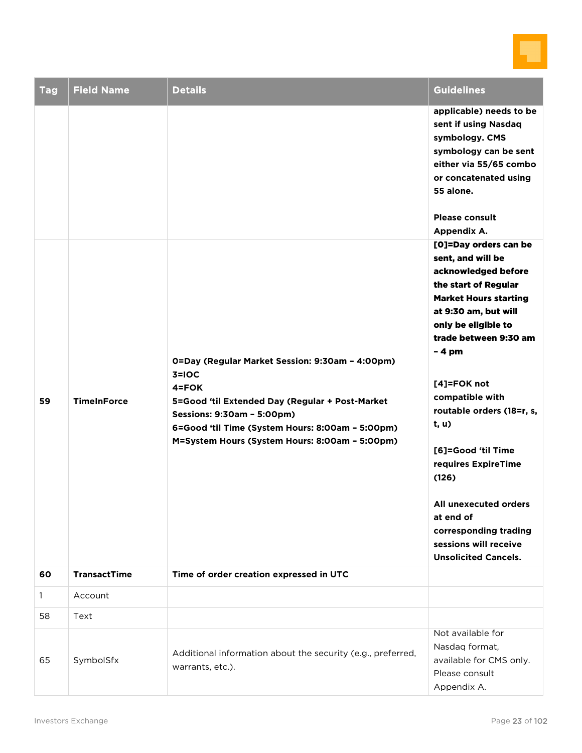| Tag | Field Name | Details | Guidelines |
|---|---|---|---|
| | | | **applicable) needs to be sent if using Nasdaq symbology. CMS symbology can be sent either via 55/65 combo or concatenated using 55 alone.**<br><br>**Please consult Appendix A.** |
| **59** | **TimeInForce** | **0=Day (Regular Market Session: 9:30am – 4:00pm)**<br>**3=IOC**<br>**4=FOK**<br>**5=Good 'til Extended Day (Regular + Post-Market Sessions: 9:30am – 5:00pm)**<br>**6=Good 'til Time (System Hours: 8:00am – 5:00pm)**<br>**M=System Hours (System Hours: 8:00am – 5:00pm)** | **[0]=Day orders can be sent, and will be acknowledged before the start of Regular Market Hours starting at 9:30 am, but will only be eligible to trade between 9:30 am – 4 pm**<br><br>**[4]=FOK not compatible with routable orders (18=r, s, t, u)**<br><br>**[6]=Good 'til Time requires ExpireTime (126)**<br><br>**All unexecuted orders at end of corresponding trading sessions will receive Unsolicited Cancels.** |
| **60** | **TransactTime** | **Time of order creation expressed in UTC** | |
| 1 | Account | | |
| 58 | Text | | |
| 65 | SymbolSfx | Additional information about the security (e.g., preferred, warrants, etc.). | Not available for Nasdaq format, available for CMS only. Please consult Appendix A. |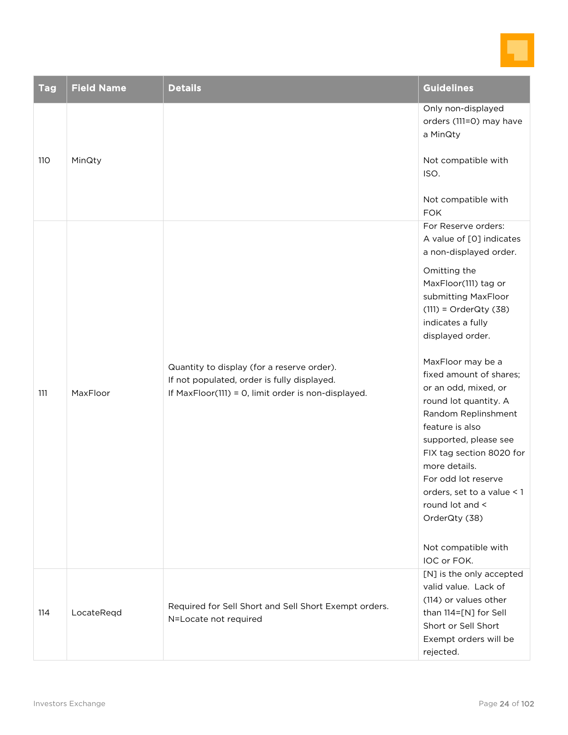| Tag | Field Name | Details | Guidelines |
|---|---|---|---|
| 110 | MinQty | | Only non-displayed orders (111=0) may have a MinQty<br><br>Not compatible with ISO.<br><br>Not compatible with FOK |
| 111 | MaxFloor | Quantity to display (for a reserve order).<br>If not populated, order is fully displayed.<br>If MaxFloor(111) = 0, limit order is non-displayed. | For Reserve orders:<br>A value of [0] indicates a non-displayed order.<br><br>Omitting the MaxFloor(111) tag or submitting MaxFloor (111) = OrderQty (38) indicates a fully displayed order.<br><br>MaxFloor may be a fixed amount of shares; or an odd, mixed, or round lot quantity. A Random Replinshment feature is also supported, please see FIX tag section 8020 for more details.<br>For odd lot reserve orders, set to a value < 1 round lot and < OrderQty (38)<br><br>Not compatible with IOC or FOK. |
| 114 | LocateReqd | Required for Sell Short and Sell Short Exempt orders.<br>N=Locate not required | [N] is the only accepted valid value. Lack of (114) or values other than 114=[N] for Sell Short or Sell Short Exempt orders will be rejected. |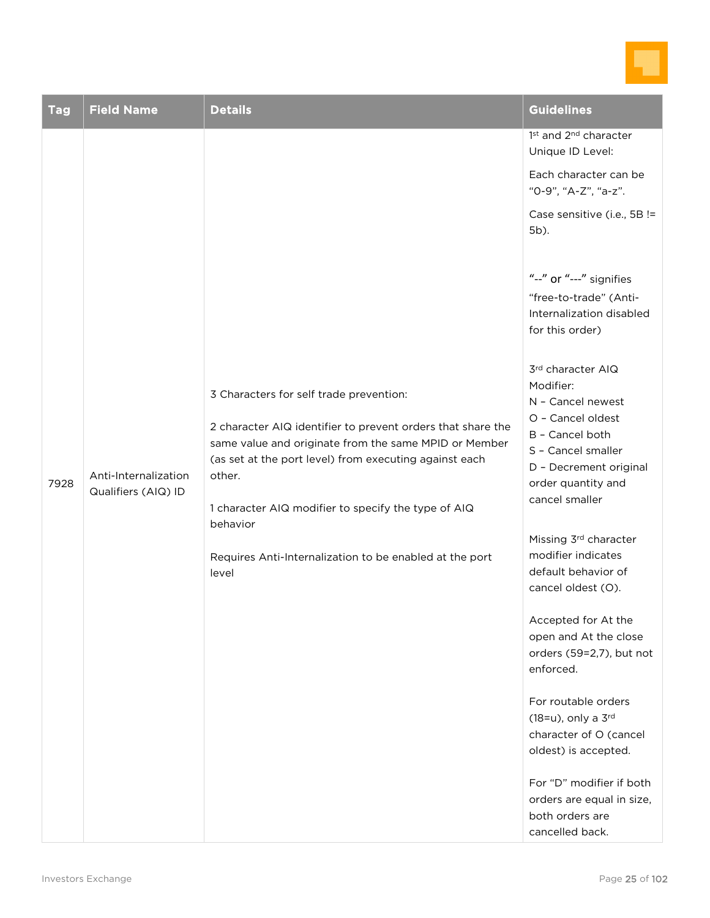| Tag | Field Name | Details | Guidelines |
|---|---|---|---|
| 7928 | Anti-Internalization Qualifiers (AIQ) ID | 3 Characters for self trade prevention:<br><br>2 character AIQ identifier to prevent orders that share the same value and originate from the same MPID or Member (as set at the port level) from executing against each other.<br><br>1 character AIQ modifier to specify the type of AIQ behavior<br><br>Requires Anti-Internalization to be enabled at the port level | 1st and 2nd character Unique ID Level:<br><br>Each character can be "0-9", "A-Z", "a-z".<br><br>Case sensitive (i.e., 5B != 5b).<br><br>"--" or "---" signifies "free-to-trade" (Anti-Internalization disabled for this order)<br><br>3rd character AIQ Modifier:<br>N – Cancel newest<br>O – Cancel oldest<br>B – Cancel both<br>S – Cancel smaller<br>D – Decrement original order quantity and cancel smaller<br><br>Missing 3rd character modifier indicates default behavior of cancel oldest (O).<br><br>Accepted for At the open and At the close orders (59=2,7), but not enforced.<br><br>For routable orders (18=u), only a 3rd character of O (cancel oldest) is accepted.<br><br>For "D" modifier if both orders are equal in size, both orders are cancelled back. |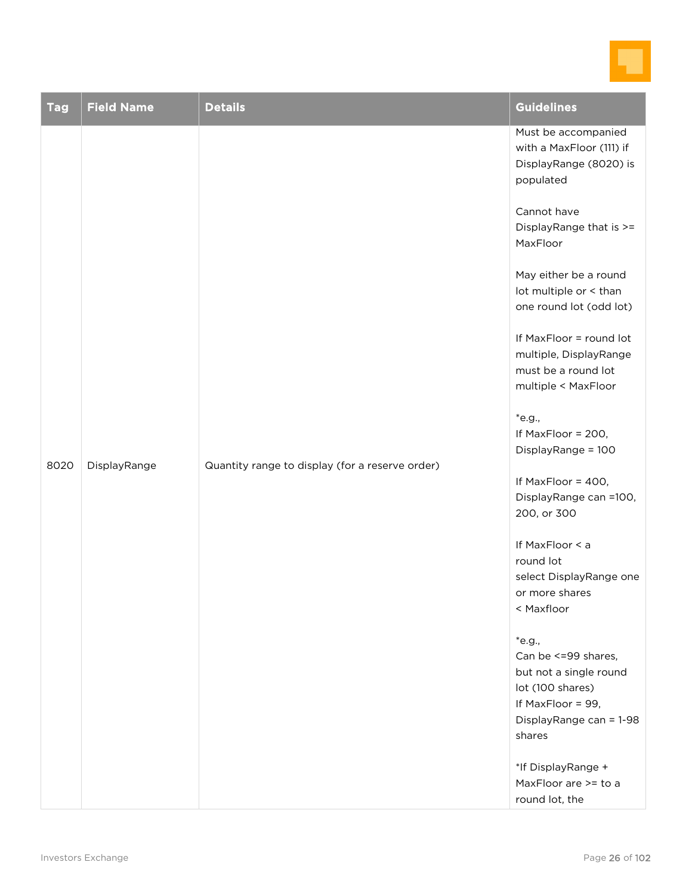| Tag | Field Name | Details | Guidelines |
|---|---|---|---|
| 8020 | DisplayRange | Quantity range to display (for a reserve order) | Must be accompanied with a MaxFloor (111) if DisplayRange (8020) is populated<br><br>Cannot have DisplayRange that is >= MaxFloor<br><br>May either be a round lot multiple or < than one round lot (odd lot)<br><br>If MaxFloor = round lot multiple, DisplayRange must be a round lot multiple < MaxFloor<br><br>*e.g.,<br>If MaxFloor = 200, DisplayRange = 100<br><br>If MaxFloor = 400, DisplayRange can =100, 200, or 300<br><br>If MaxFloor < a round lot select DisplayRange one or more shares < Maxfloor<br><br>*e.g.,<br>Can be <=99 shares, but not a single round lot (100 shares)<br>If MaxFloor = 99, DisplayRange can = 1-98 shares<br><br>*If DisplayRange + MaxFloor are >= to a round lot, the |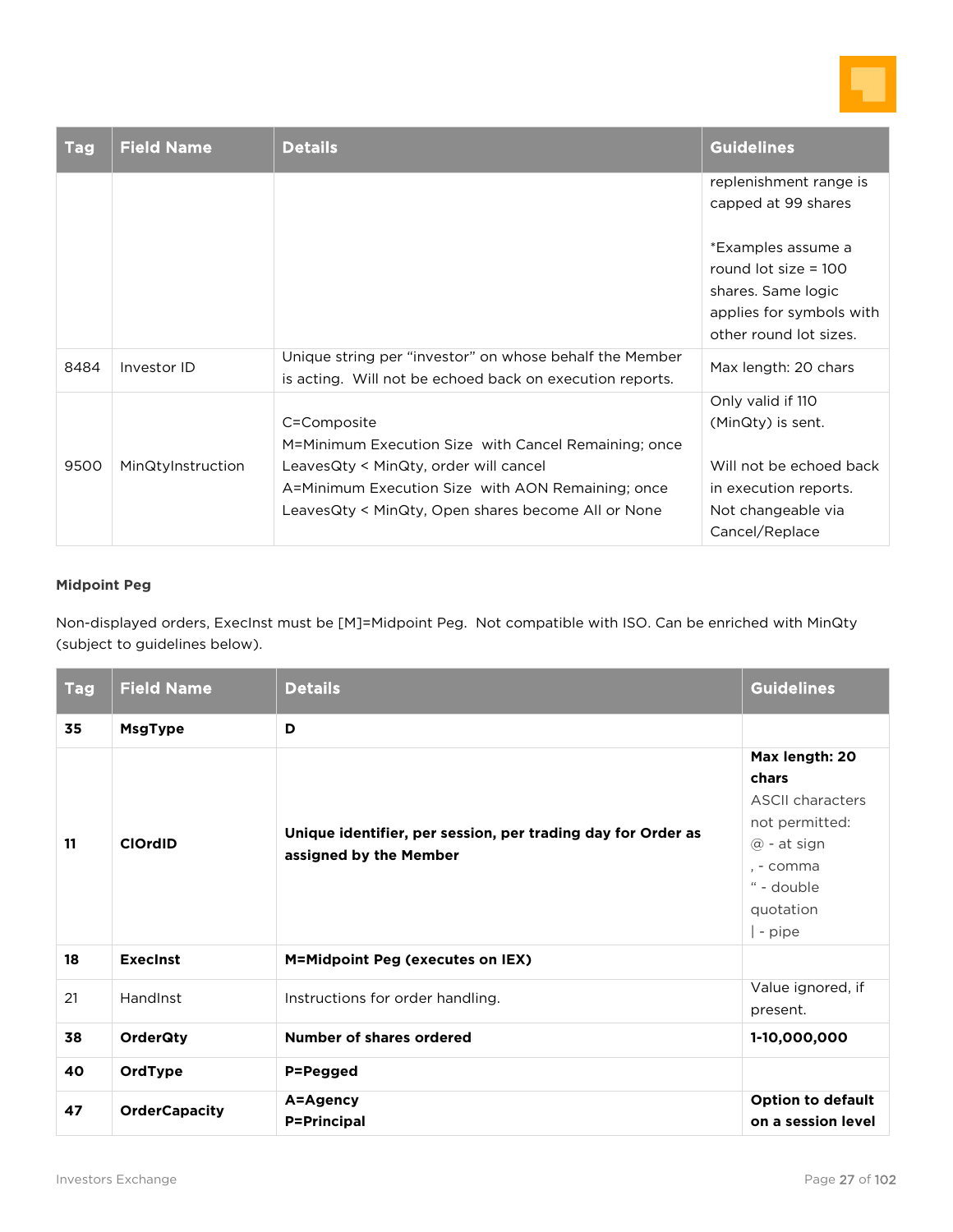| Tag | Field Name | Details | Guidelines |
|---|---|---|---|
| | | | replenishment range is capped at 99 shares<br><br>*Examples assume a round lot size = 100 shares. Same logic applies for symbols with other round lot sizes. |
| 8484 | Investor ID | Unique string per "investor" on whose behalf the Member is acting. Will not be echoed back on execution reports. | Max length: 20 chars |
| 9500 | MinQtyInstruction | C=Composite<br>M=Minimum Execution Size with Cancel Remaining; once LeavesQty < MinQty, order will cancel<br>A=Minimum Execution Size with AON Remaining; once LeavesQty < MinQty, Open shares become All or None | Only valid if 110 (MinQty) is sent.<br><br>Will not be echoed back in execution reports. Not changeable via Cancel/Replace |

**Midpoint Peg**

Non-displayed orders, ExecInst must be [M]=Midpoint Peg. Not compatible with ISO. Can be enriched with MinQty (subject to guidelines below).

| Tag | Field Name | Details | Guidelines |
|---|---|---|---|
| **35** | **MsgType** | **D** | |
| **11** | **ClOrdID** | **Unique identifier, per session, per trading day for Order as assigned by the Member** | **Max length: 20 chars**<br>ASCII characters not permitted:<br>@ - at sign<br>, - comma<br>" - double quotation<br>\| - pipe |
| **18** | **ExecInst** | **M=Midpoint Peg (executes on IEX)** | |
| 21 | HandInst | Instructions for order handling. | Value ignored, if present. |
| **38** | **OrderQty** | **Number of shares ordered** | **1-10,000,000** |
| **40** | **OrdType** | **P=Pegged** | |
| **47** | **OrderCapacity** | **A=Agency**<br>**P=Principal** | **Option to default on a session level** |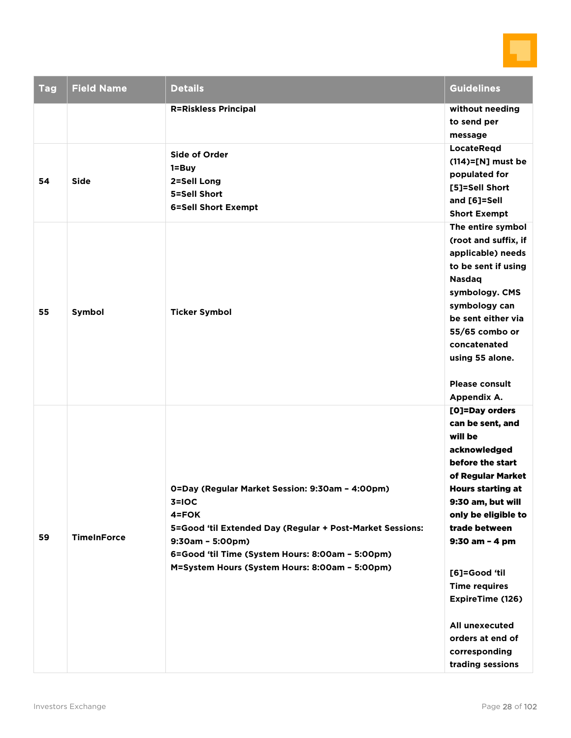| Tag | Field Name | Details | Guidelines |
|---|---|---|---|
| | | R=Riskless Principal | without needing to send per message |
| 54 | Side | Side of Order<br>1=Buy<br>2=Sell Long<br>5=Sell Short<br>6=Sell Short Exempt | LocateReqd (114)=[N] must be populated for [5]=Sell Short and [6]=Sell Short Exempt |
| 55 | Symbol | Ticker Symbol | The entire symbol (root and suffix, if applicable) needs to be sent if using Nasdaq symbology. CMS symbology can be sent either via 55/65 combo or concatenated using 55 alone.<br><br>Please consult Appendix A. |
| 59 | TimeInForce | 0=Day (Regular Market Session: 9:30am – 4:00pm)<br>3=IOC<br>4=FOK<br>5=Good 'til Extended Day (Regular + Post-Market Sessions: 9:30am – 5:00pm)<br>6=Good 'til Time (System Hours: 8:00am – 5:00pm)<br>M=System Hours (System Hours: 8:00am – 5:00pm) | [0]=Day orders can be sent, and will be acknowledged before the start of Regular Market Hours starting at 9:30 am, but will only be eligible to trade between 9:30 am – 4 pm<br><br>[6]=Good 'til Time requires ExpireTime (126)<br><br>All unexecuted orders at end of corresponding trading sessions |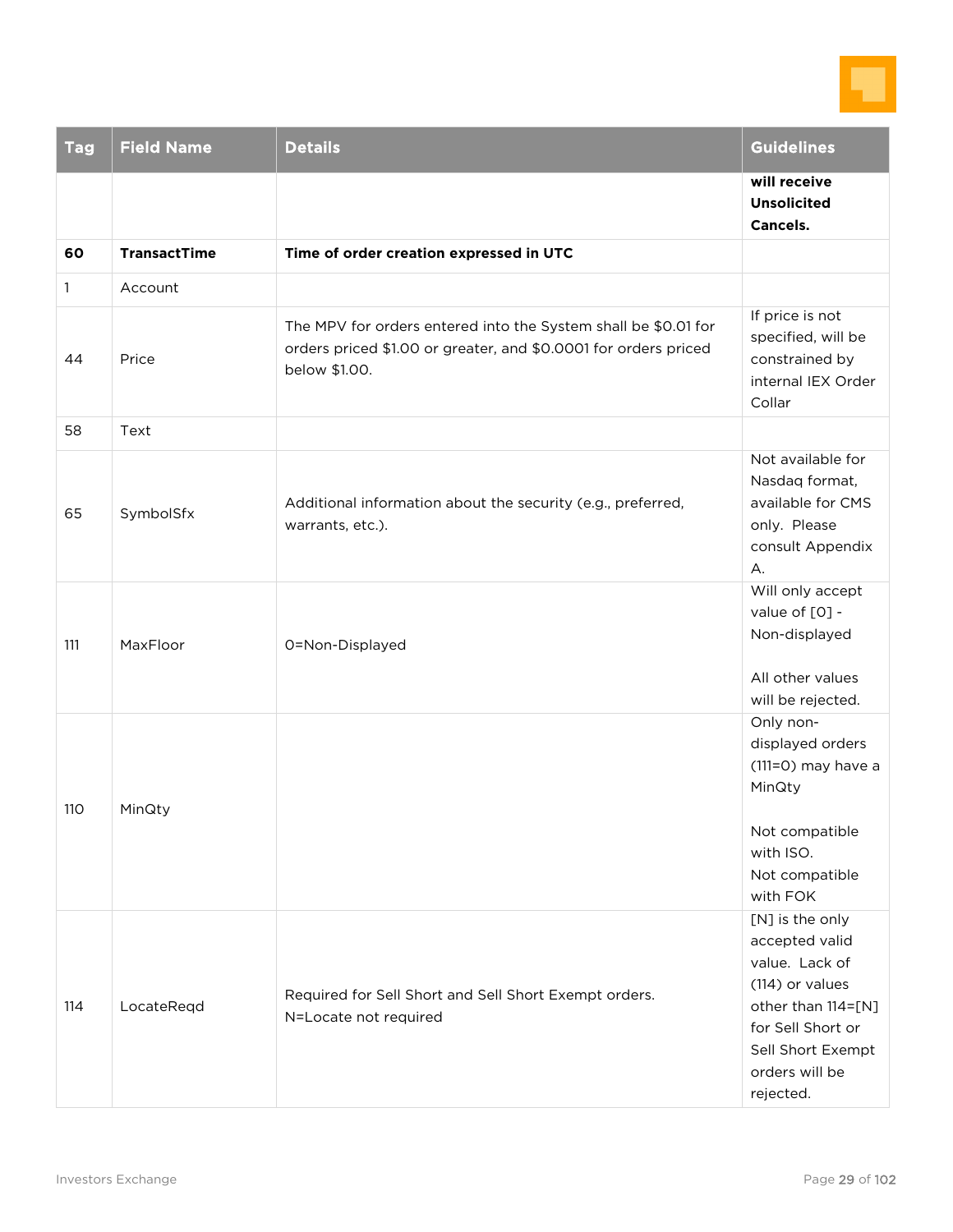| Tag | Field Name | Details | Guidelines |
|---|---|---|---|
| | | | **will receive Unsolicited Cancels.** |
| **60** | **TransactTime** | **Time of order creation expressed in UTC** | |
| 1 | Account | | |
| 44 | Price | The MPV for orders entered into the System shall be $0.01 for orders priced $1.00 or greater, and $0.0001 for orders priced below $1.00. | If price is not specified, will be constrained by internal IEX Order Collar |
| 58 | Text | | |
| 65 | SymbolSfx | Additional information about the security (e.g., preferred, warrants, etc.). | Not available for Nasdaq format, available for CMS only. Please consult Appendix A. |
| 111 | MaxFloor | 0=Non-Displayed | Will only accept value of [0] - Non-displayed<br><br>All other values will be rejected. |
| 110 | MinQty | | Only non-displayed orders (111=0) may have a MinQty<br><br>Not compatible with ISO.<br>Not compatible with FOK |
| 114 | LocateReqd | Required for Sell Short and Sell Short Exempt orders.<br>N=Locate not required | [N] is the only accepted valid value. Lack of (114) or values other than 114=[N] for Sell Short or Sell Short Exempt orders will be rejected. |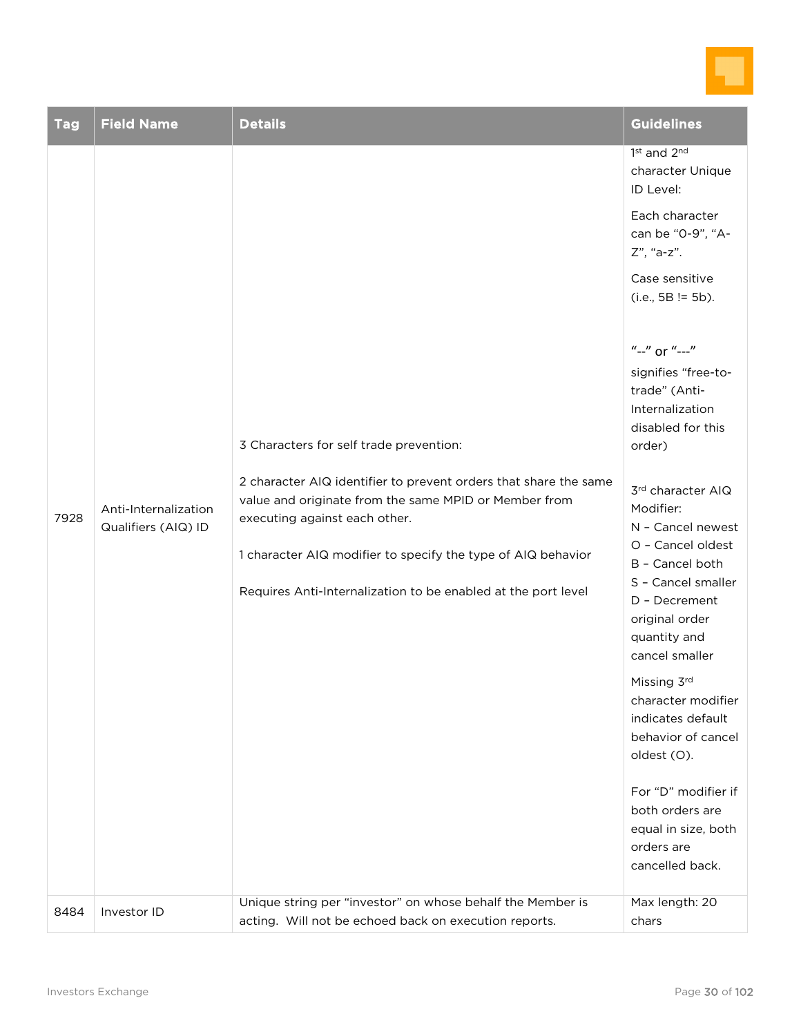| Tag | Field Name | Details | Guidelines |
| --- | --- | --- | --- |
| 7928 | Anti-Internalization Qualifiers (AIQ) ID | 3 Characters for self trade prevention:<br><br>2 character AIQ identifier to prevent orders that share the same value and originate from the same MPID or Member from executing against each other.<br><br>1 character AIQ modifier to specify the type of AIQ behavior<br><br>Requires Anti-Internalization to be enabled at the port level | 1st and 2nd character Unique ID Level:<br><br>Each character can be "0-9", "A-Z", "a-z".<br><br>Case sensitive (i.e., 5B != 5b).<br><br>"--" or "---" signifies "free-to-trade" (Anti-Internalization disabled for this order)<br><br>3rd character AIQ Modifier:<br>N – Cancel newest<br>O – Cancel oldest<br>B – Cancel both<br>S – Cancel smaller<br>D – Decrement original order quantity and cancel smaller<br><br>Missing 3rd character modifier indicates default behavior of cancel oldest (O).<br><br>For "D" modifier if both orders are equal in size, both orders are cancelled back. |
| 8484 | Investor ID | Unique string per "investor" on whose behalf the Member is acting. Will not be echoed back on execution reports. | Max length: 20 chars |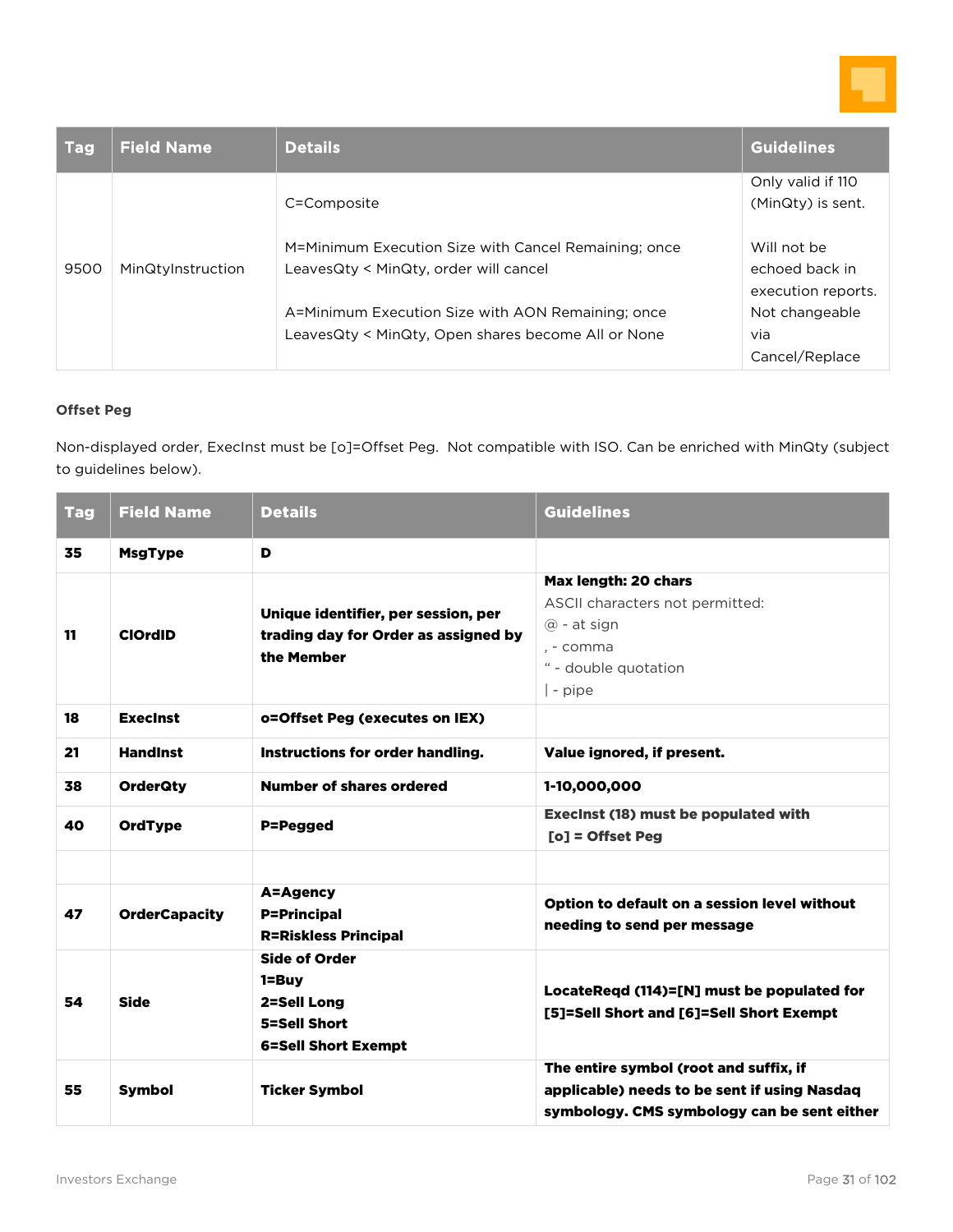| Tag | Field Name | Details | Guidelines |
| --- | --- | --- | --- |
| 9500 | MinQtyInstruction | C=Composite<br><br>M=Minimum Execution Size with Cancel Remaining; once LeavesQty < MinQty, order will cancel<br><br>A=Minimum Execution Size with AON Remaining; once LeavesQty < MinQty, Open shares become All or None | Only valid if 110 (MinQty) is sent.<br><br>Will not be echoed back in execution reports. Not changeable via Cancel/Replace |

**Offset Peg**

Non-displayed order, ExecInst must be [o]=Offset Peg. Not compatible with ISO. Can be enriched with MinQty (subject to guidelines below).

| Tag | Field Name | Details | Guidelines |
| --- | --- | --- | --- |
| **35** | **MsgType** | **D** | |
| **11** | **ClOrdID** | **Unique identifier, per session, per trading day for Order as assigned by the Member** | **Max length: 20 chars**<br>ASCII characters not permitted:<br>@ - at sign<br>, - comma<br>" - double quotation<br>\| - pipe |
| **18** | **ExecInst** | **o=Offset Peg (executes on IEX)** | |
| **21** | **HandInst** | **Instructions for order handling.** | **Value ignored, if present.** |
| **38** | **OrderQty** | **Number of shares ordered** | **1-10,000,000** |
| **40** | **OrdType** | **P=Pegged** | **ExecInst (18) must be populated with [o] = Offset Peg** |
| | | | |
| **47** | **OrderCapacity** | **A=Agency**<br>**P=Principal**<br>**R=Riskless Principal** | **Option to default on a session level without needing to send per message** |
| **54** | **Side** | **Side of Order**<br>**1=Buy**<br>**2=Sell Long**<br>**5=Sell Short**<br>**6=Sell Short Exempt** | **LocateReqd (114)=[N] must be populated for [5]=Sell Short and [6]=Sell Short Exempt** |
| **55** | **Symbol** | **Ticker Symbol** | **The entire symbol (root and suffix, if applicable) needs to be sent if using Nasdaq symbology. CMS symbology can be sent either** |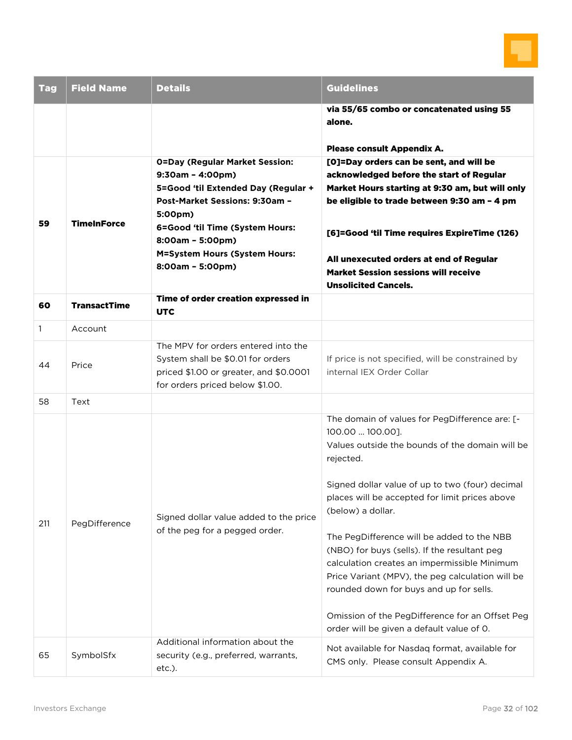| Tag | Field Name | Details | Guidelines |
|---|---|---|---|
| | | | **via 55/65 combo or concatenated using 55 alone.**<br><br>**Please consult Appendix A.** |
| **59** | **TimeInForce** | **0=Day (Regular Market Session: 9:30am – 4:00pm)**<br>**5=Good 'til Extended Day (Regular + Post-Market Sessions: 9:30am – 5:00pm)**<br>**6=Good 'til Time (System Hours: 8:00am – 5:00pm)**<br>**M=System Hours (System Hours: 8:00am – 5:00pm)** | **[0]=Day orders can be sent, and will be acknowledged before the start of Regular Market Hours starting at 9:30 am, but will only be eligible to trade between 9:30 am – 4 pm**<br><br>**[6]=Good 'til Time requires ExpireTime (126)**<br><br>**All unexecuted orders at end of Regular Market Session sessions will receive Unsolicited Cancels.** |
| **60** | **TransactTime** | **Time of order creation expressed in UTC** | |
| 1 | Account | | |
| 44 | Price | The MPV for orders entered into the System shall be $0.01 for orders priced $1.00 or greater, and $0.0001 for orders priced below $1.00. | If price is not specified, will be constrained by internal IEX Order Collar |
| 58 | Text | | |
| 211 | PegDifference | Signed dollar value added to the price of the peg for a pegged order. | The domain of values for PegDifference are: [-100.00 … 100.00].<br>Values outside the bounds of the domain will be rejected.<br><br>Signed dollar value of up to two (four) decimal places will be accepted for limit prices above (below) a dollar.<br><br>The PegDifference will be added to the NBB (NBO) for buys (sells). If the resultant peg calculation creates an impermissible Minimum Price Variant (MPV), the peg calculation will be rounded down for buys and up for sells.<br><br>Omission of the PegDifference for an Offset Peg order will be given a default value of 0. |
| 65 | SymbolSfx | Additional information about the security (e.g., preferred, warrants, etc.). | Not available for Nasdaq format, available for CMS only. Please consult Appendix A. |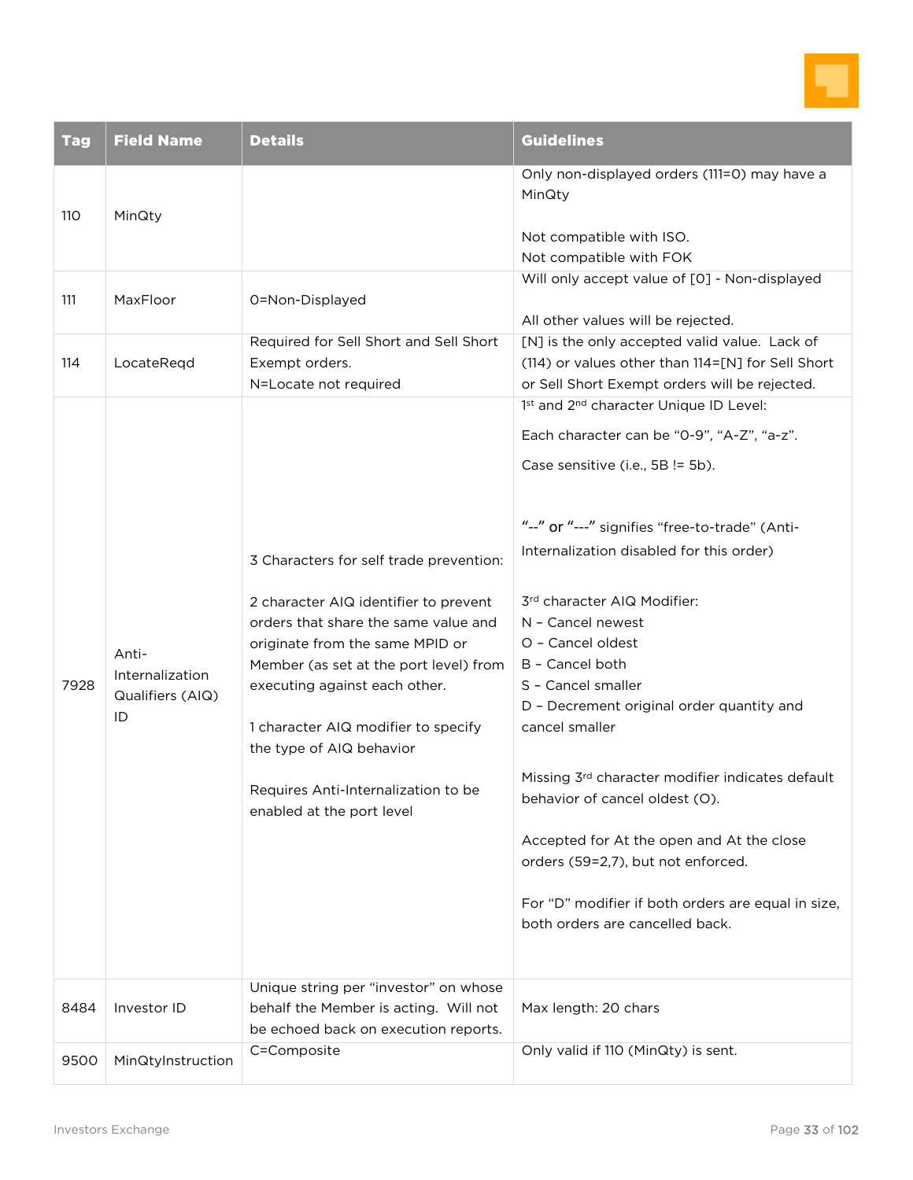| Tag | Field Name | Details | Guidelines |
|---|---|---|---|
| 110 | MinQty | | Only non-displayed orders (111=0) may have a MinQty<br><br>Not compatible with ISO.<br>Not compatible with FOK |
| 111 | MaxFloor | 0=Non-Displayed | Will only accept value of [0] - Non-displayed<br><br>All other values will be rejected. |
| 114 | LocateReqd | Required for Sell Short and Sell Short Exempt orders.<br>N=Locate not required | [N] is the only accepted valid value. Lack of (114) or values other than 114=[N] for Sell Short or Sell Short Exempt orders will be rejected. |
| 7928 | Anti-Internalization Qualifiers (AIQ) ID | 3 Characters for self trade prevention:<br><br>2 character AIQ identifier to prevent orders that share the same value and originate from the same MPID or Member (as set at the port level) from executing against each other.<br><br>1 character AIQ modifier to specify the type of AIQ behavior<br><br>Requires Anti-Internalization to be enabled at the port level | 1st and 2nd character Unique ID Level:<br><br>Each character can be "0-9", "A-Z", "a-z".<br><br>Case sensitive (i.e., 5B != 5b).<br><br>"--" or "---" signifies "free-to-trade" (Anti-Internalization disabled for this order)<br><br>3rd character AIQ Modifier:<br>N – Cancel newest<br>O – Cancel oldest<br>B – Cancel both<br>S – Cancel smaller<br>D – Decrement original order quantity and cancel smaller<br><br>Missing 3rd character modifier indicates default behavior of cancel oldest (O).<br><br>Accepted for At the open and At the close orders (59=2,7), but not enforced.<br><br>For "D" modifier if both orders are equal in size, both orders are cancelled back. |
| 8484 | Investor ID | Unique string per "investor" on whose behalf the Member is acting. Will not be echoed back on execution reports. | Max length: 20 chars |
| 9500 | MinQtyInstruction | C=Composite | Only valid if 110 (MinQty) is sent. |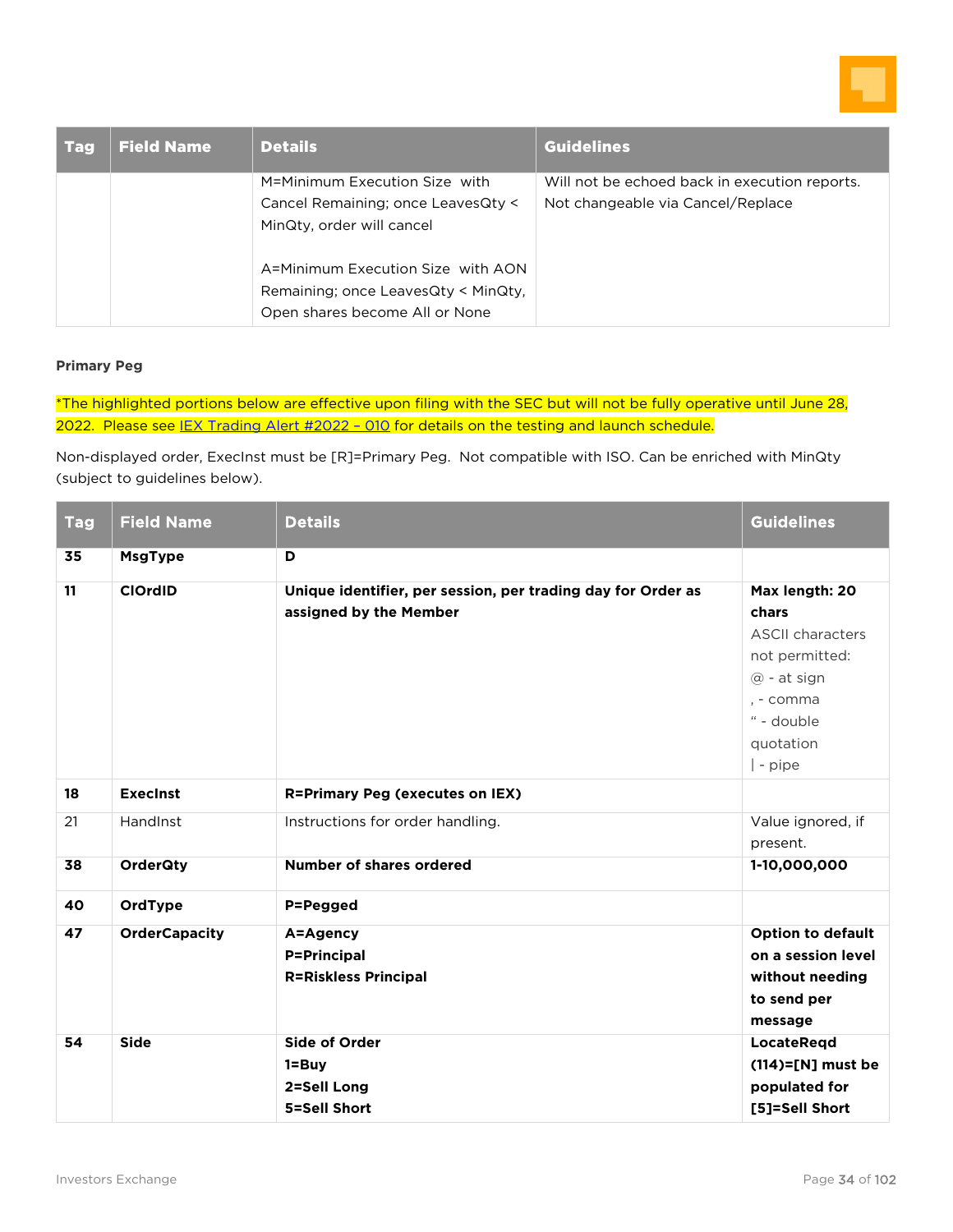| Tag | Field Name | Details | Guidelines |
|---|---|---|---|
| | | M=Minimum Execution Size with Cancel Remaining; once LeavesQty < MinQty, order will cancel<br><br>A=Minimum Execution Size with AON Remaining; once LeavesQty < MinQty, Open shares become All or None | Will not be echoed back in execution reports. Not changeable via Cancel/Replace |

**Primary Peg**

*The highlighted portions below are effective upon filing with the SEC but will not be fully operative until June 28, 2022. Please see IEX Trading Alert #2022 – 010 for details on the testing and launch schedule.

Non-displayed order, ExecInst must be [R]=Primary Peg. Not compatible with ISO. Can be enriched with MinQty (subject to guidelines below).

| Tag | Field Name | Details | Guidelines |
|---|---|---|---|
| **35** | **MsgType** | **D** | |
| **11** | **ClOrdID** | **Unique identifier, per session, per trading day for Order as assigned by the Member** | **Max length: 20 chars**<br>ASCII characters not permitted:<br>@ - at sign<br>, - comma<br>" - double quotation<br>\| - pipe |
| **18** | **ExecInst** | **R=Primary Peg (executes on IEX)** | |
| 21 | HandInst | Instructions for order handling. | Value ignored, if present. |
| **38** | **OrderQty** | **Number of shares ordered** | **1-10,000,000** |
| **40** | **OrdType** | **P=Pegged** | |
| **47** | **OrderCapacity** | **A=Agency**<br>**P=Principal**<br>**R=Riskless Principal** | **Option to default on a session level without needing to send per message** |
| **54** | **Side** | **Side of Order**<br>**1=Buy**<br>**2=Sell Long**<br>**5=Sell Short** | **LocateReqd (114)=[N] must be populated for [5]=Sell Short** |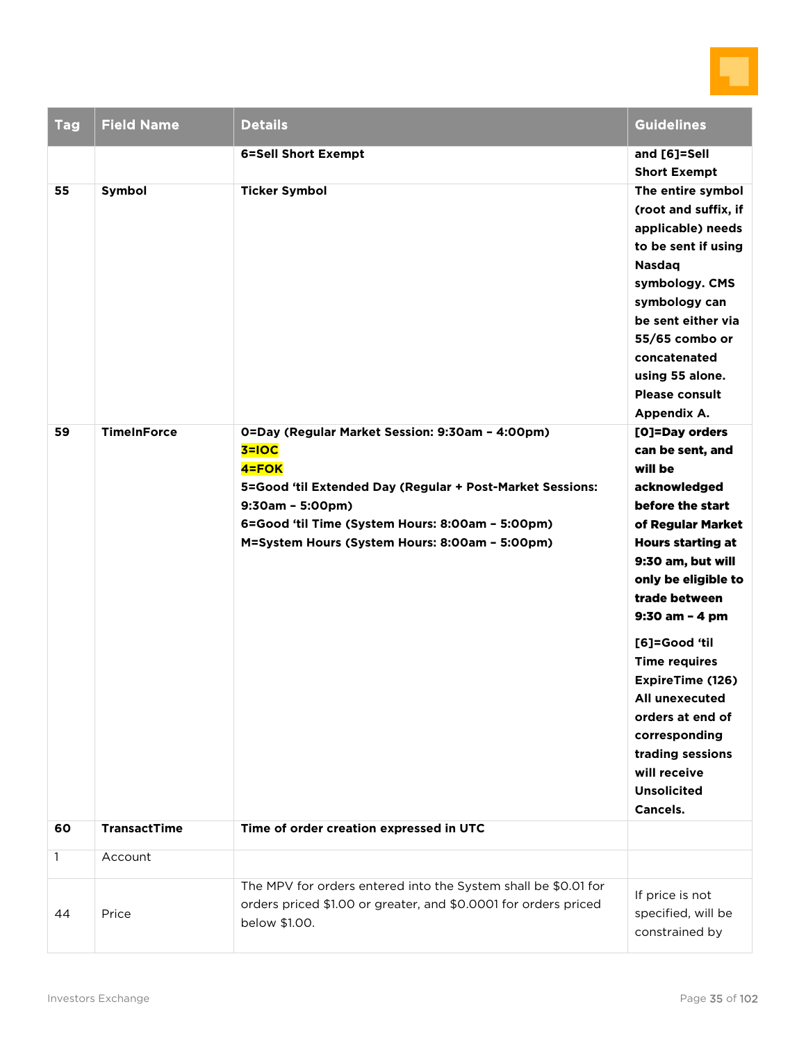| Tag | Field Name | Details | Guidelines |
|---|---|---|---|
| | | **6=Sell Short Exempt** | **and [6]=Sell Short Exempt** |
| **55** | **Symbol** | **Ticker Symbol** | **The entire symbol (root and suffix, if applicable) needs to be sent if using Nasdaq symbology. CMS symbology can be sent either via 55/65 combo or concatenated using 55 alone. Please consult Appendix A.** |
| **59** | **TimeInForce** | **0=Day (Regular Market Session: 9:30am – 4:00pm)**<br>**3=IOC**<br>**4=FOK**<br>**5=Good 'til Extended Day (Regular + Post-Market Sessions: 9:30am – 5:00pm)**<br>**6=Good 'til Time (System Hours: 8:00am – 5:00pm)**<br>**M=System Hours (System Hours: 8:00am – 5:00pm)** | **[0]=Day orders can be sent, and will be acknowledged before the start of Regular Market Hours starting at 9:30 am, but will only be eligible to trade between 9:30 am – 4 pm**<br><br>**[6]=Good 'til Time requires ExpireTime (126) All unexecuted orders at end of corresponding trading sessions will receive Unsolicited Cancels.** |
| **60** | **TransactTime** | **Time of order creation expressed in UTC** | |
| 1 | Account | | |
| 44 | Price | The MPV for orders entered into the System shall be $0.01 for orders priced $1.00 or greater, and $0.0001 for orders priced below $1.00. | If price is not specified, will be constrained by |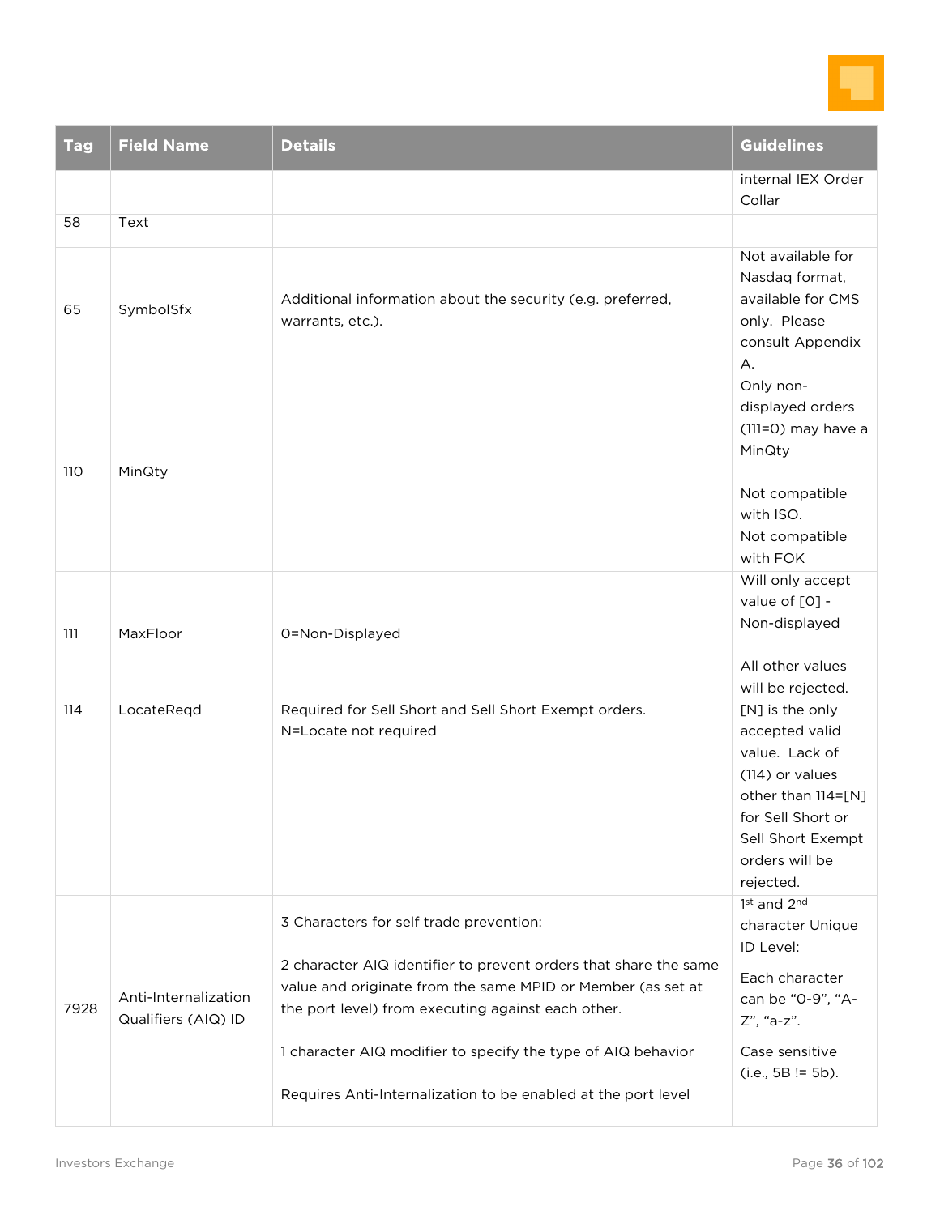| Tag | Field Name | Details | Guidelines |
|---|---|---|---|
| | | | internal IEX Order Collar |
| 58 | Text | | |
| 65 | SymbolSfx | Additional information about the security (e.g. preferred, warrants, etc.). | Not available for Nasdaq format, available for CMS only. Please consult Appendix A. |
| 110 | MinQty | | Only non-displayed orders (111=0) may have a MinQty<br><br>Not compatible with ISO.<br>Not compatible with FOK |
| 111 | MaxFloor | 0=Non-Displayed | Will only accept value of [0] - Non-displayed<br><br>All other values will be rejected. |
| 114 | LocateReqd | Required for Sell Short and Sell Short Exempt orders.<br>N=Locate not required | [N] is the only accepted valid value. Lack of (114) or values other than 114=[N] for Sell Short or Sell Short Exempt orders will be rejected. |
| 7928 | Anti-Internalization Qualifiers (AIQ) ID | 3 Characters for self trade prevention:<br><br>2 character AIQ identifier to prevent orders that share the same value and originate from the same MPID or Member (as set at the port level) from executing against each other.<br><br>1 character AIQ modifier to specify the type of AIQ behavior<br><br>Requires Anti-Internalization to be enabled at the port level | 1st and 2nd character Unique ID Level:<br><br>Each character can be "0-9", "A-Z", "a-z".<br><br>Case sensitive (i.e., 5B != 5b). |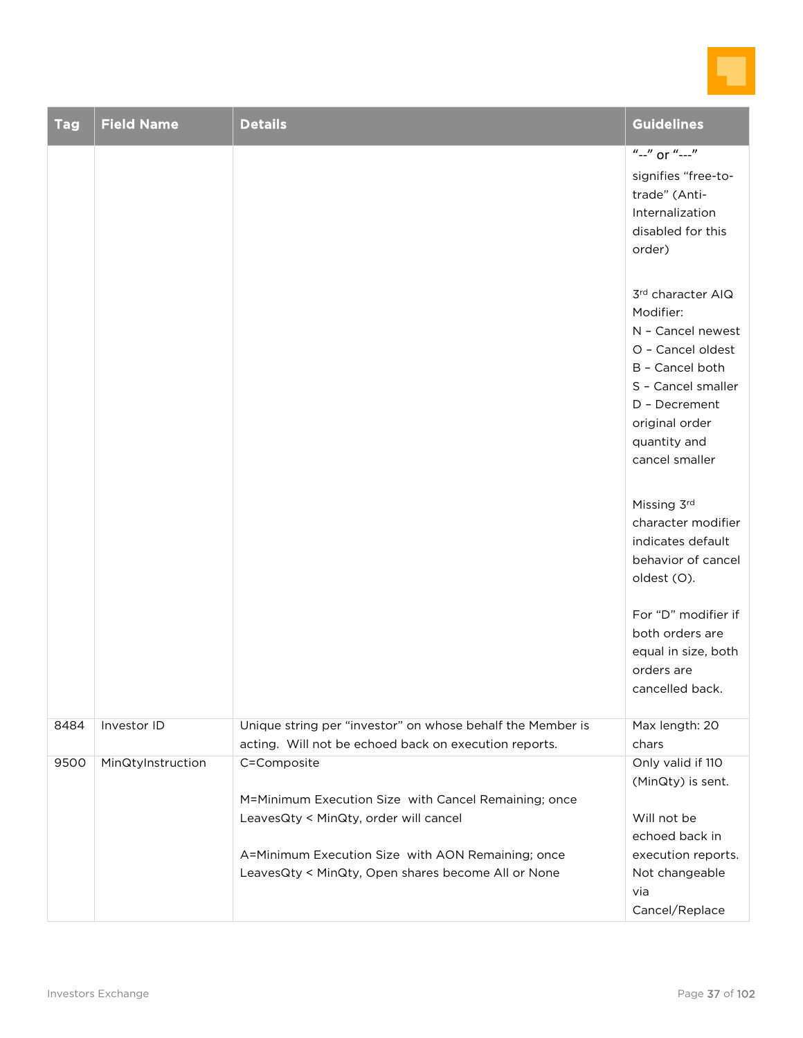| Tag | Field Name | Details | Guidelines |
|---|---|---|---|
| | | | "--" or "---" signifies "free-to-trade" (Anti-Internalization disabled for this order)<br><br>3rd character AIQ Modifier:<br>N – Cancel newest<br>O – Cancel oldest<br>B – Cancel both<br>S – Cancel smaller<br>D – Decrement original order quantity and cancel smaller<br><br>Missing 3rd character modifier indicates default behavior of cancel oldest (O).<br><br>For "D" modifier if both orders are equal in size, both orders are cancelled back. |
| 8484 | Investor ID | Unique string per "investor" on whose behalf the Member is acting. Will not be echoed back on execution reports. | Max length: 20 chars |
| 9500 | MinQtyInstruction | C=Composite<br><br>M=Minimum Execution Size with Cancel Remaining; once LeavesQty < MinQty, order will cancel<br><br>A=Minimum Execution Size with AON Remaining; once LeavesQty < MinQty, Open shares become All or None | Only valid if 110 (MinQty) is sent.<br><br>Will not be echoed back in execution reports. Not changeable via Cancel/Replace |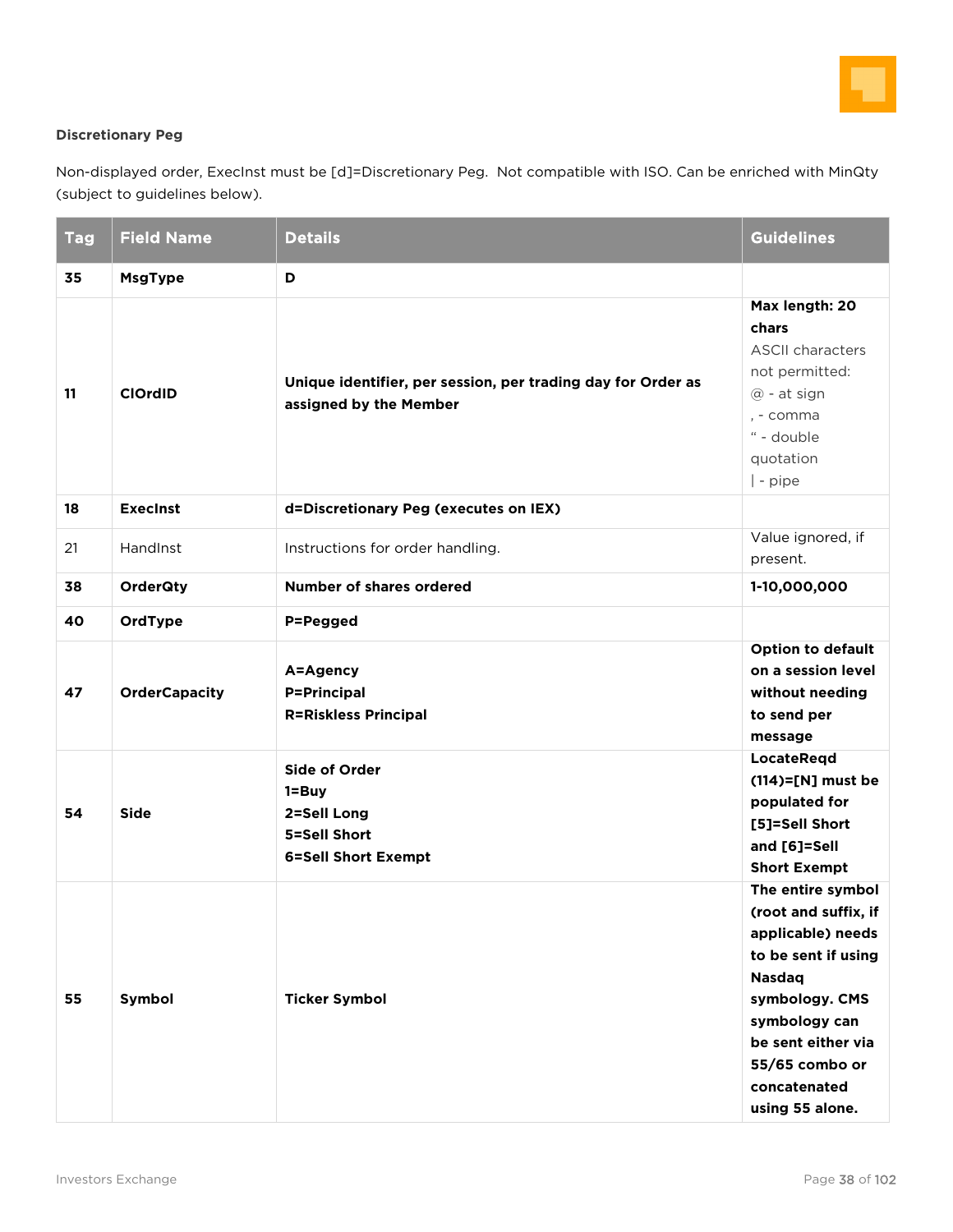**Discretionary Peg**

Non-displayed order, ExecInst must be [d]=Discretionary Peg. Not compatible with ISO. Can be enriched with MinQty (subject to guidelines below).

| Tag | Field Name | Details | Guidelines |
|---|---|---|---|
| **35** | **MsgType** | **D** | |
| **11** | **ClOrdID** | **Unique identifier, per session, per trading day for Order as assigned by the Member** | **Max length: 20 chars** ASCII characters not permitted: @ - at sign , - comma " - double quotation \| - pipe |
| **18** | **ExecInst** | **d=Discretionary Peg (executes on IEX)** | |
| 21 | HandInst | Instructions for order handling. | Value ignored, if present. |
| **38** | **OrderQty** | **Number of shares ordered** | **1-10,000,000** |
| **40** | **OrdType** | **P=Pegged** | |
| **47** | **OrderCapacity** | **A=Agency** **P=Principal** **R=Riskless Principal** | **Option to default on a session level without needing to send per message** |
| **54** | **Side** | **Side of Order** **1=Buy** **2=Sell Long** **5=Sell Short** **6=Sell Short Exempt** | **LocateReqd (114)=[N] must be populated for [5]=Sell Short and [6]=Sell Short Exempt** |
| **55** | **Symbol** | **Ticker Symbol** | **The entire symbol (root and suffix, if applicable) needs to be sent if using Nasdaq symbology. CMS symbology can be sent either via 55/65 combo or concatenated using 55 alone.** |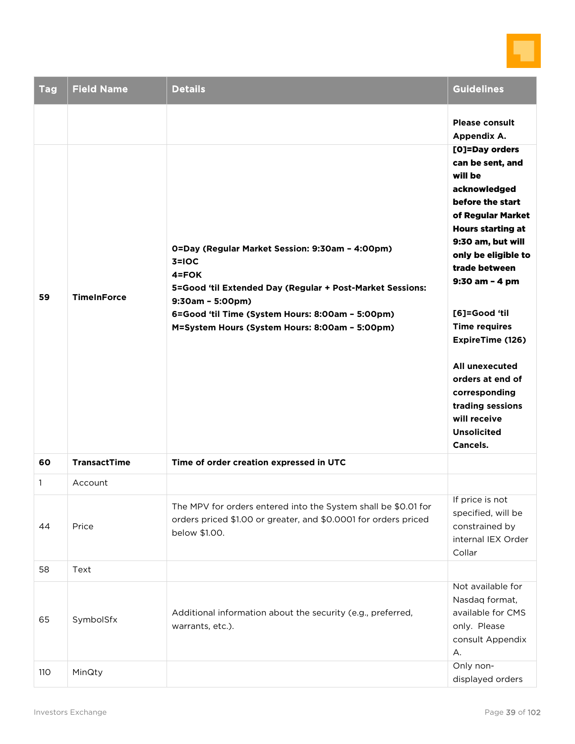| Tag | Field Name | Details | Guidelines |
|---|---|---|---|
| | | | **Please consult Appendix A.** |
| **59** | **TimeInForce** | **0=Day (Regular Market Session: 9:30am – 4:00pm)**<br>**3=IOC**<br>**4=FOK**<br>**5=Good 'til Extended Day (Regular + Post-Market Sessions: 9:30am – 5:00pm)**<br>**6=Good 'til Time (System Hours: 8:00am – 5:00pm)**<br>**M=System Hours (System Hours: 8:00am – 5:00pm)** | **[0]=Day orders can be sent, and will be acknowledged before the start of Regular Market Hours starting at 9:30 am, but will only be eligible to trade between 9:30 am – 4 pm**<br><br>**[6]=Good 'til Time requires ExpireTime (126)**<br><br>**All unexecuted orders at end of corresponding trading sessions will receive Unsolicited Cancels.** |
| **60** | **TransactTime** | **Time of order creation expressed in UTC** | |
| 1 | Account | | |
| 44 | Price | The MPV for orders entered into the System shall be $0.01 for orders priced $1.00 or greater, and $0.0001 for orders priced below $1.00. | If price is not specified, will be constrained by internal IEX Order Collar |
| 58 | Text | | |
| 65 | SymbolSfx | Additional information about the security (e.g., preferred, warrants, etc.). | Not available for Nasdaq format, available for CMS only. Please consult Appendix A. |
| 110 | MinQty | | Only non-displayed orders |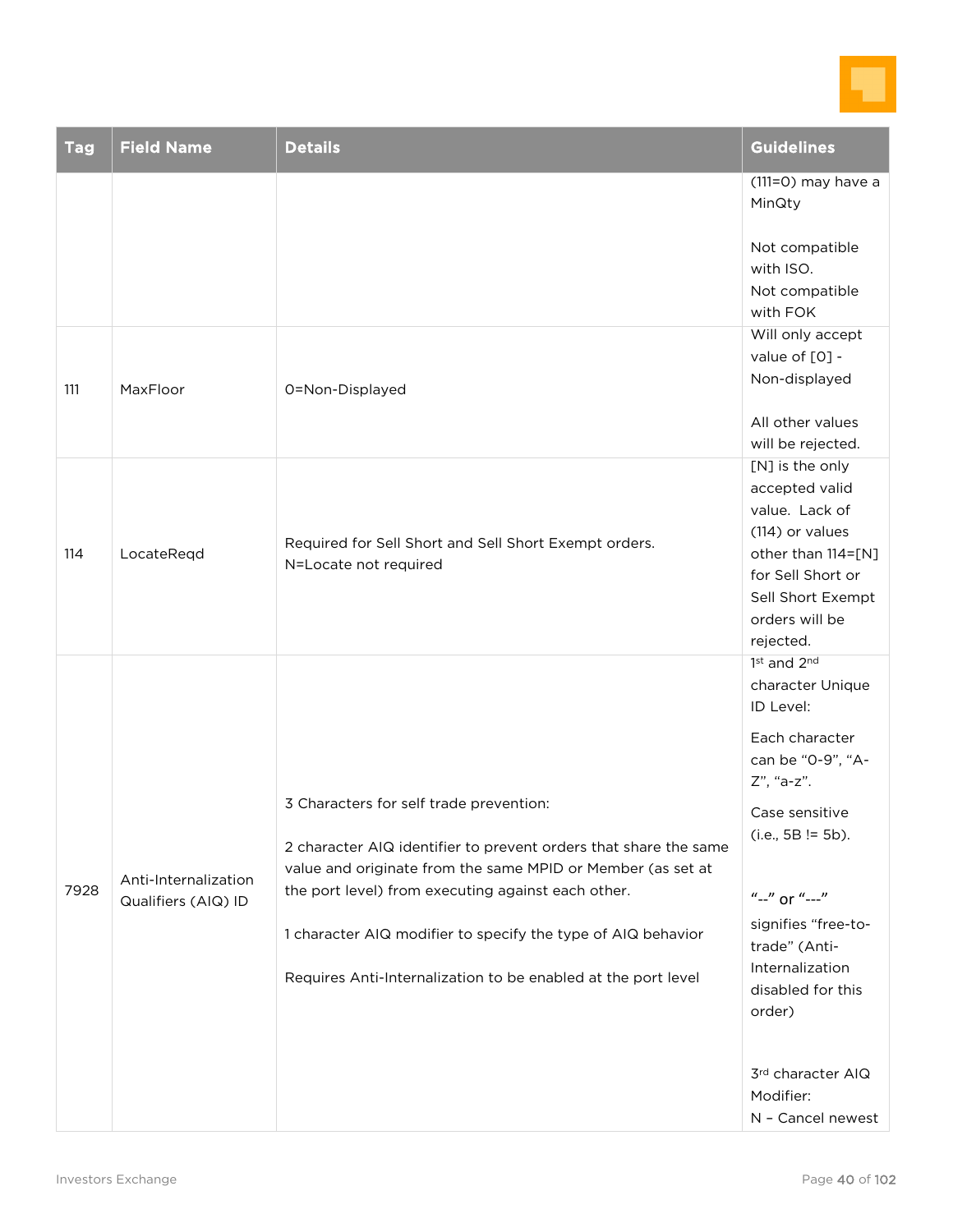| Tag | Field Name | Details | Guidelines |
|---|---|---|---|
| | | | (111=0) may have a MinQty<br><br>Not compatible with ISO.<br>Not compatible with FOK |
| 111 | MaxFloor | 0=Non-Displayed | Will only accept value of [0] - Non-displayed<br><br>All other values will be rejected. |
| 114 | LocateReqd | Required for Sell Short and Sell Short Exempt orders.<br>N=Locate not required | [N] is the only accepted valid value. Lack of (114) or values other than 114=[N] for Sell Short or Sell Short Exempt orders will be rejected. |
| 7928 | Anti-Internalization Qualifiers (AIQ) ID | 3 Characters for self trade prevention:<br><br>2 character AIQ identifier to prevent orders that share the same value and originate from the same MPID or Member (as set at the port level) from executing against each other.<br><br>1 character AIQ modifier to specify the type of AIQ behavior<br><br>Requires Anti-Internalization to be enabled at the port level | 1st and 2nd character Unique ID Level:<br><br>Each character can be "0-9", "A-Z", "a-z".<br><br>Case sensitive (i.e., 5B != 5b).<br><br>"--" or "---" signifies "free-to-trade" (Anti-Internalization disabled for this order)<br><br>3rd character AIQ Modifier:<br>N - Cancel newest |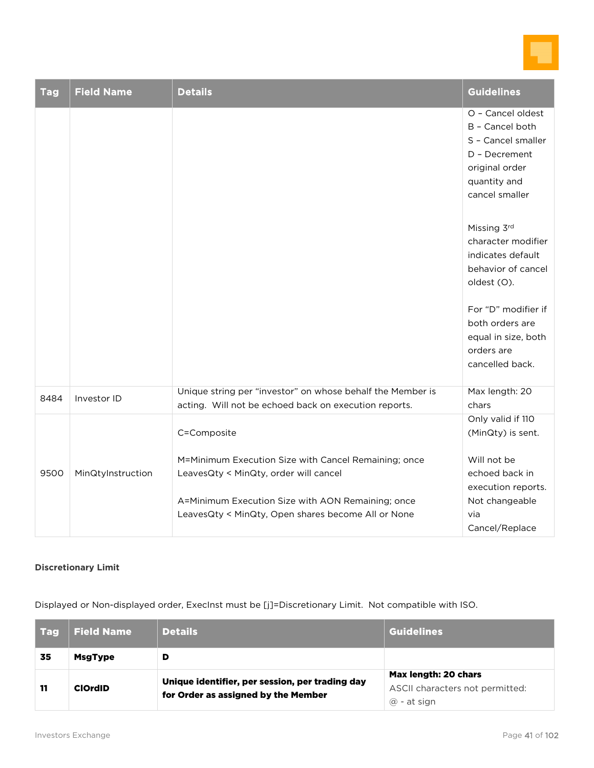| Tag | Field Name | Details | Guidelines |
|---|---|---|---|
| | | | O – Cancel oldest<br>B – Cancel both<br>S – Cancel smaller<br>D – Decrement original order quantity and cancel smaller<br><br>Missing 3rd character modifier indicates default behavior of cancel oldest (O).<br><br>For "D" modifier if both orders are equal in size, both orders are cancelled back. |
| 8484 | Investor ID | Unique string per "investor" on whose behalf the Member is acting. Will not be echoed back on execution reports. | Max length: 20 chars |
| 9500 | MinQtyInstruction | C=Composite<br><br>M=Minimum Execution Size with Cancel Remaining; once LeavesQty < MinQty, order will cancel<br><br>A=Minimum Execution Size with AON Remaining; once LeavesQty < MinQty, Open shares become All or None | Only valid if 110 (MinQty) is sent.<br><br>Will not be echoed back in execution reports. Not changeable via Cancel/Replace |

**Discretionary Limit**

Displayed or Non-displayed order, ExecInst must be [j]=Discretionary Limit. Not compatible with ISO.

| Tag | Field Name | Details | Guidelines |
|---|---|---|---|
| **35** | **MsgType** | **D** | |
| **11** | **ClOrdID** | **Unique identifier, per session, per trading day for Order as assigned by the Member** | **Max length: 20 chars**<br>ASCII characters not permitted:<br>@ - at sign |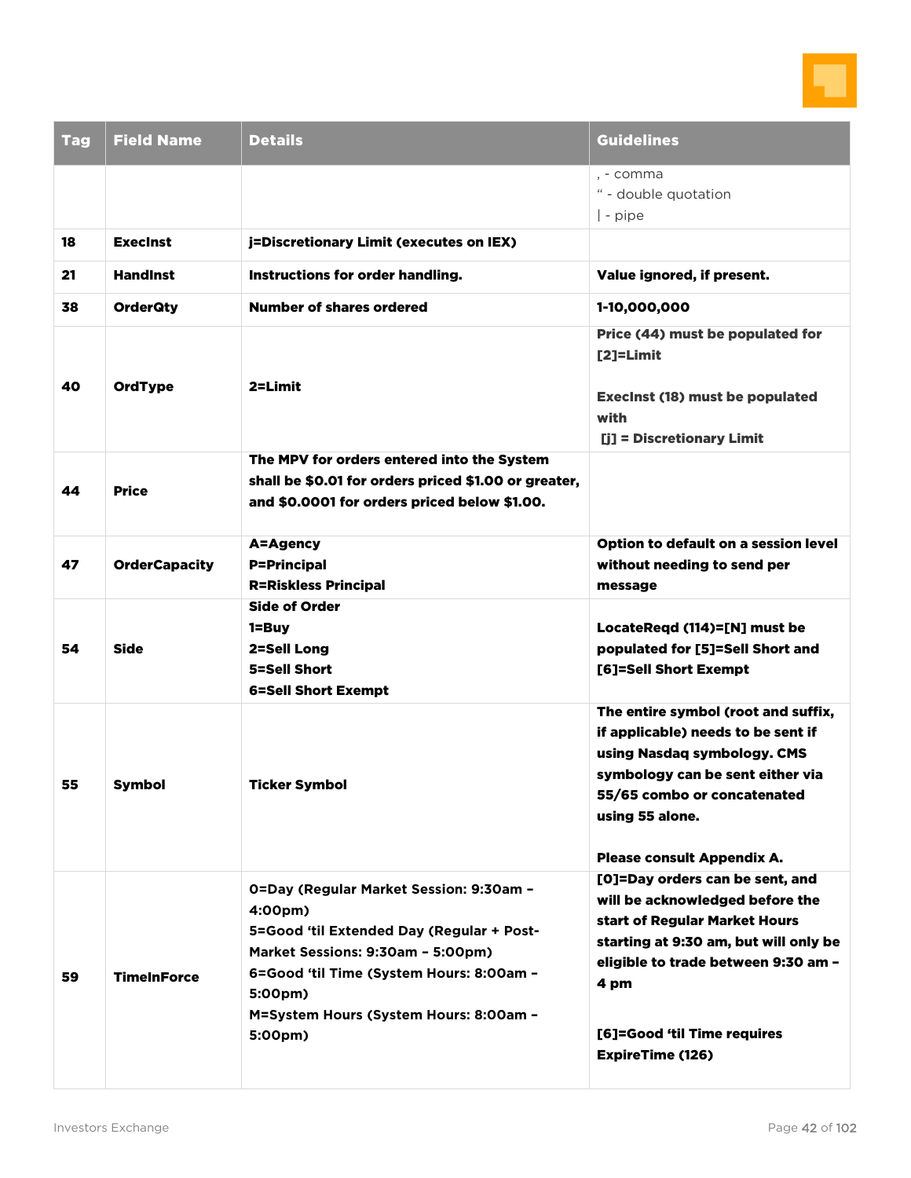| Tag | Field Name | Details | Guidelines |
|---|---|---|---|
| | | | , - comma<br>" - double quotation<br>\| - pipe |
| **18** | **ExecInst** | **j=Discretionary Limit (executes on IEX)** | |
| **21** | **HandInst** | **Instructions for order handling.** | **Value ignored, if present.** |
| **38** | **OrderQty** | **Number of shares ordered** | **1-10,000,000** |
| **40** | **OrdType** | **2=Limit** | **Price (44) must be populated for [2]=Limit**<br><br>**ExecInst (18) must be populated with [j] = Discretionary Limit** |
| **44** | **Price** | **The MPV for orders entered into the System shall be $0.01 for orders priced $1.00 or greater, and $0.0001 for orders priced below $1.00.** | |
| **47** | **OrderCapacity** | **A=Agency**<br>**P=Principal**<br>**R=Riskless Principal** | **Option to default on a session level without needing to send per message** |
| **54** | **Side** | **Side of Order**<br>**1=Buy**<br>**2=Sell Long**<br>**5=Sell Short**<br>**6=Sell Short Exempt** | **LocateReqd (114)=[N] must be populated for [5]=Sell Short and [6]=Sell Short Exempt** |
| **55** | **Symbol** | **Ticker Symbol** | **The entire symbol (root and suffix, if applicable) needs to be sent if using Nasdaq symbology. CMS symbology can be sent either via 55/65 combo or concatenated using 55 alone.**<br><br>**Please consult Appendix A.** |
| **59** | **TimeInForce** | **0=Day (Regular Market Session: 9:30am – 4:00pm)**<br>**5=Good 'til Extended Day (Regular + Post-Market Sessions: 9:30am – 5:00pm)**<br>**6=Good 'til Time (System Hours: 8:00am – 5:00pm)**<br>**M=System Hours (System Hours: 8:00am – 5:00pm)** | **[0]=Day orders can be sent, and will be acknowledged before the start of Regular Market Hours starting at 9:30 am, but will only be eligible to trade between 9:30 am – 4 pm**<br><br>**[6]=Good 'til Time requires ExpireTime (126)** |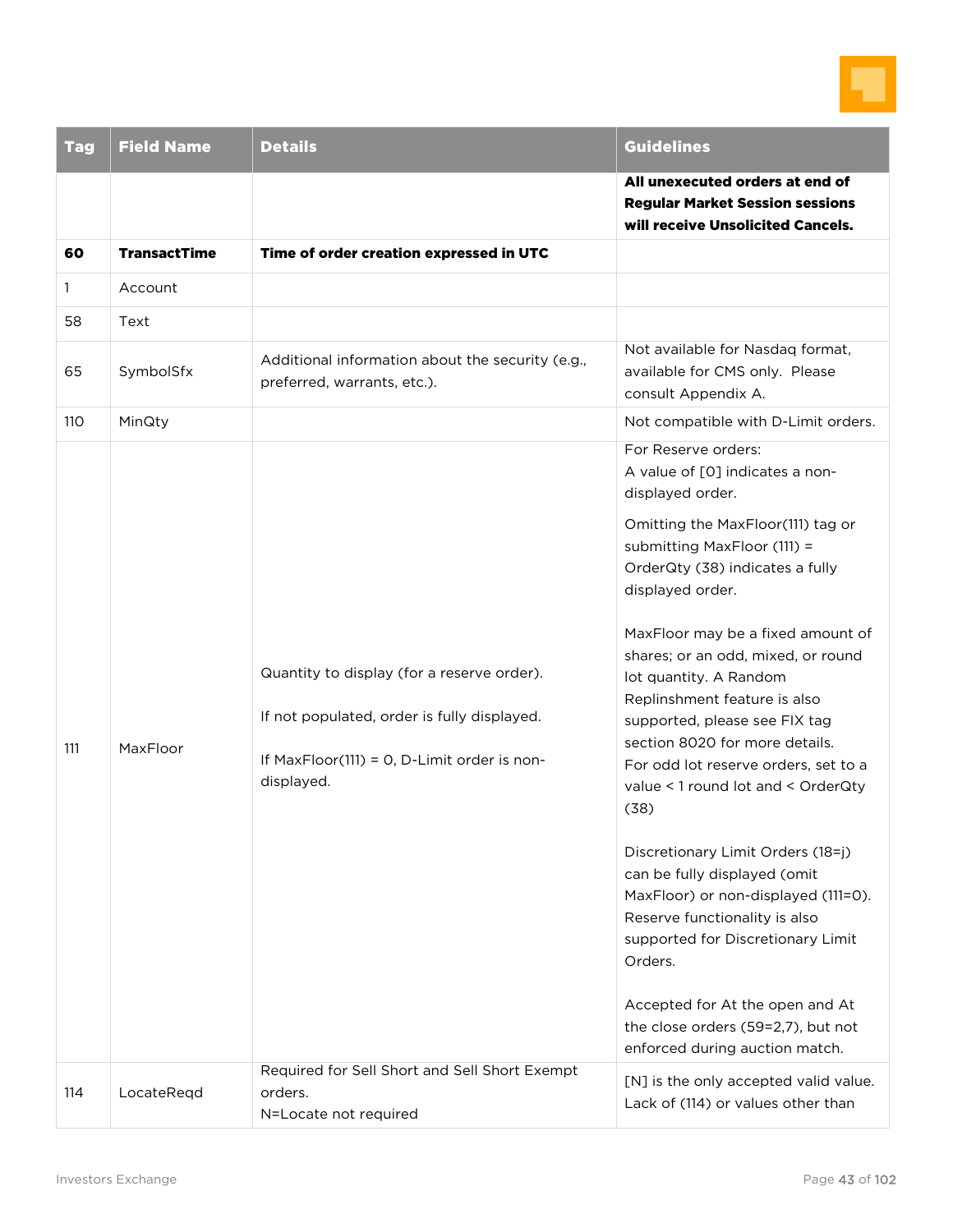| Tag | Field Name | Details | Guidelines |
|---|---|---|---|
| | | | **All unexecuted orders at end of Regular Market Session sessions will receive Unsolicited Cancels.** |
| **60** | **TransactTime** | **Time of order creation expressed in UTC** | |
| 1 | Account | | |
| 58 | Text | | |
| 65 | SymbolSfx | Additional information about the security (e.g., preferred, warrants, etc.). | Not available for Nasdaq format, available for CMS only. Please consult Appendix A. |
| 110 | MinQty | | Not compatible with D-Limit orders. |
| 111 | MaxFloor | Quantity to display (for a reserve order).<br><br>If not populated, order is fully displayed.<br><br>If MaxFloor(111) = 0, D-Limit order is non-displayed. | For Reserve orders:<br>A value of [0] indicates a non-displayed order.<br><br>Omitting the MaxFloor(111) tag or submitting MaxFloor (111) = OrderQty (38) indicates a fully displayed order.<br><br>MaxFloor may be a fixed amount of shares; or an odd, mixed, or round lot quantity. A Random Replinshment feature is also supported, please see FIX tag section 8020 for more details.<br>For odd lot reserve orders, set to a value < 1 round lot and < OrderQty (38)<br><br>Discretionary Limit Orders (18=j) can be fully displayed (omit MaxFloor) or non-displayed (111=0). Reserve functionality is also supported for Discretionary Limit Orders.<br><br>Accepted for At the open and At the close orders (59=2,7), but not enforced during auction match. |
| 114 | LocateReqd | Required for Sell Short and Sell Short Exempt orders.<br>N=Locate not required | [N] is the only accepted valid value. Lack of (114) or values other than |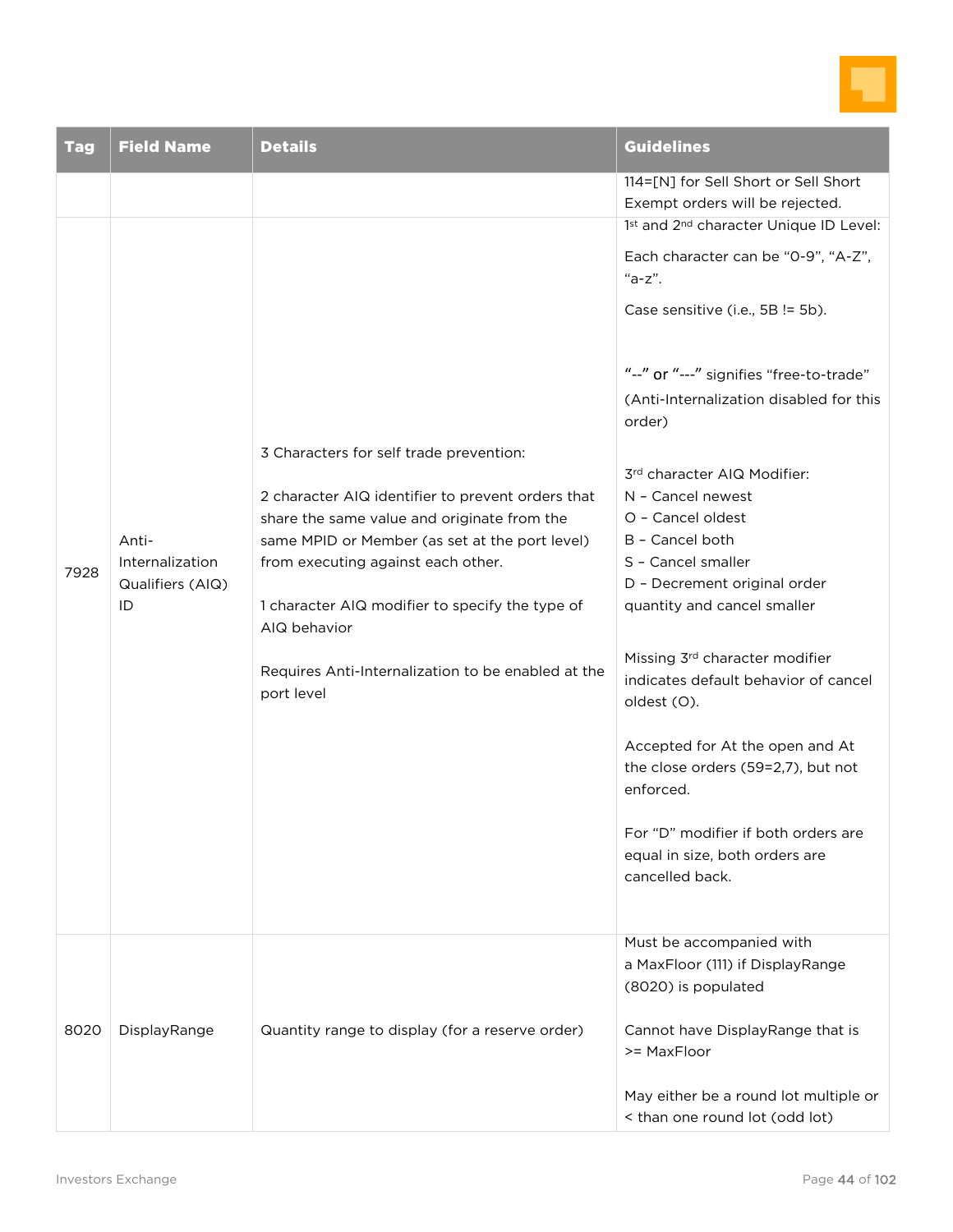| Tag | Field Name | Details | Guidelines |
|---|---|---|---|
| | | | 114=[N] for Sell Short or Sell Short Exempt orders will be rejected. |
| 7928 | Anti-Internalization Qualifiers (AIQ) ID | 3 Characters for self trade prevention:<br><br>2 character AIQ identifier to prevent orders that share the same value and originate from the same MPID or Member (as set at the port level) from executing against each other.<br><br>1 character AIQ modifier to specify the type of AIQ behavior<br><br>Requires Anti-Internalization to be enabled at the port level | 1st and 2nd character Unique ID Level:<br><br>Each character can be "0-9", "A-Z", "a-z".<br><br>Case sensitive (i.e., 5B != 5b).<br><br>"--" or "---" signifies "free-to-trade" (Anti-Internalization disabled for this order)<br><br>3rd character AIQ Modifier:<br>N – Cancel newest<br>O – Cancel oldest<br>B – Cancel both<br>S – Cancel smaller<br>D – Decrement original order quantity and cancel smaller<br><br>Missing 3rd character modifier indicates default behavior of cancel oldest (O).<br><br>Accepted for At the open and At the close orders (59=2,7), but not enforced.<br><br>For "D" modifier if both orders are equal in size, both orders are cancelled back. |
| 8020 | DisplayRange | Quantity range to display (for a reserve order) | Must be accompanied with a MaxFloor (111) if DisplayRange (8020) is populated<br><br>Cannot have DisplayRange that is >= MaxFloor<br><br>May either be a round lot multiple or < than one round lot (odd lot) |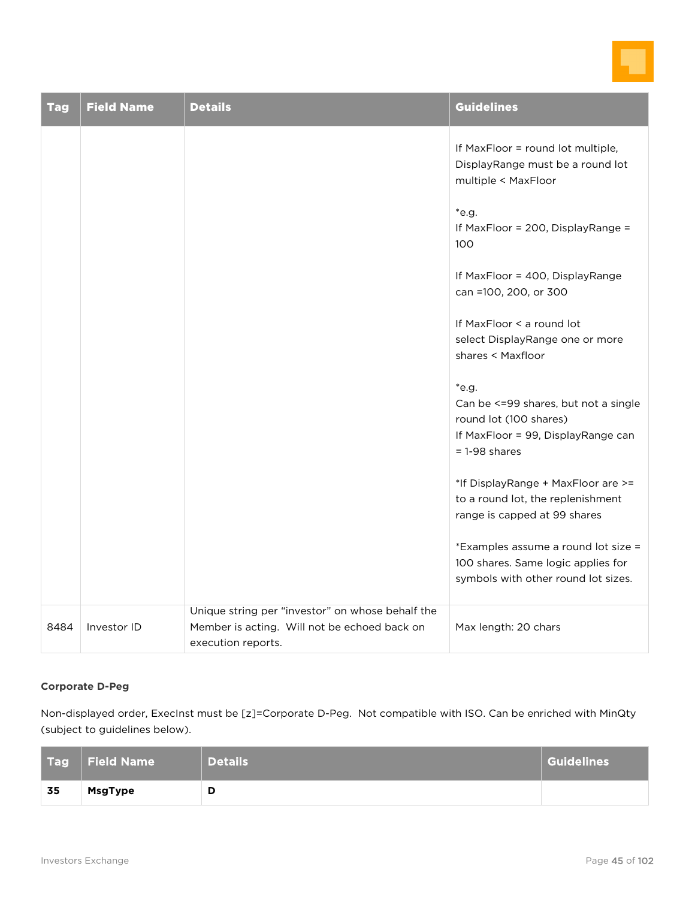| Tag | Field Name | Details | Guidelines |
|---|---|---|---|
| | | | If MaxFloor = round lot multiple, DisplayRange must be a round lot multiple < MaxFloor<br><br>*e.g.<br>If MaxFloor = 200, DisplayRange = 100<br><br>If MaxFloor = 400, DisplayRange can =100, 200, or 300<br><br>If MaxFloor < a round lot select DisplayRange one or more shares < Maxfloor<br><br>*e.g.<br>Can be <=99 shares, but not a single round lot (100 shares)<br>If MaxFloor = 99, DisplayRange can = 1-98 shares<br><br>*If DisplayRange + MaxFloor are >= to a round lot, the replenishment range is capped at 99 shares<br><br>*Examples assume a round lot size = 100 shares. Same logic applies for symbols with other round lot sizes. |
| 8484 | Investor ID | Unique string per "investor" on whose behalf the Member is acting. Will not be echoed back on execution reports. | Max length: 20 chars |

**Corporate D-Peg**

Non-displayed order, ExecInst must be [z]=Corporate D-Peg. Not compatible with ISO. Can be enriched with MinQty (subject to guidelines below).

| Tag | Field Name | Details | Guidelines |
|---|---|---|---|
| **35** | **MsgType** | **D** | |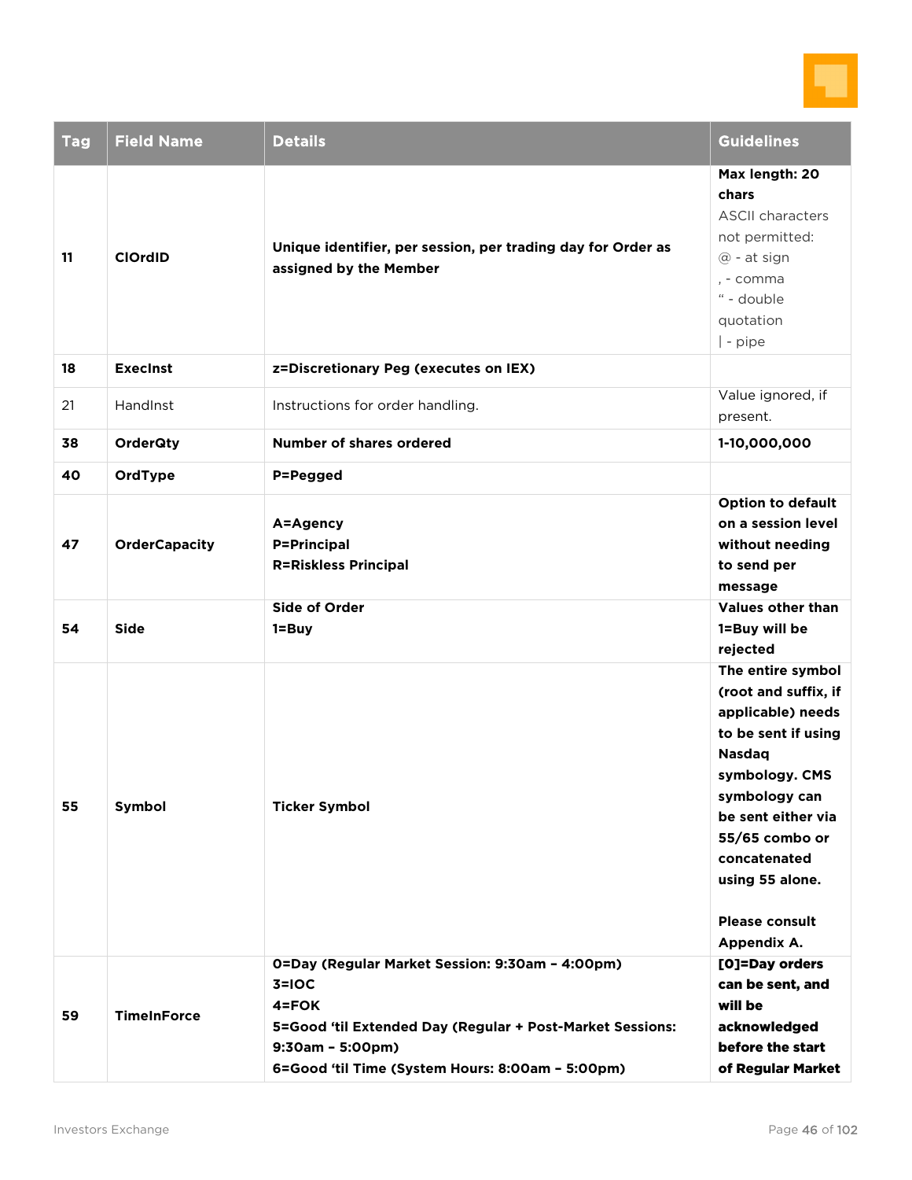| Tag | Field Name | Details | Guidelines |
|---|---|---|---|
| **11** | **ClOrdID** | **Unique identifier, per session, per trading day for Order as assigned by the Member** | **Max length: 20 chars**<br>ASCII characters not permitted:<br>@ - at sign<br>, - comma<br>“ - double quotation<br>\| - pipe |
| **18** | **ExecInst** | **z=Discretionary Peg (executes on IEX)** | |
| 21 | HandInst | Instructions for order handling. | Value ignored, if present. |
| **38** | **OrderQty** | **Number of shares ordered** | **1-10,000,000** |
| **40** | **OrdType** | **P=Pegged** | |
| **47** | **OrderCapacity** | **A=Agency**<br>**P=Principal**<br>**R=Riskless Principal** | **Option to default on a session level without needing to send per message** |
| **54** | **Side** | **Side of Order**<br>**1=Buy** | **Values other than 1=Buy will be rejected** |
| **55** | **Symbol** | **Ticker Symbol** | **The entire symbol (root and suffix, if applicable) needs to be sent if using Nasdaq symbology. CMS symbology can be sent either via 55/65 combo or concatenated using 55 alone.**<br><br>**Please consult Appendix A.** |
| **59** | **TimeInForce** | **0=Day (Regular Market Session: 9:30am – 4:00pm)**<br>**3=IOC**<br>**4=FOK**<br>**5=Good ‘til Extended Day (Regular + Post-Market Sessions: 9:30am – 5:00pm)**<br>**6=Good ‘til Time (System Hours: 8:00am – 5:00pm)** | **[0]=Day orders can be sent, and will be acknowledged before the start of Regular Market** |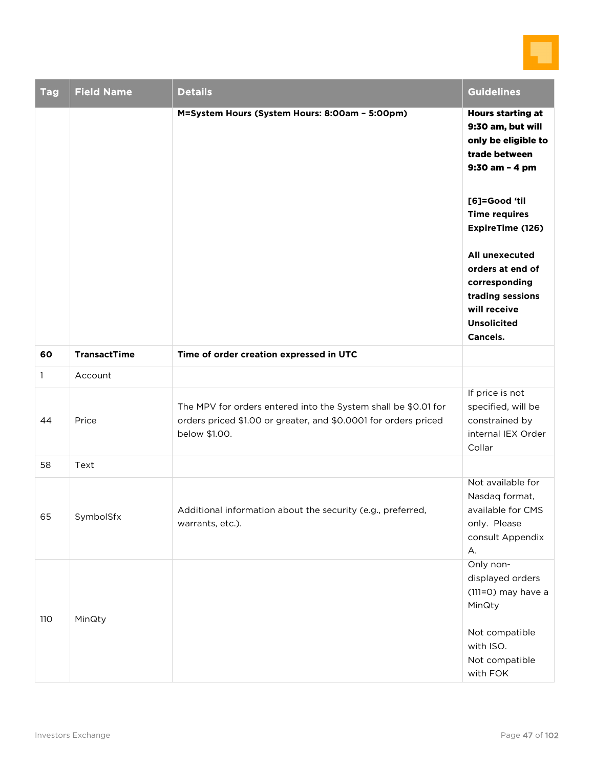| Tag | Field Name | Details | Guidelines |
|---|---|---|---|
| | | **M=System Hours (System Hours: 8:00am – 5:00pm)** | **Hours starting at 9:30 am, but will only be eligible to trade between 9:30 am – 4 pm**<br><br>**[6]=Good 'til Time requires ExpireTime (126)**<br><br>**All unexecuted orders at end of corresponding trading sessions will receive Unsolicited Cancels.** |
| **60** | **TransactTime** | **Time of order creation expressed in UTC** | |
| 1 | Account | | |
| 44 | Price | The MPV for orders entered into the System shall be $0.01 for orders priced $1.00 or greater, and $0.0001 for orders priced below $1.00. | If price is not specified, will be constrained by internal IEX Order Collar |
| 58 | Text | | |
| 65 | SymbolSfx | Additional information about the security (e.g., preferred, warrants, etc.). | Not available for Nasdaq format, available for CMS only. Please consult Appendix A. |
| 110 | MinQty | | Only non-displayed orders (111=0) may have a MinQty<br><br>Not compatible with ISO.<br>Not compatible with FOK |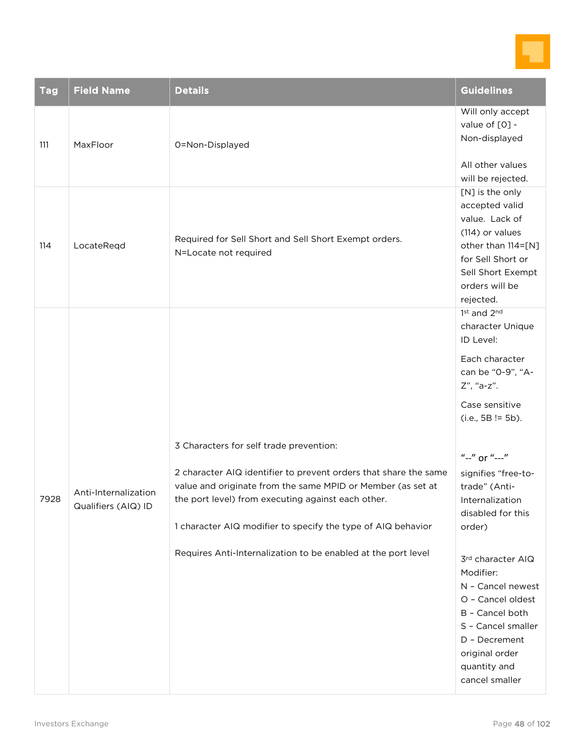| Tag | Field Name | Details | Guidelines |
|---|---|---|---|
| 111 | MaxFloor | 0=Non-Displayed | Will only accept value of [0] - Non-displayed<br><br>All other values will be rejected. |
| 114 | LocateReqd | Required for Sell Short and Sell Short Exempt orders.<br>N=Locate not required | [N] is the only accepted valid value. Lack of (114) or values other than 114=[N] for Sell Short or Sell Short Exempt orders will be rejected. |
| 7928 | Anti-Internalization Qualifiers (AIQ) ID | 3 Characters for self trade prevention:<br><br>2 character AIQ identifier to prevent orders that share the same value and originate from the same MPID or Member (as set at the port level) from executing against each other.<br><br>1 character AIQ modifier to specify the type of AIQ behavior<br><br>Requires Anti-Internalization to be enabled at the port level | 1st and 2nd character Unique ID Level:<br><br>Each character can be "0-9", "A-Z", "a-z".<br><br>Case sensitive (i.e., 5B != 5b).<br><br>"--" or "---" signifies "free-to-trade" (Anti-Internalization disabled for this order)<br><br>3rd character AIQ Modifier:<br>N – Cancel newest<br>O – Cancel oldest<br>B – Cancel both<br>S – Cancel smaller<br>D – Decrement original order quantity and cancel smaller |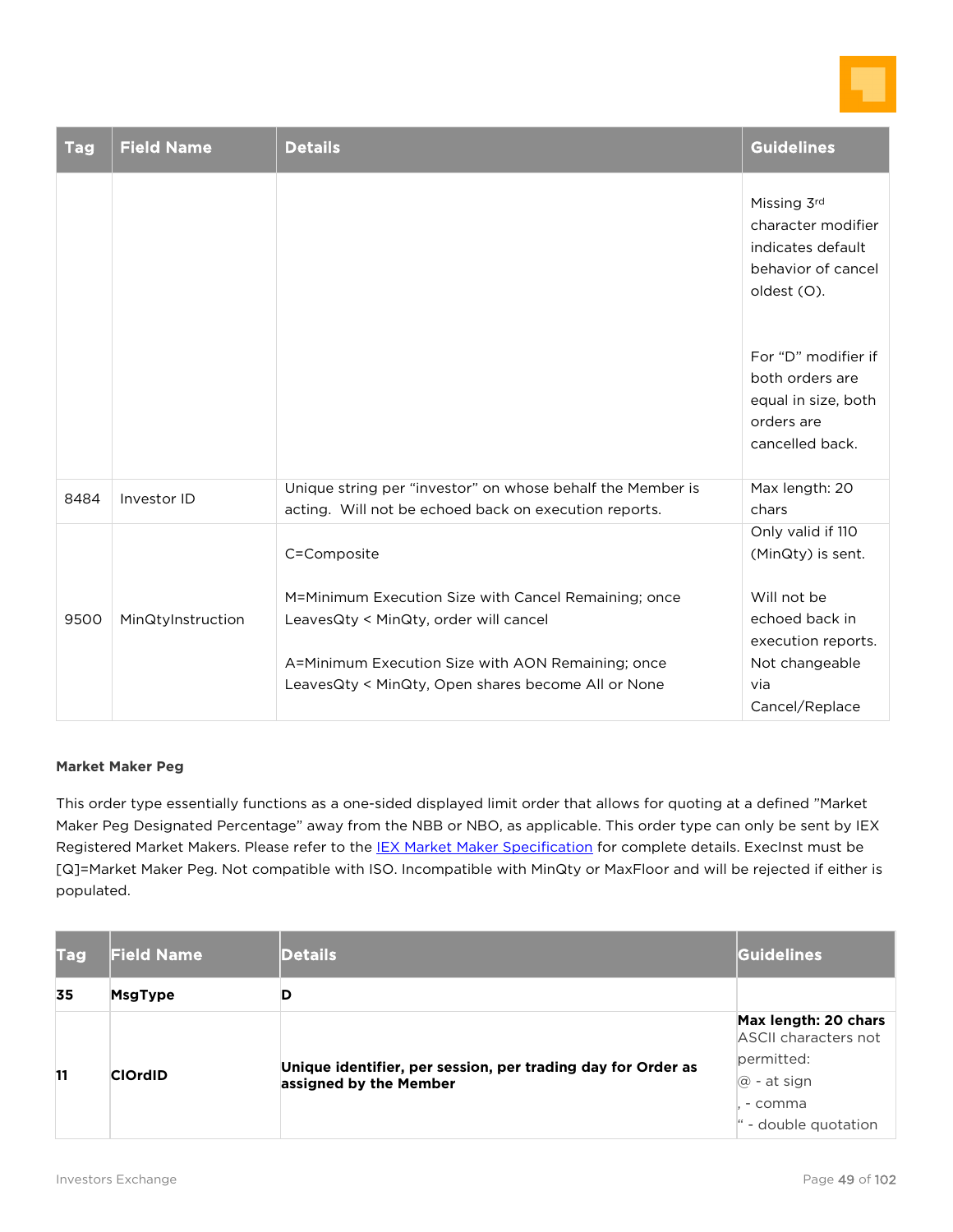| Tag | Field Name | Details | Guidelines |
|---|---|---|---|
| | | | Missing 3rd character modifier indicates default behavior of cancel oldest (O).<br><br>For "D" modifier if both orders are equal in size, both orders are cancelled back. |
| 8484 | Investor ID | Unique string per "investor" on whose behalf the Member is acting. Will not be echoed back on execution reports. | Max length: 20 chars |
| 9500 | MinQtyInstruction | C=Composite<br><br>M=Minimum Execution Size with Cancel Remaining; once LeavesQty < MinQty, order will cancel<br><br>A=Minimum Execution Size with AON Remaining; once LeavesQty < MinQty, Open shares become All or None | Only valid if 110 (MinQty) is sent.<br><br>Will not be echoed back in execution reports. Not changeable via Cancel/Replace |

**Market Maker Peg**

This order type essentially functions as a one-sided displayed limit order that allows for quoting at a defined "Market Maker Peg Designated Percentage" away from the NBB or NBO, as applicable. This order type can only be sent by IEX Registered Market Makers. Please refer to the IEX Market Maker Specification for complete details. ExecInst must be [Q]=Market Maker Peg. Not compatible with ISO. Incompatible with MinQty or MaxFloor and will be rejected if either is populated.

| Tag | Field Name | Details | Guidelines |
|---|---|---|---|
| **35** | **MsgType** | **D** | |
| **11** | **ClOrdID** | **Unique identifier, per session, per trading day for Order as assigned by the Member** | **Max length: 20 chars**<br>ASCII characters not permitted:<br>@ - at sign<br>, - comma<br>" - double quotation |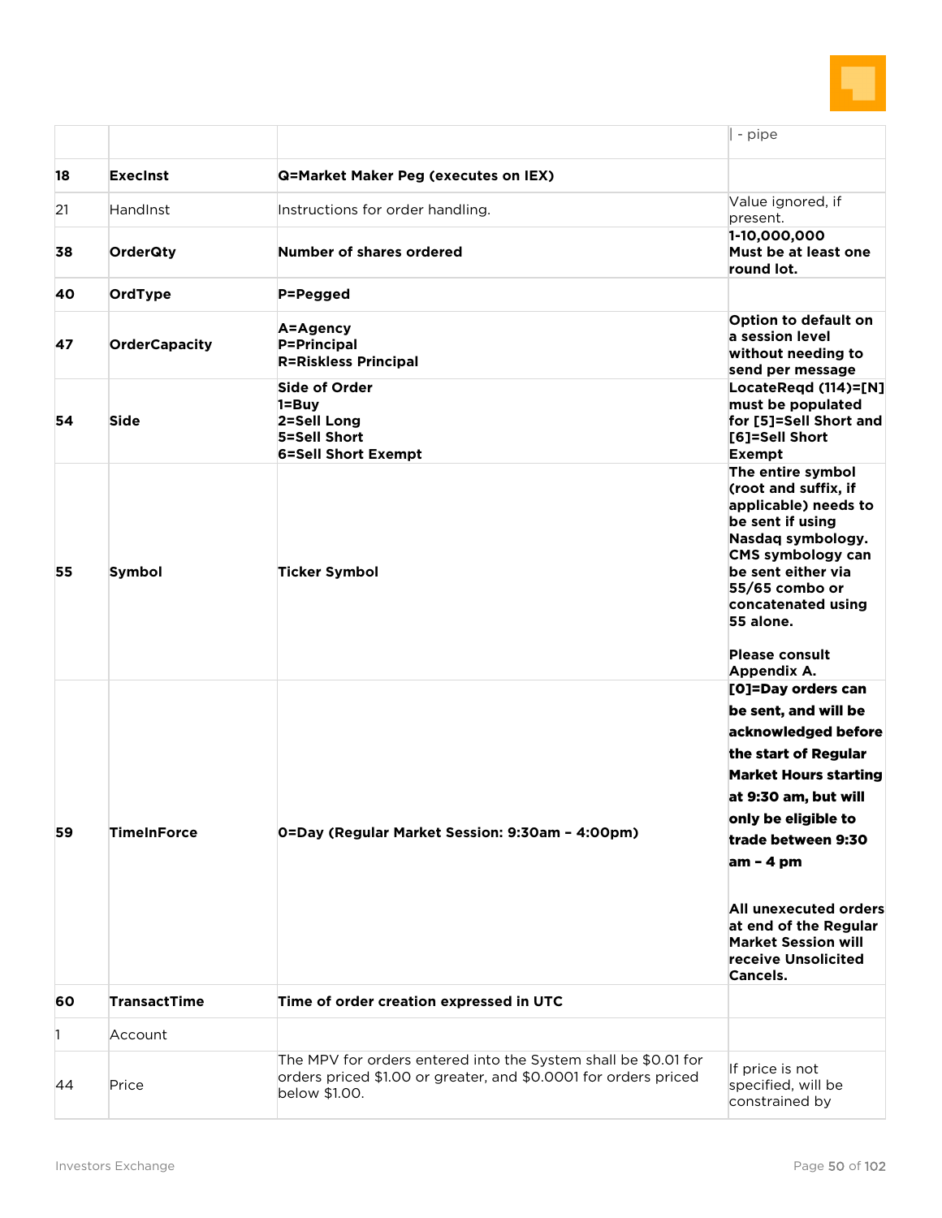| | | | |
|---|---|---|---|
| | | | \| - pipe |
| **18** | **ExecInst** | **Q=Market Maker Peg (executes on IEX)** | |
| 21 | HandInst | Instructions for order handling. | Value ignored, if present. |
| **38** | **OrderQty** | **Number of shares ordered** | **1-10,000,000**<br>**Must be at least one round lot.** |
| **40** | **OrdType** | **P=Pegged** | |
| **47** | **OrderCapacity** | **A=Agency**<br>**P=Principal**<br>**R=Riskless Principal** | **Option to default on a session level without needing to send per message** |
| **54** | **Side** | **Side of Order**<br>**1=Buy**<br>**2=Sell Long**<br>**5=Sell Short**<br>**6=Sell Short Exempt** | **LocateReqd (114)=[N] must be populated for [5]=Sell Short and [6]=Sell Short Exempt** |
| **55** | **Symbol** | **Ticker Symbol** | **The entire symbol (root and suffix, if applicable) needs to be sent if using Nasdaq symbology. CMS symbology can be sent either via 55/65 combo or concatenated using 55 alone.**<br><br>**Please consult Appendix A.** |
| **59** | **TimeInForce** | **0=Day (Regular Market Session: 9:30am – 4:00pm)** | **[0]=Day orders can be sent, and will be acknowledged before the start of Regular Market Hours starting at 9:30 am, but will only be eligible to trade between 9:30 am – 4 pm**<br><br>**All unexecuted orders at end of the Regular Market Session will receive Unsolicited Cancels.** |
| **60** | **TransactTime** | **Time of order creation expressed in UTC** | |
| 1 | Account | | |
| 44 | Price | The MPV for orders entered into the System shall be $0.01 for orders priced $1.00 or greater, and $0.0001 for orders priced below $1.00. | If price is not specified, will be constrained by |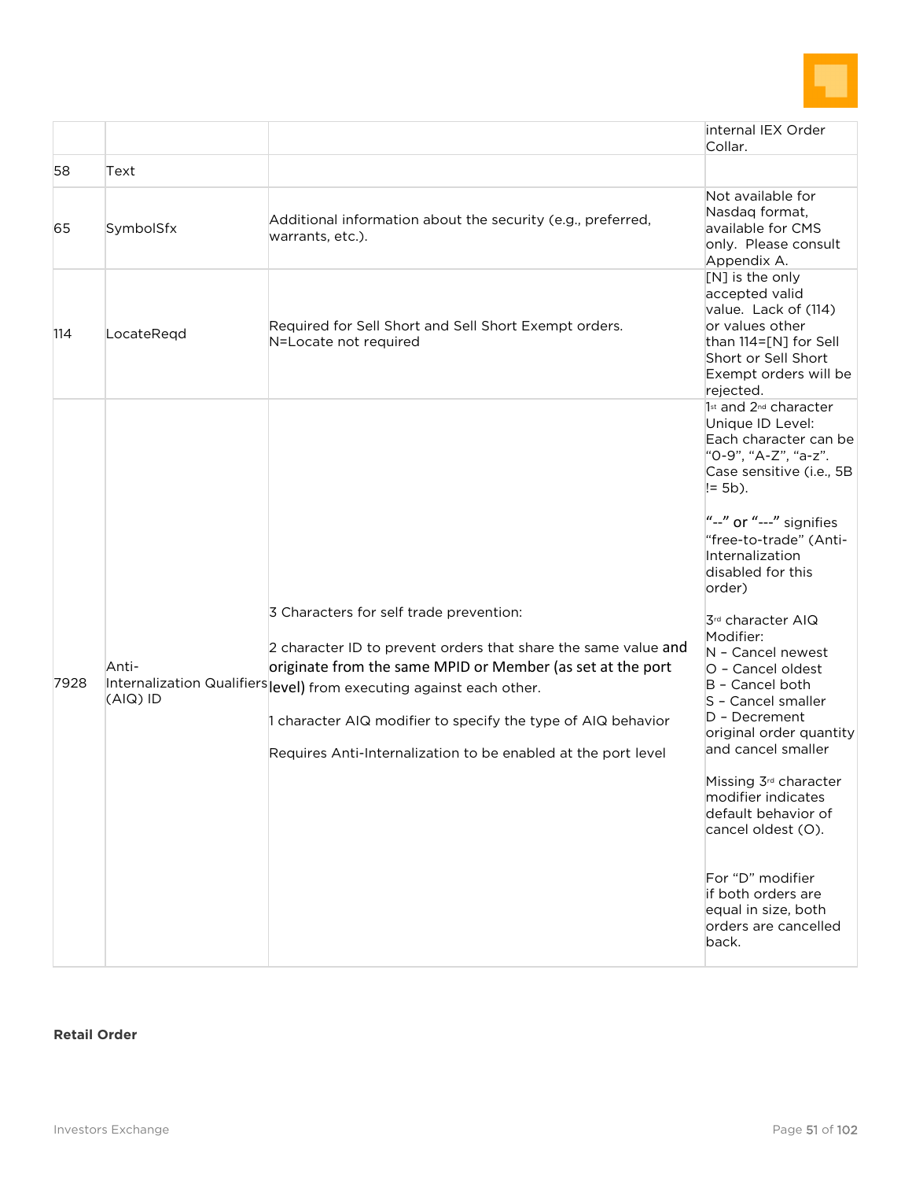| | | | internal IEX Order Collar. |
|---|---|---|---|
| 58 | Text | | |
| 65 | SymbolSfx | Additional information about the security (e.g., preferred, warrants, etc.). | Not available for Nasdaq format, available for CMS only. Please consult Appendix A. |
| 114 | LocateReqd | Required for Sell Short and Sell Short Exempt orders.<br>N=Locate not required | [N] is the only accepted valid value. Lack of (114) or values other than 114=[N] for Sell Short or Sell Short Exempt orders will be rejected. |
| 7928 | Anti-Internalization Qualifiers (AIQ) ID | 3 Characters for self trade prevention:<br><br>2 character ID to prevent orders that share the same value and originate from the same MPID or Member (as set at the port level) from executing against each other.<br><br>1 character AIQ modifier to specify the type of AIQ behavior<br><br>Requires Anti-Internalization to be enabled at the port level | 1st and 2nd character Unique ID Level: Each character can be "0-9", "A-Z", "a-z". Case sensitive (i.e., 5B != 5b).<br><br>"--" or "---" signifies "free-to-trade" (Anti-Internalization disabled for this order)<br><br>3rd character AIQ Modifier:<br>N – Cancel newest<br>O – Cancel oldest<br>B – Cancel both<br>S – Cancel smaller<br>D – Decrement original order quantity and cancel smaller<br><br>Missing 3rd character modifier indicates default behavior of cancel oldest (O).<br><br>For "D" modifier if both orders are equal in size, both orders are cancelled back. |

**Retail Order**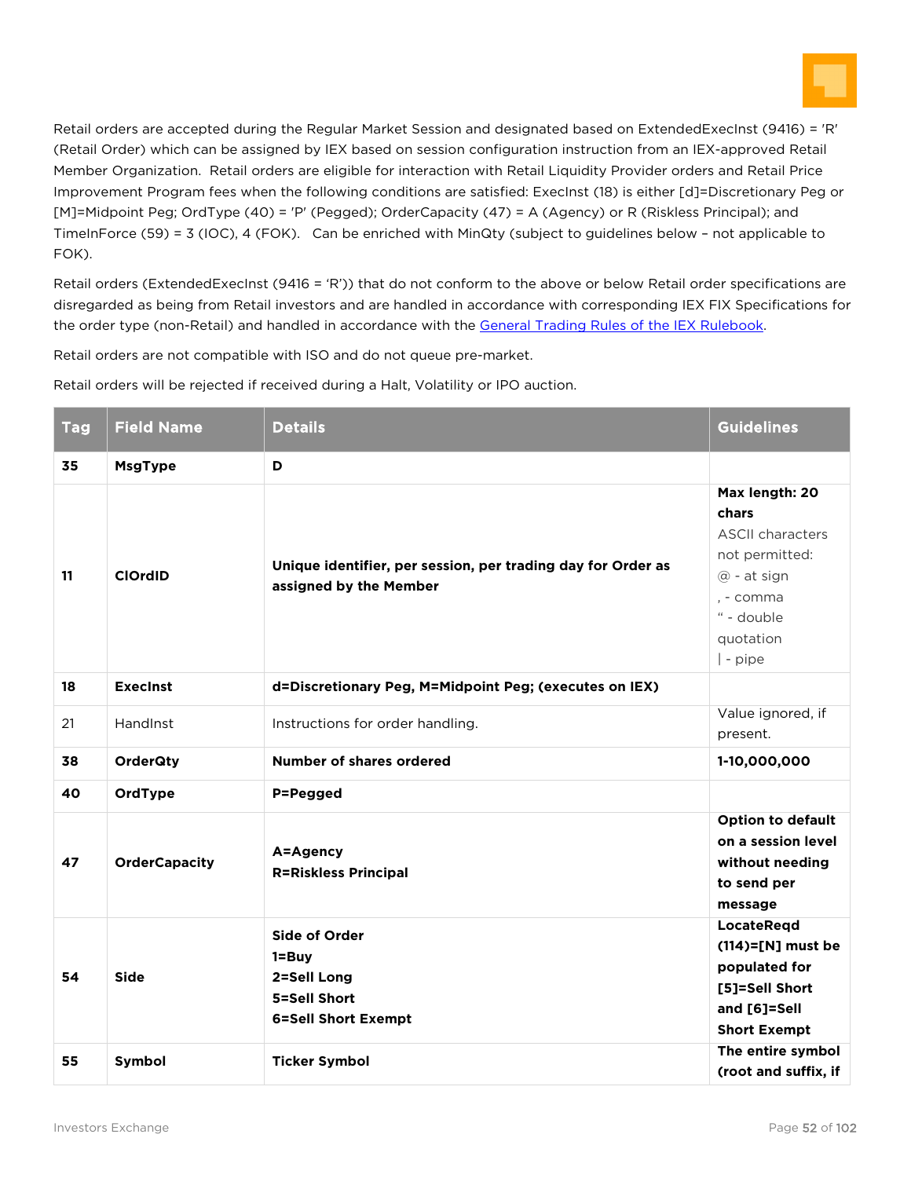Retail orders are accepted during the Regular Market Session and designated based on ExtendedExecInst (9416) = 'R' (Retail Order) which can be assigned by IEX based on session configuration instruction from an IEX-approved Retail Member Organization. Retail orders are eligible for interaction with Retail Liquidity Provider orders and Retail Price Improvement Program fees when the following conditions are satisfied: ExecInst (18) is either [d]=Discretionary Peg or [M]=Midpoint Peg; OrdType (40) = 'P' (Pegged); OrderCapacity (47) = A (Agency) or R (Riskless Principal); and TimeInForce (59) = 3 (IOC), 4 (FOK). Can be enriched with MinQty (subject to guidelines below – not applicable to FOK).

Retail orders (ExtendedExecInst (9416 = 'R')) that do not conform to the above or below Retail order specifications are disregarded as being from Retail investors and are handled in accordance with corresponding IEX FIX Specifications for the order type (non-Retail) and handled in accordance with the General Trading Rules of the IEX Rulebook.

Retail orders are not compatible with ISO and do not queue pre-market.

Retail orders will be rejected if received during a Halt, Volatility or IPO auction.

| Tag | Field Name | Details | Guidelines |
|---|---|---|---|
| **35** | **MsgType** | **D** | |
| **11** | **ClOrdID** | **Unique identifier, per session, per trading day for Order as assigned by the Member** | **Max length: 20 chars**<br>ASCII characters not permitted:<br>@ - at sign<br>, - comma<br>" - double quotation<br>\| - pipe |
| **18** | **ExecInst** | **d=Discretionary Peg, M=Midpoint Peg; (executes on IEX)** | |
| 21 | HandInst | Instructions for order handling. | Value ignored, if present. |
| **38** | **OrderQty** | **Number of shares ordered** | **1-10,000,000** |
| **40** | **OrdType** | **P=Pegged** | |
| **47** | **OrderCapacity** | **A=Agency**<br>**R=Riskless Principal** | **Option to default on a session level without needing to send per message** |
| **54** | **Side** | **Side of Order**<br>**1=Buy**<br>**2=Sell Long**<br>**5=Sell Short**<br>**6=Sell Short Exempt** | **LocateReqd (114)=[N] must be populated for [5]=Sell Short and [6]=Sell Short Exempt** |
| **55** | **Symbol** | **Ticker Symbol** | **The entire symbol (root and suffix, if** |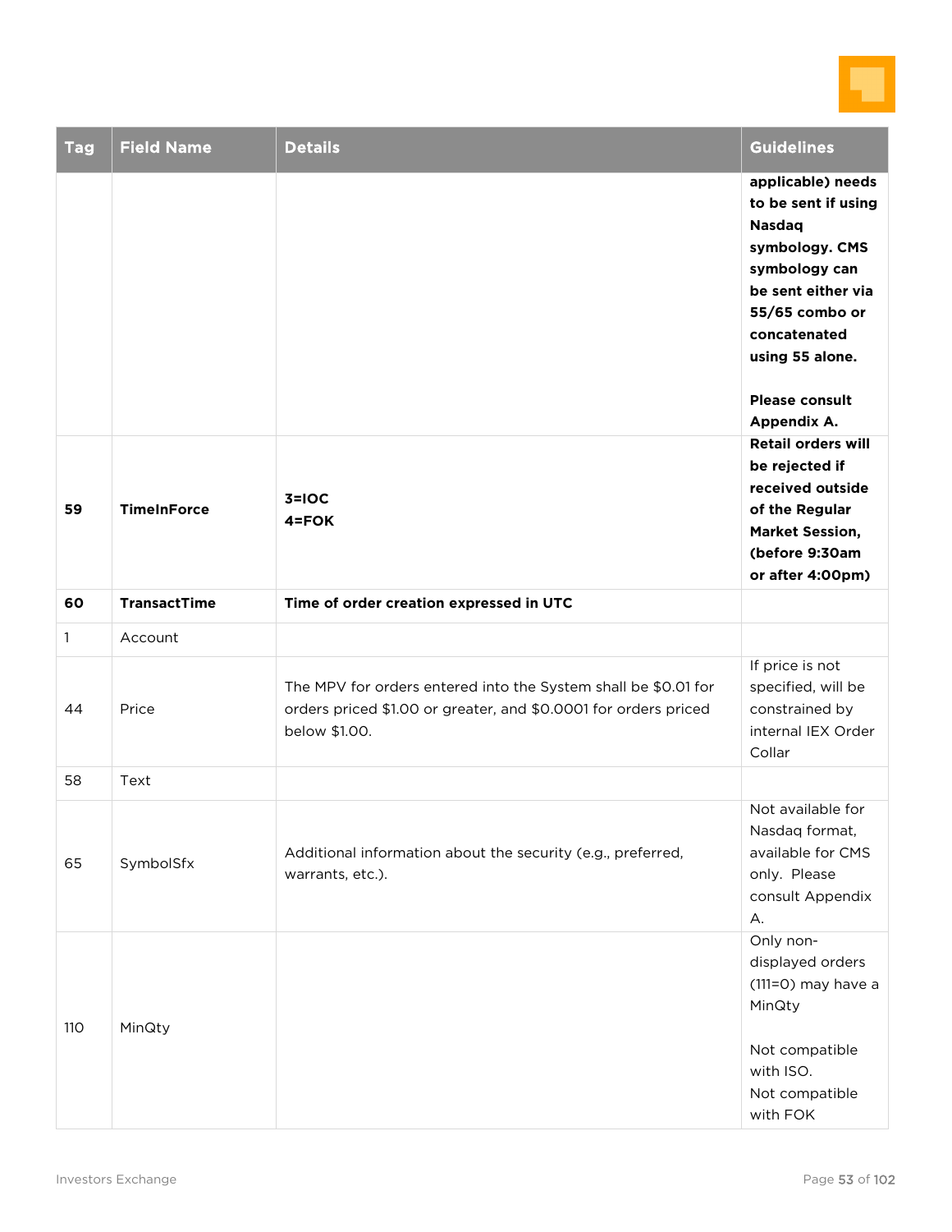| Tag | Field Name | Details | Guidelines |
|---|---|---|---|
| | | | **applicable) needs to be sent if using Nasdaq symbology. CMS symbology can be sent either via 55/65 combo or concatenated using 55 alone.**<br><br>**Please consult Appendix A.** |
| **59** | **TimeInForce** | **3=IOC**<br>**4=FOK** | **Retail orders will be rejected if received outside of the Regular Market Session, (before 9:30am or after 4:00pm)** |
| **60** | **TransactTime** | **Time of order creation expressed in UTC** | |
| 1 | Account | | |
| 44 | Price | The MPV for orders entered into the System shall be $0.01 for orders priced $1.00 or greater, and $0.0001 for orders priced below $1.00. | If price is not specified, will be constrained by internal IEX Order Collar |
| 58 | Text | | |
| 65 | SymbolSfx | Additional information about the security (e.g., preferred, warrants, etc.). | Not available for Nasdaq format, available for CMS only. Please consult Appendix A. |
| 110 | MinQty | | Only non-displayed orders (111=0) may have a MinQty<br><br>Not compatible with ISO.<br>Not compatible with FOK |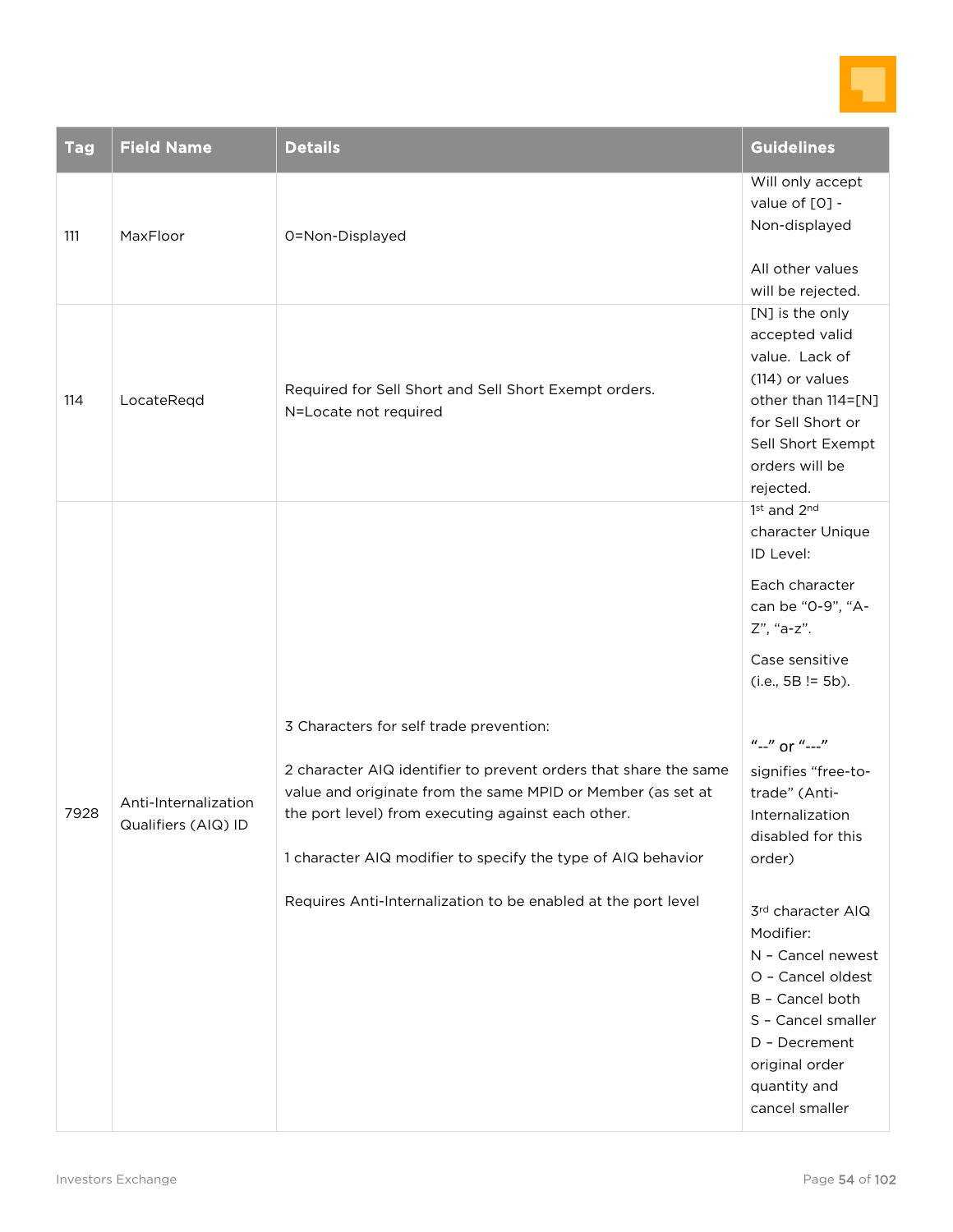| Tag | Field Name | Details | Guidelines |
|---|---|---|---|
| 111 | MaxFloor | 0=Non-Displayed | Will only accept value of [0] - Non-displayed<br><br>All other values will be rejected. |
| 114 | LocateReqd | Required for Sell Short and Sell Short Exempt orders.<br>N=Locate not required | [N] is the only accepted valid value. Lack of (114) or values other than 114=[N] for Sell Short or Sell Short Exempt orders will be rejected. |
| 7928 | Anti-Internalization Qualifiers (AIQ) ID | 3 Characters for self trade prevention:<br><br>2 character AIQ identifier to prevent orders that share the same value and originate from the same MPID or Member (as set at the port level) from executing against each other.<br><br>1 character AIQ modifier to specify the type of AIQ behavior<br><br>Requires Anti-Internalization to be enabled at the port level | 1st and 2nd character Unique ID Level:<br><br>Each character can be “0-9”, “A-Z”, “a-z”.<br><br>Case sensitive (i.e., 5B != 5b).<br><br>“--” or “---” signifies “free-to-trade” (Anti-Internalization disabled for this order)<br><br>3rd character AIQ Modifier:<br>N – Cancel newest<br>O – Cancel oldest<br>B – Cancel both<br>S – Cancel smaller<br>D – Decrement original order quantity and cancel smaller |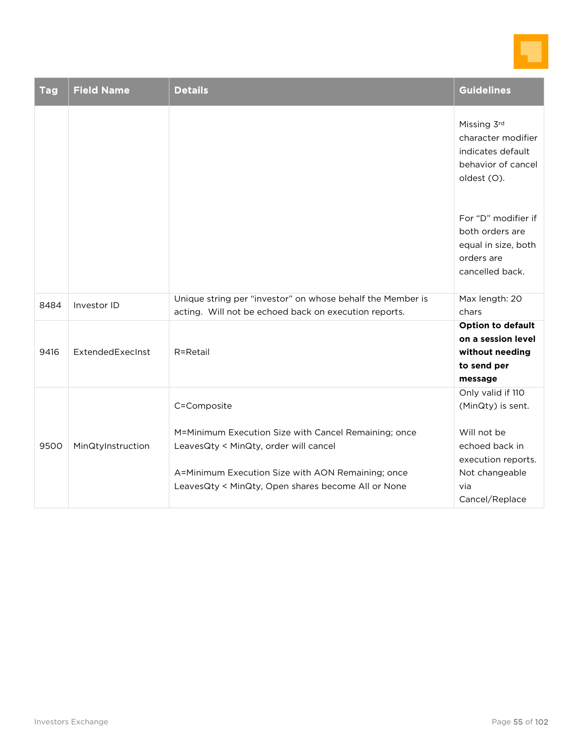| Tag | Field Name | Details | Guidelines |
|---|---|---|---|
| | | | Missing 3rd character modifier indicates default behavior of cancel oldest (O).<br><br>For "D" modifier if both orders are equal in size, both orders are cancelled back. |
| 8484 | Investor ID | Unique string per "investor" on whose behalf the Member is acting. Will not be echoed back on execution reports. | Max length: 20 chars |
| 9416 | ExtendedExecInst | R=Retail | **Option to default on a session level without needing to send per message** |
| 9500 | MinQtyInstruction | C=Composite<br><br>M=Minimum Execution Size with Cancel Remaining; once LeavesQty < MinQty, order will cancel<br><br>A=Minimum Execution Size with AON Remaining; once LeavesQty < MinQty, Open shares become All or None | Only valid if 110 (MinQty) is sent.<br><br>Will not be echoed back in execution reports. Not changeable via Cancel/Replace |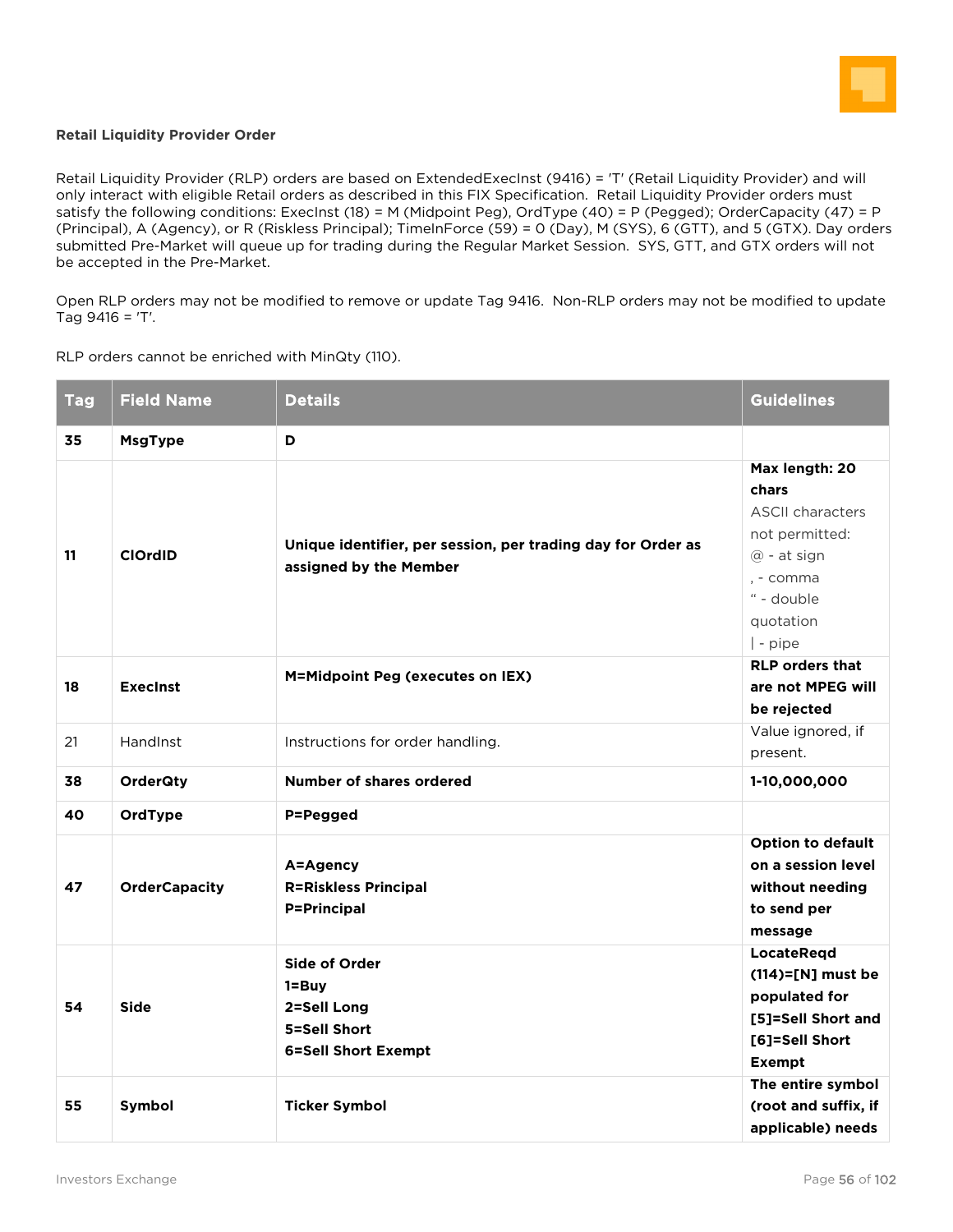**Retail Liquidity Provider Order**

Retail Liquidity Provider (RLP) orders are based on ExtendedExecInst (9416) = 'T' (Retail Liquidity Provider) and will only interact with eligible Retail orders as described in this FIX Specification. Retail Liquidity Provider orders must satisfy the following conditions: ExecInst (18) = M (Midpoint Peg), OrdType (40) = P (Pegged); OrderCapacity (47) = P (Principal), A (Agency), or R (Riskless Principal); TimeInForce (59) = 0 (Day), M (SYS), 6 (GTT), and 5 (GTX). Day orders submitted Pre-Market will queue up for trading during the Regular Market Session. SYS, GTT, and GTX orders will not be accepted in the Pre-Market.

Open RLP orders may not be modified to remove or update Tag 9416. Non-RLP orders may not be modified to update Tag 9416 = 'T'.

RLP orders cannot be enriched with MinQty (110).

| Tag | Field Name | Details | Guidelines |
|---|---|---|---|
| **35** | **MsgType** | **D** | |
| **11** | **ClOrdID** | **Unique identifier, per session, per trading day for Order as assigned by the Member** | **Max length: 20 chars**<br>ASCII characters not permitted:<br>@ - at sign<br>, - comma<br>" - double quotation<br>\| - pipe |
| **18** | **ExecInst** | **M=Midpoint Peg (executes on IEX)** | **RLP orders that are not MPEG will be rejected** |
| 21 | HandInst | Instructions for order handling. | Value ignored, if present. |
| **38** | **OrderQty** | **Number of shares ordered** | **1-10,000,000** |
| **40** | **OrdType** | **P=Pegged** | |
| **47** | **OrderCapacity** | **A=Agency**<br>**R=Riskless Principal**<br>**P=Principal** | **Option to default on a session level without needing to send per message** |
| **54** | **Side** | **Side of Order**<br>**1=Buy**<br>**2=Sell Long**<br>**5=Sell Short**<br>**6=Sell Short Exempt** | **LocateReqd (114)=[N] must be populated for [5]=Sell Short and [6]=Sell Short Exempt** |
| **55** | **Symbol** | **Ticker Symbol** | **The entire symbol (root and suffix, if applicable) needs** |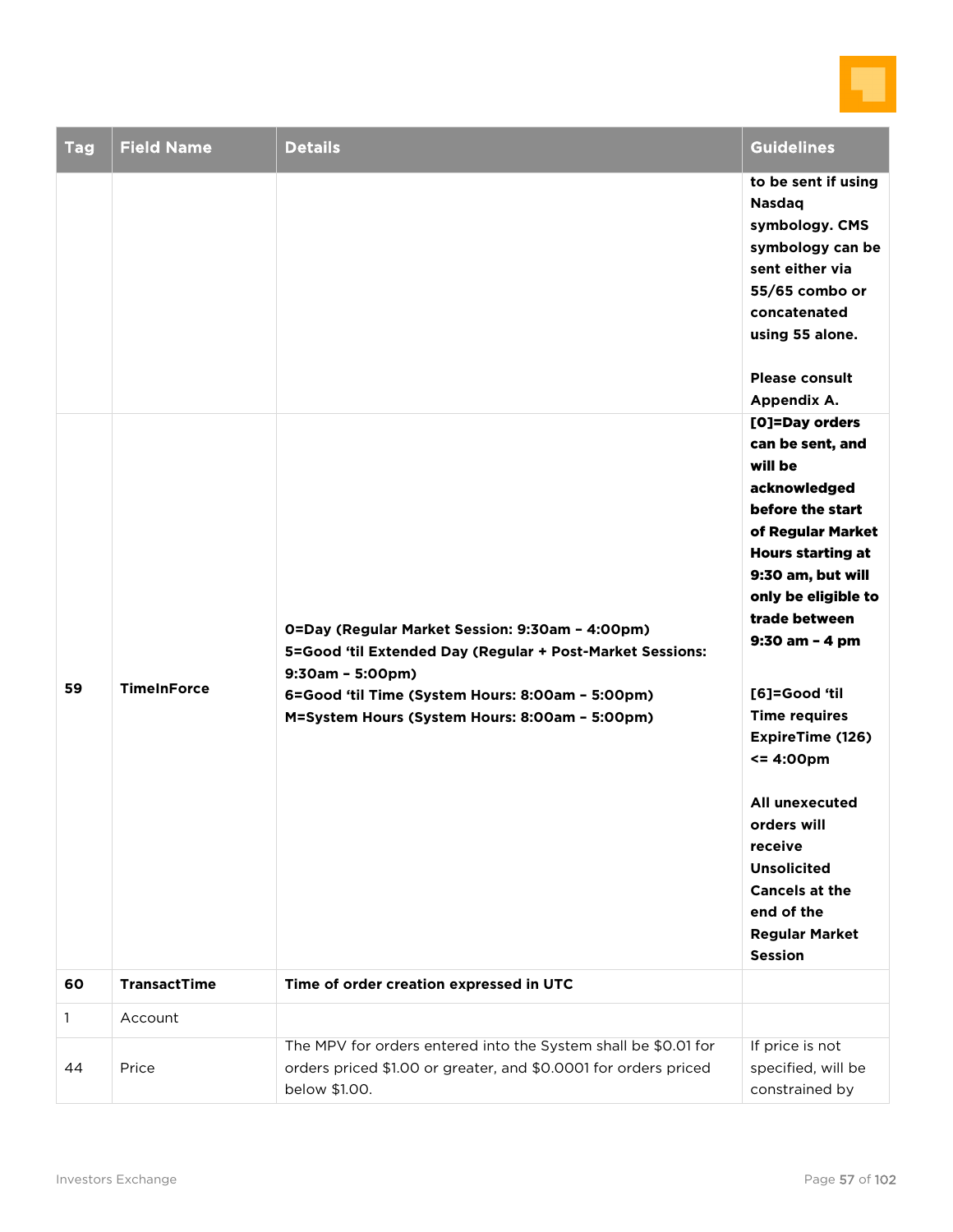| Tag | Field Name | Details | Guidelines |
|---|---|---|---|
| | | | **to be sent if using Nasdaq symbology. CMS symbology can be sent either via 55/65 combo or concatenated using 55 alone.**<br><br>**Please consult Appendix A.** |
| **59** | **TimeInForce** | **0=Day (Regular Market Session: 9:30am – 4:00pm)**<br>**5=Good 'til Extended Day (Regular + Post-Market Sessions: 9:30am – 5:00pm)**<br>**6=Good 'til Time (System Hours: 8:00am – 5:00pm)**<br>**M=System Hours (System Hours: 8:00am – 5:00pm)** | **[0]=Day orders can be sent, and will be acknowledged before the start of Regular Market Hours starting at 9:30 am, but will only be eligible to trade between 9:30 am – 4 pm**<br><br>**[6]=Good 'til Time requires ExpireTime (126) <= 4:00pm**<br><br>**All unexecuted orders will receive Unsolicited Cancels at the end of the Regular Market Session** |
| **60** | **TransactTime** | **Time of order creation expressed in UTC** | |
| 1 | Account | | |
| 44 | Price | The MPV for orders entered into the System shall be $0.01 for orders priced $1.00 or greater, and $0.0001 for orders priced below $1.00. | If price is not specified, will be constrained by |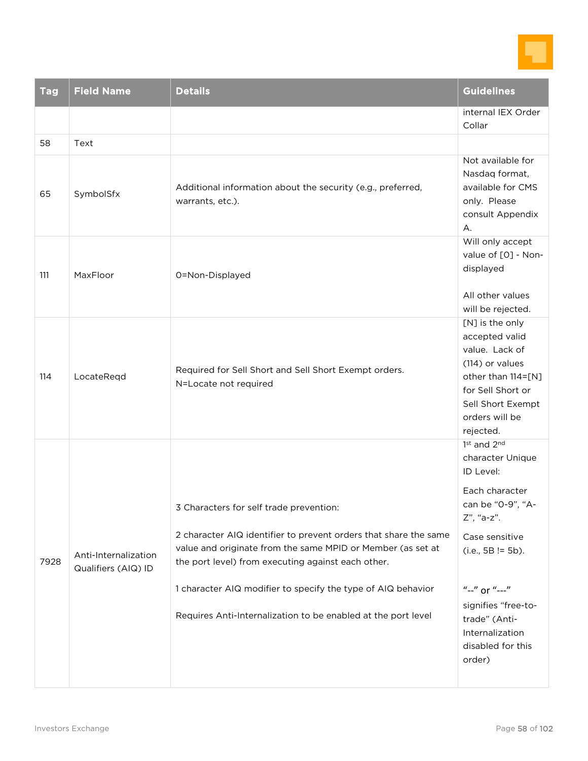| Tag | Field Name | Details | Guidelines |
|---|---|---|---|
| | | | internal IEX Order Collar |
| 58 | Text | | |
| 65 | SymbolSfx | Additional information about the security (e.g., preferred, warrants, etc.). | Not available for Nasdaq format, available for CMS only. Please consult Appendix A. |
| 111 | MaxFloor | 0=Non-Displayed | Will only accept value of [0] - Non-displayed<br><br>All other values will be rejected. |
| 114 | LocateReqd | Required for Sell Short and Sell Short Exempt orders.<br>N=Locate not required | [N] is the only accepted valid value. Lack of (114) or values other than 114=[N] for Sell Short or Sell Short Exempt orders will be rejected. |
| 7928 | Anti-Internalization Qualifiers (AIQ) ID | 3 Characters for self trade prevention:<br><br>2 character AIQ identifier to prevent orders that share the same value and originate from the same MPID or Member (as set at the port level) from executing against each other.<br><br>1 character AIQ modifier to specify the type of AIQ behavior<br><br>Requires Anti-Internalization to be enabled at the port level | 1st and 2nd character Unique ID Level:<br><br>Each character can be "0-9", "A-Z", "a-z".<br><br>Case sensitive (i.e., 5B != 5b).<br><br>"--" or "---" signifies "free-to-trade" (Anti-Internalization disabled for this order) |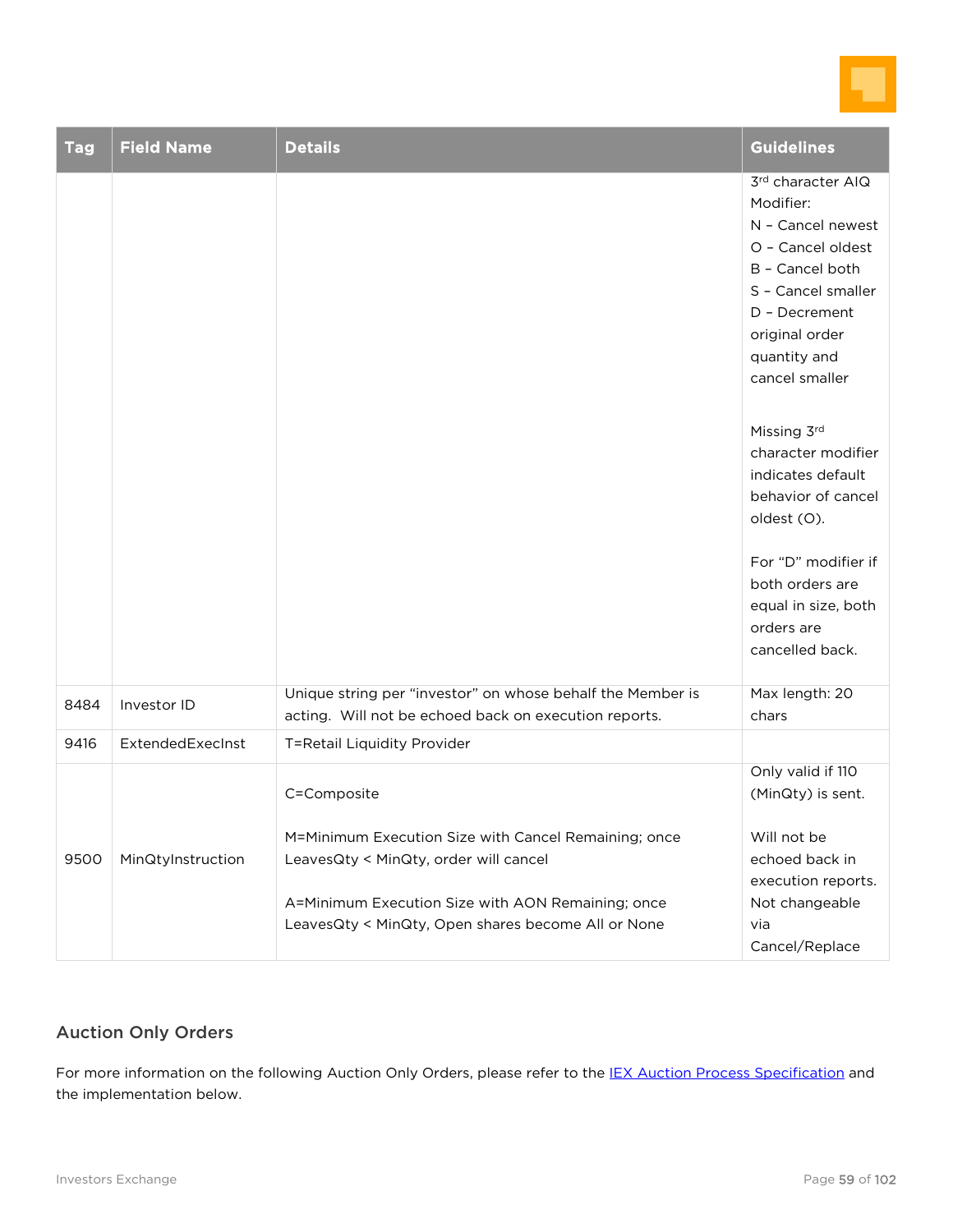| Tag | Field Name | Details | Guidelines |
|---|---|---|---|
| | | | 3rd character AIQ Modifier:<br>N – Cancel newest<br>O – Cancel oldest<br>B – Cancel both<br>S – Cancel smaller<br>D – Decrement original order quantity and cancel smaller<br><br>Missing 3rd character modifier indicates default behavior of cancel oldest (O).<br><br>For "D" modifier if both orders are equal in size, both orders are cancelled back. |
| 8484 | Investor ID | Unique string per "investor" on whose behalf the Member is acting. Will not be echoed back on execution reports. | Max length: 20 chars |
| 9416 | ExtendedExecInst | T=Retail Liquidity Provider | |
| 9500 | MinQtyInstruction | C=Composite<br><br>M=Minimum Execution Size with Cancel Remaining; once LeavesQty < MinQty, order will cancel<br><br>A=Minimum Execution Size with AON Remaining; once LeavesQty < MinQty, Open shares become All or None | Only valid if 110 (MinQty) is sent.<br><br>Will not be echoed back in execution reports. Not changeable via Cancel/Replace |

## Auction Only Orders

For more information on the following Auction Only Orders, please refer to the IEX Auction Process Specification and the implementation below.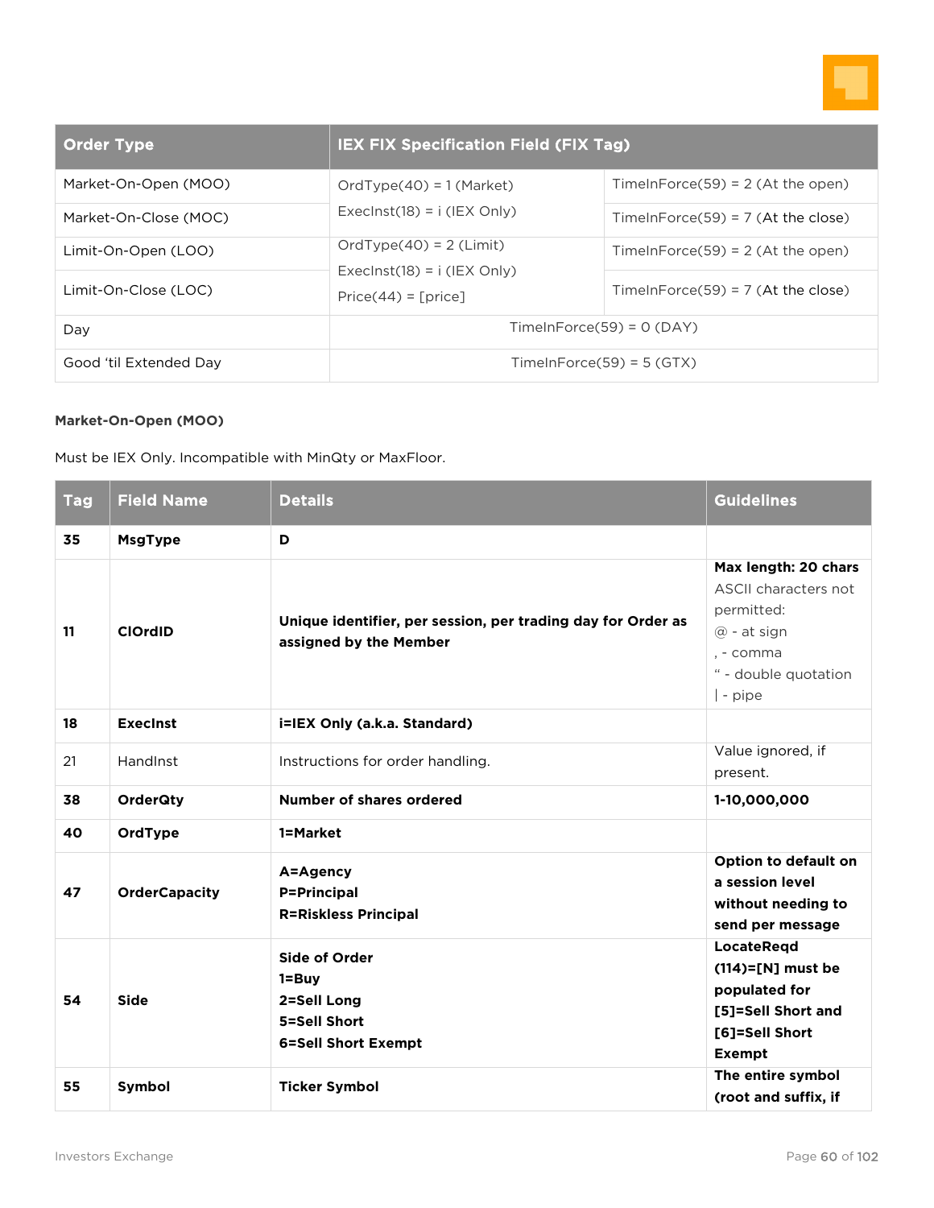| Order Type | IEX FIX Specification Field (FIX Tag) | |
|---|---|---|
| Market-On-Open (MOO) | OrdType(40) = 1 (Market)<br>ExecInst(18) = i (IEX Only) | TimeInForce(59) = 2 (At the open) |
| Market-On-Close (MOC) | | TimeInForce(59) = 7 (At the close) |
| Limit-On-Open (LOO) | OrdType(40) = 2 (Limit)<br>ExecInst(18) = i (IEX Only)<br>Price(44) = [price] | TimeInForce(59) = 2 (At the open) |
| Limit-On-Close (LOC) | | TimeInForce(59) = 7 (At the close) |
| Day | TimeInForce(59) = 0 (DAY) | |
| Good 'til Extended Day | TimeInForce(59) = 5 (GTX) | |

#### Market-On-Open (MOO)

Must be IEX Only. Incompatible with MinQty or MaxFloor.

| Tag | Field Name | Details | Guidelines |
|---|---|---|---|
| **35** | **MsgType** | **D** | |
| **11** | **ClOrdID** | **Unique identifier, per session, per trading day for Order as assigned by the Member** | **Max length: 20 chars**<br>ASCII characters not permitted:<br>@ - at sign<br>, - comma<br>" - double quotation<br>\| - pipe |
| **18** | **ExecInst** | **i=IEX Only (a.k.a. Standard)** | |
| 21 | HandInst | Instructions for order handling. | Value ignored, if present. |
| **38** | **OrderQty** | **Number of shares ordered** | **1-10,000,000** |
| **40** | **OrdType** | **1=Market** | |
| **47** | **OrderCapacity** | **A=Agency**<br>**P=Principal**<br>**R=Riskless Principal** | **Option to default on a session level without needing to send per message** |
| **54** | **Side** | **Side of Order**<br>**1=Buy**<br>**2=Sell Long**<br>**5=Sell Short**<br>**6=Sell Short Exempt** | **LocateReqd (114)=[N] must be populated for [5]=Sell Short and [6]=Sell Short Exempt** |
| **55** | **Symbol** | **Ticker Symbol** | **The entire symbol (root and suffix, if** |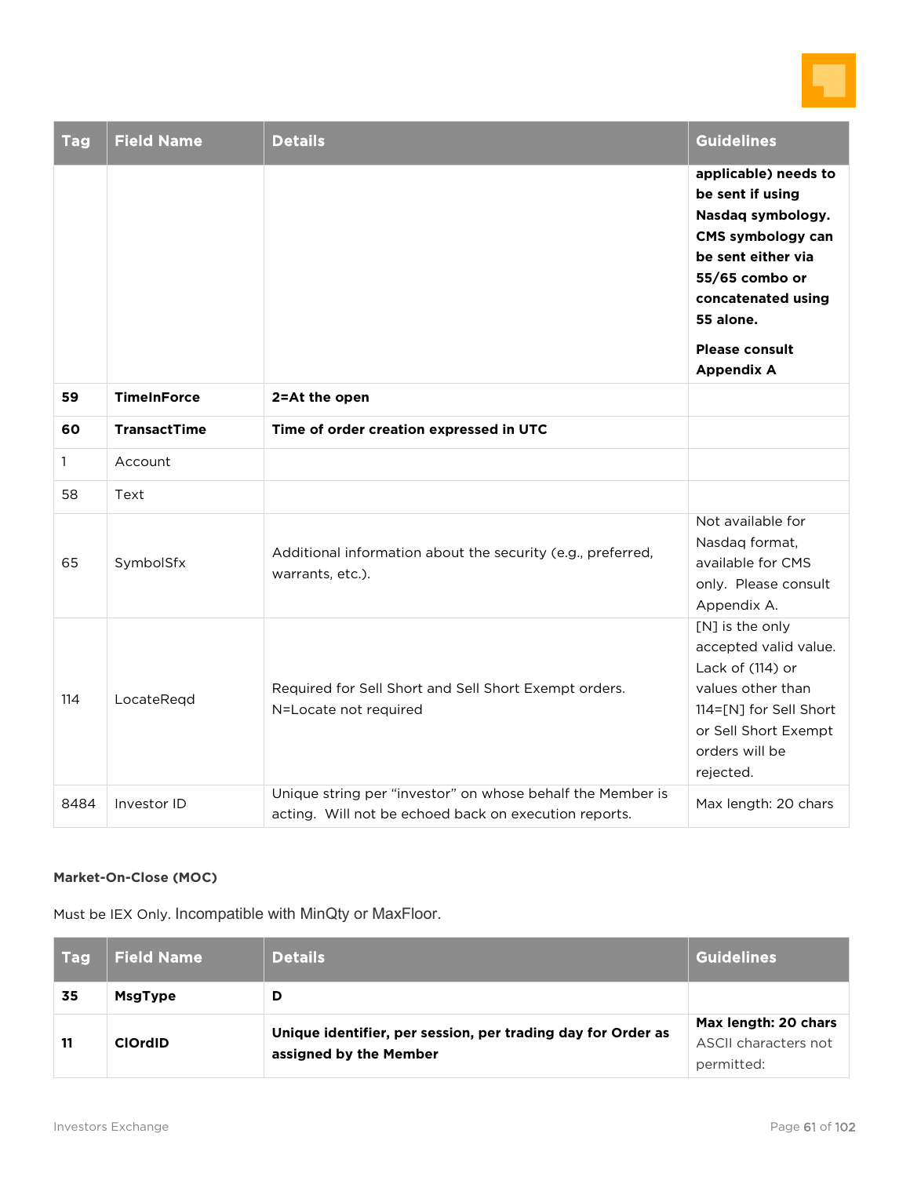| Tag | Field Name | Details | Guidelines |
|---|---|---|---|
| | | | **applicable) needs to be sent if using Nasdaq symbology. CMS symbology can be sent either via 55/65 combo or concatenated using 55 alone.**<br><br>**Please consult Appendix A** |
| **59** | **TimeInForce** | **2=At the open** | |
| **60** | **TransactTime** | **Time of order creation expressed in UTC** | |
| 1 | Account | | |
| 58 | Text | | |
| 65 | SymbolSfx | Additional information about the security (e.g., preferred, warrants, etc.). | Not available for Nasdaq format, available for CMS only. Please consult Appendix A. |
| 114 | LocateReqd | Required for Sell Short and Sell Short Exempt orders.<br>N=Locate not required | [N] is the only accepted valid value. Lack of (114) or values other than 114=[N] for Sell Short or Sell Short Exempt orders will be rejected. |
| 8484 | Investor ID | Unique string per "investor" on whose behalf the Member is acting. Will not be echoed back on execution reports. | Max length: 20 chars |

#### Market-On-Close (MOC)

Must be IEX Only. Incompatible with MinQty or MaxFloor.

| Tag | Field Name | Details | Guidelines |
|---|---|---|---|
| **35** | **MsgType** | **D** | |
| **11** | **ClOrdID** | **Unique identifier, per session, per trading day for Order as assigned by the Member** | **Max length: 20 chars**<br>ASCII characters not permitted: |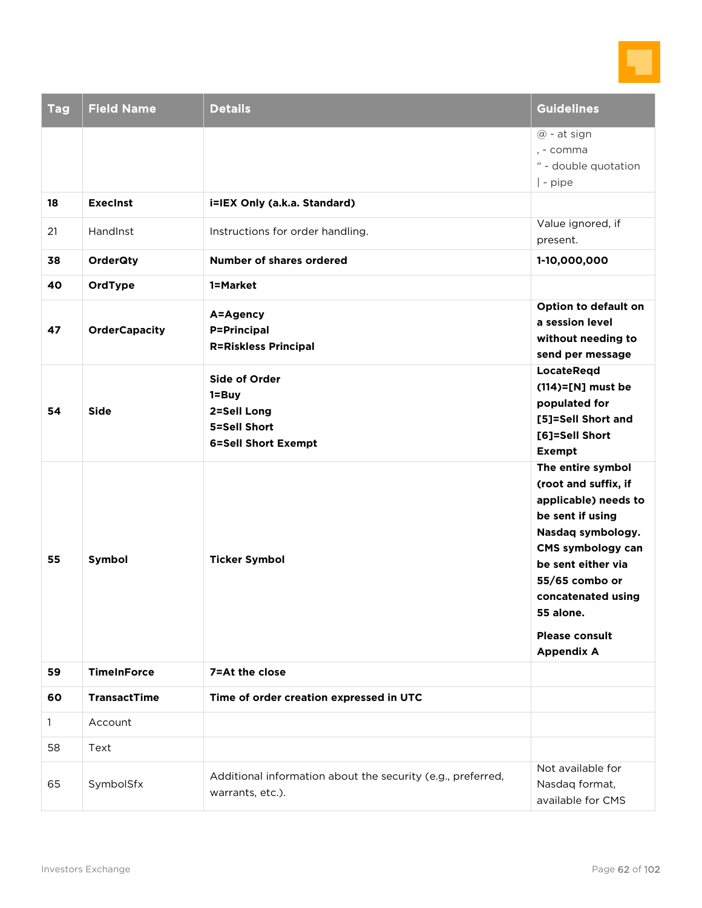| Tag | Field Name | Details | Guidelines |
|---|---|---|---|
| | | | @ - at sign<br>, - comma<br>" - double quotation<br>\| - pipe |
| **18** | **ExecInst** | **i=IEX Only (a.k.a. Standard)** | |
| 21 | HandInst | Instructions for order handling. | Value ignored, if present. |
| **38** | **OrderQty** | **Number of shares ordered** | **1-10,000,000** |
| **40** | **OrdType** | **1=Market** | |
| **47** | **OrderCapacity** | **A=Agency**<br>**P=Principal**<br>**R=Riskless Principal** | **Option to default on a session level without needing to send per message** |
| **54** | **Side** | **Side of Order**<br>**1=Buy**<br>**2=Sell Long**<br>**5=Sell Short**<br>**6=Sell Short Exempt** | **LocateReqd (114)=[N] must be populated for [5]=Sell Short and [6]=Sell Short Exempt** |
| **55** | **Symbol** | **Ticker Symbol** | **The entire symbol (root and suffix, if applicable) needs to be sent if using Nasdaq symbology. CMS symbology can be sent either via 55/65 combo or concatenated using 55 alone.**<br><br>**Please consult Appendix A** |
| **59** | **TimeInForce** | **7=At the close** | |
| **60** | **TransactTime** | **Time of order creation expressed in UTC** | |
| 1 | Account | | |
| 58 | Text | | |
| 65 | SymbolSfx | Additional information about the security (e.g., preferred, warrants, etc.). | Not available for Nasdaq format, available for CMS |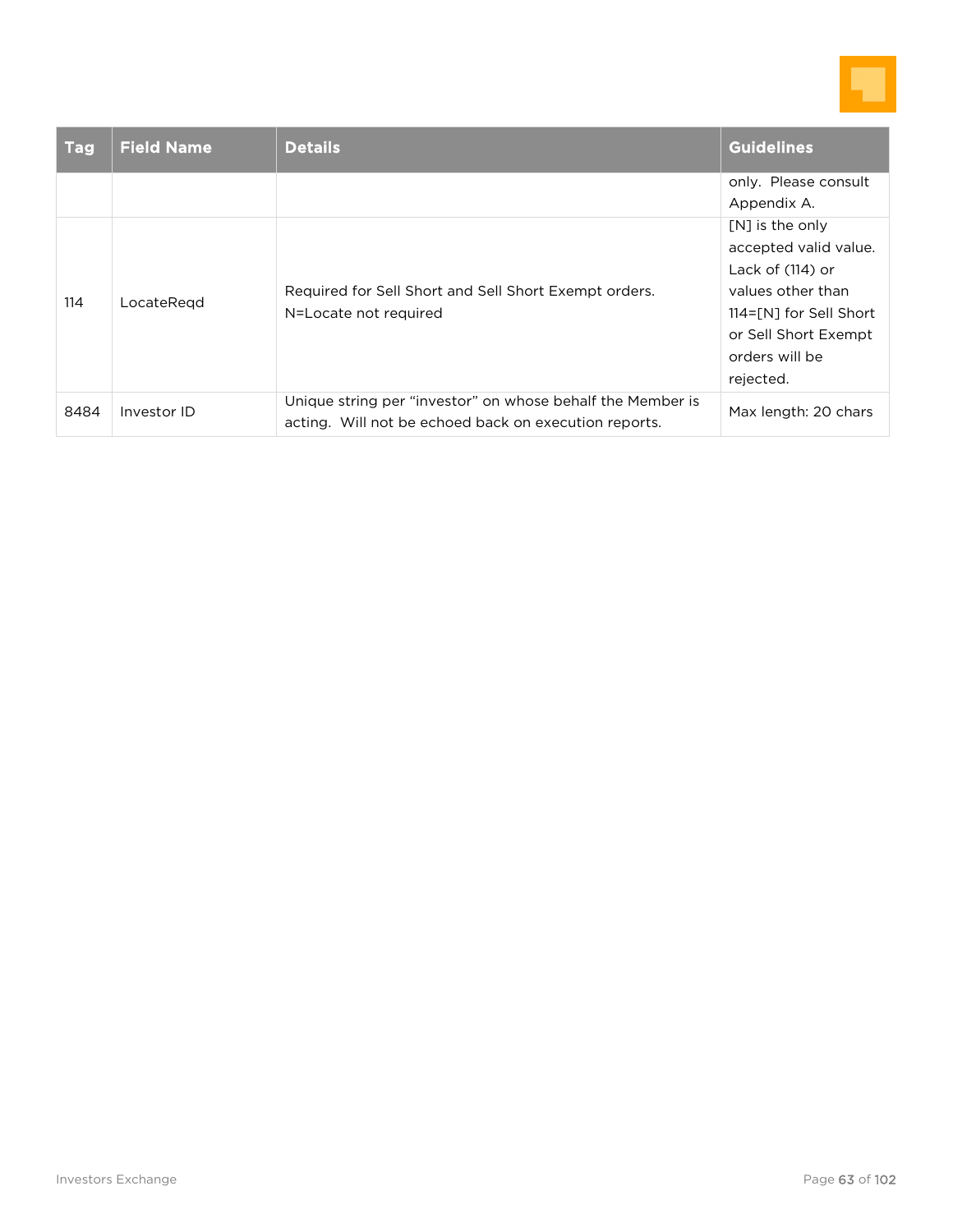| Tag | Field Name | Details | Guidelines |
|---|---|---|---|
| | | | only. Please consult Appendix A. |
| 114 | LocateReqd | Required for Sell Short and Sell Short Exempt orders.<br>N=Locate not required | [N] is the only accepted valid value. Lack of (114) or values other than 114=[N] for Sell Short or Sell Short Exempt orders will be rejected. |
| 8484 | Investor ID | Unique string per "investor" on whose behalf the Member is acting. Will not be echoed back on execution reports. | Max length: 20 chars |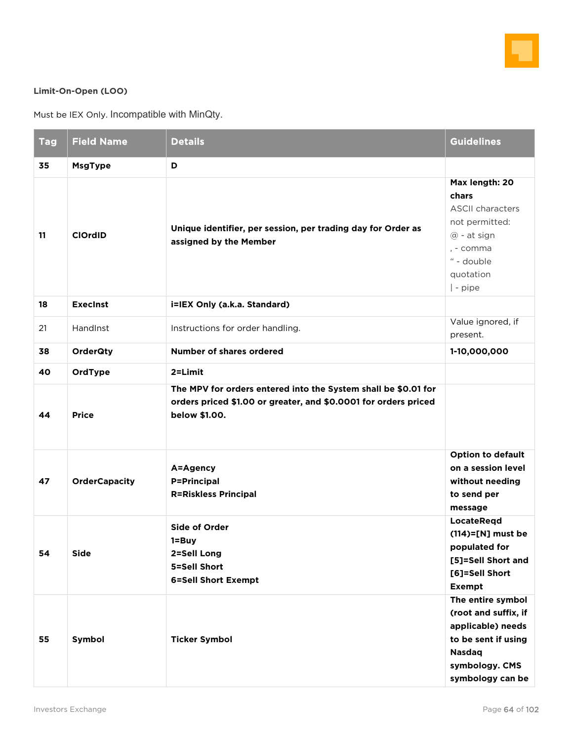**Limit-On-Open (LOO)**

Must be IEX Only. Incompatible with MinQty.

| Tag | Field Name | Details | Guidelines |
|---|---|---|---|
| **35** | **MsgType** | **D** | |
| **11** | **ClOrdID** | **Unique identifier, per session, per trading day for Order as assigned by the Member** | **Max length: 20 chars** ASCII characters not permitted: @ - at sign , - comma " - double quotation \| - pipe |
| **18** | **ExecInst** | **i=IEX Only (a.k.a. Standard)** | |
| 21 | HandInst | Instructions for order handling. | Value ignored, if present. |
| **38** | **OrderQty** | **Number of shares ordered** | **1-10,000,000** |
| **40** | **OrdType** | **2=Limit** | |
| **44** | **Price** | **The MPV for orders entered into the System shall be $0.01 for orders priced $1.00 or greater, and $0.0001 for orders priced below $1.00.** | |
| **47** | **OrderCapacity** | **A=Agency** **P=Principal** **R=Riskless Principal** | **Option to default on a session level without needing to send per message** |
| **54** | **Side** | **Side of Order** **1=Buy** **2=Sell Long** **5=Sell Short** **6=Sell Short Exempt** | **LocateReqd (114)=[N] must be populated for [5]=Sell Short and [6]=Sell Short Exempt** |
| **55** | **Symbol** | **Ticker Symbol** | **The entire symbol (root and suffix, if applicable) needs to be sent if using Nasdaq symbology. CMS symbology can be** |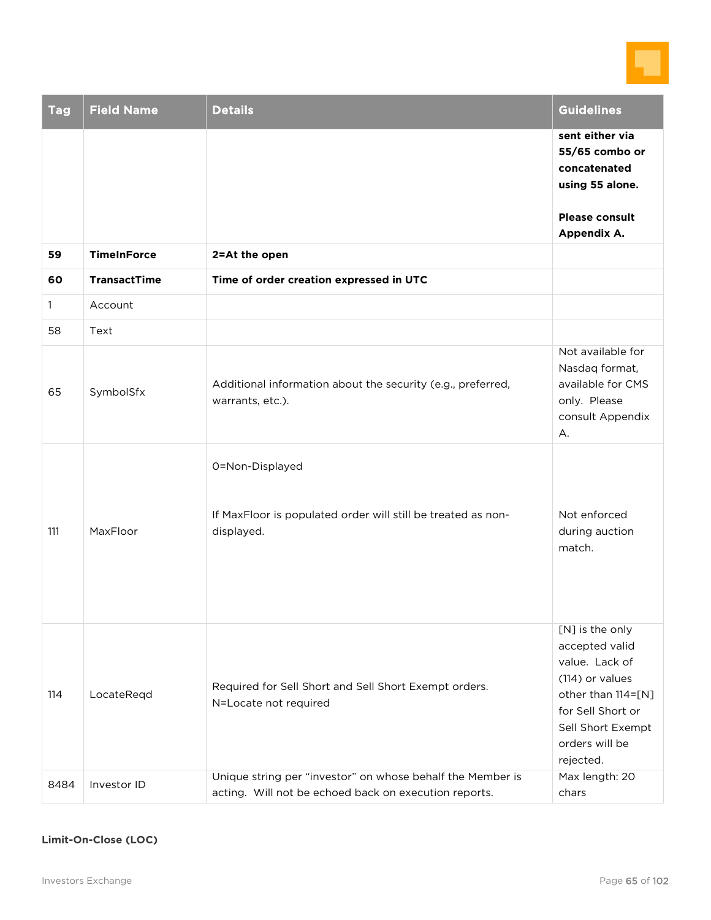| Tag | Field Name | Details | Guidelines |
|---|---|---|---|
| | | | **sent either via 55/65 combo or concatenated using 55 alone.** **Please consult Appendix A.** |
| **59** | **TimeInForce** | **2=At the open** | |
| **60** | **TransactTime** | **Time of order creation expressed in UTC** | |
| 1 | Account | | |
| 58 | Text | | |
| 65 | SymbolSfx | Additional information about the security (e.g., preferred, warrants, etc.). | Not available for Nasdaq format, available for CMS only. Please consult Appendix A. |
| 111 | MaxFloor | 0=Non-Displayed If MaxFloor is populated order will still be treated as non-displayed. | Not enforced during auction match. |
| 114 | LocateReqd | Required for Sell Short and Sell Short Exempt orders. N=Locate not required | [N] is the only accepted valid value. Lack of (114) or values other than 114=[N] for Sell Short or Sell Short Exempt orders will be rejected. |
| 8484 | Investor ID | Unique string per "investor" on whose behalf the Member is acting. Will not be echoed back on execution reports. | Max length: 20 chars |

**Limit-On-Close (LOC)**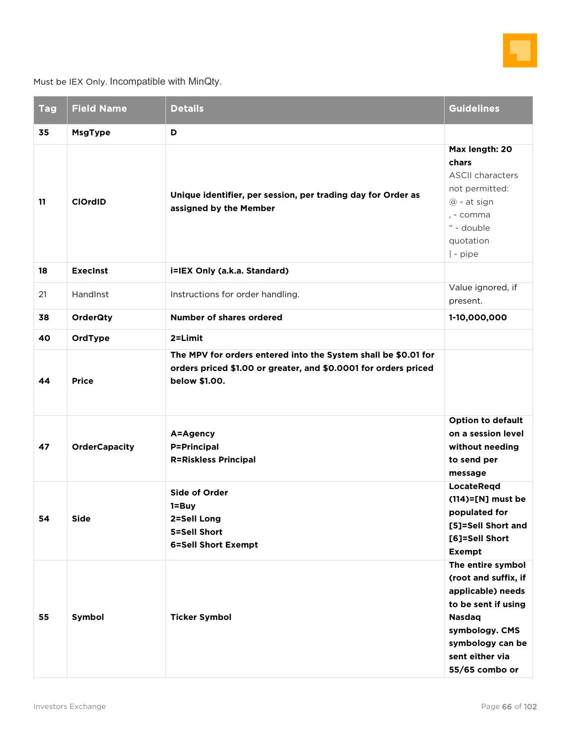Must be IEX Only. Incompatible with MinQty.

| Tag | Field Name | Details | Guidelines |
|---|---|---|---|
| **35** | **MsgType** | **D** | |
| **11** | **ClOrdID** | **Unique identifier, per session, per trading day for Order as assigned by the Member** | **Max length: 20 chars** ASCII characters not permitted: @ - at sign , - comma " - double quotation \| - pipe |
| **18** | **ExecInst** | **i=IEX Only (a.k.a. Standard)** | |
| 21 | HandInst | Instructions for order handling. | Value ignored, if present. |
| **38** | **OrderQty** | **Number of shares ordered** | **1-10,000,000** |
| **40** | **OrdType** | **2=Limit** | |
| **44** | **Price** | **The MPV for orders entered into the System shall be $0.01 for orders priced $1.00 or greater, and $0.0001 for orders priced below $1.00.** | |
| **47** | **OrderCapacity** | **A=Agency** **P=Principal** **R=Riskless Principal** | **Option to default on a session level without needing to send per message** |
| **54** | **Side** | **Side of Order** **1=Buy** **2=Sell Long** **5=Sell Short** **6=Sell Short Exempt** | **LocateReqd (114)=[N] must be populated for [5]=Sell Short and [6]=Sell Short Exempt** |
| **55** | **Symbol** | **Ticker Symbol** | **The entire symbol (root and suffix, if applicable) needs to be sent if using Nasdaq symbology. CMS symbology can be sent either via 55/65 combo or** |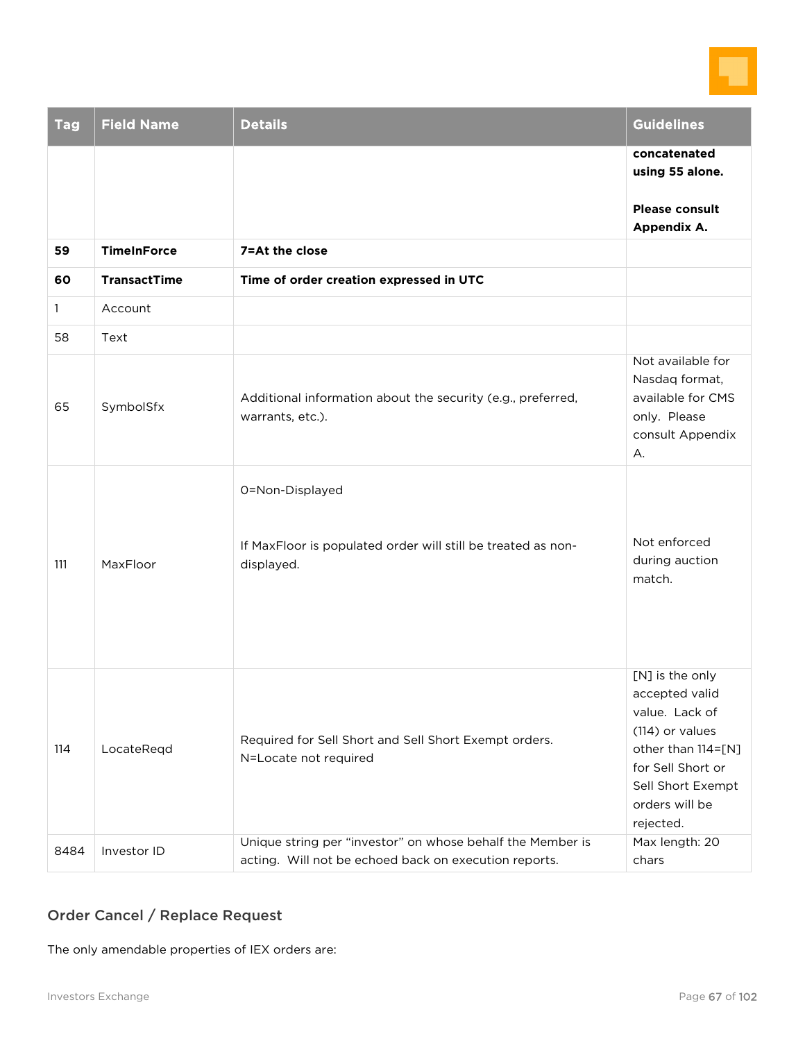| Tag | Field Name | Details | Guidelines |
|---|---|---|---|
| | | | **concatenated using 55 alone.**<br><br>**Please consult Appendix A.** |
| **59** | **TimeInForce** | **7=At the close** | |
| **60** | **TransactTime** | **Time of order creation expressed in UTC** | |
| 1 | Account | | |
| 58 | Text | | |
| 65 | SymbolSfx | Additional information about the security (e.g., preferred, warrants, etc.). | Not available for Nasdaq format, available for CMS only. Please consult Appendix A. |
| 111 | MaxFloor | 0=Non-Displayed<br><br>If MaxFloor is populated order will still be treated as non-displayed. | Not enforced during auction match. |
| 114 | LocateReqd | Required for Sell Short and Sell Short Exempt orders.<br>N=Locate not required | [N] is the only accepted valid value. Lack of (114) or values other than 114=[N] for Sell Short or Sell Short Exempt orders will be rejected. |
| 8484 | Investor ID | Unique string per "investor" on whose behalf the Member is acting. Will not be echoed back on execution reports. | Max length: 20 chars |

## Order Cancel / Replace Request

The only amendable properties of IEX orders are: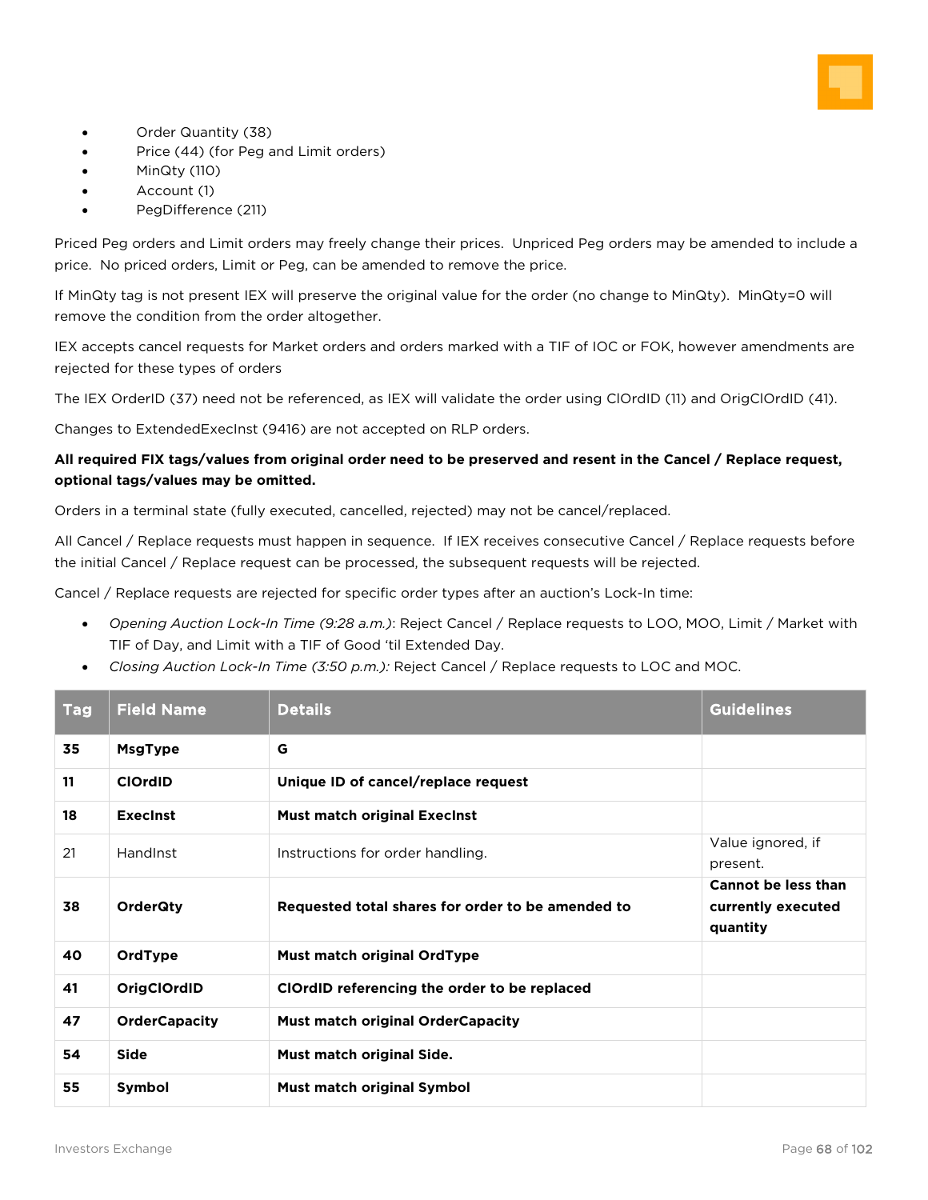- Order Quantity (38)
- Price (44) (for Peg and Limit orders)
- MinQty (110)
- Account (1)
- PegDifference (211)

Priced Peg orders and Limit orders may freely change their prices. Unpriced Peg orders may be amended to include a price. No priced orders, Limit or Peg, can be amended to remove the price.

If MinQty tag is not present IEX will preserve the original value for the order (no change to MinQty). MinQty=0 will remove the condition from the order altogether.

IEX accepts cancel requests for Market orders and orders marked with a TIF of IOC or FOK, however amendments are rejected for these types of orders

The IEX OrderID (37) need not be referenced, as IEX will validate the order using ClOrdID (11) and OrigClOrdID (41).

Changes to ExtendedExecInst (9416) are not accepted on RLP orders.

**All required FIX tags/values from original order need to be preserved and resent in the Cancel / Replace request, optional tags/values may be omitted.**

Orders in a terminal state (fully executed, cancelled, rejected) may not be cancel/replaced.

All Cancel / Replace requests must happen in sequence. If IEX receives consecutive Cancel / Replace requests before the initial Cancel / Replace request can be processed, the subsequent requests will be rejected.

Cancel / Replace requests are rejected for specific order types after an auction's Lock-In time:

- *Opening Auction Lock-In Time (9:28 a.m.)*: Reject Cancel / Replace requests to LOO, MOO, Limit / Market with TIF of Day, and Limit with a TIF of Good 'til Extended Day.
- *Closing Auction Lock-In Time (3:50 p.m.):* Reject Cancel / Replace requests to LOC and MOC.

| Tag | Field Name | Details | Guidelines |
|---|---|---|---|
| **35** | **MsgType** | **G** | |
| **11** | **ClOrdID** | **Unique ID of cancel/replace request** | |
| **18** | **ExecInst** | **Must match original ExecInst** | |
| 21 | HandInst | Instructions for order handling. | Value ignored, if present. |
| **38** | **OrderQty** | **Requested total shares for order to be amended to** | **Cannot be less than currently executed quantity** |
| **40** | **OrdType** | **Must match original OrdType** | |
| **41** | **OrigClOrdID** | **ClOrdID referencing the order to be replaced** | |
| **47** | **OrderCapacity** | **Must match original OrderCapacity** | |
| **54** | **Side** | **Must match original Side.** | |
| **55** | **Symbol** | **Must match original Symbol** | |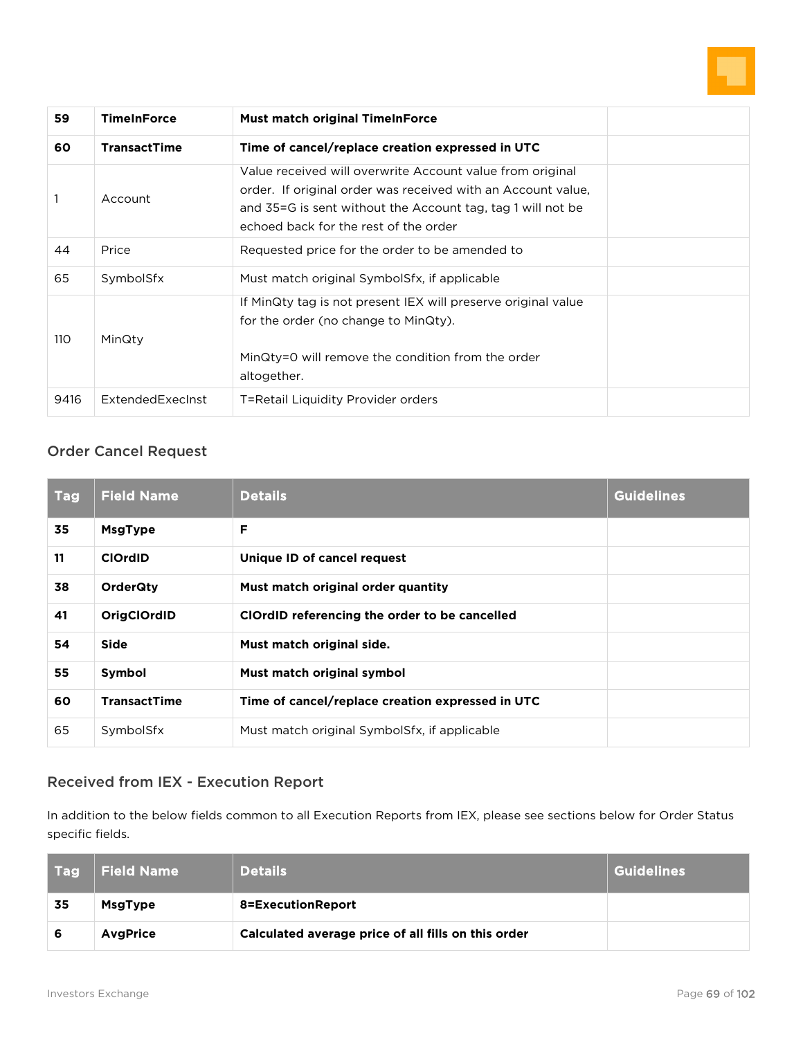| | | | |
|---|---|---|---|
| **59** | **TimeInForce** | **Must match original TimeInForce** | |
| **60** | **TransactTime** | **Time of cancel/replace creation expressed in UTC** | |
| 1 | Account | Value received will overwrite Account value from original order. If original order was received with an Account value, and 35=G is sent without the Account tag, tag 1 will not be echoed back for the rest of the order | |
| 44 | Price | Requested price for the order to be amended to | |
| 65 | SymbolSfx | Must match original SymbolSfx, if applicable | |
| 110 | MinQty | If MinQty tag is not present IEX will preserve original value for the order (no change to MinQty).<br><br>MinQty=0 will remove the condition from the order altogether. | |
| 9416 | ExtendedExecInst | T=Retail Liquidity Provider orders | |

### Order Cancel Request

| Tag | Field Name | Details | Guidelines |
|---|---|---|---|
| **35** | **MsgType** | **F** | |
| **11** | **ClOrdID** | **Unique ID of cancel request** | |
| **38** | **OrderQty** | **Must match original order quantity** | |
| **41** | **OrigClOrdID** | **ClOrdID referencing the order to be cancelled** | |
| **54** | **Side** | **Must match original side.** | |
| **55** | **Symbol** | **Must match original symbol** | |
| **60** | **TransactTime** | **Time of cancel/replace creation expressed in UTC** | |
| 65 | SymbolSfx | Must match original SymbolSfx, if applicable | |

### Received from IEX - Execution Report

In addition to the below fields common to all Execution Reports from IEX, please see sections below for Order Status specific fields.

| Tag | Field Name | Details | Guidelines |
|---|---|---|---|
| **35** | **MsgType** | **8=ExecutionReport** | |
| **6** | **AvgPrice** | **Calculated average price of all fills on this order** | |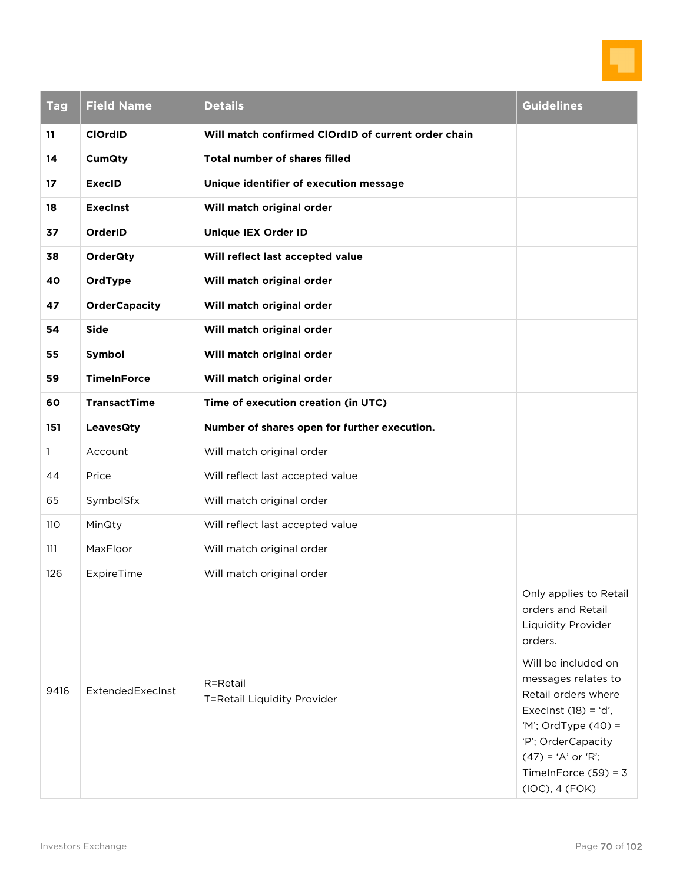| Tag | Field Name | Details | Guidelines |
|---|---|---|---|
| **11** | **ClOrdID** | **Will match confirmed ClOrdID of current order chain** | |
| **14** | **CumQty** | **Total number of shares filled** | |
| **17** | **ExecID** | **Unique identifier of execution message** | |
| **18** | **ExecInst** | **Will match original order** | |
| **37** | **OrderID** | **Unique IEX Order ID** | |
| **38** | **OrderQty** | **Will reflect last accepted value** | |
| **40** | **OrdType** | **Will match original order** | |
| **47** | **OrderCapacity** | **Will match original order** | |
| **54** | **Side** | **Will match original order** | |
| **55** | **Symbol** | **Will match original order** | |
| **59** | **TimeInForce** | **Will match original order** | |
| **60** | **TransactTime** | **Time of execution creation (in UTC)** | |
| **151** | **LeavesQty** | **Number of shares open for further execution.** | |
| 1 | Account | Will match original order | |
| 44 | Price | Will reflect last accepted value | |
| 65 | SymbolSfx | Will match original order | |
| 110 | MinQty | Will reflect last accepted value | |
| 111 | MaxFloor | Will match original order | |
| 126 | ExpireTime | Will match original order | |
| 9416 | ExtendedExecInst | R=Retail<br>T=Retail Liquidity Provider | Only applies to Retail orders and Retail Liquidity Provider orders.<br><br>Will be included on messages relates to Retail orders where ExecInst (18) = 'd', 'M'; OrdType (40) = 'P'; OrderCapacity (47) = 'A' or 'R'; TimeInForce (59) = 3 (IOC), 4 (FOK) |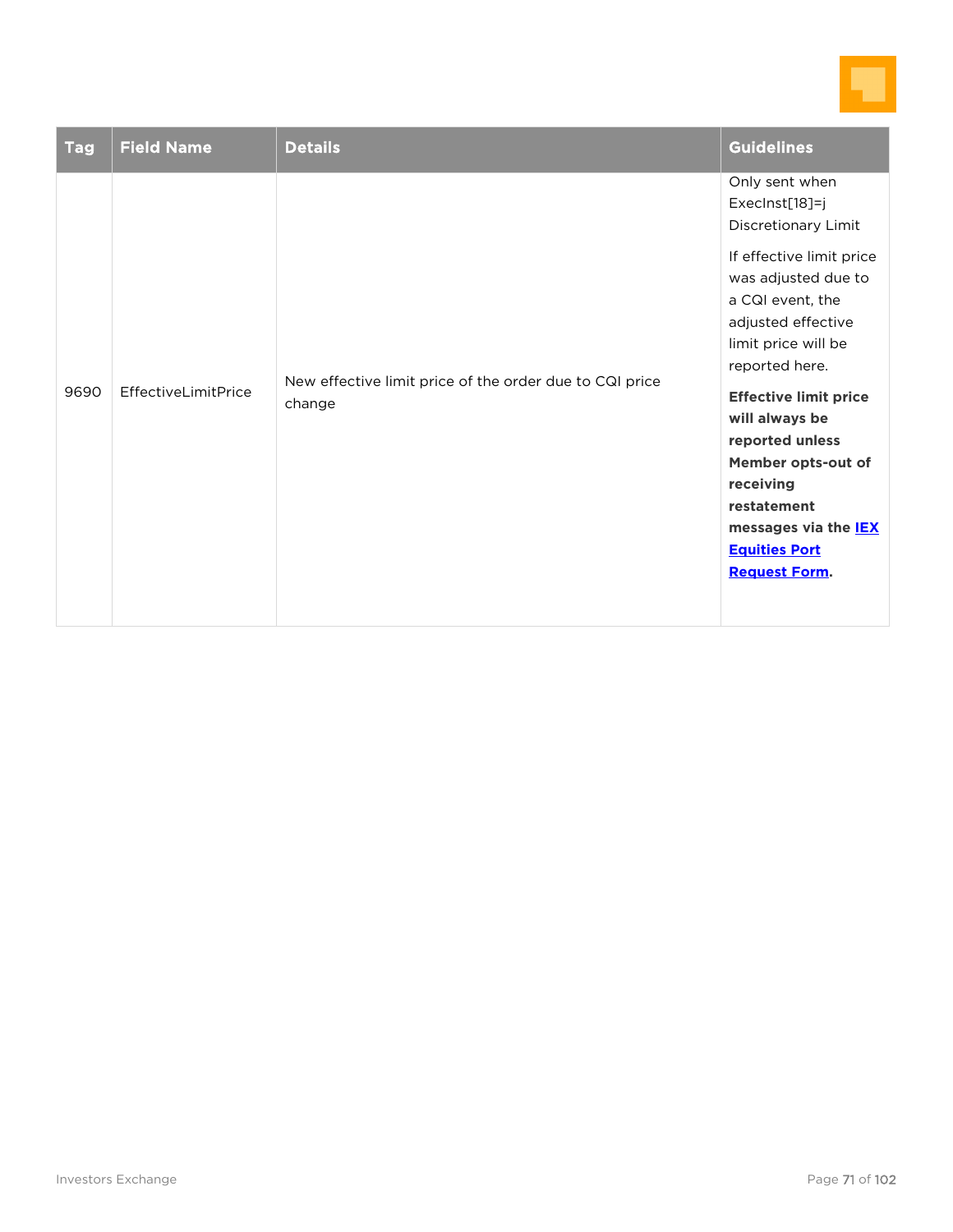| Tag | Field Name | Details | Guidelines |
|---|---|---|---|
| 9690 | EffectiveLimitPrice | New effective limit price of the order due to CQI price change | Only sent when ExecInst[18]=j Discretionary Limit<br><br>If effective limit price was adjusted due to a CQI event, the adjusted effective limit price will be reported here.<br><br>**Effective limit price will always be reported unless Member opts-out of receiving restatement messages via the IEX Equities Port Request Form.** |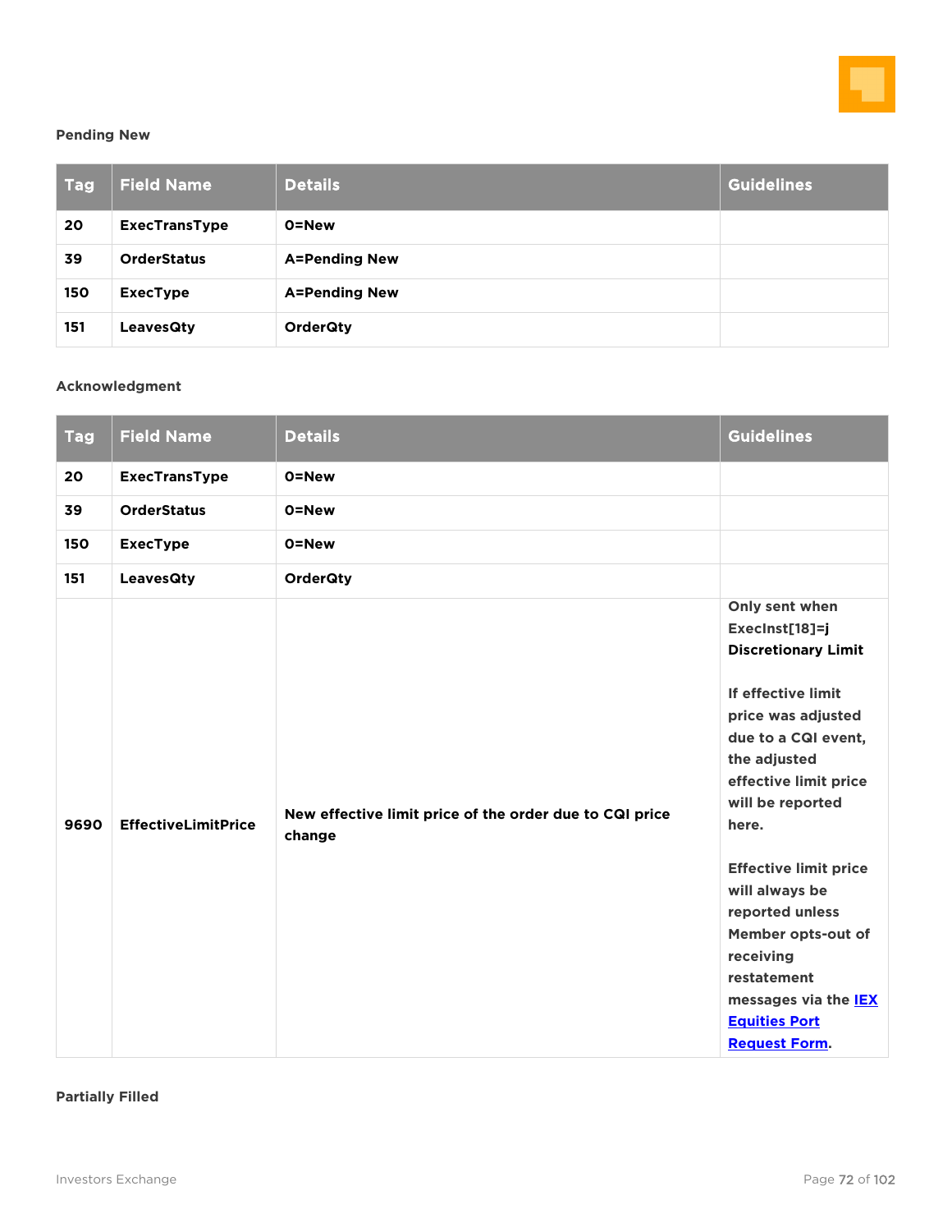#### Pending New

| Tag | Field Name | Details | Guidelines |
|---|---|---|---|
| 20 | ExecTransType | 0=New | |
| 39 | OrderStatus | A=Pending New | |
| 150 | ExecType | A=Pending New | |
| 151 | LeavesQty | OrderQty | |

#### Acknowledgment

| Tag | Field Name | Details | Guidelines |
|---|---|---|---|
| 20 | ExecTransType | 0=New | |
| 39 | OrderStatus | 0=New | |
| 150 | ExecType | 0=New | |
| 151 | LeavesQty | OrderQty | |
| 9690 | EffectiveLimitPrice | New effective limit price of the order due to CQI price change | Only sent when ExecInst[18]=j **Discretionary Limit**<br><br>If effective limit price was adjusted due to a CQI event, the adjusted effective limit price will be reported here.<br><br>Effective limit price will always be reported unless Member opts-out of receiving restatement messages via the IEX Equities Port Request Form. |

#### Partially Filled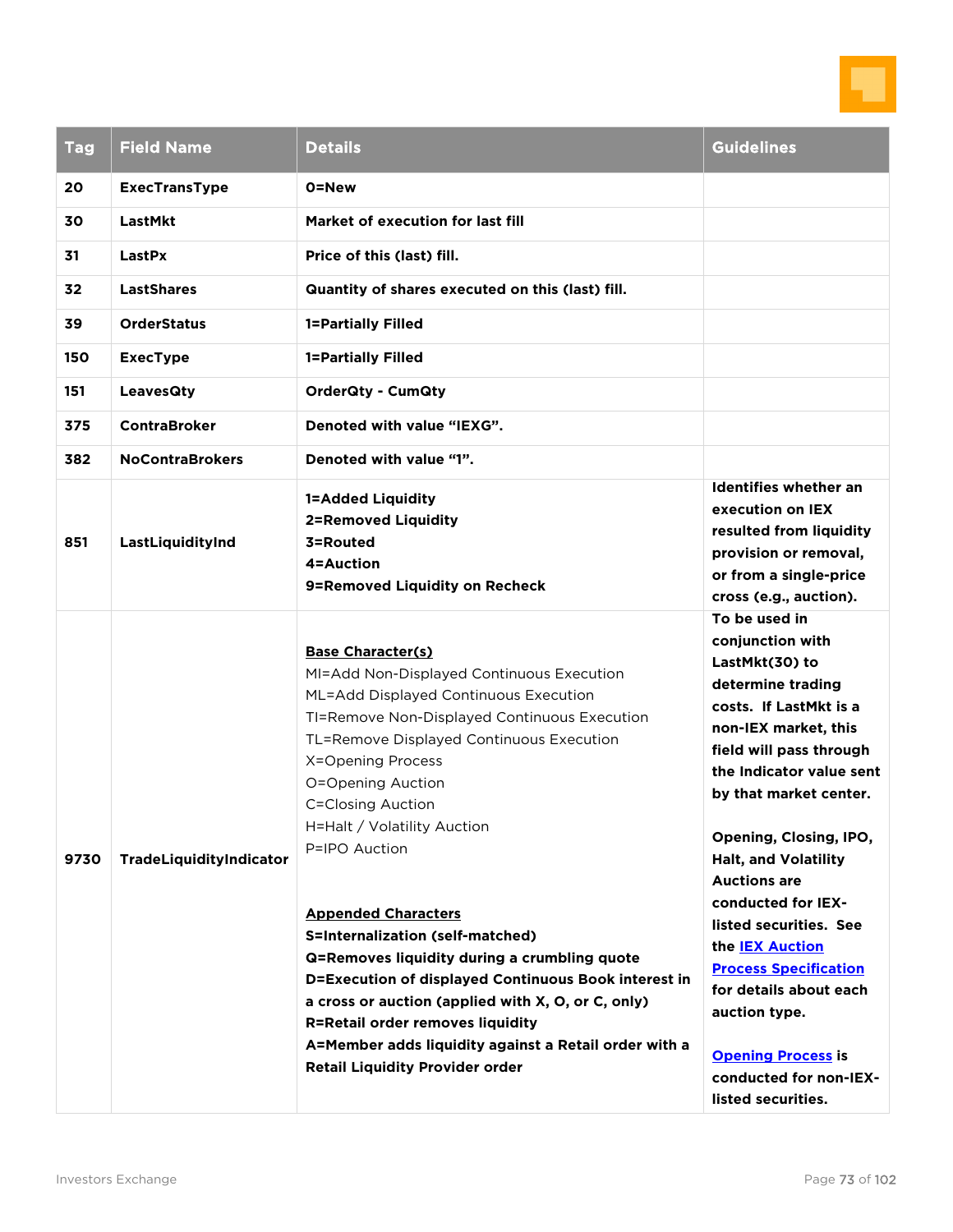| Tag | Field Name | Details | Guidelines |
|---|---|---|---|
| 20 | ExecTransType | 0=New | |
| 30 | LastMkt | Market of execution for last fill | |
| 31 | LastPx | Price of this (last) fill. | |
| 32 | LastShares | Quantity of shares executed on this (last) fill. | |
| 39 | OrderStatus | 1=Partially Filled | |
| 150 | ExecType | 1=Partially Filled | |
| 151 | LeavesQty | OrderQty - CumQty | |
| 375 | ContraBroker | Denoted with value "IEXG". | |
| 382 | NoContraBrokers | Denoted with value "1". | |
| 851 | LastLiquidityInd | 1=Added Liquidity<br>2=Removed Liquidity<br>3=Routed<br>4=Auction<br>9=Removed Liquidity on Recheck | Identifies whether an execution on IEX resulted from liquidity provision or removal, or from a single-price cross (e.g., auction). |
| 9730 | TradeLiquidityIndicator | <u>Base Character(s)</u><br>MI=Add Non-Displayed Continuous Execution<br>ML=Add Displayed Continuous Execution<br>TI=Remove Non-Displayed Continuous Execution<br>TL=Remove Displayed Continuous Execution<br>X=Opening Process<br>O=Opening Auction<br>C=Closing Auction<br>H=Halt / Volatility Auction<br>P=IPO Auction<br><br><u>Appended Characters</u><br>S=Internalization (self-matched)<br>Q=Removes liquidity during a crumbling quote<br>D=Execution of displayed Continuous Book interest in a cross or auction (applied with X, O, or C, only)<br>R=Retail order removes liquidity<br>A=Member adds liquidity against a Retail order with a Retail Liquidity Provider order | To be used in conjunction with LastMkt(30) to determine trading costs. If LastMkt is a non-IEX market, this field will pass through the Indicator value sent by that market center.<br><br>Opening, Closing, IPO, Halt, and Volatility Auctions are conducted for IEX-listed securities. See the IEX Auction Process Specification for details about each auction type.<br><br>Opening Process is conducted for non-IEX-listed securities. |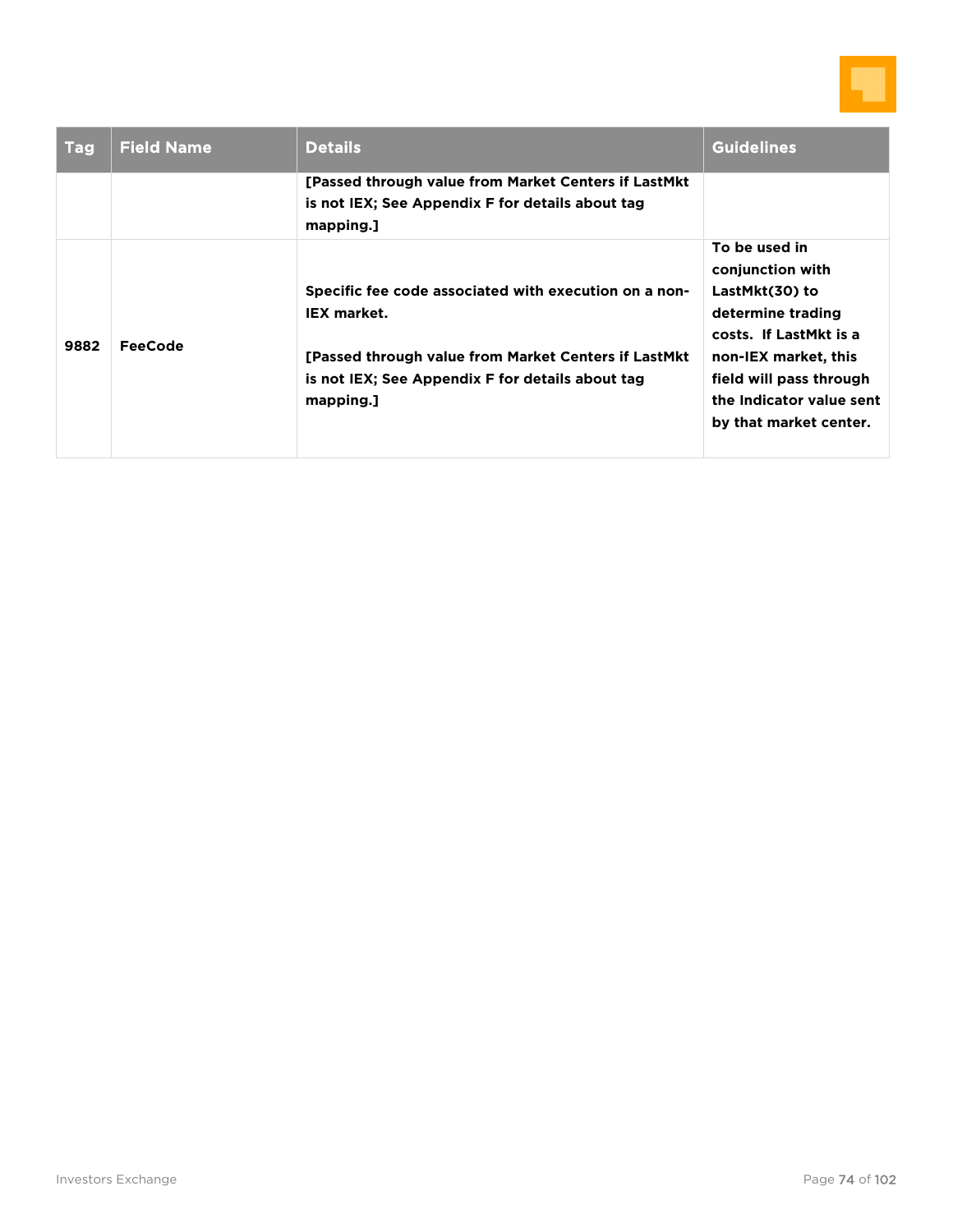| Tag | Field Name | Details | Guidelines |
|---|---|---|---|
| | | **[Passed through value from Market Centers if LastMkt is not IEX; See Appendix F for details about tag mapping.]** | |
| **9882** | **FeeCode** | **Specific fee code associated with execution on a non-IEX market.**<br><br>**[Passed through value from Market Centers if LastMkt is not IEX; See Appendix F for details about tag mapping.]** | **To be used in conjunction with LastMkt(30) to determine trading costs. If LastMkt is a non-IEX market, this field will pass through the Indicator value sent by that market center.** |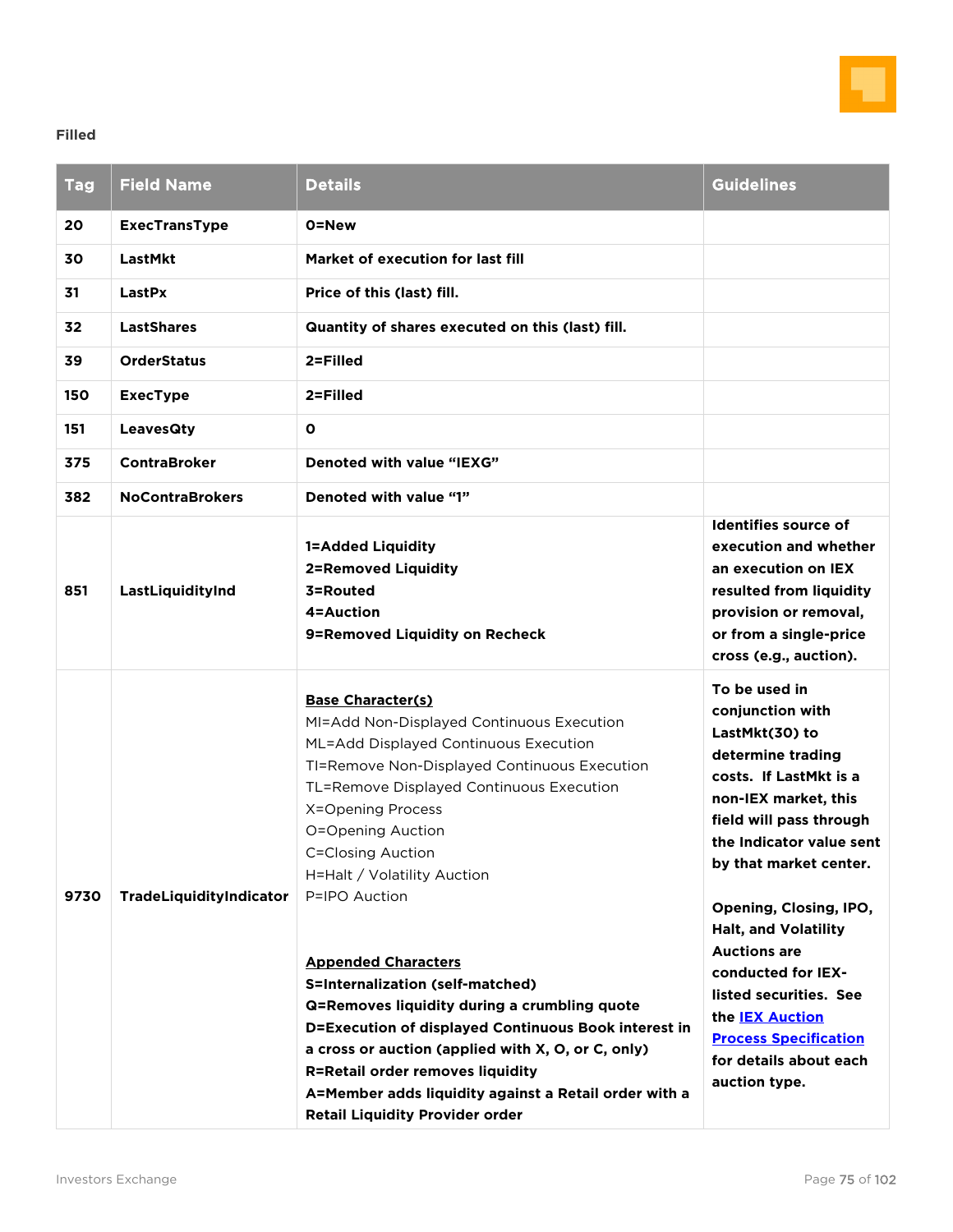**Filled**

| Tag | Field Name | Details | Guidelines |
|---|---|---|---|
| 20 | ExecTransType | 0=New | |
| 30 | LastMkt | Market of execution for last fill | |
| 31 | LastPx | Price of this (last) fill. | |
| 32 | LastShares | Quantity of shares executed on this (last) fill. | |
| 39 | OrderStatus | 2=Filled | |
| 150 | ExecType | 2=Filled | |
| 151 | LeavesQty | 0 | |
| 375 | ContraBroker | Denoted with value "IEXG" | |
| 382 | NoContraBrokers | Denoted with value "1" | |
| 851 | LastLiquidityInd | 1=Added Liquidity<br>2=Removed Liquidity<br>3=Routed<br>4=Auction<br>9=Removed Liquidity on Recheck | Identifies source of execution and whether an execution on IEX resulted from liquidity provision or removal, or from a single-price cross (e.g., auction). |
| 9730 | TradeLiquidityIndicator | <u>**Base Character(s)**</u><br>MI=Add Non-Displayed Continuous Execution<br>ML=Add Displayed Continuous Execution<br>TI=Remove Non-Displayed Continuous Execution<br>TL=Remove Displayed Continuous Execution<br>X=Opening Process<br>O=Opening Auction<br>C=Closing Auction<br>H=Halt / Volatility Auction<br>P=IPO Auction<br><br><u>**Appended Characters**</u><br>**S=Internalization (self-matched)**<br>**Q=Removes liquidity during a crumbling quote**<br>**D=Execution of displayed Continuous Book interest in a cross or auction (applied with X, O, or C, only)**<br>**R=Retail order removes liquidity**<br>**A=Member adds liquidity against a Retail order with a Retail Liquidity Provider order** | To be used in conjunction with LastMkt(30) to determine trading costs. If LastMkt is a non-IEX market, this field will pass through the Indicator value sent by that market center.<br><br>Opening, Closing, IPO, Halt, and Volatility Auctions are conducted for IEX-listed securities. See the IEX Auction Process Specification for details about each auction type. |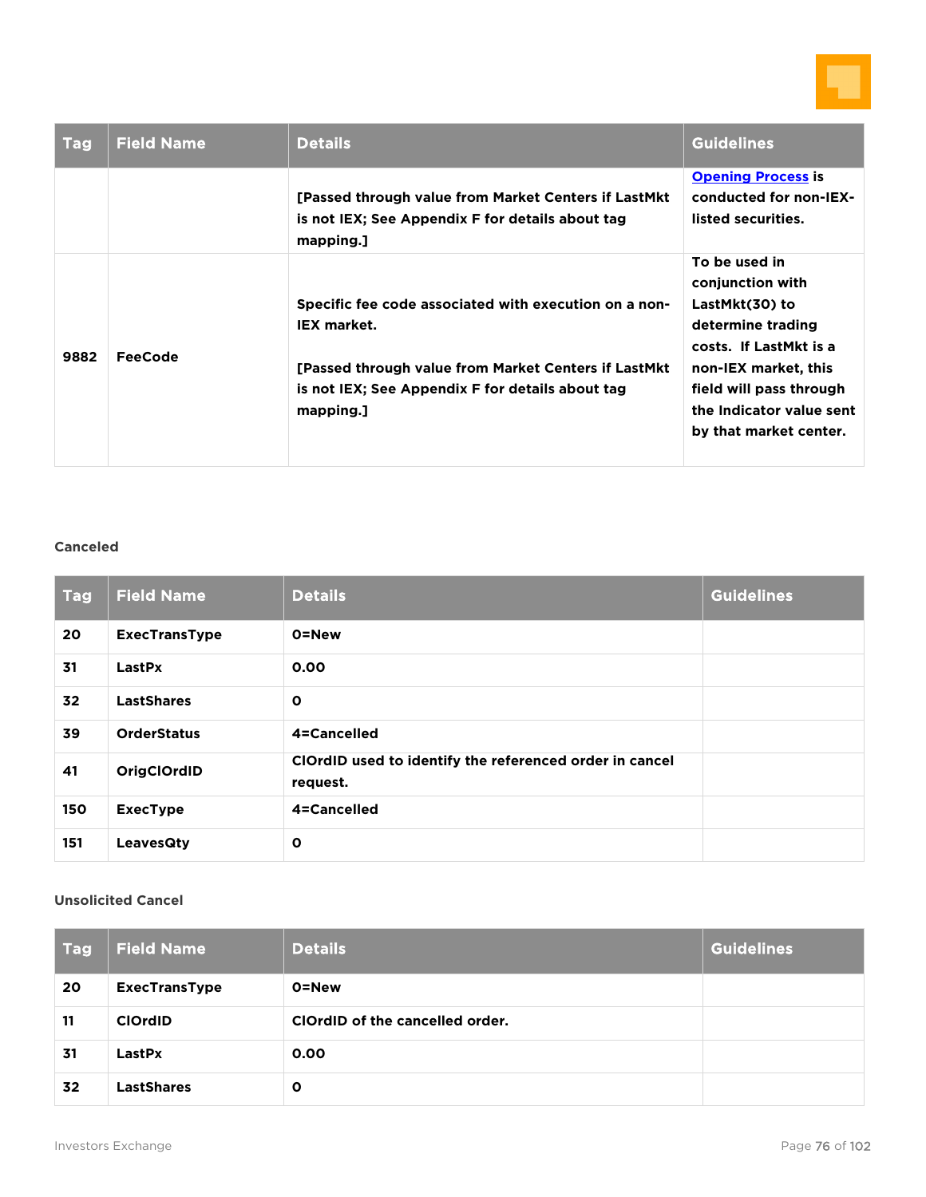| Tag | Field Name | Details | Guidelines |
|---|---|---|---|
| | | [Passed through value from Market Centers if LastMkt is not IEX; See Appendix F for details about tag mapping.] | Opening Process is conducted for non-IEX-listed securities. |
| 9882 | FeeCode | Specific fee code associated with execution on a non-IEX market.<br><br>[Passed through value from Market Centers if LastMkt is not IEX; See Appendix F for details about tag mapping.] | To be used in conjunction with LastMkt(30) to determine trading costs. If LastMkt is a non-IEX market, this field will pass through the Indicator value sent by that market center. |

### Canceled

| Tag | Field Name | Details | Guidelines |
|---|---|---|---|
| 20 | ExecTransType | 0=New | |
| 31 | LastPx | 0.00 | |
| 32 | LastShares | 0 | |
| 39 | OrderStatus | 4=Cancelled | |
| 41 | OrigClOrdID | ClOrdID used to identify the referenced order in cancel request. | |
| 150 | ExecType | 4=Cancelled | |
| 151 | LeavesQty | 0 | |

### Unsolicited Cancel

| Tag | Field Name | Details | Guidelines |
|---|---|---|---|
| 20 | ExecTransType | 0=New | |
| 11 | ClOrdID | ClOrdID of the cancelled order. | |
| 31 | LastPx | 0.00 | |
| 32 | LastShares | 0 | |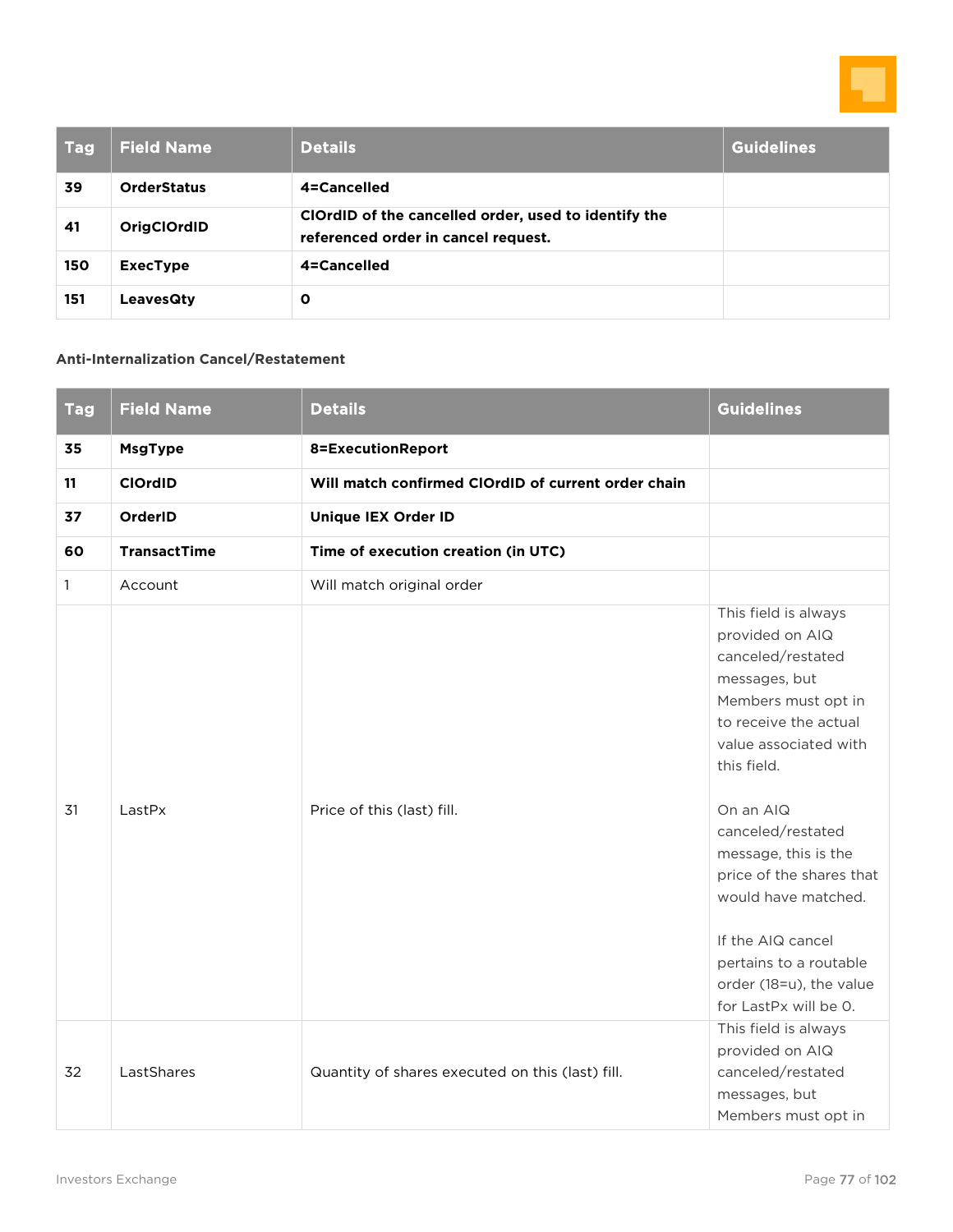| Tag | Field Name | Details | Guidelines |
|---|---|---|---|
| **39** | **OrderStatus** | **4=Cancelled** | |
| **41** | **OrigClOrdID** | **ClOrdID of the cancelled order, used to identify the referenced order in cancel request.** | |
| **150** | **ExecType** | **4=Cancelled** | |
| **151** | **LeavesQty** | **0** | |

**Anti-Internalization Cancel/Restatement**

| Tag | Field Name | Details | Guidelines |
|---|---|---|---|
| **35** | **MsgType** | **8=ExecutionReport** | |
| **11** | **ClOrdID** | **Will match confirmed ClOrdID of current order chain** | |
| **37** | **OrderID** | **Unique IEX Order ID** | |
| **60** | **TransactTime** | **Time of execution creation (in UTC)** | |
| 1 | Account | Will match original order | |
| 31 | LastPx | Price of this (last) fill. | This field is always provided on AIQ canceled/restated messages, but Members must opt in to receive the actual value associated with this field.<br><br>On an AIQ canceled/restated message, this is the price of the shares that would have matched.<br><br>If the AIQ cancel pertains to a routable order (18=u), the value for LastPx will be 0. |
| 32 | LastShares | Quantity of shares executed on this (last) fill. | This field is always provided on AIQ canceled/restated messages, but Members must opt in |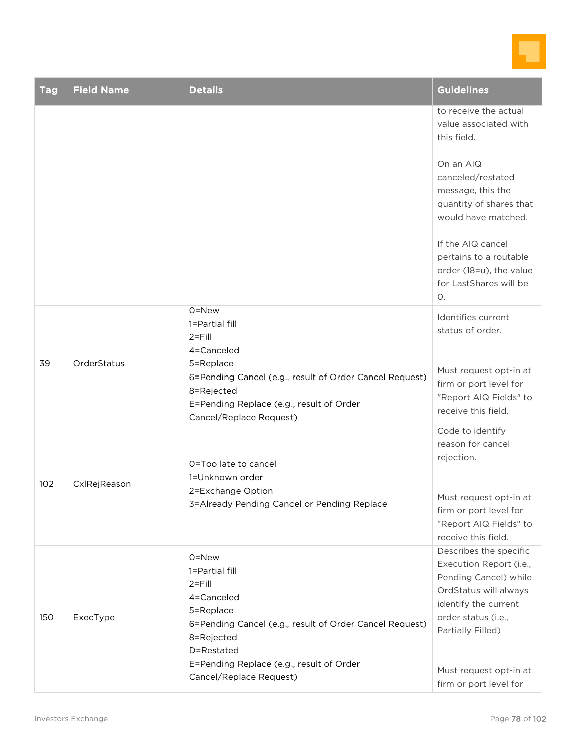| Tag | Field Name | Details | Guidelines |
|---|---|---|---|
| | | | to receive the actual value associated with this field.<br><br>On an AIQ canceled/restated message, this the quantity of shares that would have matched.<br><br>If the AIQ cancel pertains to a routable order (18=u), the value for LastShares will be 0. |
| 39 | OrderStatus | 0=New<br>1=Partial fill<br>2=Fill<br>4=Canceled<br>5=Replace<br>6=Pending Cancel (e.g., result of Order Cancel Request)<br>8=Rejected<br>E=Pending Replace (e.g., result of Order Cancel/Replace Request) | Identifies current status of order.<br><br>Must request opt-in at firm or port level for "Report AIQ Fields" to receive this field. |
| 102 | CxlRejReason | 0=Too late to cancel<br>1=Unknown order<br>2=Exchange Option<br>3=Already Pending Cancel or Pending Replace | Code to identify reason for cancel rejection.<br><br>Must request opt-in at firm or port level for "Report AIQ Fields" to receive this field. |
| 150 | ExecType | 0=New<br>1=Partial fill<br>2=Fill<br>4=Canceled<br>5=Replace<br>6=Pending Cancel (e.g., result of Order Cancel Request)<br>8=Rejected<br>D=Restated<br>E=Pending Replace (e.g., result of Order Cancel/Replace Request) | Describes the specific Execution Report (i.e., Pending Cancel) while OrdStatus will always identify the current order status (i.e., Partially Filled)<br><br>Must request opt-in at firm or port level for |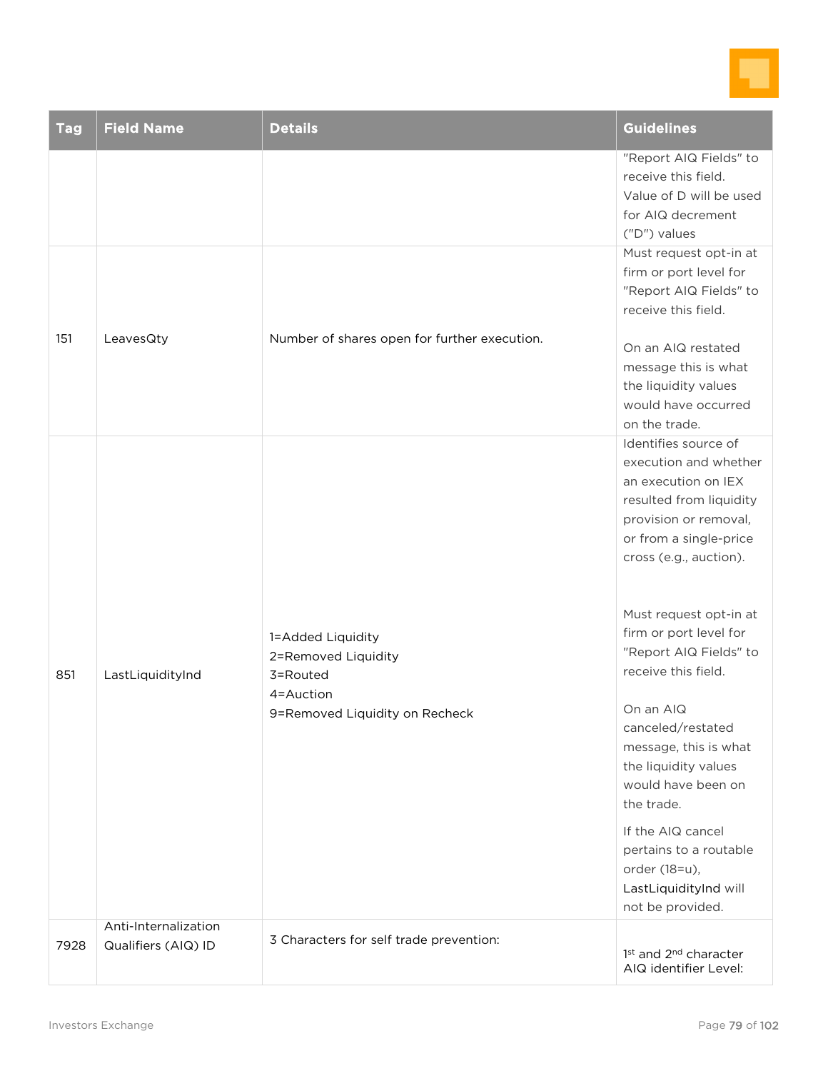| Tag | Field Name | Details | Guidelines |
|---|---|---|---|
| | | | "Report AIQ Fields" to receive this field. Value of D will be used for AIQ decrement ("D") values |
| 151 | LeavesQty | Number of shares open for further execution. | Must request opt-in at firm or port level for "Report AIQ Fields" to receive this field.<br><br>On an AIQ restated message this is what the liquidity values would have occurred on the trade. |
| 851 | LastLiquidityInd | 1=Added Liquidity<br>2=Removed Liquidity<br>3=Routed<br>4=Auction<br>9=Removed Liquidity on Recheck | Identifies source of execution and whether an execution on IEX resulted from liquidity provision or removal, or from a single-price cross (e.g., auction).<br><br>Must request opt-in at firm or port level for "Report AIQ Fields" to receive this field.<br><br>On an AIQ canceled/restated message, this is what the liquidity values would have been on the trade.<br><br>If the AIQ cancel pertains to a routable order (18=u), LastLiquidityInd will not be provided. |
| 7928 | Anti-Internalization Qualifiers (AIQ) ID | 3 Characters for self trade prevention: | 1st and 2nd character AIQ identifier Level: |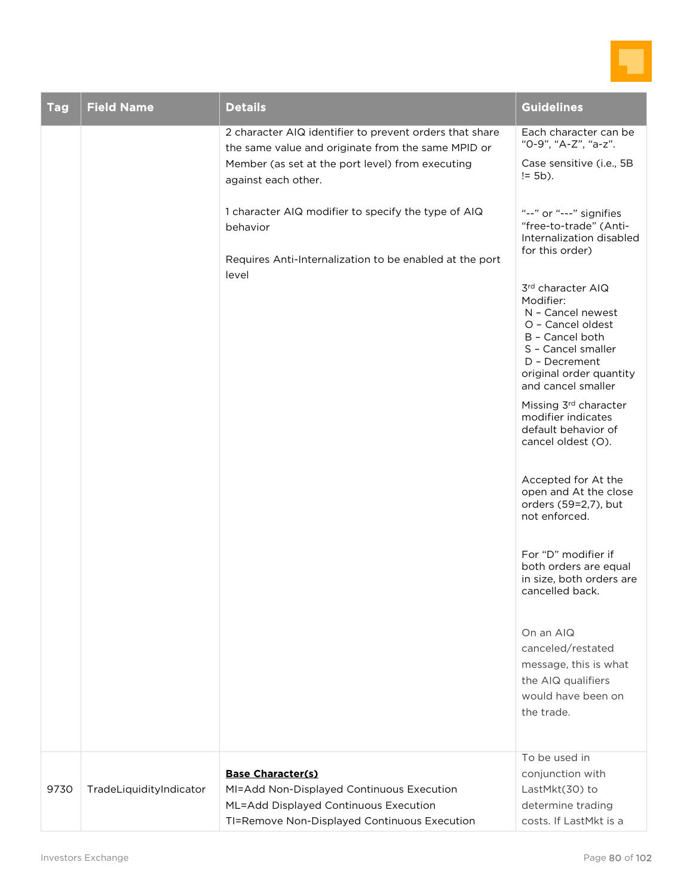| Tag | Field Name | Details | Guidelines |
| --- | --- | --- | --- |
| | | 2 character AIQ identifier to prevent orders that share the same value and originate from the same MPID or Member (as set at the port level) from executing against each other.<br><br>1 character AIQ modifier to specify the type of AIQ behavior<br><br>Requires Anti-Internalization to be enabled at the port level | Each character can be "0-9", "A-Z", "a-z".<br><br>Case sensitive (i.e., 5B != 5b).<br><br>"--" or "---" signifies "free-to-trade" (Anti-Internalization disabled for this order)<br><br>3rd character AIQ Modifier:<br>N – Cancel newest<br>O – Cancel oldest<br>B – Cancel both<br>S – Cancel smaller<br>D – Decrement original order quantity and cancel smaller<br><br>Missing 3rd character modifier indicates default behavior of cancel oldest (O).<br><br>Accepted for At the open and At the close orders (59=2,7), but not enforced.<br><br>For "D" modifier if both orders are equal in size, both orders are cancelled back.<br><br>On an AIQ canceled/restated message, this is what the AIQ qualifiers would have been on the trade. |
| 9730 | TradeLiquidityIndicator | **Base Character(s)**<br>MI=Add Non-Displayed Continuous Execution<br>ML=Add Displayed Continuous Execution<br>TI=Remove Non-Displayed Continuous Execution | To be used in conjunction with LastMkt(30) to determine trading costs. If LastMkt is a |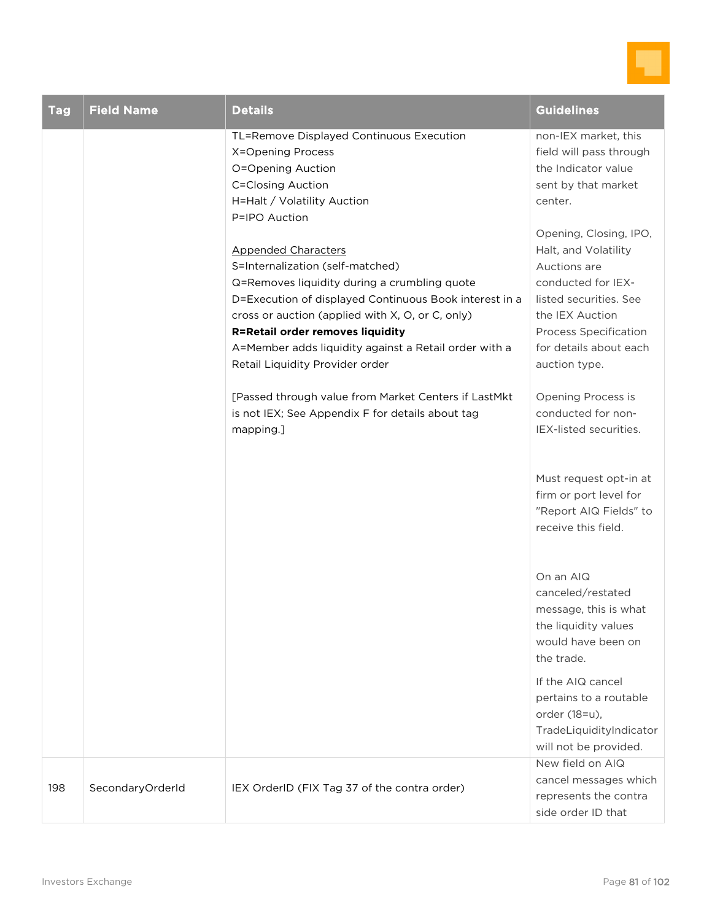| Tag | Field Name | Details | Guidelines |
|---|---|---|---|
| | | TL=Remove Displayed Continuous Execution<br>X=Opening Process<br>O=Opening Auction<br>C=Closing Auction<br>H=Halt / Volatility Auction<br>P=IPO Auction<br><br><u>Appended Characters</u><br>S=Internalization (self-matched)<br>Q=Removes liquidity during a crumbling quote<br>D=Execution of displayed Continuous Book interest in a cross or auction (applied with X, O, or C, only)<br>**R=Retail order removes liquidity**<br>A=Member adds liquidity against a Retail order with a Retail Liquidity Provider order<br><br>[Passed through value from Market Centers if LastMkt is not IEX; See Appendix F for details about tag mapping.] | non-IEX market, this field will pass through the Indicator value sent by that market center.<br><br>Opening, Closing, IPO, Halt, and Volatility Auctions are conducted for IEX-listed securities. See the IEX Auction Process Specification for details about each auction type.<br><br>Opening Process is conducted for non-IEX-listed securities.<br><br>Must request opt-in at firm or port level for "Report AIQ Fields" to receive this field.<br><br>On an AIQ canceled/restated message, this is what the liquidity values would have been on the trade.<br><br>If the AIQ cancel pertains to a routable order (18=u), TradeLiquidityIndicator will not be provided. |
| 198 | SecondaryOrderId | IEX OrderID (FIX Tag 37 of the contra order) | New field on AIQ cancel messages which represents the contra side order ID that |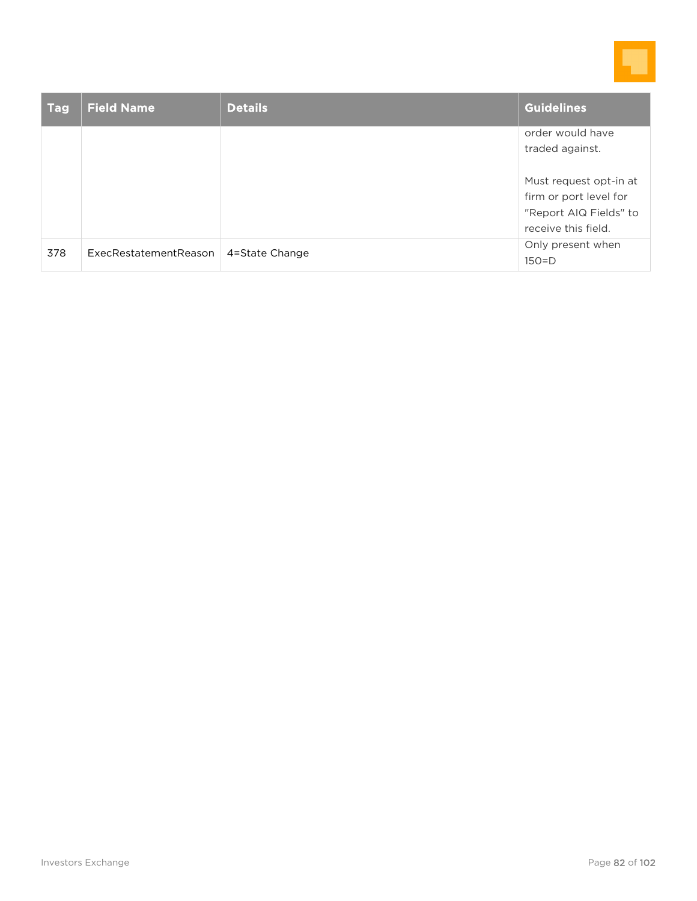| Tag | Field Name | Details | Guidelines |
| --- | --- | --- | --- |
| | | | order would have traded against.<br><br>Must request opt-in at firm or port level for "Report AIQ Fields" to receive this field. |
| 378 | ExecRestatementReason | 4=State Change | Only present when 150=D |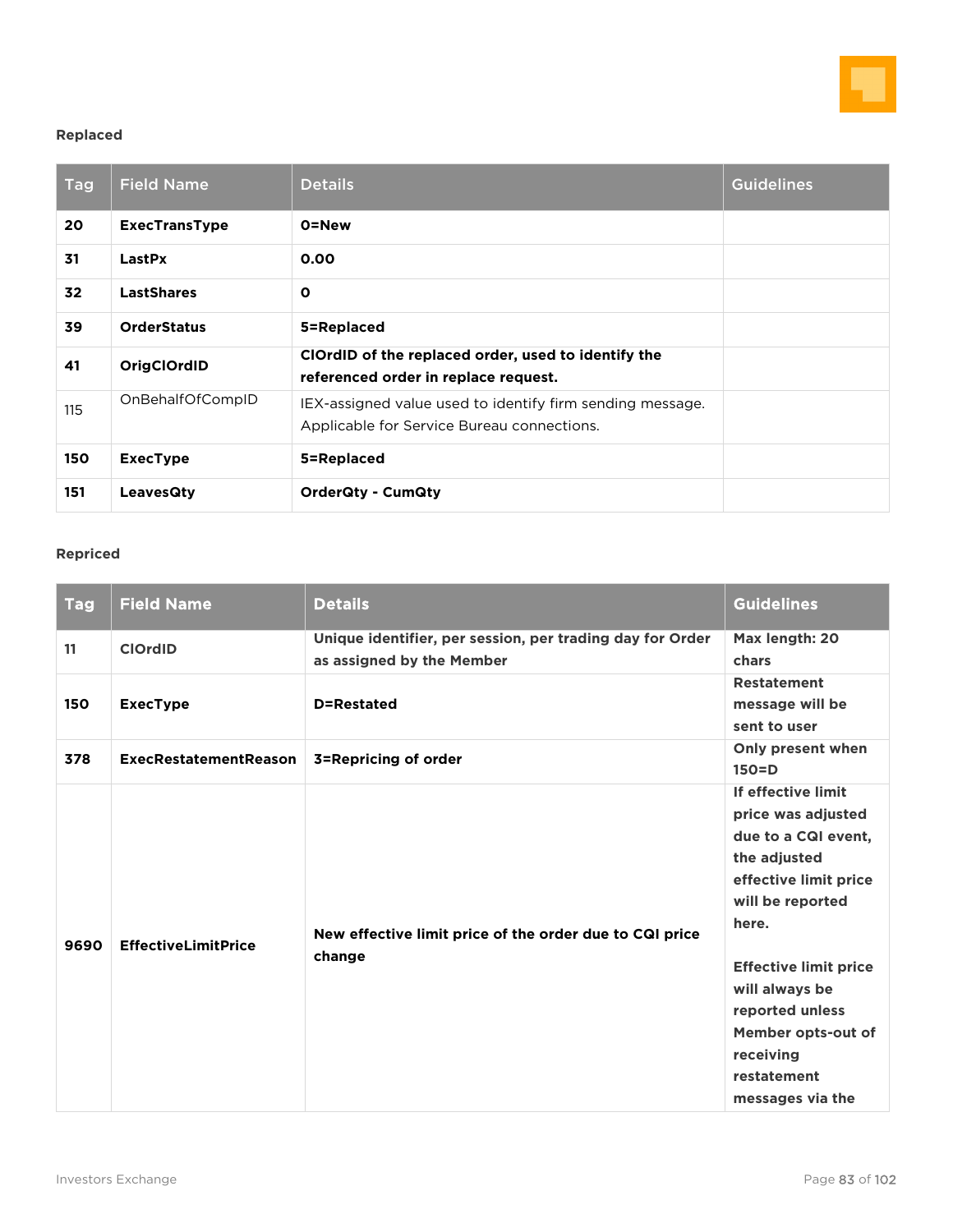**Replaced**

| Tag | Field Name | Details | Guidelines |
|---|---|---|---|
| **20** | **ExecTransType** | **0=New** | |
| **31** | **LastPx** | **0.00** | |
| **32** | **LastShares** | **0** | |
| **39** | **OrderStatus** | **5=Replaced** | |
| **41** | **OrigClOrdID** | **ClOrdID of the replaced order, used to identify the referenced order in replace request.** | |
| 115 | OnBehalfOfCompID | IEX-assigned value used to identify firm sending message. Applicable for Service Bureau connections. | |
| **150** | **ExecType** | **5=Replaced** | |
| **151** | **LeavesQty** | **OrderQty - CumQty** | |

**Repriced**

| Tag | Field Name | Details | Guidelines |
|---|---|---|---|
| **11** | **ClOrdID** | **Unique identifier, per session, per trading day for Order as assigned by the Member** | **Max length: 20 chars** |
| **150** | **ExecType** | **D=Restated** | **Restatement message will be sent to user** |
| **378** | **ExecRestatementReason** | **3=Repricing of order** | **Only present when 150=D** |
| **9690** | **EffectiveLimitPrice** | **New effective limit price of the order due to CQI price change** | **If effective limit price was adjusted due to a CQI event, the adjusted effective limit price will be reported here.**<br><br>**Effective limit price will always be reported unless Member opts-out of receiving restatement messages via the** |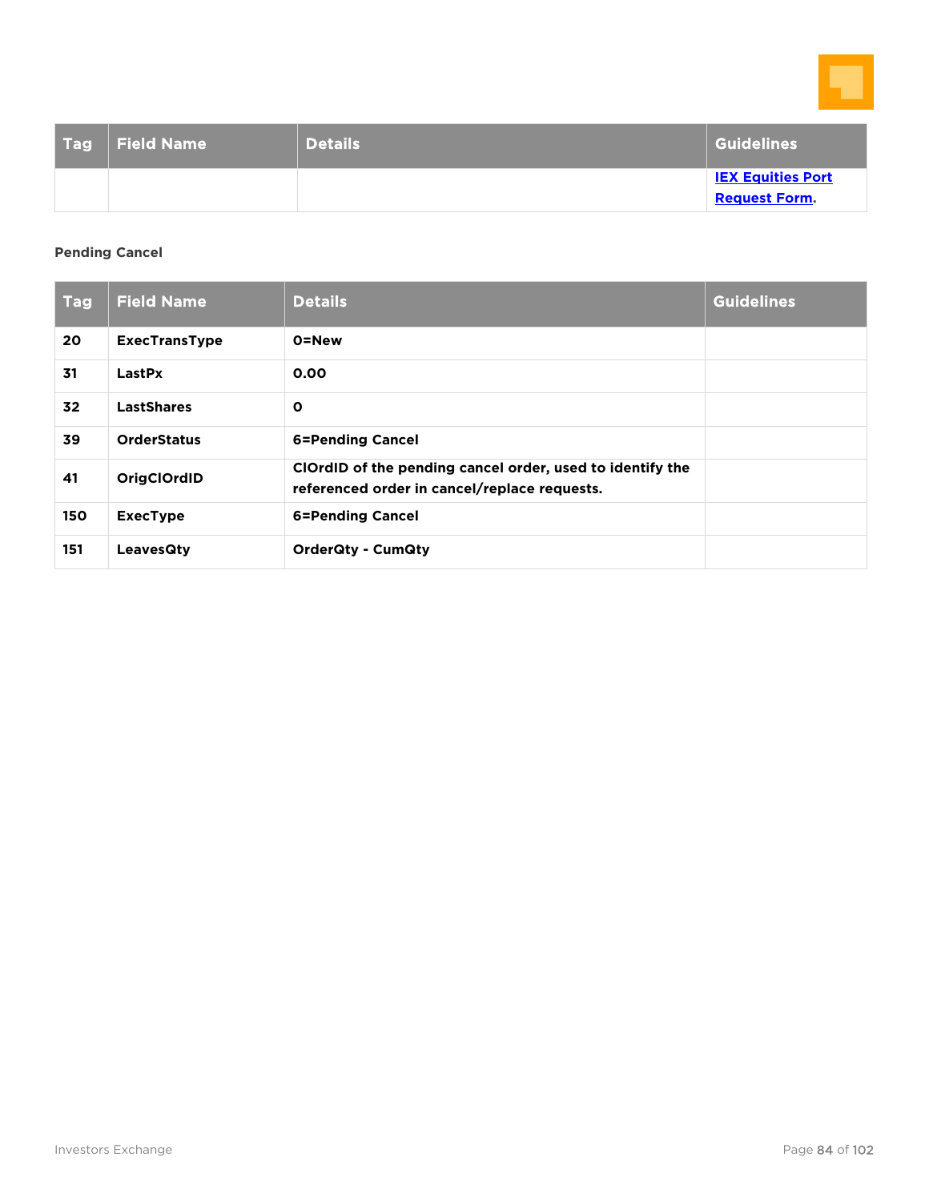| Tag | Field Name | Details | Guidelines |
| --- | --- | --- | --- |
| | | | [IEX Equities Port Request Form](). |

**Pending Cancel**

| Tag | Field Name | Details | Guidelines |
| --- | --- | --- | --- |
| **20** | **ExecTransType** | **0=New** | |
| **31** | **LastPx** | **0.00** | |
| **32** | **LastShares** | **0** | |
| **39** | **OrderStatus** | **6=Pending Cancel** | |
| **41** | **OrigClOrdID** | **ClOrdID of the pending cancel order, used to identify the referenced order in cancel/replace requests.** | |
| **150** | **ExecType** | **6=Pending Cancel** | |
| **151** | **LeavesQty** | **OrderQty - CumQty** | |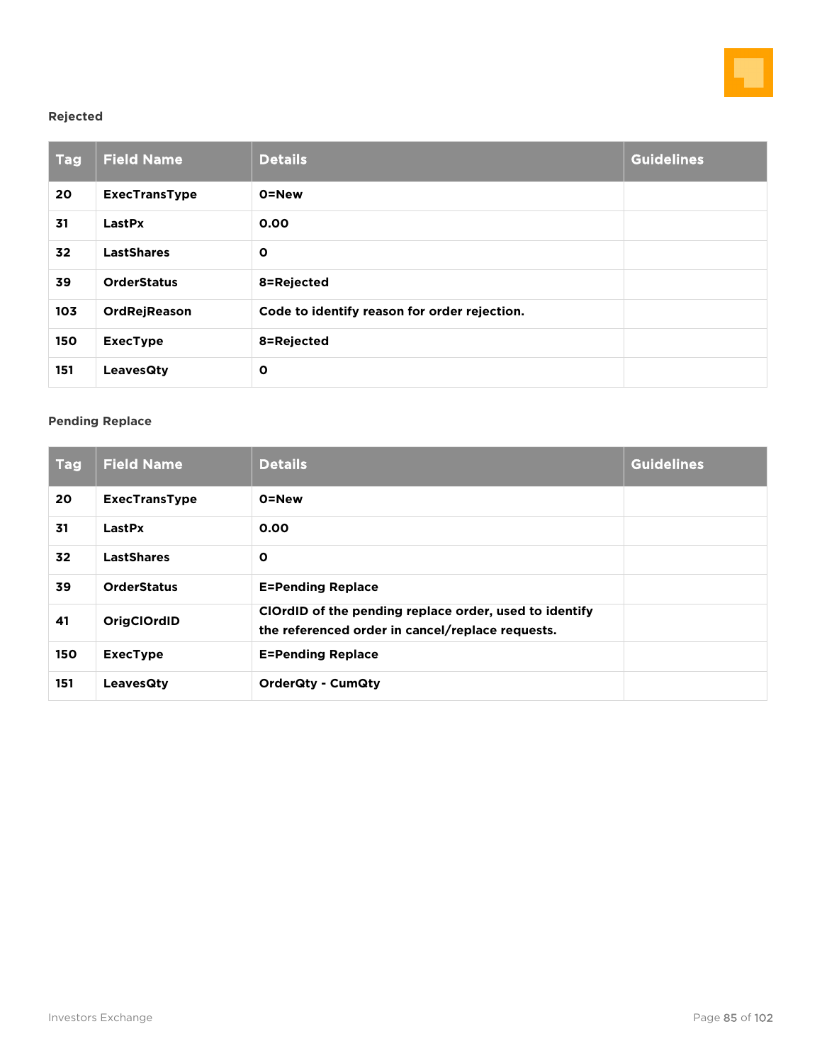### Rejected

| Tag | Field Name | Details | Guidelines |
|---|---|---|---|
| 20 | ExecTransType | 0=New | |
| 31 | LastPx | 0.00 | |
| 32 | LastShares | 0 | |
| 39 | OrderStatus | 8=Rejected | |
| 103 | OrdRejReason | Code to identify reason for order rejection. | |
| 150 | ExecType | 8=Rejected | |
| 151 | LeavesQty | 0 | |

### Pending Replace

| Tag | Field Name | Details | Guidelines |
|---|---|---|---|
| 20 | ExecTransType | 0=New | |
| 31 | LastPx | 0.00 | |
| 32 | LastShares | 0 | |
| 39 | OrderStatus | E=Pending Replace | |
| 41 | OrigClOrdID | ClOrdID of the pending replace order, used to identify the referenced order in cancel/replace requests. | |
| 150 | ExecType | E=Pending Replace | |
| 151 | LeavesQty | OrderQty - CumQty | |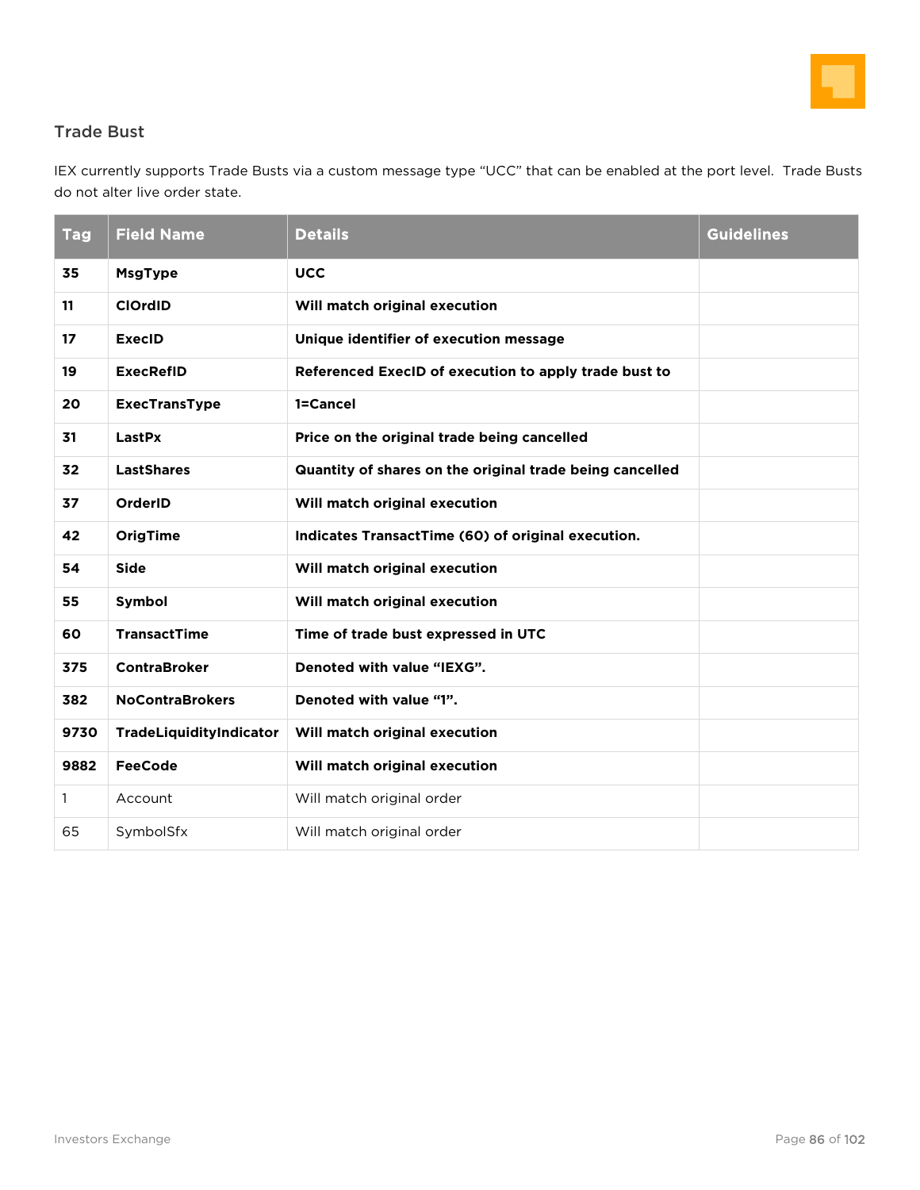## Trade Bust

IEX currently supports Trade Busts via a custom message type "UCC" that can be enabled at the port level. Trade Busts do not alter live order state.

| Tag | Field Name | Details | Guidelines |
|---|---|---|---|
| **35** | **MsgType** | **UCC** | |
| **11** | **ClOrdID** | **Will match original execution** | |
| **17** | **ExecID** | **Unique identifier of execution message** | |
| **19** | **ExecRefID** | **Referenced ExecID of execution to apply trade bust to** | |
| **20** | **ExecTransType** | **1=Cancel** | |
| **31** | **LastPx** | **Price on the original trade being cancelled** | |
| **32** | **LastShares** | **Quantity of shares on the original trade being cancelled** | |
| **37** | **OrderID** | **Will match original execution** | |
| **42** | **OrigTime** | **Indicates TransactTime (60) of original execution.** | |
| **54** | **Side** | **Will match original execution** | |
| **55** | **Symbol** | **Will match original execution** | |
| **60** | **TransactTime** | **Time of trade bust expressed in UTC** | |
| **375** | **ContraBroker** | **Denoted with value "IEXG".** | |
| **382** | **NoContraBrokers** | **Denoted with value "1".** | |
| **9730** | **TradeLiquidityIndicator** | **Will match original execution** | |
| **9882** | **FeeCode** | **Will match original execution** | |
| 1 | Account | Will match original order | |
| 65 | SymbolSfx | Will match original order | |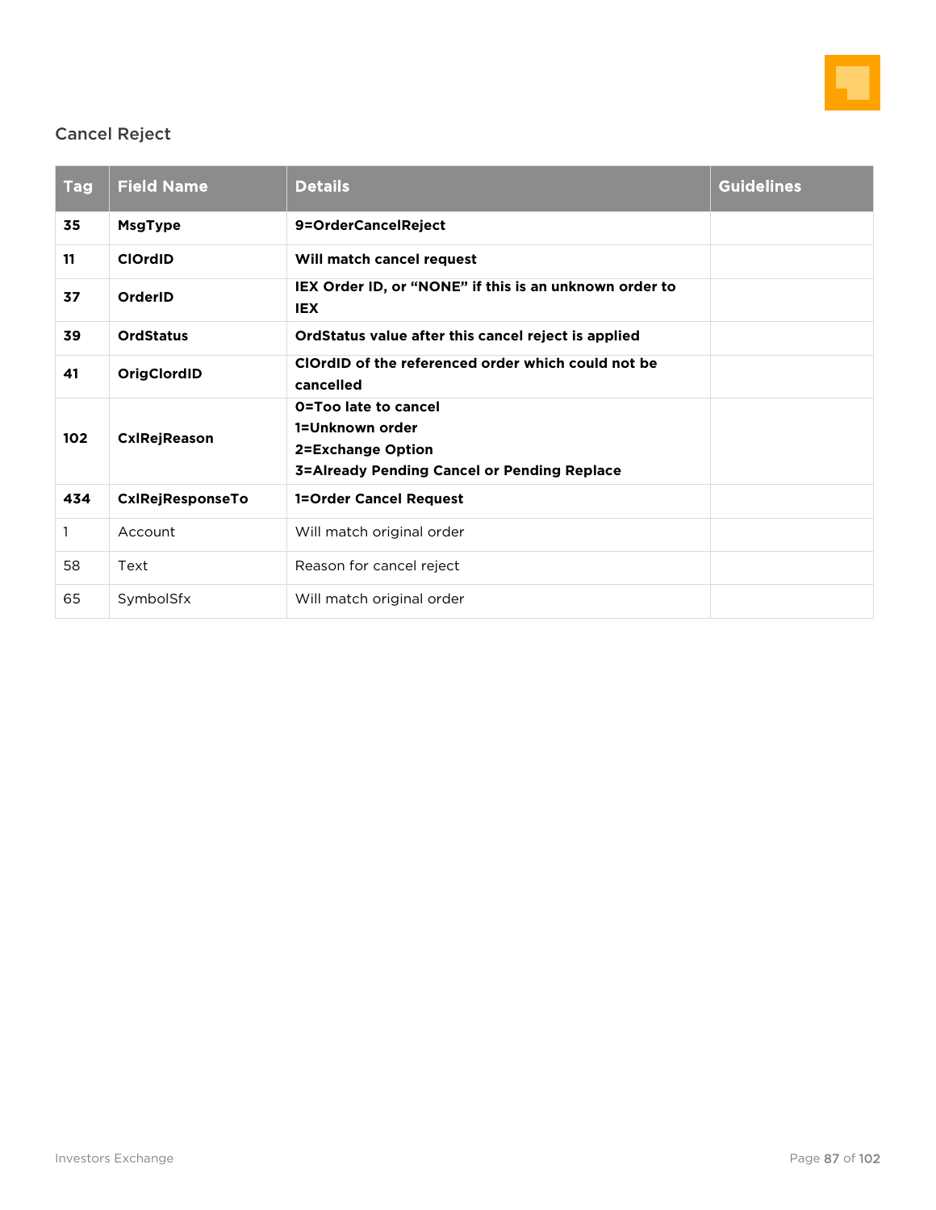## Cancel Reject

| Tag | Field Name | Details | Guidelines |
|---|---|---|---|
| **35** | **MsgType** | **9=OrderCancelReject** | |
| **11** | **ClOrdID** | **Will match cancel request** | |
| **37** | **OrderID** | **IEX Order ID, or "NONE" if this is an unknown order to IEX** | |
| **39** | **OrdStatus** | **OrdStatus value after this cancel reject is applied** | |
| **41** | **OrigClordID** | **ClOrdID of the referenced order which could not be cancelled** | |
| **102** | **CxlRejReason** | **0=Too late to cancel**<br>**1=Unknown order**<br>**2=Exchange Option**<br>**3=Already Pending Cancel or Pending Replace** | |
| **434** | **CxlRejResponseTo** | **1=Order Cancel Request** | |
| 1 | Account | Will match original order | |
| 58 | Text | Reason for cancel reject | |
| 65 | SymbolSfx | Will match original order | |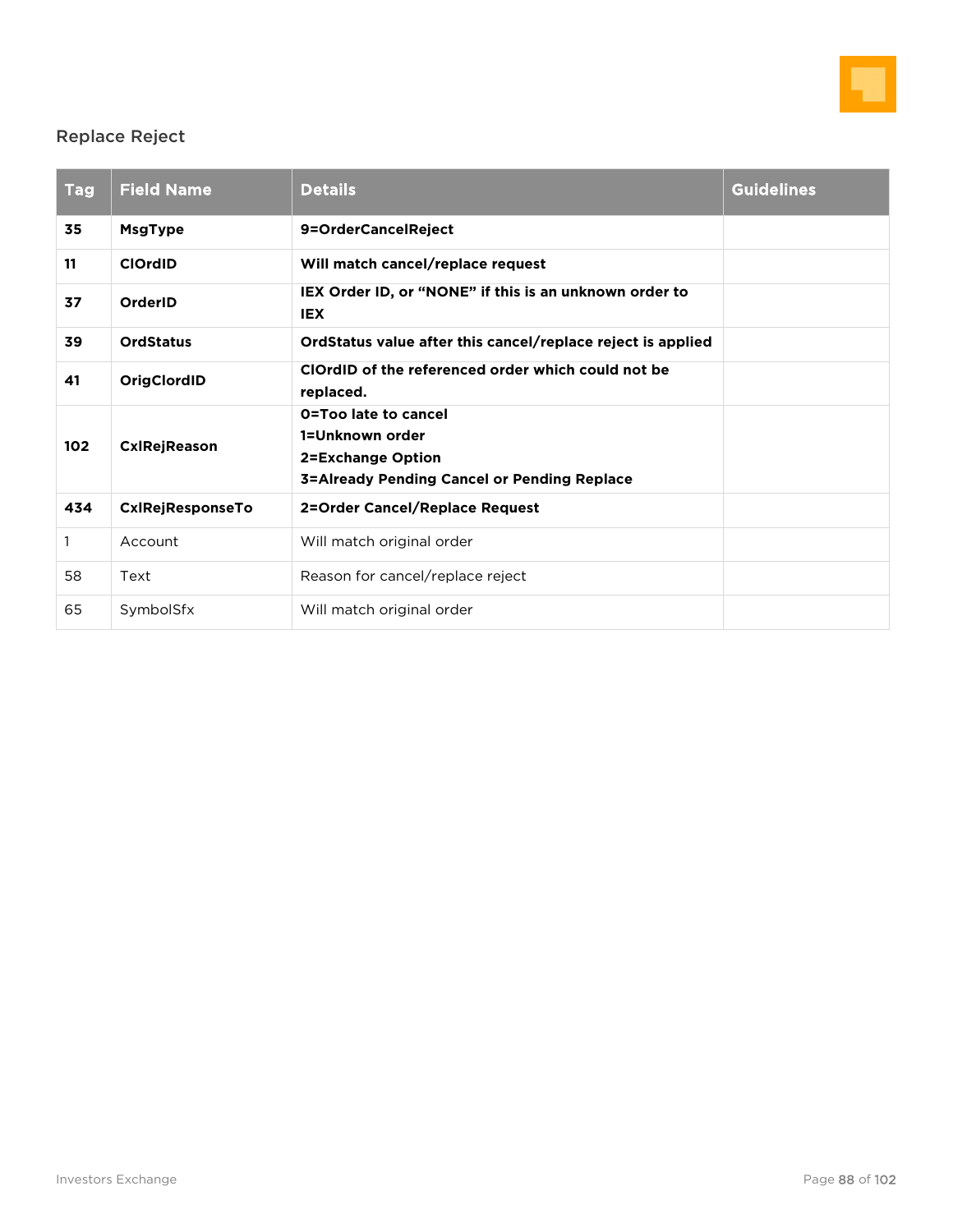## Replace Reject

| Tag | Field Name | Details | Guidelines |
|---|---|---|---|
| **35** | **MsgType** | **9=OrderCancelReject** | |
| **11** | **ClOrdID** | **Will match cancel/replace request** | |
| **37** | **OrderID** | **IEX Order ID, or "NONE" if this is an unknown order to IEX** | |
| **39** | **OrdStatus** | **OrdStatus value after this cancel/replace reject is applied** | |
| **41** | **OrigClordID** | **ClOrdID of the referenced order which could not be replaced.** | |
| **102** | **CxlRejReason** | **0=Too late to cancel**<br>**1=Unknown order**<br>**2=Exchange Option**<br>**3=Already Pending Cancel or Pending Replace** | |
| **434** | **CxlRejResponseTo** | **2=Order Cancel/Replace Request** | |
| 1 | Account | Will match original order | |
| 58 | Text | Reason for cancel/replace reject | |
| 65 | SymbolSfx | Will match original order | |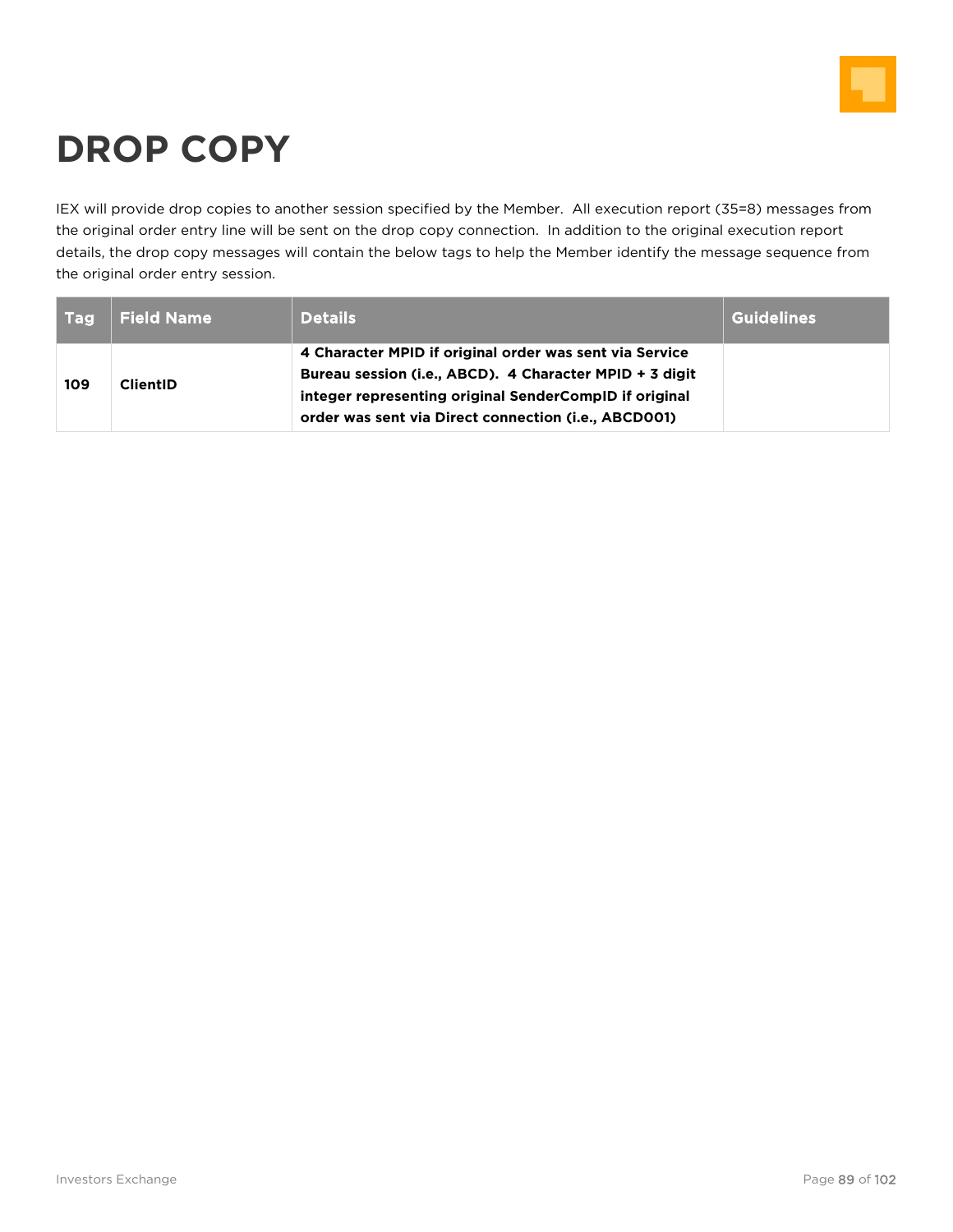# DROP COPY

IEX will provide drop copies to another session specified by the Member. All execution report (35=8) messages from the original order entry line will be sent on the drop copy connection. In addition to the original execution report details, the drop copy messages will contain the below tags to help the Member identify the message sequence from the original order entry session.

| Tag | Field Name | Details | Guidelines |
|---|---|---|---|
| **109** | **ClientID** | **4 Character MPID if original order was sent via Service Bureau session (i.e., ABCD). 4 Character MPID + 3 digit integer representing original SenderCompID if original order was sent via Direct connection (i.e., ABCD001)** | |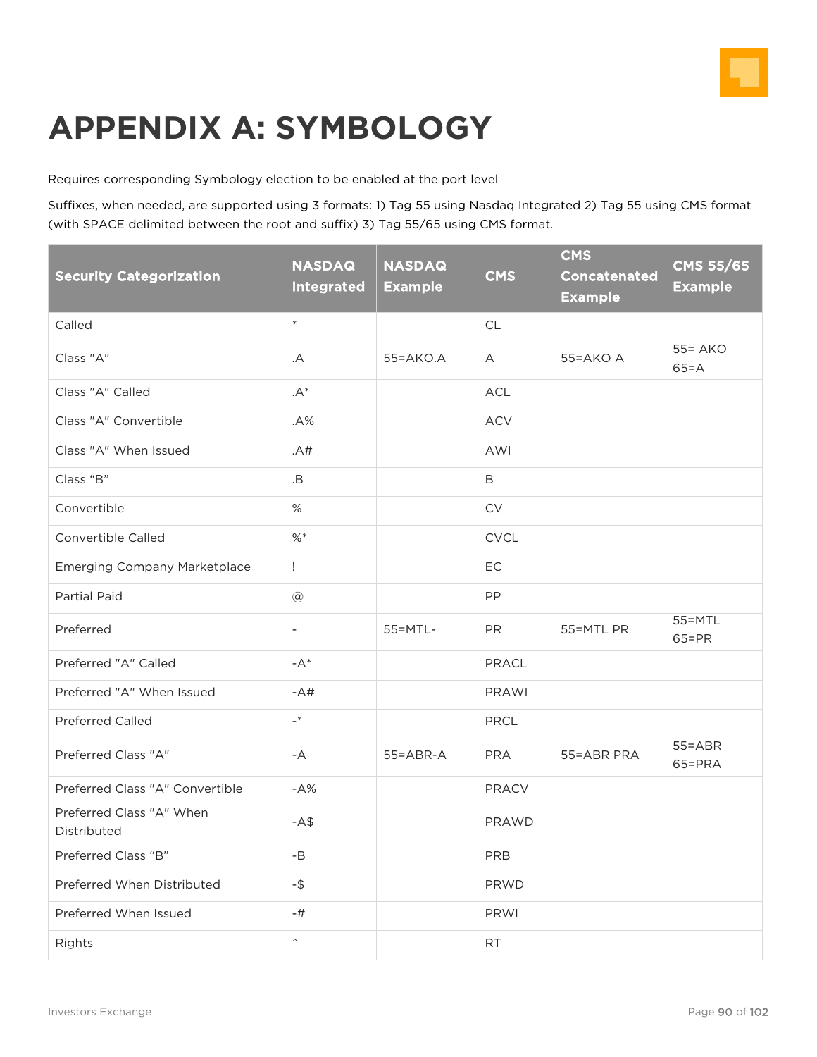# APPENDIX A: SYMBOLOGY

Requires corresponding Symbology election to be enabled at the port level

Suffixes, when needed, are supported using 3 formats: 1) Tag 55 using Nasdaq Integrated 2) Tag 55 using CMS format (with SPACE delimited between the root and suffix) 3) Tag 55/65 using CMS format.

| Security Categorization | NASDAQ Integrated | NASDAQ Example | CMS | CMS Concatenated Example | CMS 55/65 Example |
|---|---|---|---|---|---|
| Called | * | | CL | | |
| Class "A" | .A | 55=AKO.A | A | 55=AKO A | 55= AKO 65=A |
| Class "A" Called | .A* | | ACL | | |
| Class "A" Convertible | .A% | | ACV | | |
| Class "A" When Issued | .A# | | AWI | | |
| Class “B” | .B | | B | | |
| Convertible | % | | CV | | |
| Convertible Called | %* | | CVCL | | |
| Emerging Company Marketplace | ! | | EC | | |
| Partial Paid | @ | | PP | | |
| Preferred | - | 55=MTL- | PR | 55=MTL PR | 55=MTL 65=PR |
| Preferred "A" Called | -A* | | PRACL | | |
| Preferred "A" When Issued | -A# | | PRAWI | | |
| Preferred Called | -* | | PRCL | | |
| Preferred Class "A" | -A | 55=ABR-A | PRA | 55=ABR PRA | 55=ABR 65=PRA |
| Preferred Class "A" Convertible | -A% | | PRACV | | |
| Preferred Class "A" When Distributed | -A$ | | PRAWD | | |
| Preferred Class “B” | -B | | PRB | | |
| Preferred When Distributed | -$ | | PRWD | | |
| Preferred When Issued | -# | | PRWI | | |
| Rights | ^ | | RT | | |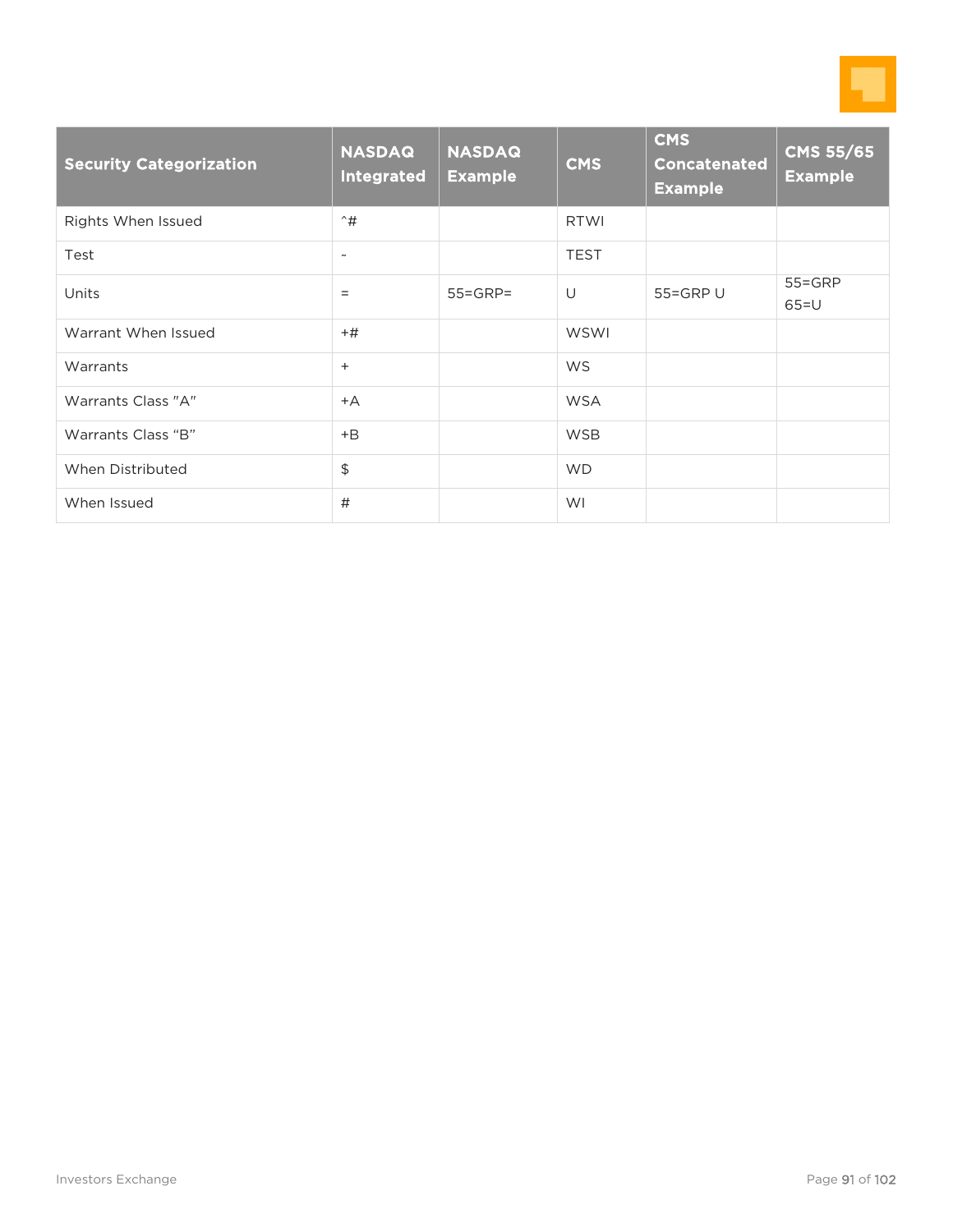| Security Categorization | NASDAQ Integrated | NASDAQ Example | CMS | CMS Concatenated Example | CMS 55/65 Example |
|---|---|---|---|---|---|
| Rights When Issued | ^# | | RTWI | | |
| Test | ~ | | TEST | | |
| Units | = | 55=GRP= | U | 55=GRP U | 55=GRP 65=U |
| Warrant When Issued | +# | | WSWI | | |
| Warrants | + | | WS | | |
| Warrants Class "A" | +A | | WSA | | |
| Warrants Class “B” | +B | | WSB | | |
| When Distributed | $ | | WD | | |
| When Issued | # | | WI | | |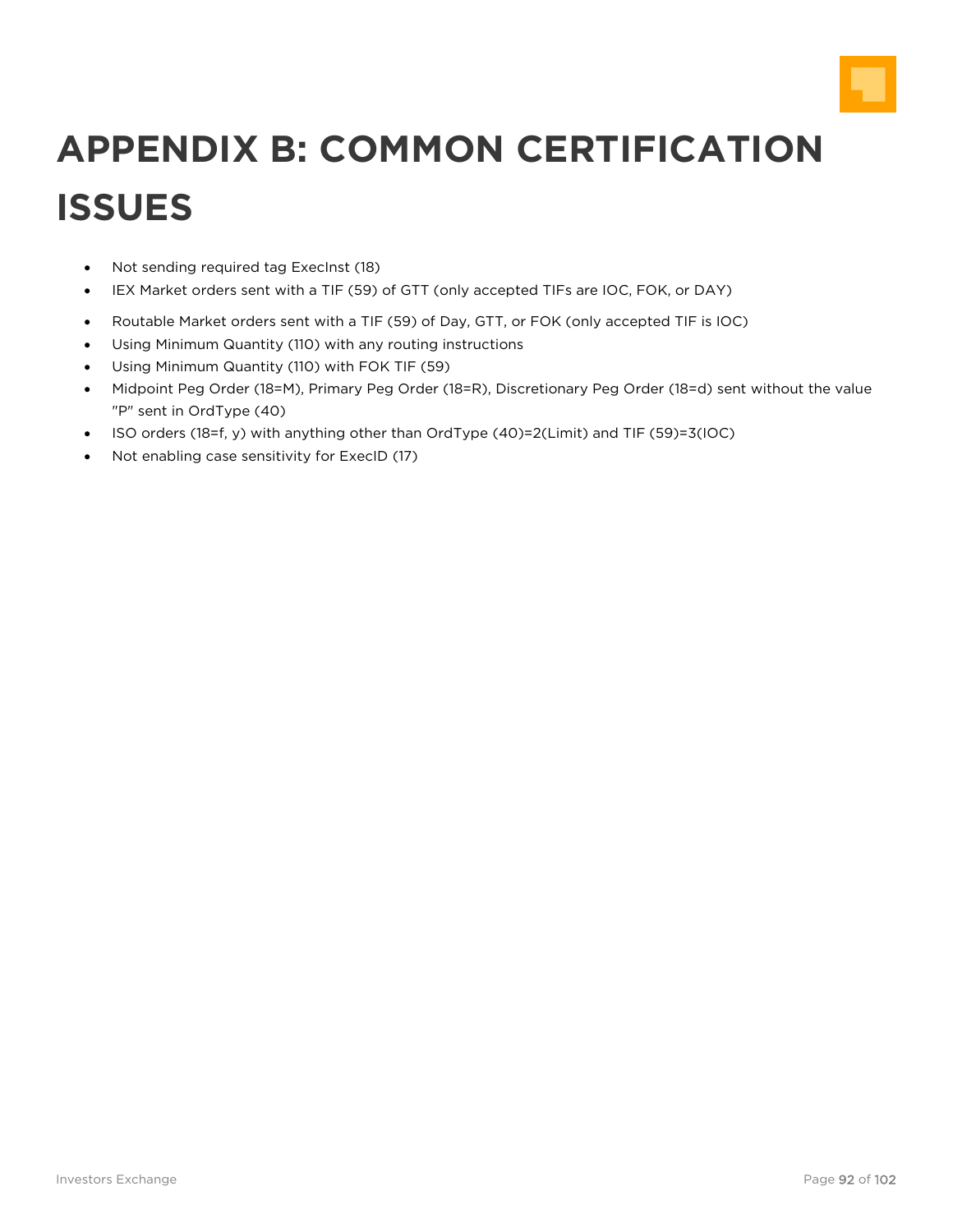# APPENDIX B: COMMON CERTIFICATION ISSUES

- Not sending required tag ExecInst (18)
- IEX Market orders sent with a TIF (59) of GTT (only accepted TIFs are IOC, FOK, or DAY)
- Routable Market orders sent with a TIF (59) of Day, GTT, or FOK (only accepted TIF is IOC)
- Using Minimum Quantity (110) with any routing instructions
- Using Minimum Quantity (110) with FOK TIF (59)
- Midpoint Peg Order (18=M), Primary Peg Order (18=R), Discretionary Peg Order (18=d) sent without the value "P" sent in OrdType (40)
- ISO orders (18=f, y) with anything other than OrdType (40)=2(Limit) and TIF (59)=3(IOC)
- Not enabling case sensitivity for ExecID (17)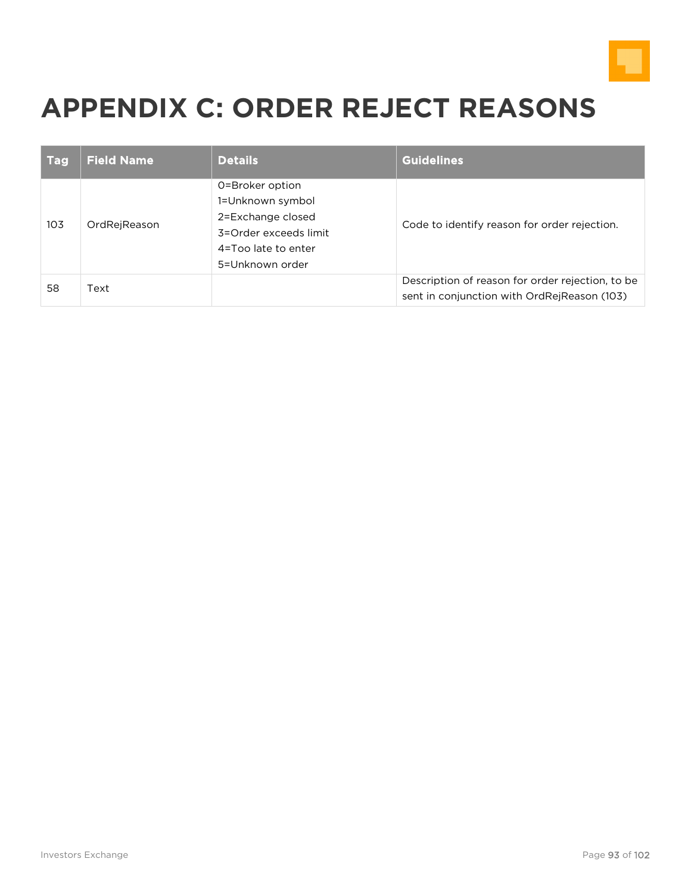# APPENDIX C: ORDER REJECT REASONS

| Tag | Field Name | Details | Guidelines |
| --- | --- | --- | --- |
| 103 | OrdRejReason | 0=Broker option<br>1=Unknown symbol<br>2=Exchange closed<br>3=Order exceeds limit<br>4=Too late to enter<br>5=Unknown order | Code to identify reason for order rejection. |
| 58 | Text | | Description of reason for order rejection, to be sent in conjunction with OrdRejReason (103) |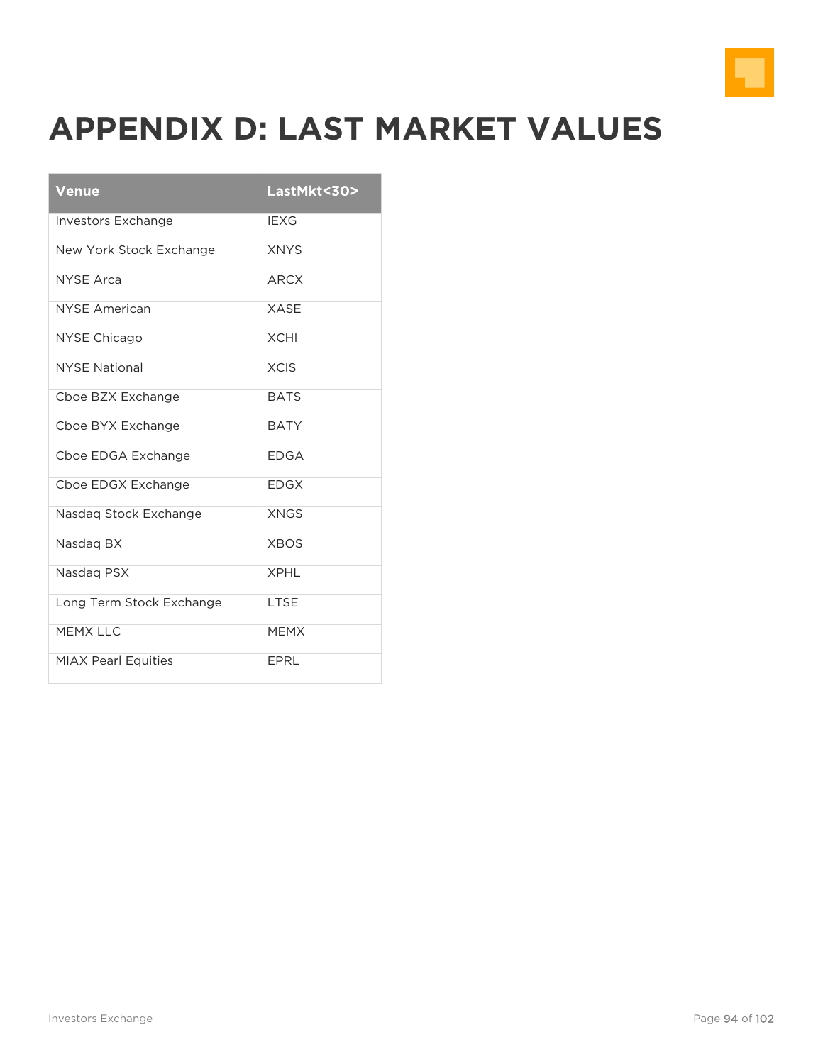# APPENDIX D: LAST MARKET VALUES

| Venue | LastMkt<30> |
| --- | --- |
| Investors Exchange | IEXG |
| New York Stock Exchange | XNYS |
| NYSE Arca | ARCX |
| NYSE American | XASE |
| NYSE Chicago | XCHI |
| NYSE National | XCIS |
| Cboe BZX Exchange | BATS |
| Cboe BYX Exchange | BATY |
| Cboe EDGA Exchange | EDGA |
| Cboe EDGX Exchange | EDGX |
| Nasdaq Stock Exchange | XNGS |
| Nasdaq BX | XBOS |
| Nasdaq PSX | XPHL |
| Long Term Stock Exchange | LTSE |
| MEMX LLC | MEMX |
| MIAX Pearl Equities | EPRL |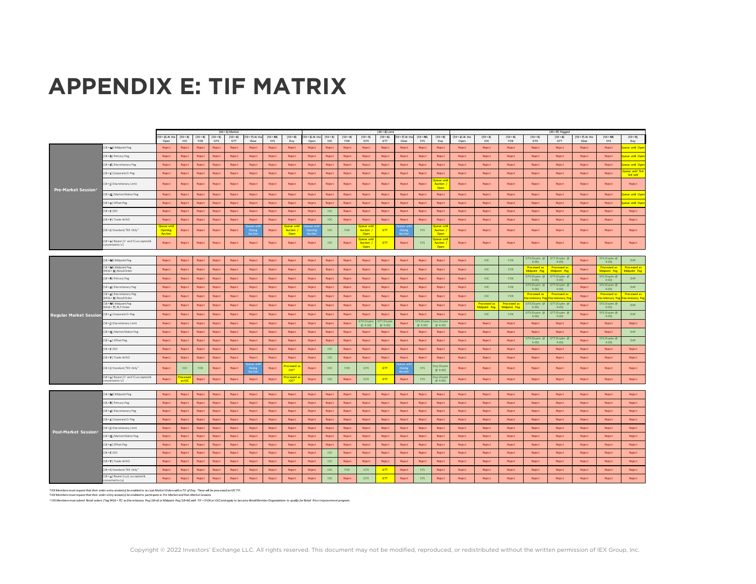# APPENDIX E: TIF MATRIX

| Session | Order Type | (40=1) Market | | | | | | | | (40=2) Limit | | | | | | | | (40=P) Pegged | | | | | | | |
|---|---|---|---|---|---|---|---|---|---|---|---|---|---|---|---|---|---|---|---|---|---|---|---|---|---|
| | | (59=2) At the Open | (59=3) IOC | (59=4) FOK | (59=5) GTX | (59=6) GTT | (59=7) At the Close | (59=M) SYS | (59=0) Day | (59=2) At the Open | (59=3) IOC | (59=4) FOK | (59=5) GTX | (59=6) GTT | (59=7) At the Close | (59=M) SYS | (59=0) Day | (59=2) At the Open | (59=3) IOC | (59=4) FOK | (59=5) GTX | (59=6) GTT | (59=7) At the Close | (59=M) SYS | (59=0) Day |
| Pre-Market Session† | (18=M) Midpoint Peg | Reject | Reject | Reject | Reject | Reject | Reject | Reject | Reject | Reject | Reject | Reject | Reject | Reject | Reject | Reject | Reject | Reject | Reject | Reject | Reject | Reject | Reject | Reject | Queue until Open |
| | (18=R) Primary Peg | Reject | Reject | Reject | Reject | Reject | Reject | Reject | Reject | Reject | Reject | Reject | Reject | Reject | Reject | Reject | Reject | Reject | Reject | Reject | Reject | Reject | Reject | Reject | Queue until Open |
| | (18=d) Discretionary Peg | Reject | Reject | Reject | Reject | Reject | Reject | Reject | Reject | Reject | Reject | Reject | Reject | Reject | Reject | Reject | Reject | Reject | Reject | Reject | Reject | Reject | Reject | Reject | Queue until Open |
| | (18=z) Corporate D-Peg | Reject | Reject | Reject | Reject | Reject | Reject | Reject | Reject | Reject | Reject | Reject | Reject | Reject | Reject | Reject | Reject | Reject | Reject | Reject | Reject | Reject | Reject | Reject | Queue until first last sale |
| | (18=j) Discretionary Limit | Reject | Reject | Reject | Reject | Reject | Reject | Reject | Reject | Reject | Reject | Reject | Reject | Reject | Reject | Reject | Queue until Auction / Open | Reject | Reject | Reject | Reject | Reject | Reject | Reject | Reject |
| | (18=Q) Market Maker Peg | Reject | Reject | Reject | Reject | Reject | Reject | Reject | Reject | Reject | Reject | Reject | Reject | Reject | Reject | Reject | Reject | Reject | Reject | Reject | Reject | Reject | Reject | Reject | Queue until Open |
| | (18=o) Offset Peg | Reject | Reject | Reject | Reject | Reject | Reject | Reject | Reject | Reject | Reject | Reject | Reject | Reject | Reject | Reject | Reject | Reject | Reject | Reject | Reject | Reject | Reject | Reject | Queue until Open |
| | (18=f) ISO | Reject | Reject | Reject | Reject | Reject | Reject | Reject | Reject | Reject | IOC | Reject | Reject | Reject | Reject | Reject | Reject | Reject | Reject | Reject | Reject | Reject | Reject | Reject | Reject |
| | (18=y) Trade-At ISO | Reject | Reject | Reject | Reject | Reject | Reject | Reject | Reject | Reject | IOC | Reject | Reject | Reject | Reject | Reject | Reject | Reject | Reject | Reject | Reject | Reject | Reject | Reject | Reject |
| | (18=i) Standard, "IEX Only^" | Queue until Opening Auction | Reject | Reject | Reject | Reject | Queue until Closing Auction | Reject | Queue until Open | Queue until Opening Auction | IOC | FOK | Queue until Auction / Open | GTT | Queue until Closing Auction | SYS | Queue until Auction / Open | Reject | Reject | Reject | Reject | Reject | Reject | Reject | Reject |
| | (18=u) Router ('r' and 't') accepted & converted to 'u' | Reject | Reject | Reject | Reject | Reject | Reject | Reject | Reject | Reject | IOC | Reject | Queue until Auction / Open | GTT | Reject | SYS | Queue until Auction / Open | Reject | Reject | Reject | Reject | Reject | Reject | Reject | Reject |
| Regular Market Session | (18=M) Midpoint Peg | Reject | Reject | Reject | Reject | Reject | Reject | Reject | Reject | Reject | Reject | Reject | Reject | Reject | Reject | Reject | Reject | Reject | IOC | FOK | GTX (Expire @ 4:00) | GTT (Expire @ 4:00) | Reject | SYS (Expire @ 4:00) | DAY |
| | (18=M) Midpoint Peg (9416=k) Retail Order | Reject | Reject | Reject | Reject | Reject | Reject | Reject | Reject | Reject | Reject | Reject | Reject | Reject | Reject | Reject | Reject | Reject | IOC | FOK | Processed as Midpoint Peg | Processed as Midpoint Peg | Reject | Processed as Midpoint Peg | Processed as Midpoint Peg |
| | (18=R) Primary Peg | Reject | Reject | Reject | Reject | Reject | Reject | Reject | Reject | Reject | Reject | Reject | Reject | Reject | Reject | Reject | Reject | Reject | IOC | FOK | GTX (Expire @ 4:00) | GTT (Expire @ 4:00) | Reject | SYS (Expire @ 4:00) | DAY |
| | (18=d) Discretionary Peg | Reject | Reject | Reject | Reject | Reject | Reject | Reject | Reject | Reject | Reject | Reject | Reject | Reject | Reject | Reject | Reject | Reject | IOC | FOK | GTX (Expire @ 4:00) | GTT (Expire @ 4:00) | Reject | SYS (Expire @ 4:00) | DAY |
| | (18=d) Discretionary Peg (9416=R) Retail Order | Reject | Reject | Reject | Reject | Reject | Reject | Reject | Reject | Reject | Reject | Reject | Reject | Reject | Reject | Reject | Reject | Reject | IOC | FOK | Processed as Discretionary Peg | Processed as Discretionary Peg | Reject | Processed as Discretionary Peg | Processed as Discretionary Peg |
| | (18=M) Midpoint Peg (9416=T) RLP Order | Reject | Reject | Reject | Reject | Reject | Reject | Reject | Reject | Reject | Reject | Reject | Reject | Reject | Reject | Reject | Reject | Reject | Processed as Midpoint Peg | Processed as Midpoint Peg | GTX (Expire @ 4:00) | GTT (Expire @ 4:00) | Reject | SYS (Expire @ 4:00) | DAY |
| | (18=z) Corporate D-Peg | Reject | Reject | Reject | Reject | Reject | Reject | Reject | Reject | Reject | Reject | Reject | Reject | Reject | Reject | Reject | Reject | Reject | IOC | FOK | GTX (Expire @ 4:00) | GTT (Expire @ 4:00) | Reject | SYS (Expire @ 4:00) | DAY |
| | (18=j) Discretionary Limit | Reject | Reject | Reject | Reject | Reject | Reject | Reject | Reject | Reject | Reject | Reject | GTX (Expire @ 4:00) | GTT (Expire @ 4:00) | Reject | SYS (Expire @ 4:00) | Day (Expire @ 4:00) | Reject | Reject | Reject | Reject | Reject | Reject | Reject | Reject |
| | (18=Q) Market Maker Peg | Reject | Reject | Reject | Reject | Reject | Reject | Reject | Reject | Reject | Reject | Reject | Reject | Reject | Reject | Reject | Reject | Reject | Reject | Reject | Reject | Reject | Reject | Reject | DAY |
| | (18=o) Offset Peg | Reject | Reject | Reject | Reject | Reject | Reject | Reject | Reject | Reject | Reject | Reject | Reject | Reject | Reject | Reject | Reject | Reject | Reject | Reject | GTX (Expire @ 4:00) | GTT (Expire @ 4:00) | Reject | SYS (Expire @ 4:00) | DAY |
| | (18=f) ISO | Reject | Reject | Reject | Reject | Reject | Reject | Reject | Reject | Reject | IOC | Reject | Reject | Reject | Reject | Reject | Reject | Reject | Reject | Reject | Reject | Reject | Reject | Reject | Reject |
| | (18=y) Trade-At ISO | Reject | Reject | Reject | Reject | Reject | Reject | Reject | Reject | Reject | IOC | Reject | Reject | Reject | Reject | Reject | Reject | Reject | Reject | Reject | Reject | Reject | Reject | Reject | Reject |
| | (18=i) Standard, "IEX Only^" | Reject | IOC | FOK | Reject | Reject | Queue until Closing Auction | Reject | Processed as IOC* | Reject | IOC | FOK | GTX | GTT | Queue until Closing Auction | SYS | Day (Expire @ 4:00) | Reject | Reject | Reject | Reject | Reject | Reject | Reject | Reject |
| | (18=u) Router ('r' and 't') accepted & converted to 'u' | Reject | Processed as IOC | Reject | Reject | Reject | Reject | Reject | Processed as IOC* | Reject | IOC | Reject | GTX | GTT | Reject | SYS | Day (Expire @ 4:00) | Reject | Reject | Reject | Reject | Reject | Reject | Reject | Reject |
| Post-Market Session† | (18=M) Midpoint Peg | Reject | Reject | Reject | Reject | Reject | Reject | Reject | Reject | Reject | Reject | Reject | Reject | Reject | Reject | Reject | Reject | Reject | Reject | Reject | Reject | Reject | Reject | Reject | Reject |
| | (18=R) Primary Peg | Reject | Reject | Reject | Reject | Reject | Reject | Reject | Reject | Reject | Reject | Reject | Reject | Reject | Reject | Reject | Reject | Reject | Reject | Reject | Reject | Reject | Reject | Reject | Reject |
| | (18=d) Discretionary Peg | Reject | Reject | Reject | Reject | Reject | Reject | Reject | Reject | Reject | Reject | Reject | Reject | Reject | Reject | Reject | Reject | Reject | Reject | Reject | Reject | Reject | Reject | Reject | Reject |
| | (18=z) Corporate D-Peg | Reject | Reject | Reject | Reject | Reject | Reject | Reject | Reject | Reject | Reject | Reject | Reject | Reject | Reject | Reject | Reject | Reject | Reject | Reject | Reject | Reject | Reject | Reject | Reject |
| | (18=j) Discretionary Limit | Reject | Reject | Reject | Reject | Reject | Reject | Reject | Reject | Reject | Reject | Reject | Reject | Reject | Reject | Reject | Reject | Reject | Reject | Reject | Reject | Reject | Reject | Reject | Reject |
| | (18=Q) Market Maker Peg | Reject | Reject | Reject | Reject | Reject | Reject | Reject | Reject | Reject | Reject | Reject | Reject | Reject | Reject | Reject | Reject | Reject | Reject | Reject | Reject | Reject | Reject | Reject | Reject |
| | (18=o) Offset Peg | Reject | Reject | Reject | Reject | Reject | Reject | Reject | Reject | Reject | Reject | Reject | Reject | Reject | Reject | Reject | Reject | Reject | Reject | Reject | Reject | Reject | Reject | Reject | Reject |
| | (18=f) ISO | Reject | Reject | Reject | Reject | Reject | Reject | Reject | Reject | Reject | IOC | Reject | Reject | Reject | Reject | Reject | Reject | Reject | Reject | Reject | Reject | Reject | Reject | Reject | Reject |
| | (18=y) Trade-At ISO | Reject | Reject | Reject | Reject | Reject | Reject | Reject | Reject | Reject | IOC | Reject | Reject | Reject | Reject | Reject | Reject | Reject | Reject | Reject | Reject | Reject | Reject | Reject | Reject |
| | (18=i) Standard, "IEX Only^" | Reject | Reject | Reject | Reject | Reject | Reject | Reject | Reject | Reject | IOC | FOK | GTX | GTT | Reject | SYS | Reject | Reject | Reject | Reject | Reject | Reject | Reject | Reject | Reject |
| | (18=u) Router (r,t) accepted & converted to (u) | Reject | Reject | Reject | Reject | Reject | Reject | Reject | Reject | Reject | IOC | Reject | GTX | GTT | Reject | SYS | Reject | Reject | Reject | Reject | Reject | Reject | Reject | Reject | Reject |

*IEX Members must request that their order-entry session(s) be enabled to accept Market Orders with a TIF of Day. These will be processed as IOC TIF.

†IEX Members must request that their order-entry session(s) be enabled to participate in Pre-Market and Post-Market Sessions.

^IEX Members must submit Retail orders (Tag 9416='R') as Discretionary Peg (18=d) or Midpoint Peg (18=M) with TIF = (FOK or IOC) and apply to become Retail Member Organizations to qualify for Retail Price Improvement program.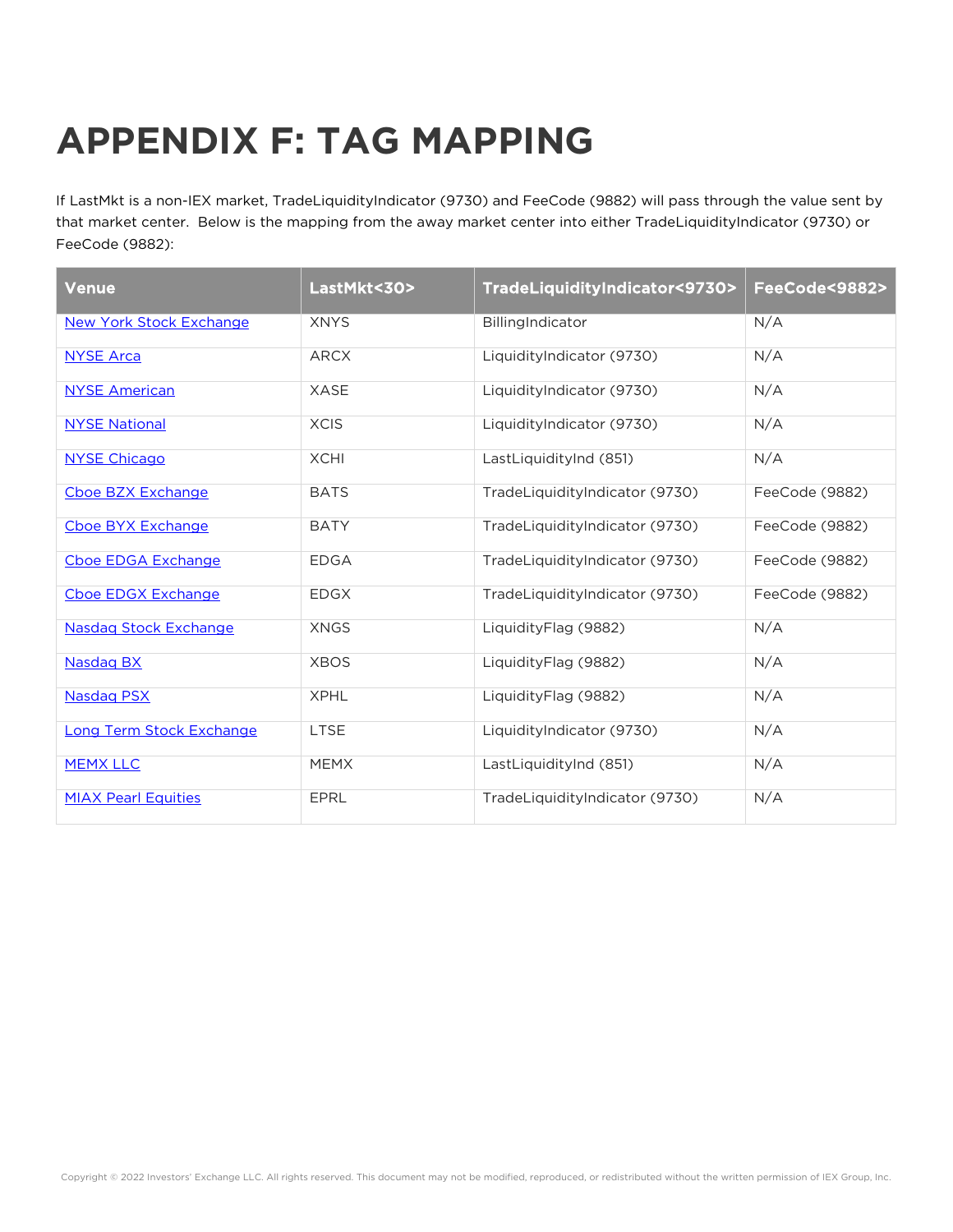# APPENDIX F: TAG MAPPING

If LastMkt is a non-IEX market, TradeLiquidityIndicator (9730) and FeeCode (9882) will pass through the value sent by that market center. Below is the mapping from the away market center into either TradeLiquidityIndicator (9730) or FeeCode (9882):

| Venue | LastMkt<30> | TradeLiquidityIndicator<9730> | FeeCode<9882> |
|---|---|---|---|
| New York Stock Exchange | XNYS | BillingIndicator | N/A |
| NYSE Arca | ARCX | LiquidityIndicator (9730) | N/A |
| NYSE American | XASE | LiquidityIndicator (9730) | N/A |
| NYSE National | XCIS | LiquidityIndicator (9730) | N/A |
| NYSE Chicago | XCHI | LastLiquidityInd (851) | N/A |
| Cboe BZX Exchange | BATS | TradeLiquidityIndicator (9730) | FeeCode (9882) |
| Cboe BYX Exchange | BATY | TradeLiquidityIndicator (9730) | FeeCode (9882) |
| Cboe EDGA Exchange | EDGA | TradeLiquidityIndicator (9730) | FeeCode (9882) |
| Cboe EDGX Exchange | EDGX | TradeLiquidityIndicator (9730) | FeeCode (9882) |
| Nasdaq Stock Exchange | XNGS | LiquidityFlag (9882) | N/A |
| Nasdaq BX | XBOS | LiquidityFlag (9882) | N/A |
| Nasdaq PSX | XPHL | LiquidityFlag (9882) | N/A |
| Long Term Stock Exchange | LTSE | LiquidityIndicator (9730) | N/A |
| MEMX LLC | MEMX | LastLiquidityInd (851) | N/A |
| MIAX Pearl Equities | EPRL | TradeLiquidityIndicator (9730) | N/A |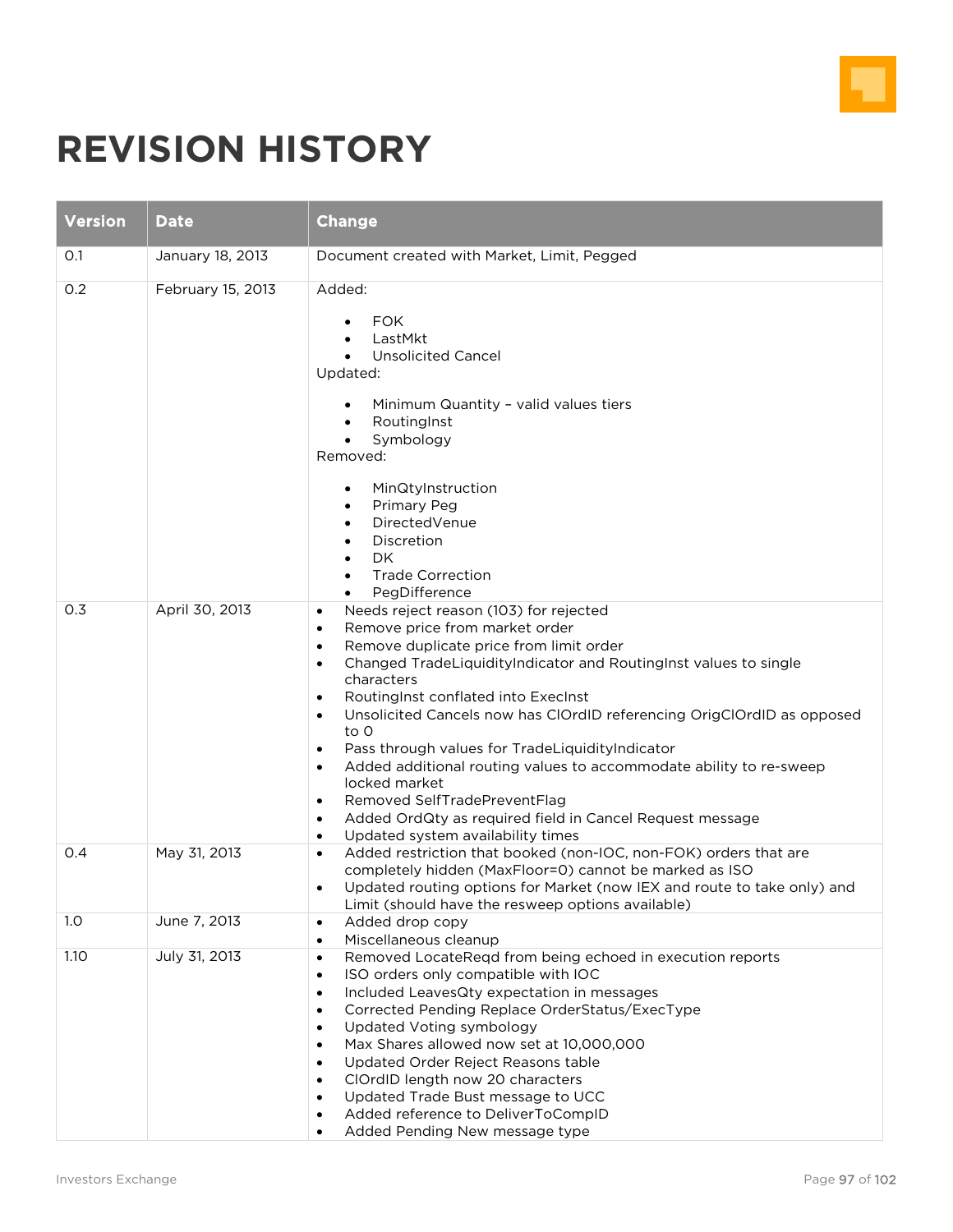# REVISION HISTORY

| Version | Date | Change |
|---|---|---|
| 0.1 | January 18, 2013 | Document created with Market, Limit, Pegged |
| 0.2 | February 15, 2013 | Added:<br>• FOK<br>• LastMkt<br>• Unsolicited Cancel<br>Updated:<br>• Minimum Quantity – valid values tiers<br>• RoutingInst<br>• Symbology<br>Removed:<br>• MinQtyInstruction<br>• Primary Peg<br>• DirectedVenue<br>• Discretion<br>• DK<br>• Trade Correction<br>• PegDifference |
| 0.3 | April 30, 2013 | • Needs reject reason (103) for rejected<br>• Remove price from market order<br>• Remove duplicate price from limit order<br>• Changed TradeLiquidityIndicator and RoutingInst values to single characters<br>• RoutingInst conflated into ExecInst<br>• Unsolicited Cancels now has ClOrdID referencing OrigClOrdID as opposed to 0<br>• Pass through values for TradeLiquidityIndicator<br>• Added additional routing values to accommodate ability to re-sweep locked market<br>• Removed SelfTradePreventFlag<br>• Added OrdQty as required field in Cancel Request message<br>• Updated system availability times |
| 0.4 | May 31, 2013 | • Added restriction that booked (non-IOC, non-FOK) orders that are completely hidden (MaxFloor=0) cannot be marked as ISO<br>• Updated routing options for Market (now IEX and route to take only) and Limit (should have the resweep options available) |
| 1.0 | June 7, 2013 | • Added drop copy<br>• Miscellaneous cleanup |
| 1.10 | July 31, 2013 | • Removed LocateReqd from being echoed in execution reports<br>• ISO orders only compatible with IOC<br>• Included LeavesQty expectation in messages<br>• Corrected Pending Replace OrderStatus/ExecType<br>• Updated Voting symbology<br>• Max Shares allowed now set at 10,000,000<br>• Updated Order Reject Reasons table<br>• ClOrdID length now 20 characters<br>• Updated Trade Bust message to UCC<br>• Added reference to DeliverToCompID<br>• Added Pending New message type |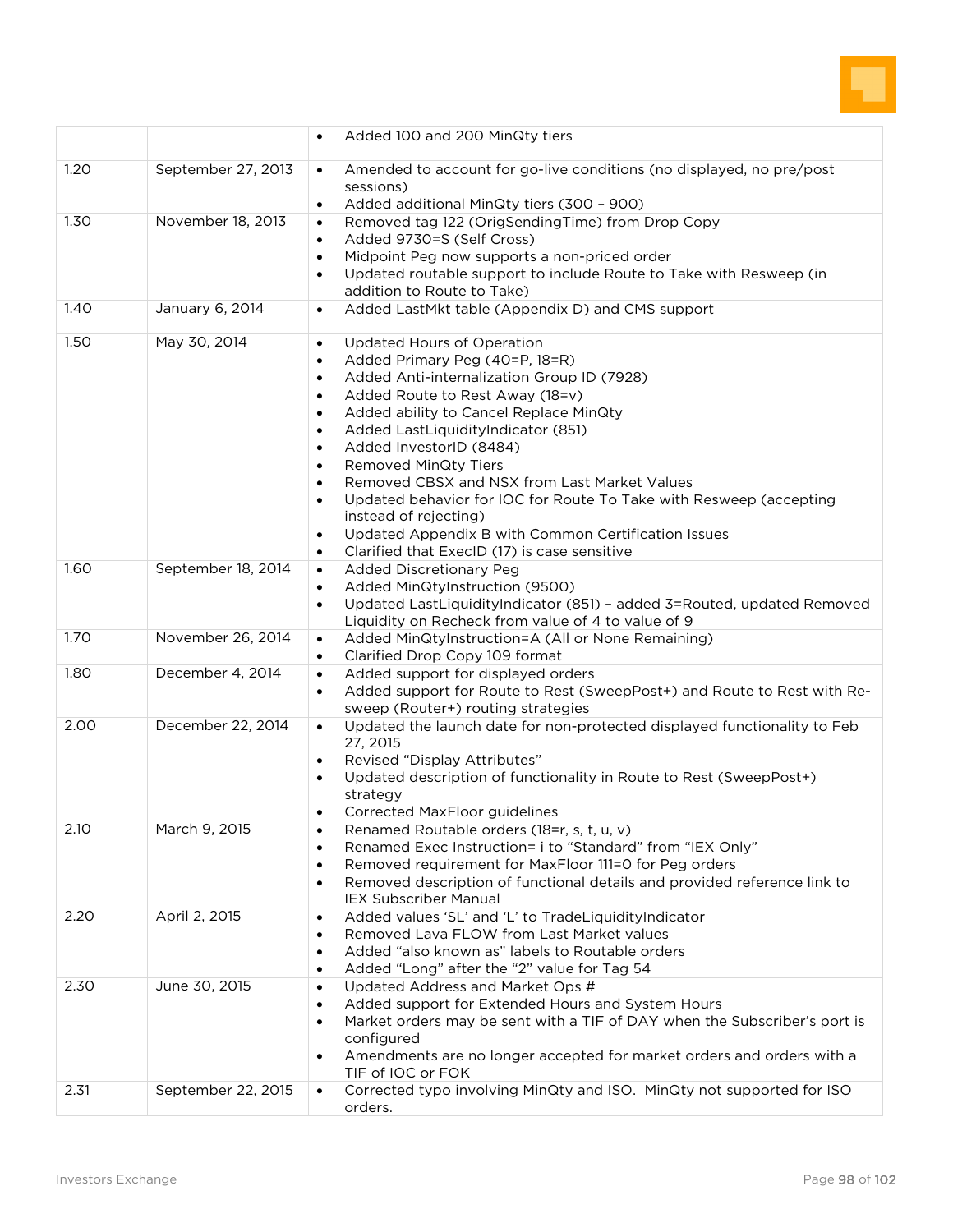| | | |
|---|---|---|
| | | • Added 100 and 200 MinQty tiers |
| 1.20 | September 27, 2013 | • Amended to account for go-live conditions (no displayed, no pre/post sessions)<br>• Added additional MinQty tiers (300 – 900) |
| 1.30 | November 18, 2013 | • Removed tag 122 (OrigSendingTime) from Drop Copy<br>• Added 9730=S (Self Cross)<br>• Midpoint Peg now supports a non-priced order<br>• Updated routable support to include Route to Take with Resweep (in addition to Route to Take) |
| 1.40 | January 6, 2014 | • Added LastMkt table (Appendix D) and CMS support |
| 1.50 | May 30, 2014 | • Updated Hours of Operation<br>• Added Primary Peg (40=P, 18=R)<br>• Added Anti-internalization Group ID (7928)<br>• Added Route to Rest Away (18=v)<br>• Added ability to Cancel Replace MinQty<br>• Added LastLiquidityIndicator (851)<br>• Added InvestorID (8484)<br>• Removed MinQty Tiers<br>• Removed CBSX and NSX from Last Market Values<br>• Updated behavior for IOC for Route To Take with Resweep (accepting instead of rejecting)<br>• Updated Appendix B with Common Certification Issues<br>• Clarified that ExecID (17) is case sensitive |
| 1.60 | September 18, 2014 | • Added Discretionary Peg<br>• Added MinQtyInstruction (9500)<br>• Updated LastLiquidityIndicator (851) – added 3=Routed, updated Removed Liquidity on Recheck from value of 4 to value of 9 |
| 1.70 | November 26, 2014 | • Added MinQtyInstruction=A (All or None Remaining)<br>• Clarified Drop Copy 109 format |
| 1.80 | December 4, 2014 | • Added support for displayed orders<br>• Added support for Route to Rest (SweepPost+) and Route to Rest with Re-sweep (Router+) routing strategies |
| 2.00 | December 22, 2014 | • Updated the launch date for non-protected displayed functionality to Feb 27, 2015<br>• Revised "Display Attributes"<br>• Updated description of functionality in Route to Rest (SweepPost+) strategy<br>• Corrected MaxFloor guidelines |
| 2.10 | March 9, 2015 | • Renamed Routable orders (18=r, s, t, u, v)<br>• Renamed Exec Instruction= i to "Standard" from "IEX Only"<br>• Removed requirement for MaxFloor 111=0 for Peg orders<br>• Removed description of functional details and provided reference link to IEX Subscriber Manual |
| 2.20 | April 2, 2015 | • Added values 'SL' and 'L' to TradeLiquidityIndicator<br>• Removed Lava FLOW from Last Market values<br>• Added "also known as" labels to Routable orders<br>• Added "Long" after the "2" value for Tag 54 |
| 2.30 | June 30, 2015 | • Updated Address and Market Ops #<br>• Added support for Extended Hours and System Hours<br>• Market orders may be sent with a TIF of DAY when the Subscriber's port is configured<br>• Amendments are no longer accepted for market orders and orders with a TIF of IOC or FOK |
| 2.31 | September 22, 2015 | • Corrected typo involving MinQty and ISO. MinQty not supported for ISO orders. |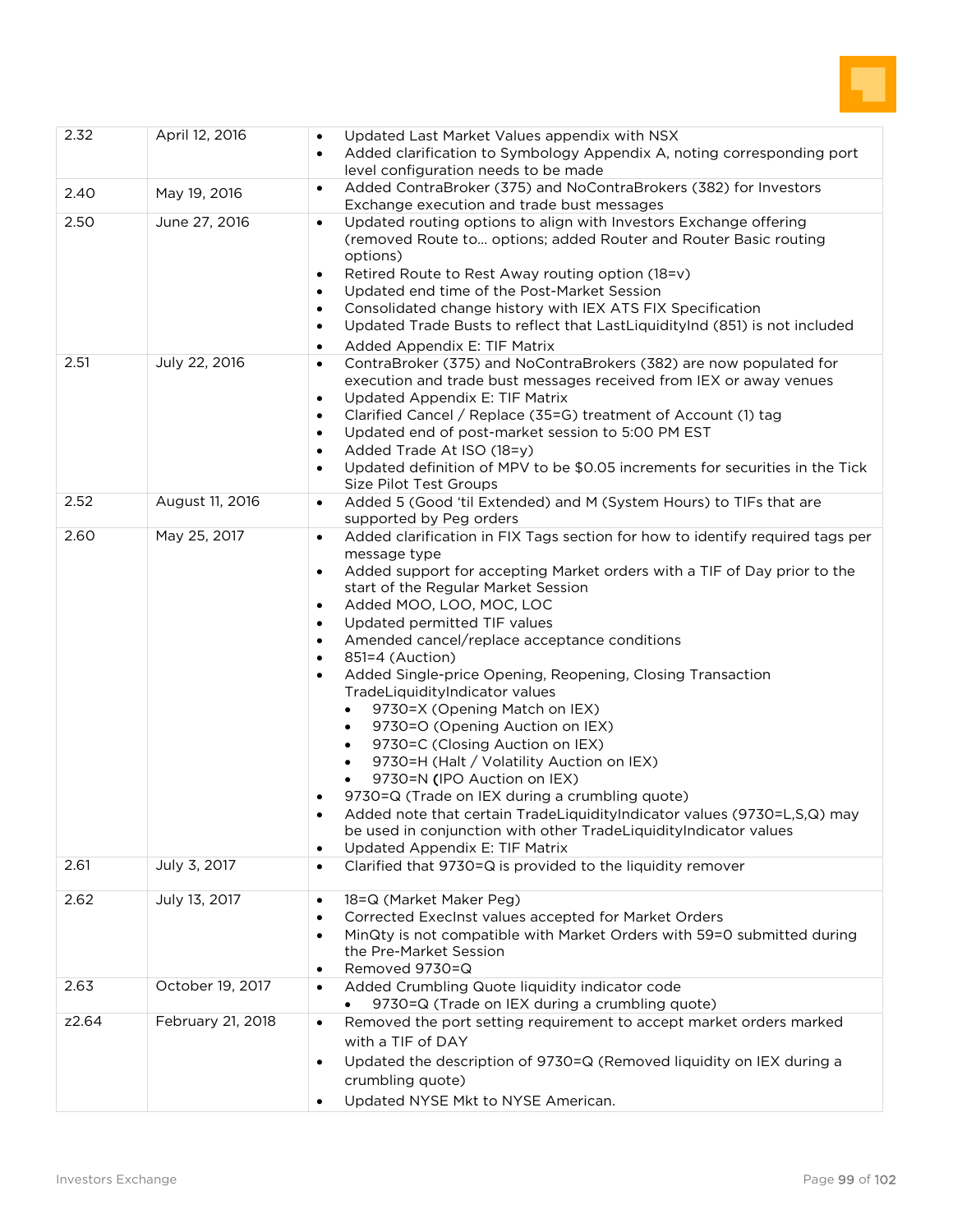| | | |
|---|---|---|
| 2.32 | April 12, 2016 | • Updated Last Market Values appendix with NSX<br>• Added clarification to Symbology Appendix A, noting corresponding port level configuration needs to be made |
| 2.40 | May 19, 2016 | • Added ContraBroker (375) and NoContraBrokers (382) for Investors Exchange execution and trade bust messages |
| 2.50 | June 27, 2016 | • Updated routing options to align with Investors Exchange offering (removed Route to… options; added Router and Router Basic routing options)<br>• Retired Route to Rest Away routing option (18=v)<br>• Updated end time of the Post-Market Session<br>• Consolidated change history with IEX ATS FIX Specification<br>• Updated Trade Busts to reflect that LastLiquidityInd (851) is not included<br>• Added Appendix E: TIF Matrix |
| 2.51 | July 22, 2016 | • ContraBroker (375) and NoContraBrokers (382) are now populated for execution and trade bust messages received from IEX or away venues<br>• Updated Appendix E: TIF Matrix<br>• Clarified Cancel / Replace (35=G) treatment of Account (1) tag<br>• Updated end of post-market session to 5:00 PM EST<br>• Added Trade At ISO (18=y)<br>• Updated definition of MPV to be $0.05 increments for securities in the Tick Size Pilot Test Groups |
| 2.52 | August 11, 2016 | • Added 5 (Good 'til Extended) and M (System Hours) to TIFs that are supported by Peg orders |
| 2.60 | May 25, 2017 | • Added clarification in FIX Tags section for how to identify required tags per message type<br>• Added support for accepting Market orders with a TIF of Day prior to the start of the Regular Market Session<br>• Added MOO, LOO, MOC, LOC<br>• Updated permitted TIF values<br>• Amended cancel/replace acceptance conditions<br>• 851=4 (Auction)<br>• Added Single-price Opening, Reopening, Closing Transaction TradeLiquidityIndicator values<br>&nbsp;&nbsp;&nbsp;&nbsp;• 9730=X (Opening Match on IEX)<br>&nbsp;&nbsp;&nbsp;&nbsp;• 9730=O (Opening Auction on IEX)<br>&nbsp;&nbsp;&nbsp;&nbsp;• 9730=C (Closing Auction on IEX)<br>&nbsp;&nbsp;&nbsp;&nbsp;• 9730=H (Halt / Volatility Auction on IEX)<br>&nbsp;&nbsp;&nbsp;&nbsp;• 9730=N (IPO Auction on IEX)<br>• 9730=Q (Trade on IEX during a crumbling quote)<br>• Added note that certain TradeLiquidityIndicator values (9730=L,S,Q) may be used in conjunction with other TradeLiquidityIndicator values<br>• Updated Appendix E: TIF Matrix |
| 2.61 | July 3, 2017 | • Clarified that 9730=Q is provided to the liquidity remover |
| 2.62 | July 13, 2017 | • 18=Q (Market Maker Peg)<br>• Corrected ExecInst values accepted for Market Orders<br>• MinQty is not compatible with Market Orders with 59=0 submitted during the Pre-Market Session<br>• Removed 9730=Q |
| 2.63 | October 19, 2017 | • Added Crumbling Quote liquidity indicator code<br>&nbsp;&nbsp;&nbsp;&nbsp;• 9730=Q (Trade on IEX during a crumbling quote) |
| z2.64 | February 21, 2018 | • Removed the port setting requirement to accept market orders marked with a TIF of DAY<br>• Updated the description of 9730=Q (Removed liquidity on IEX during a crumbling quote)<br>• Updated NYSE Mkt to NYSE American. |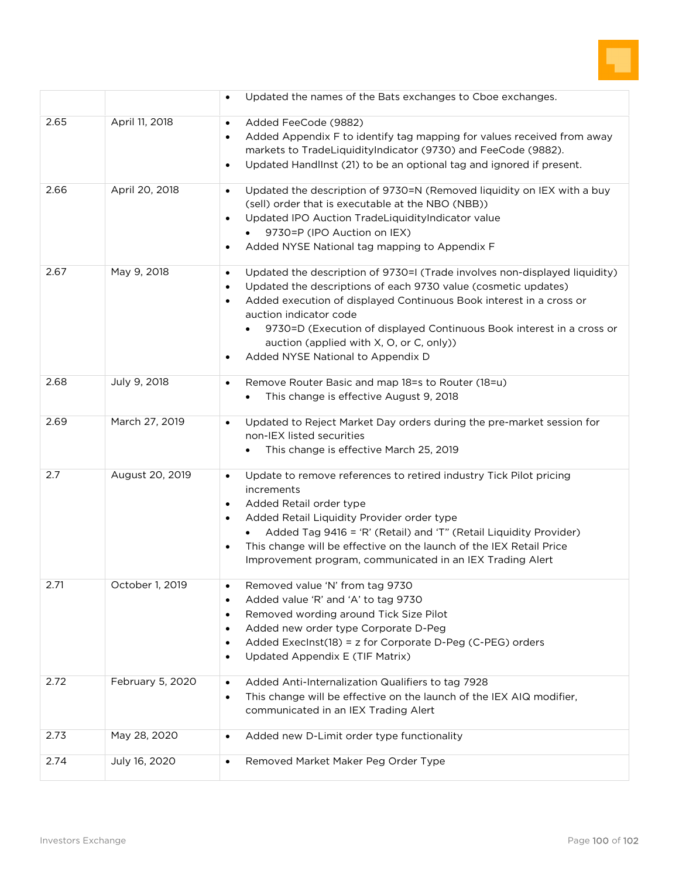| | | |
|---|---|---|
| | | • Updated the names of the Bats exchanges to Cboe exchanges. |
| 2.65 | April 11, 2018 | • Added FeeCode (9882)<br>• Added Appendix F to identify tag mapping for values received from away markets to TradeLiquidityIndicator (9730) and FeeCode (9882).<br>• Updated HandlInst (21) to be an optional tag and ignored if present. |
| 2.66 | April 20, 2018 | • Updated the description of 9730=N (Removed liquidity on IEX with a buy (sell) order that is executable at the NBO (NBB))<br>• Updated IPO Auction TradeLiquidityIndicator value<br>&nbsp;&nbsp;&nbsp;&nbsp;• 9730=P (IPO Auction on IEX)<br>• Added NYSE National tag mapping to Appendix F |
| 2.67 | May 9, 2018 | • Updated the description of 9730=I (Trade involves non-displayed liquidity)<br>• Updated the descriptions of each 9730 value (cosmetic updates)<br>• Added execution of displayed Continuous Book interest in a cross or auction indicator code<br>&nbsp;&nbsp;&nbsp;&nbsp;• 9730=D (Execution of displayed Continuous Book interest in a cross or auction (applied with X, O, or C, only))<br>• Added NYSE National to Appendix D |
| 2.68 | July 9, 2018 | • Remove Router Basic and map 18=s to Router (18=u)<br>&nbsp;&nbsp;&nbsp;&nbsp;• This change is effective August 9, 2018 |
| 2.69 | March 27, 2019 | • Updated to Reject Market Day orders during the pre-market session for non-IEX listed securities<br>&nbsp;&nbsp;&nbsp;&nbsp;• This change is effective March 25, 2019 |
| 2.7 | August 20, 2019 | • Update to remove references to retired industry Tick Pilot pricing increments<br>• Added Retail order type<br>• Added Retail Liquidity Provider order type<br>&nbsp;&nbsp;&nbsp;&nbsp;• Added Tag 9416 = 'R' (Retail) and 'T" (Retail Liquidity Provider)<br>• This change will be effective on the launch of the IEX Retail Price Improvement program, communicated in an IEX Trading Alert |
| 2.71 | October 1, 2019 | • Removed value 'N' from tag 9730<br>• Added value 'R' and 'A' to tag 9730<br>• Removed wording around Tick Size Pilot<br>• Added new order type Corporate D-Peg<br>• Added ExecInst(18) = z for Corporate D-Peg (C-PEG) orders<br>• Updated Appendix E (TIF Matrix) |
| 2.72 | February 5, 2020 | • Added Anti-Internalization Qualifiers to tag 7928<br>• This change will be effective on the launch of the IEX AIQ modifier, communicated in an IEX Trading Alert |
| 2.73 | May 28, 2020 | • Added new D-Limit order type functionality |
| 2.74 | July 16, 2020 | • Removed Market Maker Peg Order Type |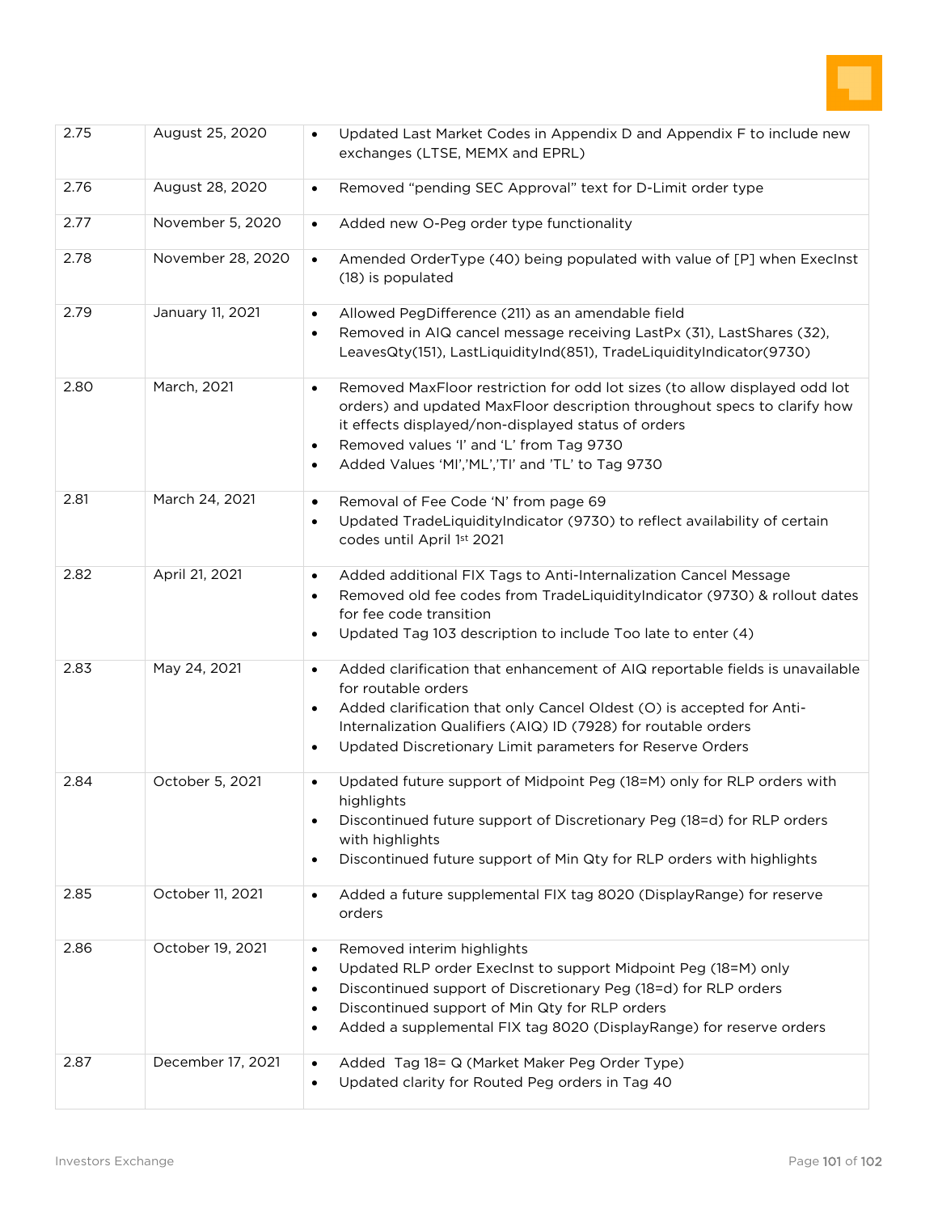| | | |
|---|---|---|
| 2.75 | August 25, 2020 | • Updated Last Market Codes in Appendix D and Appendix F to include new exchanges (LTSE, MEMX and EPRL) |
| 2.76 | August 28, 2020 | • Removed "pending SEC Approval" text for D-Limit order type |
| 2.77 | November 5, 2020 | • Added new O-Peg order type functionality |
| 2.78 | November 28, 2020 | • Amended OrderType (40) being populated with value of [P] when ExecInst (18) is populated |
| 2.79 | January 11, 2021 | • Allowed PegDifference (211) as an amendable field<br>• Removed in AIQ cancel message receiving LastPx (31), LastShares (32), LeavesQty(151), LastLiquidityInd(851), TradeLiquidityIndicator(9730) |
| 2.80 | March, 2021 | • Removed MaxFloor restriction for odd lot sizes (to allow displayed odd lot orders) and updated MaxFloor description throughout specs to clarify how it effects displayed/non-displayed status of orders<br>• Removed values 'I' and 'L' from Tag 9730<br>• Added Values 'MI','ML','TI' and 'TL' to Tag 9730 |
| 2.81 | March 24, 2021 | • Removal of Fee Code 'N' from page 69<br>• Updated TradeLiquidityIndicator (9730) to reflect availability of certain codes until April 1st 2021 |
| 2.82 | April 21, 2021 | • Added additional FIX Tags to Anti-Internalization Cancel Message<br>• Removed old fee codes from TradeLiquidityIndicator (9730) & rollout dates for fee code transition<br>• Updated Tag 103 description to include Too late to enter (4) |
| 2.83 | May 24, 2021 | • Added clarification that enhancement of AIQ reportable fields is unavailable for routable orders<br>• Added clarification that only Cancel Oldest (O) is accepted for Anti-Internalization Qualifiers (AIQ) ID (7928) for routable orders<br>• Updated Discretionary Limit parameters for Reserve Orders |
| 2.84 | October 5, 2021 | • Updated future support of Midpoint Peg (18=M) only for RLP orders with highlights<br>• Discontinued future support of Discretionary Peg (18=d) for RLP orders with highlights<br>• Discontinued future support of Min Qty for RLP orders with highlights |
| 2.85 | October 11, 2021 | • Added a future supplemental FIX tag 8020 (DisplayRange) for reserve orders |
| 2.86 | October 19, 2021 | • Removed interim highlights<br>• Updated RLP order ExecInst to support Midpoint Peg (18=M) only<br>• Discontinued support of Discretionary Peg (18=d) for RLP orders<br>• Discontinued support of Min Qty for RLP orders<br>• Added a supplemental FIX tag 8020 (DisplayRange) for reserve orders |
| 2.87 | December 17, 2021 | • Added Tag 18= Q (Market Maker Peg Order Type)<br>• Updated clarity for Routed Peg orders in Tag 40 |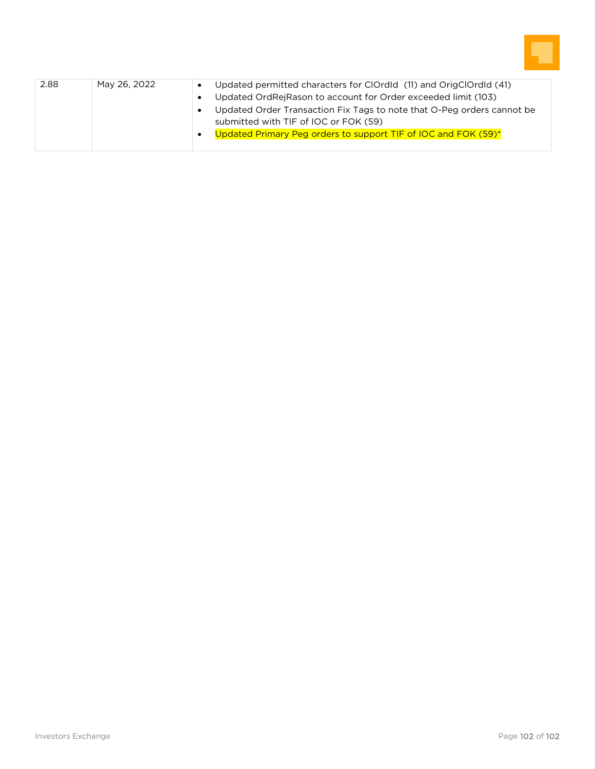| | | |
|---|---|---|
| 2.88 | May 26, 2022 | • Updated permitted characters for ClOrdId (11) and OrigClOrdId (41)<br>• Updated OrdRejRason to account for Order exceeded limit (103)<br>• Updated Order Transaction Fix Tags to note that O-Peg orders cannot be submitted with TIF of IOC or FOK (59)<br>• Updated Primary Peg orders to support TIF of IOC and FOK (59)* |